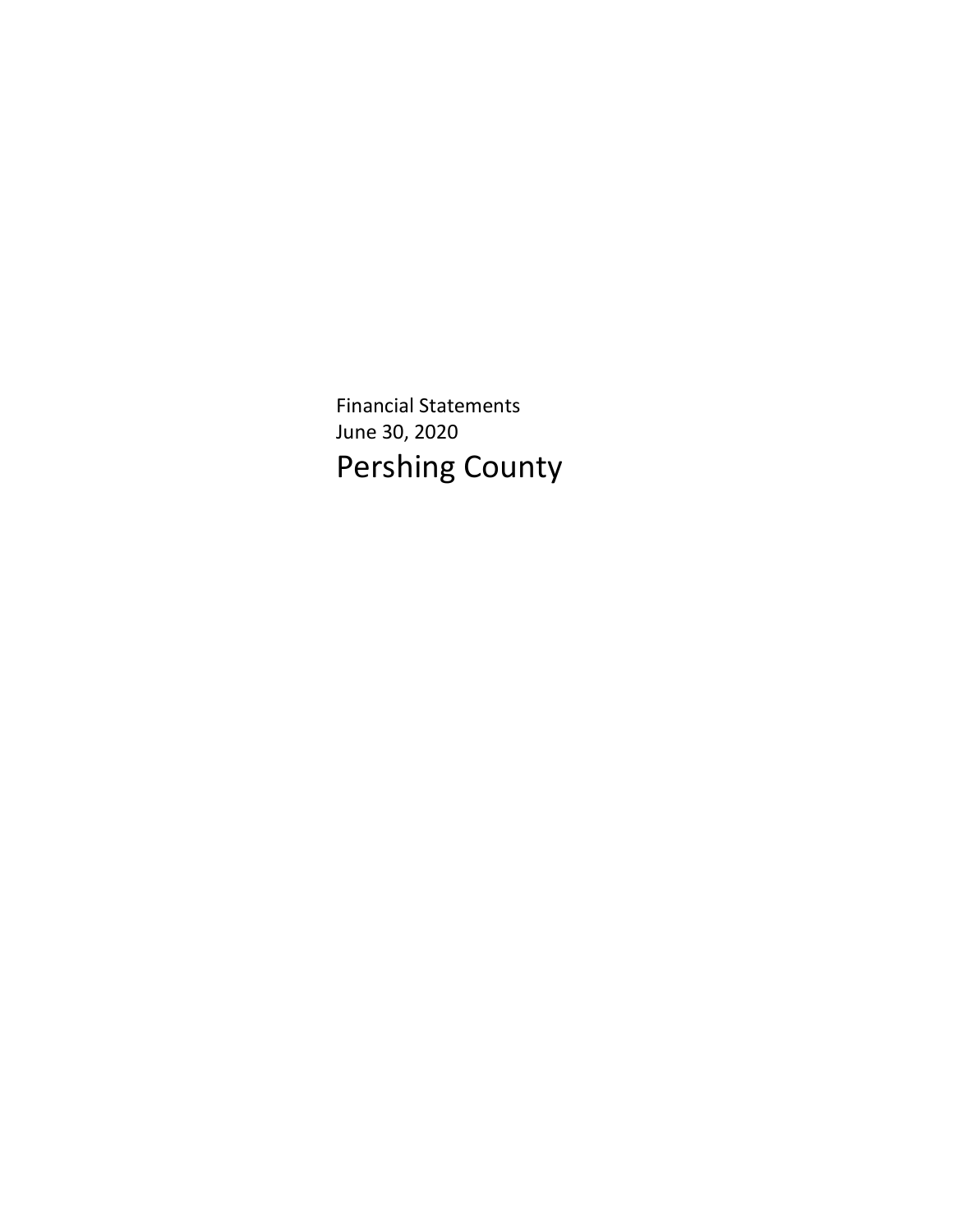Financial Statements
June 30, 2020

# Pershing County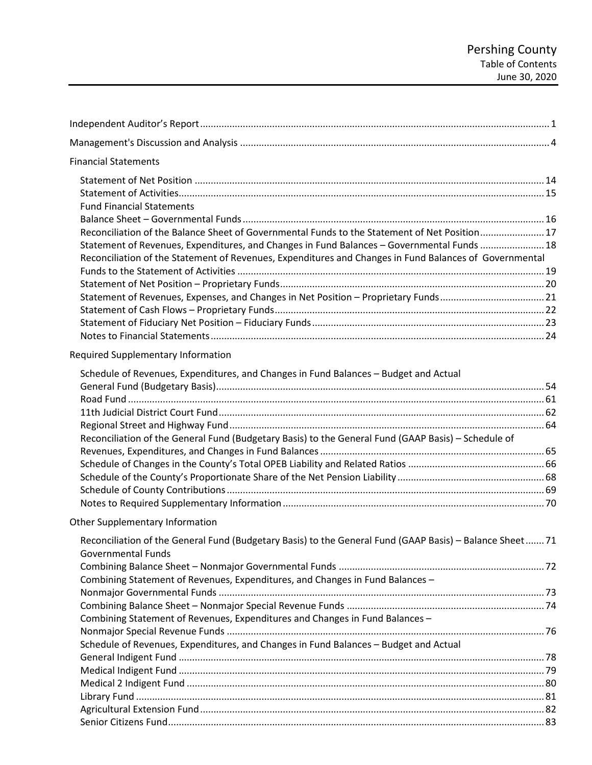# Pershing County

## Table of Contents

June 30, 2020

| | |
|---|---|
| Independent Auditor's Report | 1 |
| Management's Discussion and Analysis | 4 |
| **Financial Statements** | |
| Statement of Net Position | 14 |
| Statement of Activities | 15 |
| Fund Financial Statements | |
| Balance Sheet – Governmental Funds | 16 |
| Reconciliation of the Balance Sheet of Governmental Funds to the Statement of Net Position | 17 |
| Statement of Revenues, Expenditures, and Changes in Fund Balances – Governmental Funds | 18 |
| Reconciliation of the Statement of Revenues, Expenditures and Changes in Fund Balances of Governmental Funds to the Statement of Activities | 19 |
| Statement of Net Position – Proprietary Funds | 20 |
| Statement of Revenues, Expenses, and Changes in Net Position – Proprietary Funds | 21 |
| Statement of Cash Flows – Proprietary Funds | 22 |
| Statement of Fiduciary Net Position – Fiduciary Funds | 23 |
| Notes to Financial Statements | 24 |
| **Required Supplementary Information** | |
| Schedule of Revenues, Expenditures, and Changes in Fund Balances – Budget and Actual | |
| General Fund (Budgetary Basis) | 54 |
| Road Fund | 61 |
| 11th Judicial District Court Fund | 62 |
| Regional Street and Highway Fund | 64 |
| Reconciliation of the General Fund (Budgetary Basis) to the General Fund (GAAP Basis) – Schedule of Revenues, Expenditures, and Changes in Fund Balances | 65 |
| Schedule of Changes in the County's Total OPEB Liability and Related Ratios | 66 |
| Schedule of the County's Proportionate Share of the Net Pension Liability | 68 |
| Schedule of County Contributions | 69 |
| Notes to Required Supplementary Information | 70 |
| **Other Supplementary Information** | |
| Reconciliation of the General Fund (Budgetary Basis) to the General Fund (GAAP Basis) – Balance Sheet | 71 |
| Governmental Funds | |
| Combining Balance Sheet – Nonmajor Governmental Funds | 72 |
| Combining Statement of Revenues, Expenditures, and Changes in Fund Balances – Nonmajor Governmental Funds | 73 |
| Combining Balance Sheet – Nonmajor Special Revenue Funds | 74 |
| Combining Statement of Revenues, Expenditures and Changes in Fund Balances – Nonmajor Special Revenue Funds | 76 |
| Schedule of Revenues, Expenditures, and Changes in Fund Balances – Budget and Actual | |
| General Indigent Fund | 78 |
| Medical Indigent Fund | 79 |
| Medical 2 Indigent Fund | 80 |
| Library Fund | 81 |
| Agricultural Extension Fund | 82 |
| Senior Citizens Fund | 83 |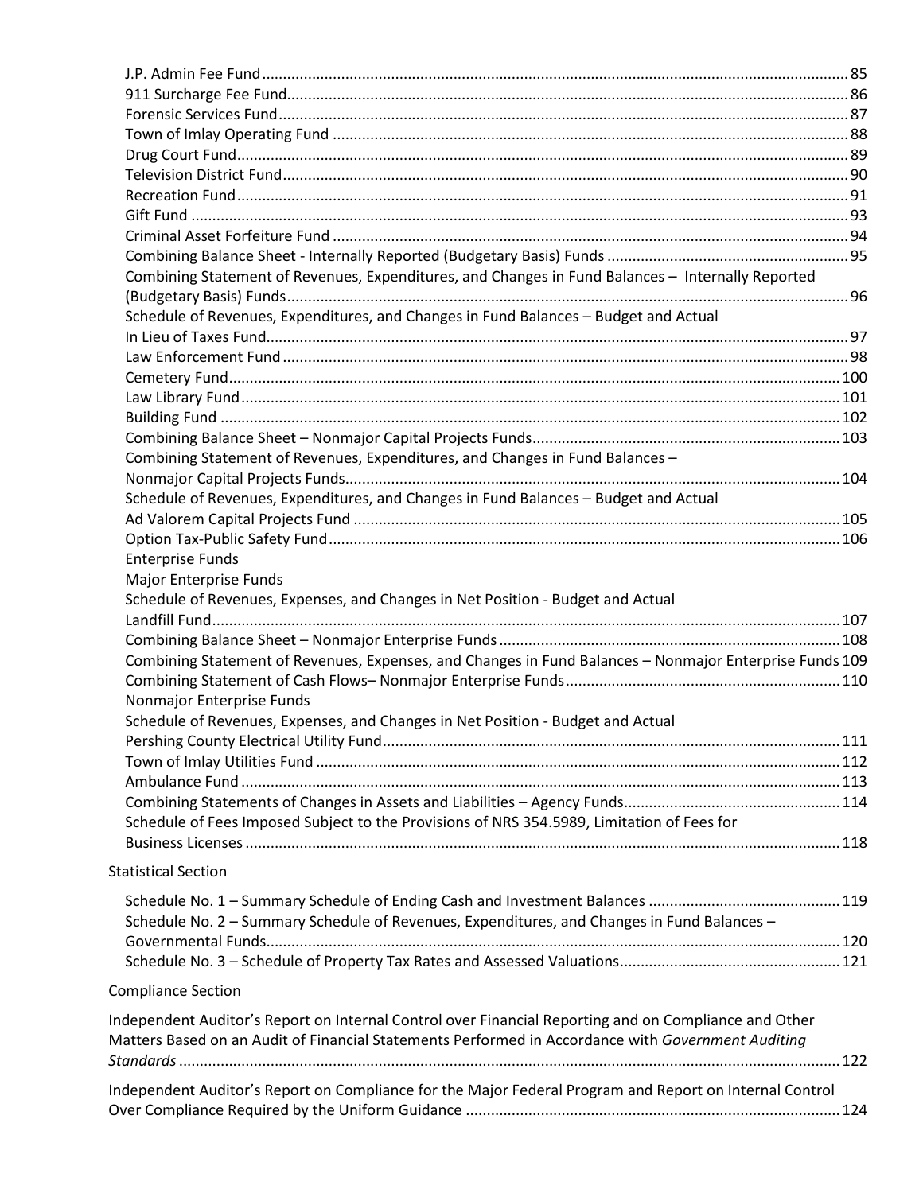J.P. Admin Fee Fund ........................................................................ 85
911 Surcharge Fee Fund ........................................................................ 86
Forensic Services Fund ........................................................................ 87
Town of Imlay Operating Fund ........................................................................ 88
Drug Court Fund ........................................................................ 89
Television District Fund ........................................................................ 90
Recreation Fund ........................................................................ 91
Gift Fund ........................................................................ 93
Criminal Asset Forfeiture Fund ........................................................................ 94
Combining Balance Sheet - Internally Reported (Budgetary Basis) Funds ........................................................................ 95
Combining Statement of Revenues, Expenditures, and Changes in Fund Balances – Internally Reported (Budgetary Basis) Funds ........................................................................ 96
Schedule of Revenues, Expenditures, and Changes in Fund Balances – Budget and Actual
In Lieu of Taxes Fund ........................................................................ 97
Law Enforcement Fund ........................................................................ 98
Cemetery Fund ........................................................................ 100
Law Library Fund ........................................................................ 101
Building Fund ........................................................................ 102
Combining Balance Sheet – Nonmajor Capital Projects Funds ........................................................................ 103
Combining Statement of Revenues, Expenditures, and Changes in Fund Balances – Nonmajor Capital Projects Funds ........................................................................ 104
Schedule of Revenues, Expenditures, and Changes in Fund Balances – Budget and Actual
Ad Valorem Capital Projects Fund ........................................................................ 105
Option Tax-Public Safety Fund ........................................................................ 106
Enterprise Funds
Major Enterprise Funds
Schedule of Revenues, Expenses, and Changes in Net Position - Budget and Actual
Landfill Fund ........................................................................ 107
Combining Balance Sheet – Nonmajor Enterprise Funds ........................................................................ 108
Combining Statement of Revenues, Expenses, and Changes in Fund Balances – Nonmajor Enterprise Funds 109
Combining Statement of Cash Flows– Nonmajor Enterprise Funds ........................................................................ 110
Nonmajor Enterprise Funds
Schedule of Revenues, Expenses, and Changes in Net Position - Budget and Actual
Pershing County Electrical Utility Fund ........................................................................ 111
Town of Imlay Utilities Fund ........................................................................ 112
Ambulance Fund ........................................................................ 113
Combining Statements of Changes in Assets and Liabilities – Agency Funds ........................................................................ 114
Schedule of Fees Imposed Subject to the Provisions of NRS 354.5989, Limitation of Fees for Business Licenses ........................................................................ 118

Statistical Section

Schedule No. 1 – Summary Schedule of Ending Cash and Investment Balances ........................................................................ 119
Schedule No. 2 – Summary Schedule of Revenues, Expenditures, and Changes in Fund Balances – Governmental Funds ........................................................................ 120
Schedule No. 3 – Schedule of Property Tax Rates and Assessed Valuations ........................................................................ 121

Compliance Section

Independent Auditor's Report on Internal Control over Financial Reporting and on Compliance and Other Matters Based on an Audit of Financial Statements Performed in Accordance with *Government Auditing Standards* ........................................................................ 122

Independent Auditor's Report on Compliance for the Major Federal Program and Report on Internal Control Over Compliance Required by the Uniform Guidance ........................................................................ 124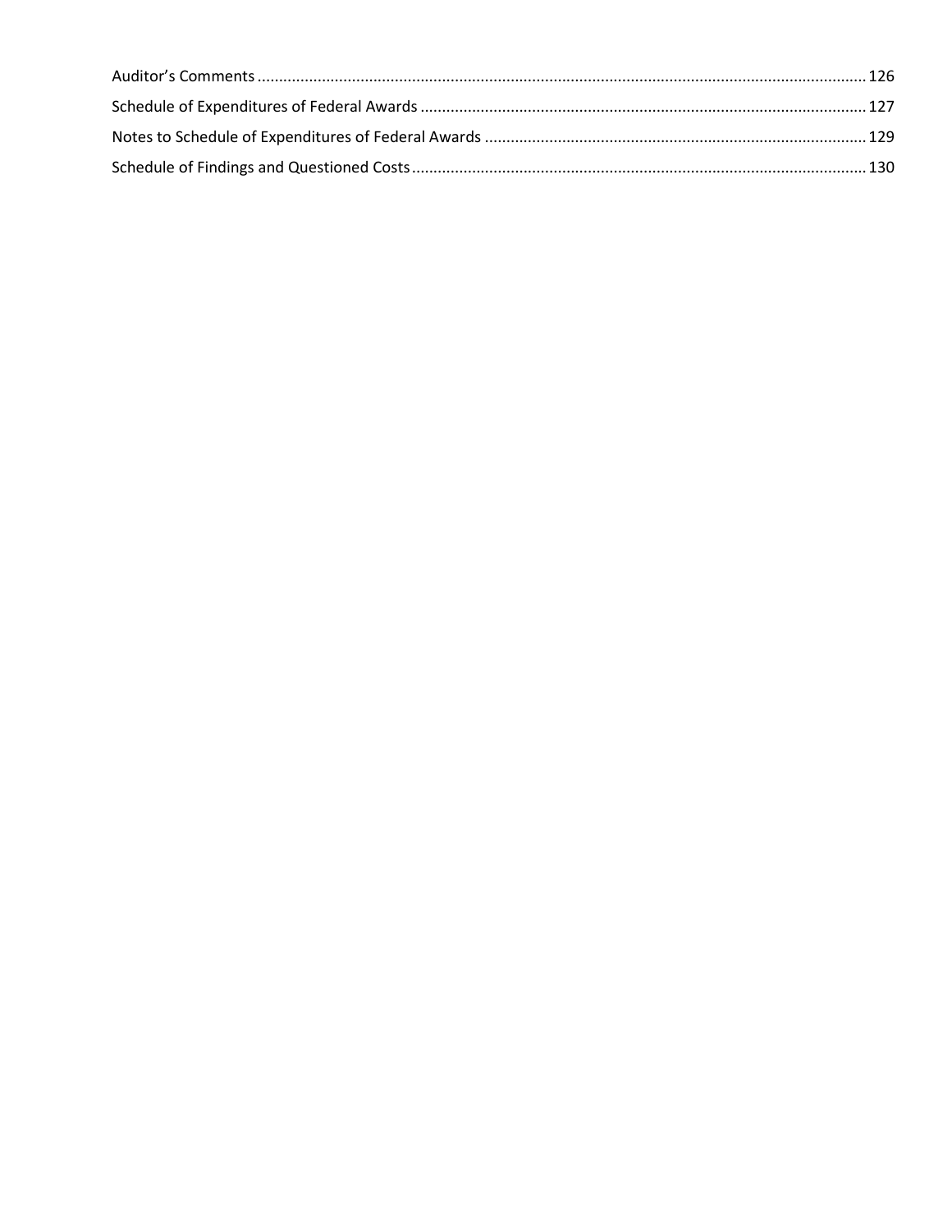Auditor's Comments ........................................................................................................................................ 126
Schedule of Expenditures of Federal Awards ........................................................................................................ 127
Notes to Schedule of Expenditures of Federal Awards ........................................................................................ 129
Schedule of Findings and Questioned Costs .......................................................................................................... 130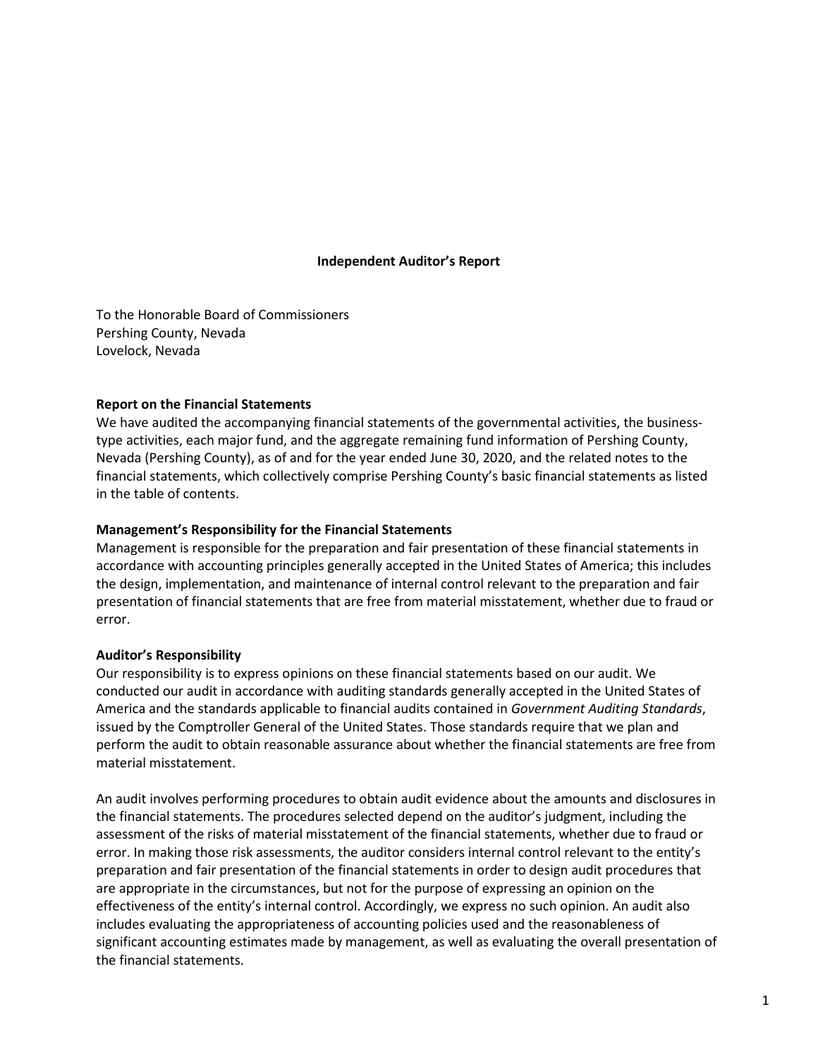## Independent Auditor's Report

To the Honorable Board of Commissioners
Pershing County, Nevada
Lovelock, Nevada

**Report on the Financial Statements**
We have audited the accompanying financial statements of the governmental activities, the business-type activities, each major fund, and the aggregate remaining fund information of Pershing County, Nevada (Pershing County), as of and for the year ended June 30, 2020, and the related notes to the financial statements, which collectively comprise Pershing County's basic financial statements as listed in the table of contents.

**Management's Responsibility for the Financial Statements**
Management is responsible for the preparation and fair presentation of these financial statements in accordance with accounting principles generally accepted in the United States of America; this includes the design, implementation, and maintenance of internal control relevant to the preparation and fair presentation of financial statements that are free from material misstatement, whether due to fraud or error.

**Auditor's Responsibility**
Our responsibility is to express opinions on these financial statements based on our audit. We conducted our audit in accordance with auditing standards generally accepted in the United States of America and the standards applicable to financial audits contained in *Government Auditing Standards*, issued by the Comptroller General of the United States. Those standards require that we plan and perform the audit to obtain reasonable assurance about whether the financial statements are free from material misstatement.

An audit involves performing procedures to obtain audit evidence about the amounts and disclosures in the financial statements. The procedures selected depend on the auditor's judgment, including the assessment of the risks of material misstatement of the financial statements, whether due to fraud or error. In making those risk assessments, the auditor considers internal control relevant to the entity's preparation and fair presentation of the financial statements in order to design audit procedures that are appropriate in the circumstances, but not for the purpose of expressing an opinion on the effectiveness of the entity's internal control. Accordingly, we express no such opinion. An audit also includes evaluating the appropriateness of accounting policies used and the reasonableness of significant accounting estimates made by management, as well as evaluating the overall presentation of the financial statements.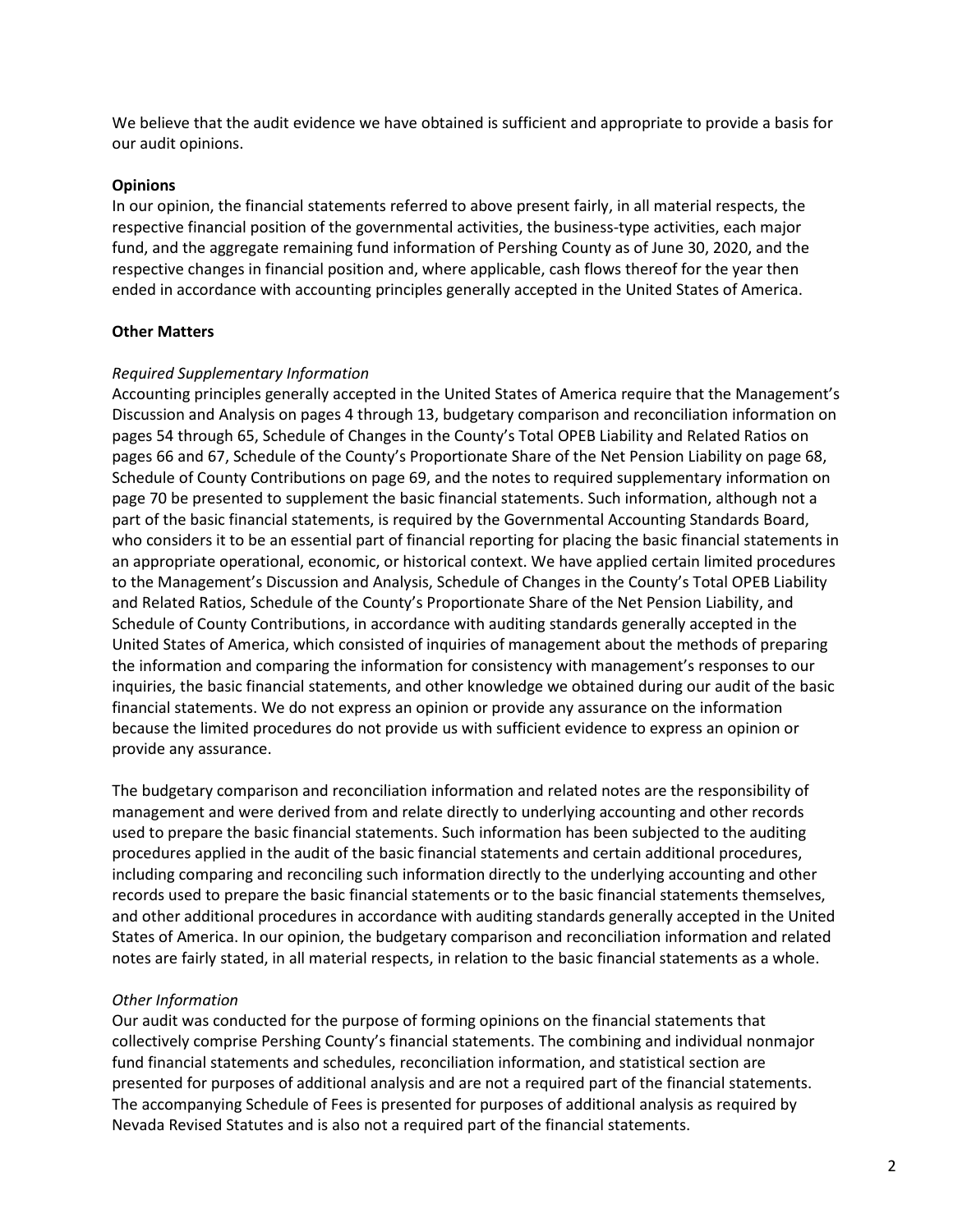We believe that the audit evidence we have obtained is sufficient and appropriate to provide a basis for our audit opinions.

**Opinions**

In our opinion, the financial statements referred to above present fairly, in all material respects, the respective financial position of the governmental activities, the business-type activities, each major fund, and the aggregate remaining fund information of Pershing County as of June 30, 2020, and the respective changes in financial position and, where applicable, cash flows thereof for the year then ended in accordance with accounting principles generally accepted in the United States of America.

**Other Matters**

*Required Supplementary Information*

Accounting principles generally accepted in the United States of America require that the Management's Discussion and Analysis on pages 4 through 13, budgetary comparison and reconciliation information on pages 54 through 65, Schedule of Changes in the County's Total OPEB Liability and Related Ratios on pages 66 and 67, Schedule of the County's Proportionate Share of the Net Pension Liability on page 68, Schedule of County Contributions on page 69, and the notes to required supplementary information on page 70 be presented to supplement the basic financial statements. Such information, although not a part of the basic financial statements, is required by the Governmental Accounting Standards Board, who considers it to be an essential part of financial reporting for placing the basic financial statements in an appropriate operational, economic, or historical context. We have applied certain limited procedures to the Management's Discussion and Analysis, Schedule of Changes in the County's Total OPEB Liability and Related Ratios, Schedule of the County's Proportionate Share of the Net Pension Liability, and Schedule of County Contributions, in accordance with auditing standards generally accepted in the United States of America, which consisted of inquiries of management about the methods of preparing the information and comparing the information for consistency with management's responses to our inquiries, the basic financial statements, and other knowledge we obtained during our audit of the basic financial statements. We do not express an opinion or provide any assurance on the information because the limited procedures do not provide us with sufficient evidence to express an opinion or provide any assurance.

The budgetary comparison and reconciliation information and related notes are the responsibility of management and were derived from and relate directly to underlying accounting and other records used to prepare the basic financial statements. Such information has been subjected to the auditing procedures applied in the audit of the basic financial statements and certain additional procedures, including comparing and reconciling such information directly to the underlying accounting and other records used to prepare the basic financial statements or to the basic financial statements themselves, and other additional procedures in accordance with auditing standards generally accepted in the United States of America. In our opinion, the budgetary comparison and reconciliation information and related notes are fairly stated, in all material respects, in relation to the basic financial statements as a whole.

*Other Information*

Our audit was conducted for the purpose of forming opinions on the financial statements that collectively comprise Pershing County's financial statements. The combining and individual nonmajor fund financial statements and schedules, reconciliation information, and statistical section are presented for purposes of additional analysis and are not a required part of the financial statements. The accompanying Schedule of Fees is presented for purposes of additional analysis as required by Nevada Revised Statutes and is also not a required part of the financial statements.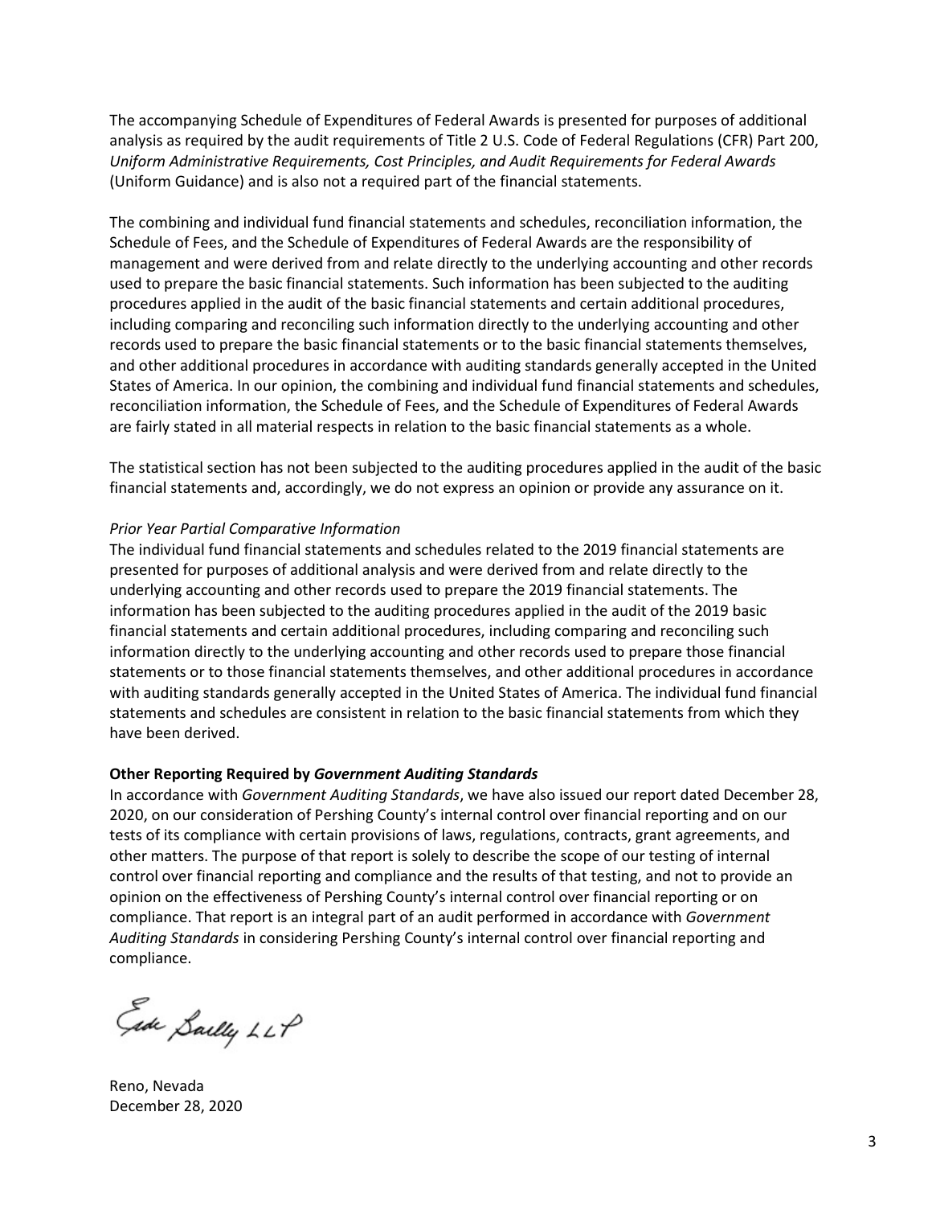The accompanying Schedule of Expenditures of Federal Awards is presented for purposes of additional analysis as required by the audit requirements of Title 2 U.S. Code of Federal Regulations (CFR) Part 200, *Uniform Administrative Requirements, Cost Principles, and Audit Requirements for Federal Awards* (Uniform Guidance) and is also not a required part of the financial statements.

The combining and individual fund financial statements and schedules, reconciliation information, the Schedule of Fees, and the Schedule of Expenditures of Federal Awards are the responsibility of management and were derived from and relate directly to the underlying accounting and other records used to prepare the basic financial statements. Such information has been subjected to the auditing procedures applied in the audit of the basic financial statements and certain additional procedures, including comparing and reconciling such information directly to the underlying accounting and other records used to prepare the basic financial statements or to the basic financial statements themselves, and other additional procedures in accordance with auditing standards generally accepted in the United States of America. In our opinion, the combining and individual fund financial statements and schedules, reconciliation information, the Schedule of Fees, and the Schedule of Expenditures of Federal Awards are fairly stated in all material respects in relation to the basic financial statements as a whole.

The statistical section has not been subjected to the auditing procedures applied in the audit of the basic financial statements and, accordingly, we do not express an opinion or provide any assurance on it.

*Prior Year Partial Comparative Information*

The individual fund financial statements and schedules related to the 2019 financial statements are presented for purposes of additional analysis and were derived from and relate directly to the underlying accounting and other records used to prepare the 2019 financial statements. The information has been subjected to the auditing procedures applied in the audit of the 2019 basic financial statements and certain additional procedures, including comparing and reconciling such information directly to the underlying accounting and other records used to prepare those financial statements or to those financial statements themselves, and other additional procedures in accordance with auditing standards generally accepted in the United States of America. The individual fund financial statements and schedules are consistent in relation to the basic financial statements from which they have been derived.

**Other Reporting Required by *Government Auditing Standards***

In accordance with *Government Auditing Standards*, we have also issued our report dated December 28, 2020, on our consideration of Pershing County's internal control over financial reporting and on our tests of its compliance with certain provisions of laws, regulations, contracts, grant agreements, and other matters. The purpose of that report is solely to describe the scope of our testing of internal control over financial reporting and compliance and the results of that testing, and not to provide an opinion on the effectiveness of Pershing County's internal control over financial reporting or on compliance. That report is an integral part of an audit performed in accordance with *Government Auditing Standards* in considering Pershing County's internal control over financial reporting and compliance.

Eide Bailly LLP

Reno, Nevada
December 28, 2020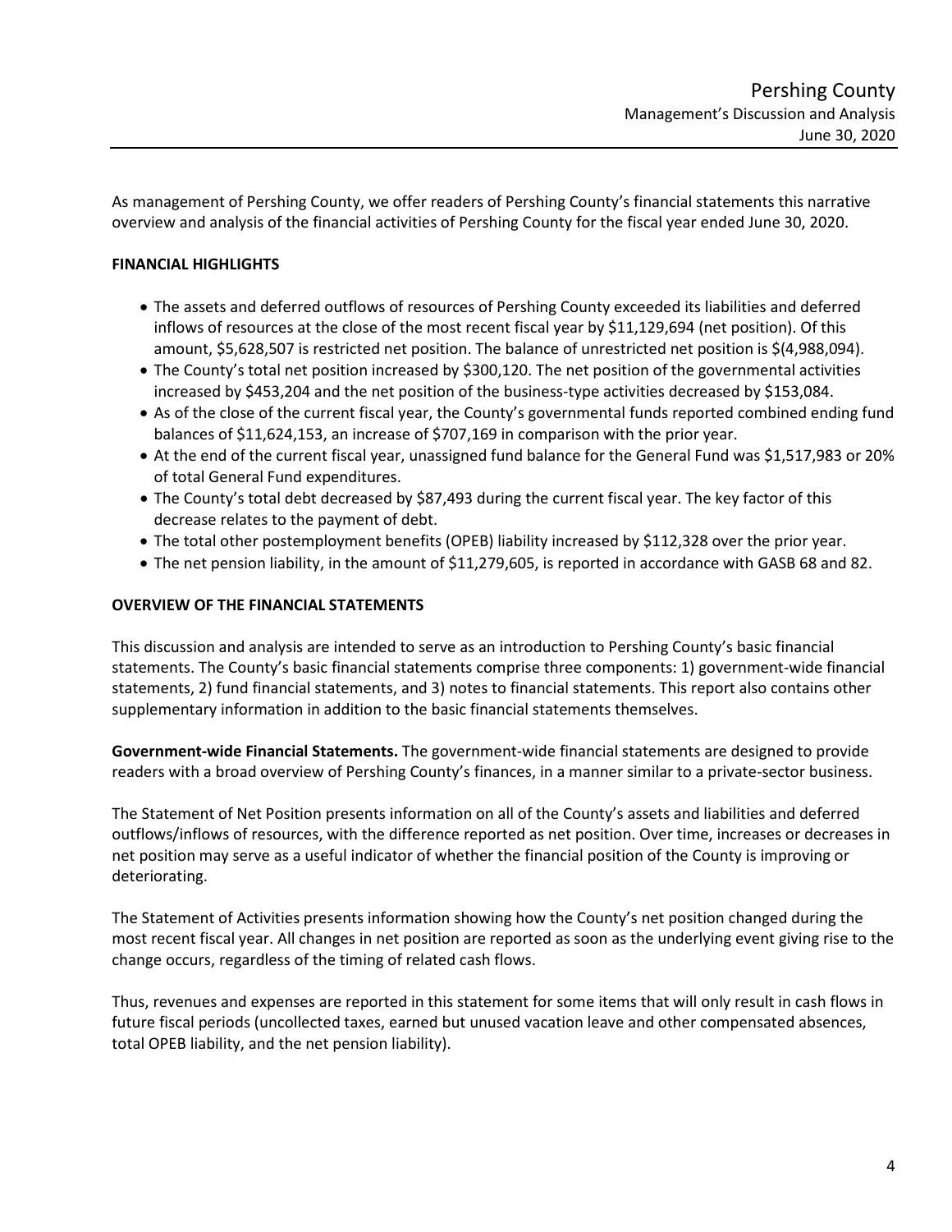As management of Pershing County, we offer readers of Pershing County's financial statements this narrative overview and analysis of the financial activities of Pershing County for the fiscal year ended June 30, 2020.

**FINANCIAL HIGHLIGHTS**

- The assets and deferred outflows of resources of Pershing County exceeded its liabilities and deferred inflows of resources at the close of the most recent fiscal year by $11,129,694 (net position). Of this amount, $5,628,507 is restricted net position. The balance of unrestricted net position is $(4,988,094).
- The County's total net position increased by $300,120. The net position of the governmental activities increased by $453,204 and the net position of the business-type activities decreased by $153,084.
- As of the close of the current fiscal year, the County's governmental funds reported combined ending fund balances of $11,624,153, an increase of $707,169 in comparison with the prior year.
- At the end of the current fiscal year, unassigned fund balance for the General Fund was $1,517,983 or 20% of total General Fund expenditures.
- The County's total debt decreased by $87,493 during the current fiscal year. The key factor of this decrease relates to the payment of debt.
- The total other postemployment benefits (OPEB) liability increased by $112,328 over the prior year.
- The net pension liability, in the amount of $11,279,605, is reported in accordance with GASB 68 and 82.

**OVERVIEW OF THE FINANCIAL STATEMENTS**

This discussion and analysis are intended to serve as an introduction to Pershing County's basic financial statements. The County's basic financial statements comprise three components: 1) government-wide financial statements, 2) fund financial statements, and 3) notes to financial statements. This report also contains other supplementary information in addition to the basic financial statements themselves.

**Government-wide Financial Statements.** The government-wide financial statements are designed to provide readers with a broad overview of Pershing County's finances, in a manner similar to a private-sector business.

The Statement of Net Position presents information on all of the County's assets and liabilities and deferred outflows/inflows of resources, with the difference reported as net position. Over time, increases or decreases in net position may serve as a useful indicator of whether the financial position of the County is improving or deteriorating.

The Statement of Activities presents information showing how the County's net position changed during the most recent fiscal year. All changes in net position are reported as soon as the underlying event giving rise to the change occurs, regardless of the timing of related cash flows.

Thus, revenues and expenses are reported in this statement for some items that will only result in cash flows in future fiscal periods (uncollected taxes, earned but unused vacation leave and other compensated absences, total OPEB liability, and the net pension liability).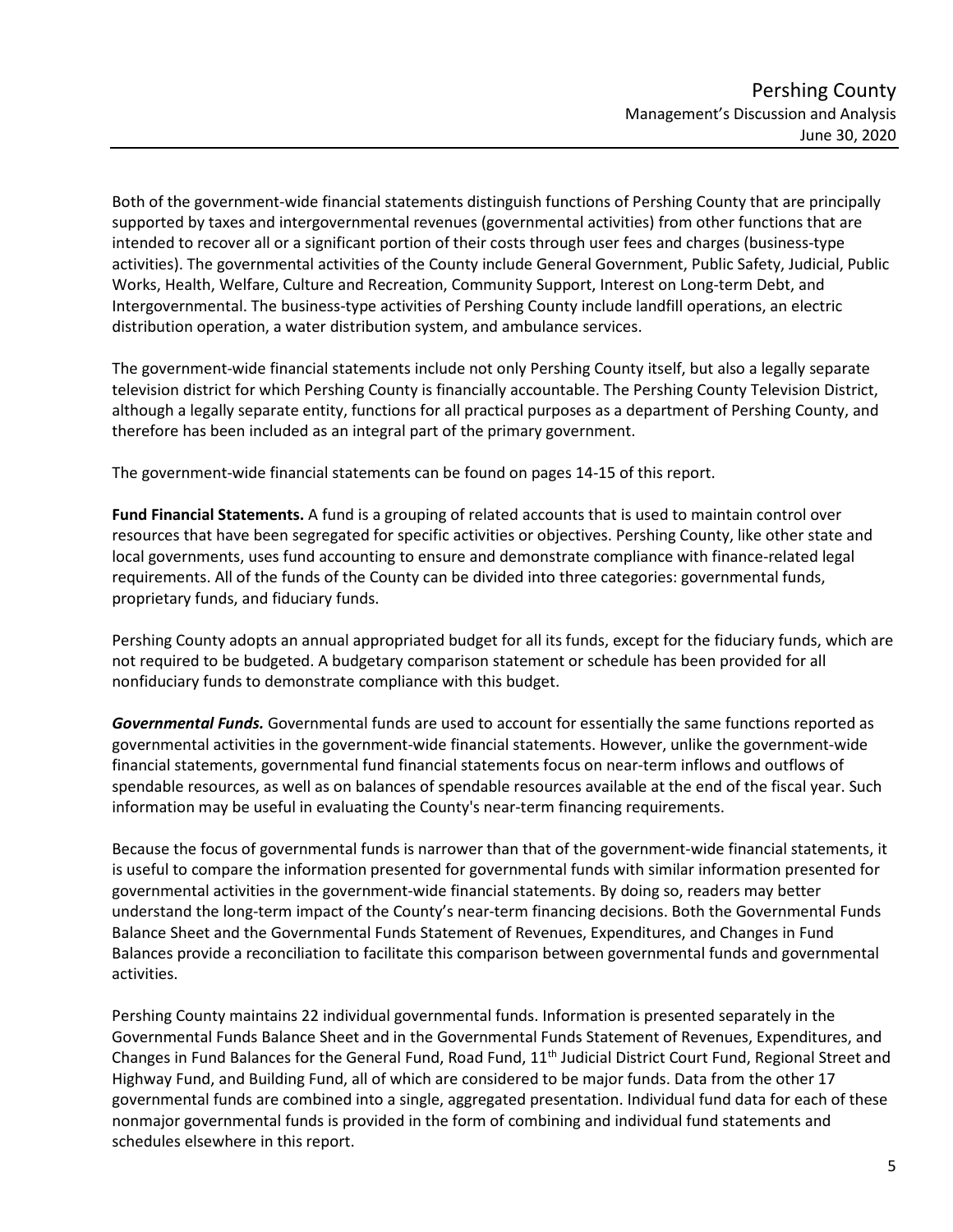Both of the government-wide financial statements distinguish functions of Pershing County that are principally supported by taxes and intergovernmental revenues (governmental activities) from other functions that are intended to recover all or a significant portion of their costs through user fees and charges (business-type activities). The governmental activities of the County include General Government, Public Safety, Judicial, Public Works, Health, Welfare, Culture and Recreation, Community Support, Interest on Long-term Debt, and Intergovernmental. The business-type activities of Pershing County include landfill operations, an electric distribution operation, a water distribution system, and ambulance services.

The government-wide financial statements include not only Pershing County itself, but also a legally separate television district for which Pershing County is financially accountable. The Pershing County Television District, although a legally separate entity, functions for all practical purposes as a department of Pershing County, and therefore has been included as an integral part of the primary government.

The government-wide financial statements can be found on pages 14-15 of this report.

**Fund Financial Statements.** A fund is a grouping of related accounts that is used to maintain control over resources that have been segregated for specific activities or objectives. Pershing County, like other state and local governments, uses fund accounting to ensure and demonstrate compliance with finance-related legal requirements. All of the funds of the County can be divided into three categories: governmental funds, proprietary funds, and fiduciary funds.

Pershing County adopts an annual appropriated budget for all its funds, except for the fiduciary funds, which are not required to be budgeted. A budgetary comparison statement or schedule has been provided for all nonfiduciary funds to demonstrate compliance with this budget.

***Governmental Funds.*** Governmental funds are used to account for essentially the same functions reported as governmental activities in the government-wide financial statements. However, unlike the government-wide financial statements, governmental fund financial statements focus on near-term inflows and outflows of spendable resources, as well as on balances of spendable resources available at the end of the fiscal year. Such information may be useful in evaluating the County's near-term financing requirements.

Because the focus of governmental funds is narrower than that of the government-wide financial statements, it is useful to compare the information presented for governmental funds with similar information presented for governmental activities in the government-wide financial statements. By doing so, readers may better understand the long-term impact of the County's near-term financing decisions. Both the Governmental Funds Balance Sheet and the Governmental Funds Statement of Revenues, Expenditures, and Changes in Fund Balances provide a reconciliation to facilitate this comparison between governmental funds and governmental activities.

Pershing County maintains 22 individual governmental funds. Information is presented separately in the Governmental Funds Balance Sheet and in the Governmental Funds Statement of Revenues, Expenditures, and Changes in Fund Balances for the General Fund, Road Fund, 11th Judicial District Court Fund, Regional Street and Highway Fund, and Building Fund, all of which are considered to be major funds. Data from the other 17 governmental funds are combined into a single, aggregated presentation. Individual fund data for each of these nonmajor governmental funds is provided in the form of combining and individual fund statements and schedules elsewhere in this report.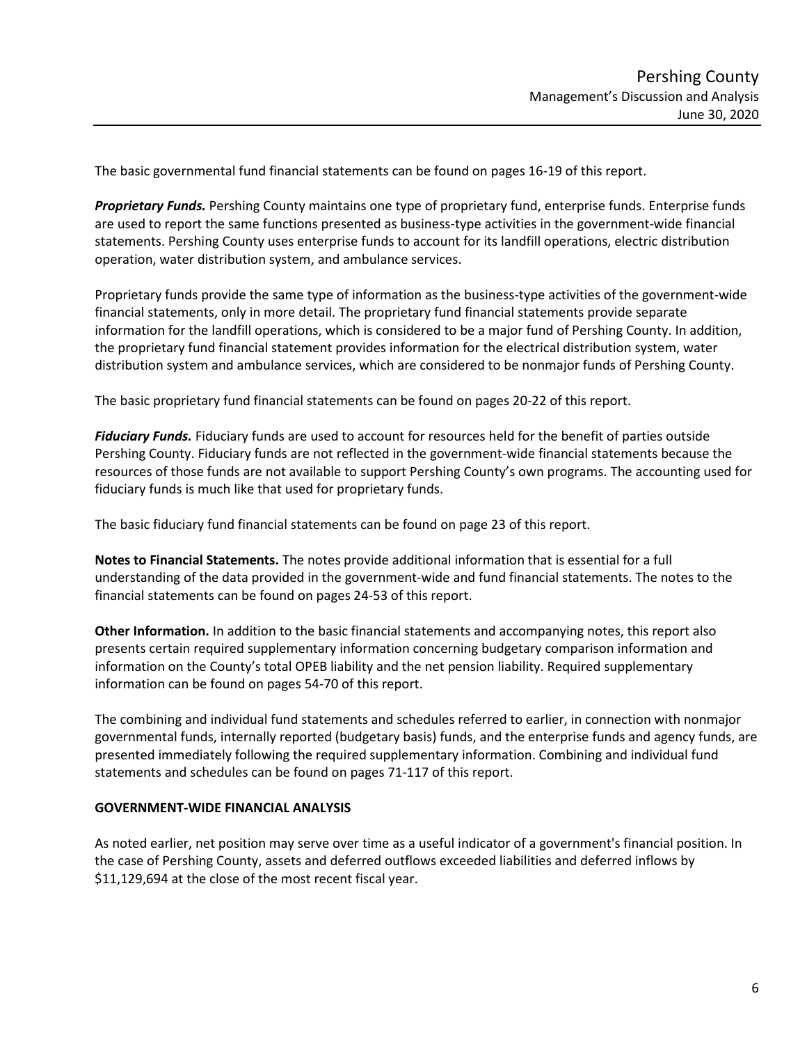The basic governmental fund financial statements can be found on pages 16-19 of this report.

***Proprietary Funds.*** Pershing County maintains one type of proprietary fund, enterprise funds. Enterprise funds are used to report the same functions presented as business-type activities in the government-wide financial statements. Pershing County uses enterprise funds to account for its landfill operations, electric distribution operation, water distribution system, and ambulance services.

Proprietary funds provide the same type of information as the business-type activities of the government-wide financial statements, only in more detail. The proprietary fund financial statements provide separate information for the landfill operations, which is considered to be a major fund of Pershing County. In addition, the proprietary fund financial statement provides information for the electrical distribution system, water distribution system and ambulance services, which are considered to be nonmajor funds of Pershing County.

The basic proprietary fund financial statements can be found on pages 20-22 of this report.

***Fiduciary Funds.*** Fiduciary funds are used to account for resources held for the benefit of parties outside Pershing County. Fiduciary funds are not reflected in the government-wide financial statements because the resources of those funds are not available to support Pershing County's own programs. The accounting used for fiduciary funds is much like that used for proprietary funds.

The basic fiduciary fund financial statements can be found on page 23 of this report.

**Notes to Financial Statements.** The notes provide additional information that is essential for a full understanding of the data provided in the government-wide and fund financial statements. The notes to the financial statements can be found on pages 24-53 of this report.

**Other Information.** In addition to the basic financial statements and accompanying notes, this report also presents certain required supplementary information concerning budgetary comparison information and information on the County's total OPEB liability and the net pension liability. Required supplementary information can be found on pages 54-70 of this report.

The combining and individual fund statements and schedules referred to earlier, in connection with nonmajor governmental funds, internally reported (budgetary basis) funds, and the enterprise funds and agency funds, are presented immediately following the required supplementary information. Combining and individual fund statements and schedules can be found on pages 71-117 of this report.

## GOVERNMENT-WIDE FINANCIAL ANALYSIS

As noted earlier, net position may serve over time as a useful indicator of a government's financial position. In the case of Pershing County, assets and deferred outflows exceeded liabilities and deferred inflows by $11,129,694 at the close of the most recent fiscal year.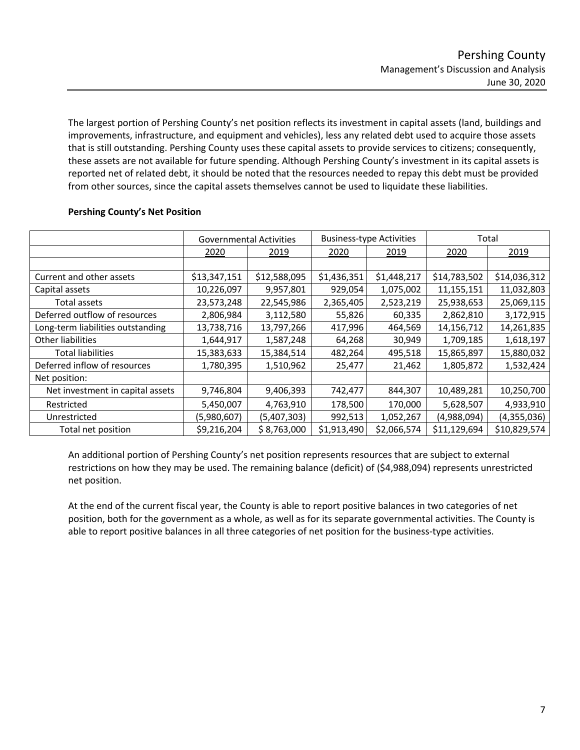The largest portion of Pershing County's net position reflects its investment in capital assets (land, buildings and improvements, infrastructure, and equipment and vehicles), less any related debt used to acquire those assets that is still outstanding. Pershing County uses these capital assets to provide services to citizens; consequently, these assets are not available for future spending. Although Pershing County's investment in its capital assets is reported net of related debt, it should be noted that the resources needed to repay this debt must be provided from other sources, since the capital assets themselves cannot be used to liquidate these liabilities.

**Pershing County's Net Position**

| | Governmental Activities | | Business-type Activities | | Total | |
|---|---|---|---|---|---|---|
| | 2020 | 2019 | 2020 | 2019 | 2020 | 2019 |
| Current and other assets | $13,347,151 | $12,588,095 | $1,436,351 | $1,448,217 | $14,783,502 | $14,036,312 |
| Capital assets | 10,226,097 | 9,957,801 | 929,054 | 1,075,002 | 11,155,151 | 11,032,803 |
| Total assets | 23,573,248 | 22,545,986 | 2,365,405 | 2,523,219 | 25,938,653 | 25,069,115 |
| Deferred outflow of resources | 2,806,984 | 3,112,580 | 55,826 | 60,335 | 2,862,810 | 3,172,915 |
| Long-term liabilities outstanding | 13,738,716 | 13,797,266 | 417,996 | 464,569 | 14,156,712 | 14,261,835 |
| Other liabilities | 1,644,917 | 1,587,248 | 64,268 | 30,949 | 1,709,185 | 1,618,197 |
| Total liabilities | 15,383,633 | 15,384,514 | 482,264 | 495,518 | 15,865,897 | 15,880,032 |
| Deferred inflow of resources | 1,780,395 | 1,510,962 | 25,477 | 21,462 | 1,805,872 | 1,532,424 |
| Net position: | | | | | | |
| Net investment in capital assets | 9,746,804 | 9,406,393 | 742,477 | 844,307 | 10,489,281 | 10,250,700 |
| Restricted | 5,450,007 | 4,763,910 | 178,500 | 170,000 | 5,628,507 | 4,933,910 |
| Unrestricted | (5,980,607) | (5,407,303) | 992,513 | 1,052,267 | (4,988,094) | (4,355,036) |
| Total net position | $9,216,204 | $ 8,763,000 | $1,913,490 | $2,066,574 | $11,129,694 | $10,829,574 |

An additional portion of Pershing County's net position represents resources that are subject to external restrictions on how they may be used. The remaining balance (deficit) of ($4,988,094) represents unrestricted net position.

At the end of the current fiscal year, the County is able to report positive balances in two categories of net position, both for the government as a whole, as well as for its separate governmental activities. The County is able to report positive balances in all three categories of net position for the business-type activities.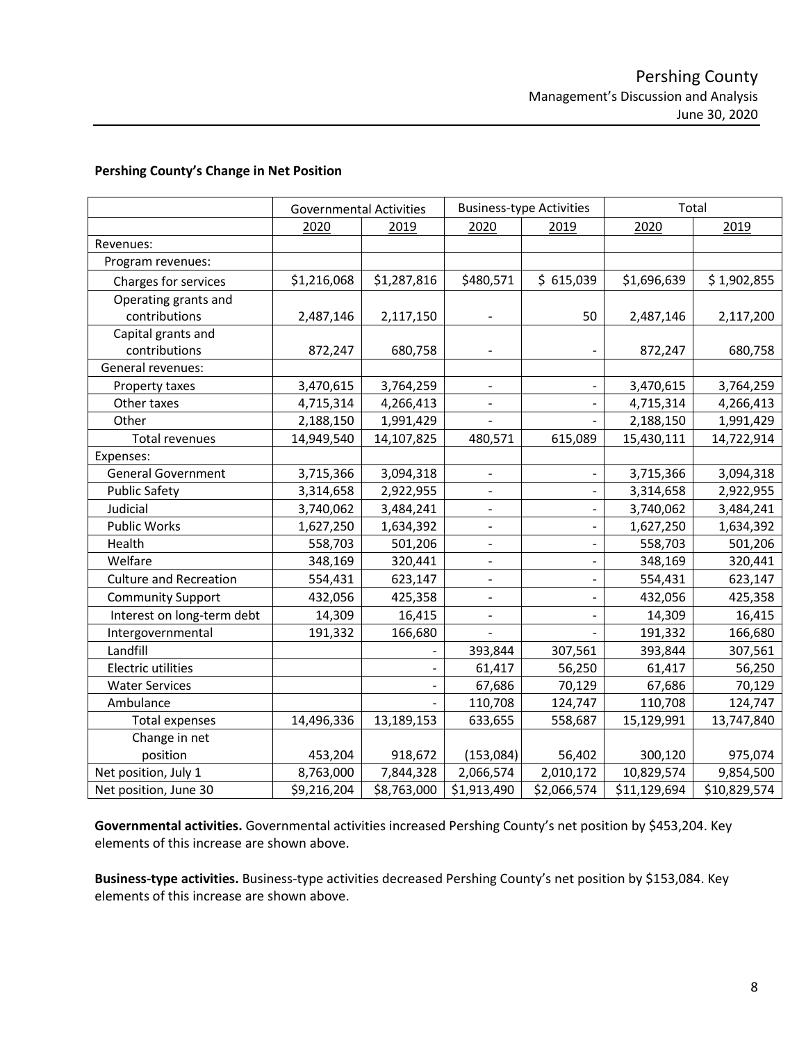**Pershing County's Change in Net Position**

| | Governmental Activities | | Business-type Activities | | Total | |
|---|---|---|---|---|---|---|
| | 2020 | 2019 | 2020 | 2019 | 2020 | 2019 |
| Revenues: | | | | | | |
| Program revenues: | | | | | | |
| Charges for services | $1,216,068 | $1,287,816 | $480,571 | $ 615,039 | $1,696,639 | $ 1,902,855 |
| Operating grants and contributions | 2,487,146 | 2,117,150 | - | 50 | 2,487,146 | 2,117,200 |
| Capital grants and contributions | 872,247 | 680,758 | - | - | 872,247 | 680,758 |
| General revenues: | | | | | | |
| Property taxes | 3,470,615 | 3,764,259 | - | - | 3,470,615 | 3,764,259 |
| Other taxes | 4,715,314 | 4,266,413 | - | - | 4,715,314 | 4,266,413 |
| Other | 2,188,150 | 1,991,429 | - | - | 2,188,150 | 1,991,429 |
| Total revenues | 14,949,540 | 14,107,825 | 480,571 | 615,089 | 15,430,111 | 14,722,914 |
| Expenses: | | | | | | |
| General Government | 3,715,366 | 3,094,318 | - | - | 3,715,366 | 3,094,318 |
| Public Safety | 3,314,658 | 2,922,955 | - | - | 3,314,658 | 2,922,955 |
| Judicial | 3,740,062 | 3,484,241 | - | - | 3,740,062 | 3,484,241 |
| Public Works | 1,627,250 | 1,634,392 | - | - | 1,627,250 | 1,634,392 |
| Health | 558,703 | 501,206 | - | - | 558,703 | 501,206 |
| Welfare | 348,169 | 320,441 | - | - | 348,169 | 320,441 |
| Culture and Recreation | 554,431 | 623,147 | - | - | 554,431 | 623,147 |
| Community Support | 432,056 | 425,358 | - | - | 432,056 | 425,358 |
| Interest on long-term debt | 14,309 | 16,415 | - | - | 14,309 | 16,415 |
| Intergovernmental | 191,332 | 166,680 | - | - | 191,332 | 166,680 |
| Landfill | | - | 393,844 | 307,561 | 393,844 | 307,561 |
| Electric utilities | | - | 61,417 | 56,250 | 61,417 | 56,250 |
| Water Services | | - | 67,686 | 70,129 | 67,686 | 70,129 |
| Ambulance | | - | 110,708 | 124,747 | 110,708 | 124,747 |
| Total expenses | 14,496,336 | 13,189,153 | 633,655 | 558,687 | 15,129,991 | 13,747,840 |
| Change in net position | 453,204 | 918,672 | (153,084) | 56,402 | 300,120 | 975,074 |
| Net position, July 1 | 8,763,000 | 7,844,328 | 2,066,574 | 2,010,172 | 10,829,574 | 9,854,500 |
| Net position, June 30 | $9,216,204 | $8,763,000 | $1,913,490 | $2,066,574 | $11,129,694 | $10,829,574 |

**Governmental activities.** Governmental activities increased Pershing County's net position by $453,204. Key elements of this increase are shown above.

**Business-type activities.** Business-type activities decreased Pershing County's net position by $153,084. Key elements of this increase are shown above.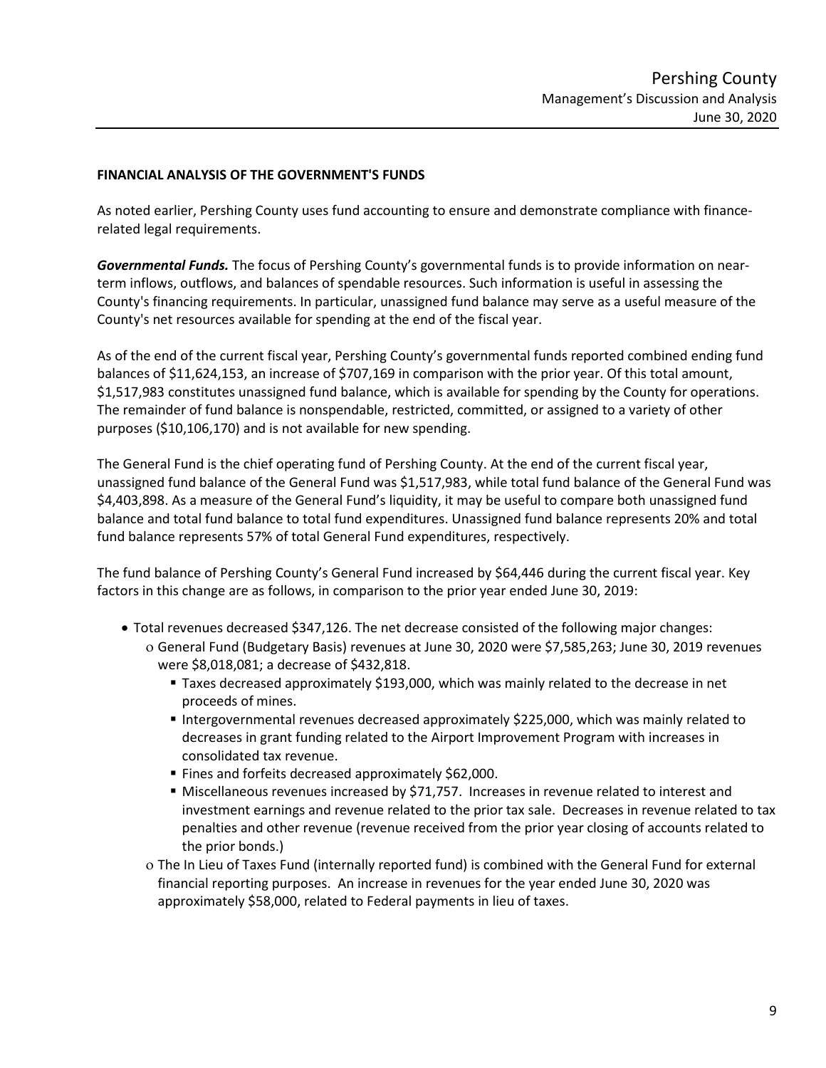**FINANCIAL ANALYSIS OF THE GOVERNMENT'S FUNDS**

As noted earlier, Pershing County uses fund accounting to ensure and demonstrate compliance with finance-related legal requirements.

***Governmental Funds.*** The focus of Pershing County's governmental funds is to provide information on near-term inflows, outflows, and balances of spendable resources. Such information is useful in assessing the County's financing requirements. In particular, unassigned fund balance may serve as a useful measure of the County's net resources available for spending at the end of the fiscal year.

As of the end of the current fiscal year, Pershing County's governmental funds reported combined ending fund balances of $11,624,153, an increase of $707,169 in comparison with the prior year. Of this total amount, $1,517,983 constitutes unassigned fund balance, which is available for spending by the County for operations. The remainder of fund balance is nonspendable, restricted, committed, or assigned to a variety of other purposes ($10,106,170) and is not available for new spending.

The General Fund is the chief operating fund of Pershing County. At the end of the current fiscal year, unassigned fund balance of the General Fund was $1,517,983, while total fund balance of the General Fund was $4,403,898. As a measure of the General Fund's liquidity, it may be useful to compare both unassigned fund balance and total fund balance to total fund expenditures. Unassigned fund balance represents 20% and total fund balance represents 57% of total General Fund expenditures, respectively.

The fund balance of Pershing County's General Fund increased by $64,446 during the current fiscal year. Key factors in this change are as follows, in comparison to the prior year ended June 30, 2019:

- Total revenues decreased $347,126. The net decrease consisted of the following major changes:
  - General Fund (Budgetary Basis) revenues at June 30, 2020 were $7,585,263; June 30, 2019 revenues were $8,018,081; a decrease of $432,818.
    - Taxes decreased approximately $193,000, which was mainly related to the decrease in net proceeds of mines.
    - Intergovernmental revenues decreased approximately $225,000, which was mainly related to decreases in grant funding related to the Airport Improvement Program with increases in consolidated tax revenue.
    - Fines and forfeits decreased approximately $62,000.
    - Miscellaneous revenues increased by $71,757. Increases in revenue related to interest and investment earnings and revenue related to the prior tax sale. Decreases in revenue related to tax penalties and other revenue (revenue received from the prior year closing of accounts related to the prior bonds.)
  - The In Lieu of Taxes Fund (internally reported fund) is combined with the General Fund for external financial reporting purposes. An increase in revenues for the year ended June 30, 2020 was approximately $58,000, related to Federal payments in lieu of taxes.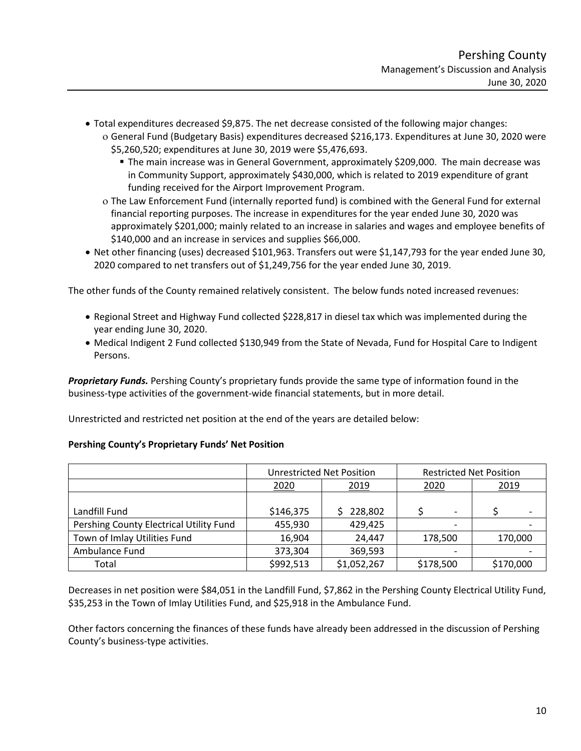- Total expenditures decreased $9,875. The net decrease consisted of the following major changes:
  - General Fund (Budgetary Basis) expenditures decreased $216,173. Expenditures at June 30, 2020 were $5,260,520; expenditures at June 30, 2019 were $5,476,693.
    - The main increase was in General Government, approximately $209,000. The main decrease was in Community Support, approximately $430,000, which is related to 2019 expenditure of grant funding received for the Airport Improvement Program.
  - The Law Enforcement Fund (internally reported fund) is combined with the General Fund for external financial reporting purposes. The increase in expenditures for the year ended June 30, 2020 was approximately $201,000; mainly related to an increase in salaries and wages and employee benefits of $140,000 and an increase in services and supplies $66,000.
- Net other financing (uses) decreased $101,963. Transfers out were $1,147,793 for the year ended June 30, 2020 compared to net transfers out of $1,249,756 for the year ended June 30, 2019.

The other funds of the County remained relatively consistent. The below funds noted increased revenues:

- Regional Street and Highway Fund collected $228,817 in diesel tax which was implemented during the year ending June 30, 2020.
- Medical Indigent 2 Fund collected $130,949 from the State of Nevada, Fund for Hospital Care to Indigent Persons.

***Proprietary Funds.*** Pershing County's proprietary funds provide the same type of information found in the business-type activities of the government-wide financial statements, but in more detail.

Unrestricted and restricted net position at the end of the years are detailed below:

**Pershing County's Proprietary Funds' Net Position**

| | Unrestricted Net Position | | Restricted Net Position | |
|---|---|---|---|---|
| | 2020 | 2019 | 2020 | 2019 |
| Landfill Fund | $146,375 | $ 228,802 | $ - | $ - |
| Pershing County Electrical Utility Fund | 455,930 | 429,425 | - | - |
| Town of Imlay Utilities Fund | 16,904 | 24,447 | 178,500 | 170,000 |
| Ambulance Fund | 373,304 | 369,593 | - | - |
| Total | $992,513 | $1,052,267 | $178,500 | $170,000 |

Decreases in net position were $84,051 in the Landfill Fund, $7,862 in the Pershing County Electrical Utility Fund, $35,253 in the Town of Imlay Utilities Fund, and $25,918 in the Ambulance Fund.

Other factors concerning the finances of these funds have already been addressed in the discussion of Pershing County's business-type activities.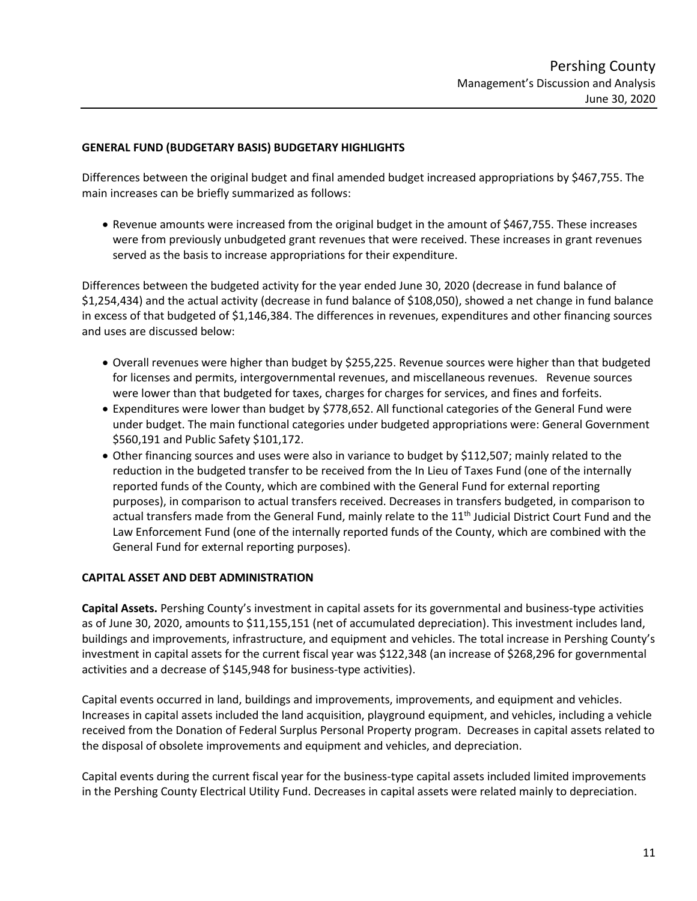## GENERAL FUND (BUDGETARY BASIS) BUDGETARY HIGHLIGHTS

Differences between the original budget and final amended budget increased appropriations by $467,755. The main increases can be briefly summarized as follows:

- Revenue amounts were increased from the original budget in the amount of $467,755. These increases were from previously unbudgeted grant revenues that were received. These increases in grant revenues served as the basis to increase appropriations for their expenditure.

Differences between the budgeted activity for the year ended June 30, 2020 (decrease in fund balance of $1,254,434) and the actual activity (decrease in fund balance of $108,050), showed a net change in fund balance in excess of that budgeted of $1,146,384. The differences in revenues, expenditures and other financing sources and uses are discussed below:

- Overall revenues were higher than budget by $255,225. Revenue sources were higher than that budgeted for licenses and permits, intergovernmental revenues, and miscellaneous revenues. Revenue sources were lower than that budgeted for taxes, charges for charges for services, and fines and forfeits.
- Expenditures were lower than budget by $778,652. All functional categories of the General Fund were under budget. The main functional categories under budgeted appropriations were: General Government $560,191 and Public Safety $101,172.
- Other financing sources and uses were also in variance to budget by $112,507; mainly related to the reduction in the budgeted transfer to be received from the In Lieu of Taxes Fund (one of the internally reported funds of the County, which are combined with the General Fund for external reporting purposes), in comparison to actual transfers received. Decreases in transfers budgeted, in comparison to actual transfers made from the General Fund, mainly relate to the 11th Judicial District Court Fund and the Law Enforcement Fund (one of the internally reported funds of the County, which are combined with the General Fund for external reporting purposes).

## CAPITAL ASSET AND DEBT ADMINISTRATION

**Capital Assets.** Pershing County's investment in capital assets for its governmental and business-type activities as of June 30, 2020, amounts to $11,155,151 (net of accumulated depreciation). This investment includes land, buildings and improvements, infrastructure, and equipment and vehicles. The total increase in Pershing County's investment in capital assets for the current fiscal year was $122,348 (an increase of $268,296 for governmental activities and a decrease of $145,948 for business-type activities).

Capital events occurred in land, buildings and improvements, improvements, and equipment and vehicles. Increases in capital assets included the land acquisition, playground equipment, and vehicles, including a vehicle received from the Donation of Federal Surplus Personal Property program. Decreases in capital assets related to the disposal of obsolete improvements and equipment and vehicles, and depreciation.

Capital events during the current fiscal year for the business-type capital assets included limited improvements in the Pershing County Electrical Utility Fund. Decreases in capital assets were related mainly to depreciation.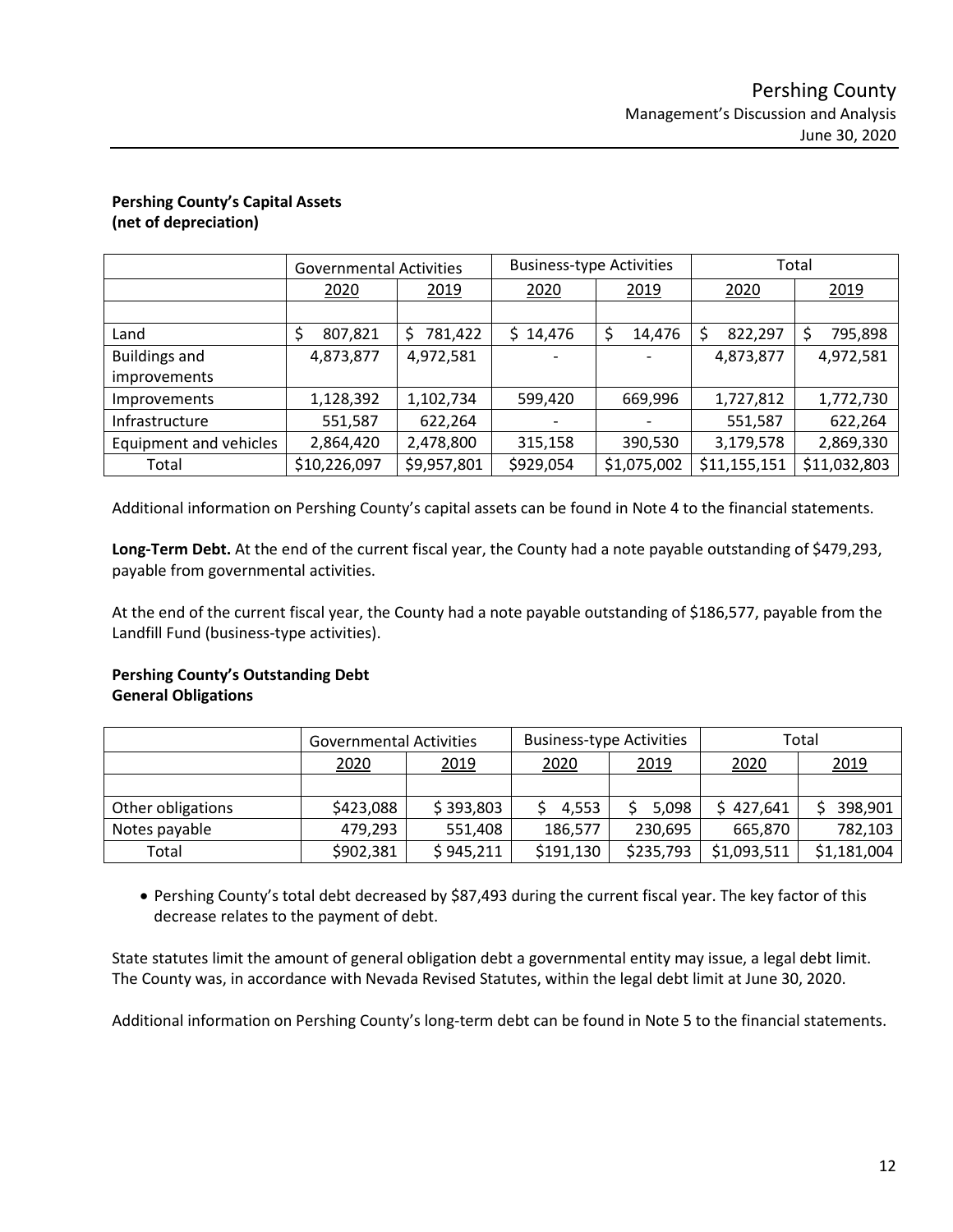**Pershing County's Capital Assets**
**(net of depreciation)**

| | Governmental Activities | | Business-type Activities | | Total | |
|---|---|---|---|---|---|---|
| | 2020 | 2019 | 2020 | 2019 | 2020 | 2019 |
| | | | | | | |
| Land | $ 807,821 | $ 781,422 | $ 14,476 | $ 14,476 | $ 822,297 | $ 795,898 |
| Buildings and improvements | 4,873,877 | 4,972,581 | - | - | 4,873,877 | 4,972,581 |
| Improvements | 1,128,392 | 1,102,734 | 599,420 | 669,996 | 1,727,812 | 1,772,730 |
| Infrastructure | 551,587 | 622,264 | - | - | 551,587 | 622,264 |
| Equipment and vehicles | 2,864,420 | 2,478,800 | 315,158 | 390,530 | 3,179,578 | 2,869,330 |
| Total | $10,226,097 | $9,957,801 | $929,054 | $1,075,002 | $11,155,151 | $11,032,803 |

Additional information on Pershing County's capital assets can be found in Note 4 to the financial statements.

**Long-Term Debt.** At the end of the current fiscal year, the County had a note payable outstanding of $479,293, payable from governmental activities.

At the end of the current fiscal year, the County had a note payable outstanding of $186,577, payable from the Landfill Fund (business-type activities).

**Pershing County's Outstanding Debt**
**General Obligations**

| | Governmental Activities | | Business-type Activities | | Total | |
|---|---|---|---|---|---|---|
| | 2020 | 2019 | 2020 | 2019 | 2020 | 2019 |
| | | | | | | |
| Other obligations | $423,088 | $ 393,803 | $ 4,553 | $ 5,098 | $ 427,641 | $ 398,901 |
| Notes payable | 479,293 | 551,408 | 186,577 | 230,695 | 665,870 | 782,103 |
| Total | $902,381 | $ 945,211 | $191,130 | $235,793 | $1,093,511 | $1,181,004 |

- Pershing County's total debt decreased by $87,493 during the current fiscal year. The key factor of this decrease relates to the payment of debt.

State statutes limit the amount of general obligation debt a governmental entity may issue, a legal debt limit. The County was, in accordance with Nevada Revised Statutes, within the legal debt limit at June 30, 2020.

Additional information on Pershing County's long-term debt can be found in Note 5 to the financial statements.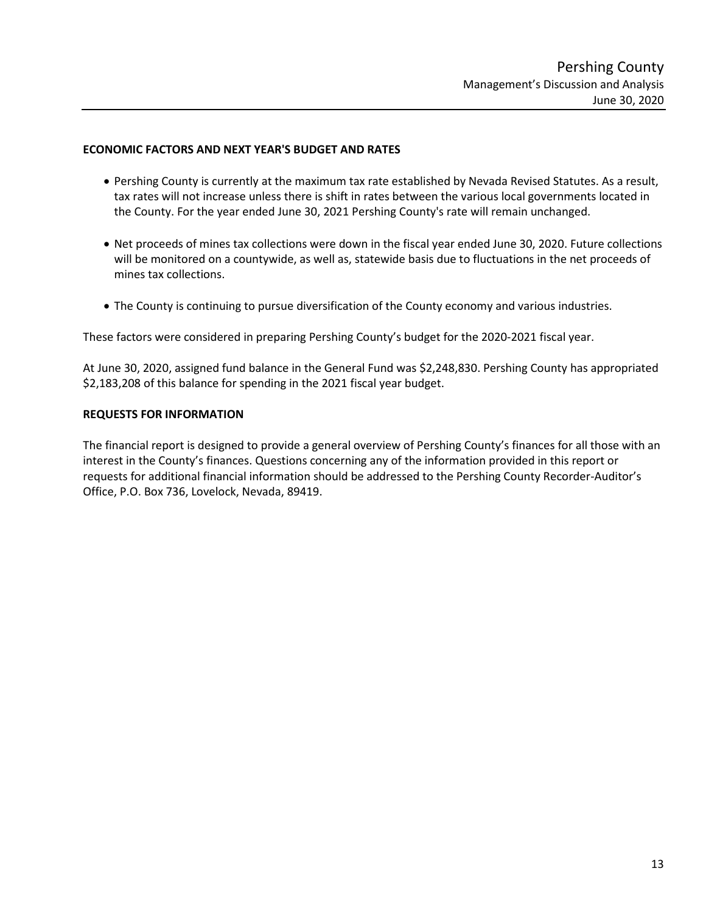## ECONOMIC FACTORS AND NEXT YEAR'S BUDGET AND RATES

- Pershing County is currently at the maximum tax rate established by Nevada Revised Statutes. As a result, tax rates will not increase unless there is shift in rates between the various local governments located in the County. For the year ended June 30, 2021 Pershing County's rate will remain unchanged.
- Net proceeds of mines tax collections were down in the fiscal year ended June 30, 2020. Future collections will be monitored on a countywide, as well as, statewide basis due to fluctuations in the net proceeds of mines tax collections.
- The County is continuing to pursue diversification of the County economy and various industries.

These factors were considered in preparing Pershing County's budget for the 2020-2021 fiscal year.

At June 30, 2020, assigned fund balance in the General Fund was $2,248,830. Pershing County has appropriated $2,183,208 of this balance for spending in the 2021 fiscal year budget.

## REQUESTS FOR INFORMATION

The financial report is designed to provide a general overview of Pershing County's finances for all those with an interest in the County's finances. Questions concerning any of the information provided in this report or requests for additional financial information should be addressed to the Pershing County Recorder-Auditor's Office, P.O. Box 736, Lovelock, Nevada, 89419.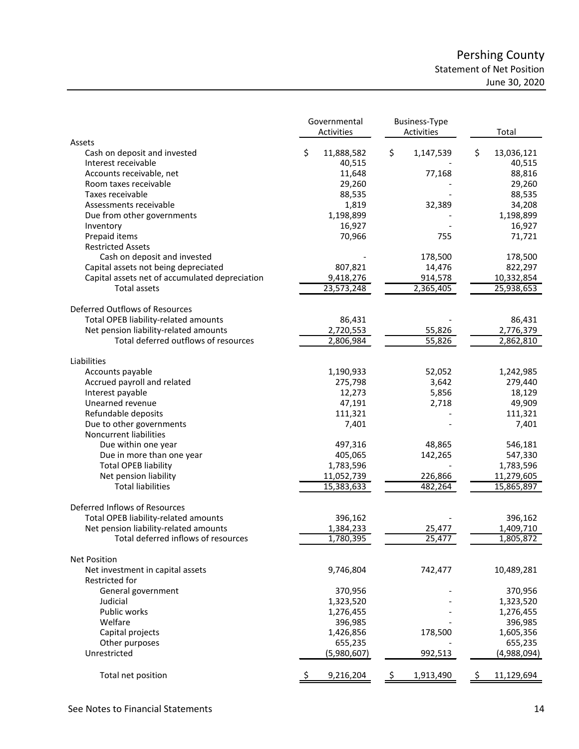# Pershing County

## Statement of Net Position

### June 30, 2020

| | Governmental Activities | Business-Type Activities | Total |
|---|---|---|---|
| **Assets** | | | |
| Cash on deposit and invested | $ 11,888,582 | $ 1,147,539 | $ 13,036,121 |
| Interest receivable | 40,515 | - | 40,515 |
| Accounts receivable, net | 11,648 | 77,168 | 88,816 |
| Room taxes receivable | 29,260 | - | 29,260 |
| Taxes receivable | 88,535 | - | 88,535 |
| Assessments receivable | 1,819 | 32,389 | 34,208 |
| Due from other governments | 1,198,899 | - | 1,198,899 |
| Inventory | 16,927 | - | 16,927 |
| Prepaid items | 70,966 | 755 | 71,721 |
| Restricted Assets | | | |
| Cash on deposit and invested | - | 178,500 | 178,500 |
| Capital assets not being depreciated | 807,821 | 14,476 | 822,297 |
| Capital assets net of accumulated depreciation | 9,418,276 | 914,578 | 10,332,854 |
| Total assets | 23,573,248 | 2,365,405 | 25,938,653 |
| **Deferred Outflows of Resources** | | | |
| Total OPEB liability-related amounts | 86,431 | - | 86,431 |
| Net pension liability-related amounts | 2,720,553 | 55,826 | 2,776,379 |
| Total deferred outflows of resources | 2,806,984 | 55,826 | 2,862,810 |
| **Liabilities** | | | |
| Accounts payable | 1,190,933 | 52,052 | 1,242,985 |
| Accrued payroll and related | 275,798 | 3,642 | 279,440 |
| Interest payable | 12,273 | 5,856 | 18,129 |
| Unearned revenue | 47,191 | 2,718 | 49,909 |
| Refundable deposits | 111,321 | - | 111,321 |
| Due to other governments | 7,401 | - | 7,401 |
| Noncurrent liabilities | | | |
| Due within one year | 497,316 | 48,865 | 546,181 |
| Due in more than one year | 405,065 | 142,265 | 547,330 |
| Total OPEB liability | 1,783,596 | - | 1,783,596 |
| Net pension liability | 11,052,739 | 226,866 | 11,279,605 |
| Total liabilities | 15,383,633 | 482,264 | 15,865,897 |
| **Deferred Inflows of Resources** | | | |
| Total OPEB liability-related amounts | 396,162 | - | 396,162 |
| Net pension liability-related amounts | 1,384,233 | 25,477 | 1,409,710 |
| Total deferred inflows of resources | 1,780,395 | 25,477 | 1,805,872 |
| **Net Position** | | | |
| Net investment in capital assets | 9,746,804 | 742,477 | 10,489,281 |
| Restricted for | | | |
| General government | 370,956 | - | 370,956 |
| Judicial | 1,323,520 | - | 1,323,520 |
| Public works | 1,276,455 | - | 1,276,455 |
| Welfare | 396,985 | - | 396,985 |
| Capital projects | 1,426,856 | 178,500 | 1,605,356 |
| Other purposes | 655,235 | - | 655,235 |
| Unrestricted | (5,980,607) | 992,513 | (4,988,094) |
| Total net position | $ 9,216,204 | $ 1,913,490 | $ 11,129,694 |

See Notes to Financial Statements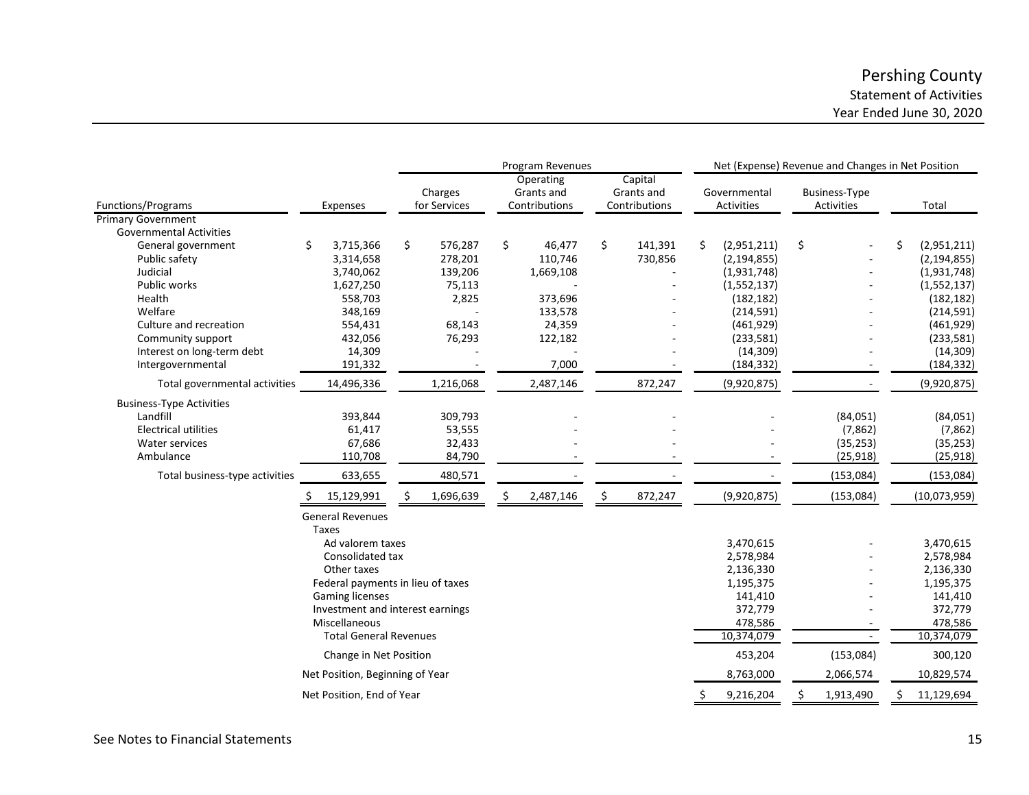# Pershing County

## Statement of Activities

### Year Ended June 30, 2020

| | | Program Revenues | | | Net (Expense) Revenue and Changes in Net Position | | |
|---|---|---|---|---|---|---|---|
| Functions/Programs | Expenses | Charges for Services | Operating Grants and Contributions | Capital Grants and Contributions | Governmental Activities | Business-Type Activities | Total |
| **Primary Government** | | | | | | | |
| Governmental Activities | | | | | | | |
| General government | $ 3,715,366 | $ 576,287 | $ 46,477 | $ 141,391 | $ (2,951,211) | $ - | $ (2,951,211) |
| Public safety | 3,314,658 | 278,201 | 110,746 | 730,856 | (2,194,855) | - | (2,194,855) |
| Judicial | 3,740,062 | 139,206 | 1,669,108 | - | (1,931,748) | - | (1,931,748) |
| Public works | 1,627,250 | 75,113 | - | - | (1,552,137) | - | (1,552,137) |
| Health | 558,703 | 2,825 | 373,696 | - | (182,182) | - | (182,182) |
| Welfare | 348,169 | - | 133,578 | - | (214,591) | - | (214,591) |
| Culture and recreation | 554,431 | 68,143 | 24,359 | - | (461,929) | - | (461,929) |
| Community support | 432,056 | 76,293 | 122,182 | - | (233,581) | - | (233,581) |
| Interest on long-term debt | 14,309 | - | - | - | (14,309) | - | (14,309) |
| Intergovernmental | 191,332 | - | 7,000 | - | (184,332) | - | (184,332) |
| Total governmental activities | 14,496,336 | 1,216,068 | 2,487,146 | 872,247 | (9,920,875) | - | (9,920,875) |
| Business-Type Activities | | | | | | | |
| Landfill | 393,844 | 309,793 | - | - | - | (84,051) | (84,051) |
| Electrical utilities | 61,417 | 53,555 | - | - | - | (7,862) | (7,862) |
| Water services | 67,686 | 32,433 | - | - | - | (35,253) | (35,253) |
| Ambulance | 110,708 | 84,790 | - | - | - | (25,918) | (25,918) |
| Total business-type activities | 633,655 | 480,571 | - | - | - | (153,084) | (153,084) |
| | $ 15,129,991 | $ 1,696,639 | $ 2,487,146 | $ 872,247 | (9,920,875) | (153,084) | (10,073,959) |
| General Revenues | | | | | | | |
| Taxes | | | | | | | |
| Ad valorem taxes | | | | | 3,470,615 | - | 3,470,615 |
| Consolidated tax | | | | | 2,578,984 | - | 2,578,984 |
| Other taxes | | | | | 2,136,330 | - | 2,136,330 |
| Federal payments in lieu of taxes | | | | | 1,195,375 | - | 1,195,375 |
| Gaming licenses | | | | | 141,410 | - | 141,410 |
| Investment and interest earnings | | | | | 372,779 | - | 372,779 |
| Miscellaneous | | | | | 478,586 | - | 478,586 |
| Total General Revenues | | | | | 10,374,079 | - | 10,374,079 |
| Change in Net Position | | | | | 453,204 | (153,084) | 300,120 |
| Net Position, Beginning of Year | | | | | 8,763,000 | 2,066,574 | 10,829,574 |
| Net Position, End of Year | | | | | $ 9,216,204 | $ 1,913,490 | $ 11,129,694 |

See Notes to Financial Statements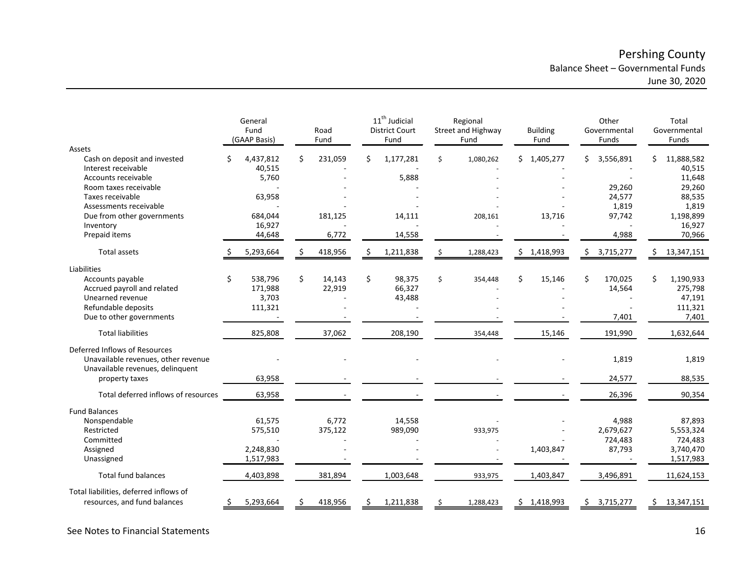# Pershing County

## Balance Sheet – Governmental Funds

June 30, 2020

| | General Fund (GAAP Basis) | Road Fund | 11th Judicial District Court Fund | Regional Street and Highway Fund | Building Fund | Other Governmental Funds | Total Governmental Funds |
|---|---|---|---|---|---|---|---|
| **Assets** | | | | | | | |
| Cash on deposit and invested | $ 4,437,812 | $ 231,059 | $ 1,177,281 | $ 1,080,262 | $ 1,405,277 | $ 3,556,891 | $ 11,888,582 |
| Interest receivable | 40,515 | - | - | - | - | - | 40,515 |
| Accounts receivable | 5,760 | - | 5,888 | - | - | - | 11,648 |
| Room taxes receivable | - | - | - | - | - | 29,260 | 29,260 |
| Taxes receivable | 63,958 | - | - | - | - | 24,577 | 88,535 |
| Assessments receivable | - | - | - | - | - | 1,819 | 1,819 |
| Due from other governments | 684,044 | 181,125 | 14,111 | 208,161 | 13,716 | 97,742 | 1,198,899 |
| Inventory | 16,927 | - | - | - | - | - | 16,927 |
| Prepaid items | 44,648 | 6,772 | 14,558 | - | - | 4,988 | 70,966 |
| Total assets | $ 5,293,664 | $ 418,956 | $ 1,211,838 | $ 1,288,423 | $ 1,418,993 | $ 3,715,277 | $ 13,347,151 |
| **Liabilities** | | | | | | | |
| Accounts payable | $ 538,796 | $ 14,143 | $ 98,375 | $ 354,448 | $ 15,146 | $ 170,025 | $ 1,190,933 |
| Accrued payroll and related | 171,988 | 22,919 | 66,327 | - | - | 14,564 | 275,798 |
| Unearned revenue | 3,703 | - | 43,488 | - | - | - | 47,191 |
| Refundable deposits | 111,321 | - | - | - | - | - | 111,321 |
| Due to other governments | - | - | - | - | - | 7,401 | 7,401 |
| Total liabilities | 825,808 | 37,062 | 208,190 | 354,448 | 15,146 | 191,990 | 1,632,644 |
| **Deferred Inflows of Resources** | | | | | | | |
| Unavailable revenues, other revenue | - | - | - | - | - | 1,819 | 1,819 |
| Unavailable revenues, delinquent property taxes | 63,958 | - | - | - | - | 24,577 | 88,535 |
| Total deferred inflows of resources | 63,958 | - | - | - | - | 26,396 | 90,354 |
| **Fund Balances** | | | | | | | |
| Nonspendable | 61,575 | 6,772 | 14,558 | - | - | 4,988 | 87,893 |
| Restricted | 575,510 | 375,122 | 989,090 | 933,975 | - | 2,679,627 | 5,553,324 |
| Committed | - | - | - | - | - | 724,483 | 724,483 |
| Assigned | 2,248,830 | - | - | - | 1,403,847 | 87,793 | 3,740,470 |
| Unassigned | 1,517,983 | - | - | - | - | - | 1,517,983 |
| Total fund balances | 4,403,898 | 381,894 | 1,003,648 | 933,975 | 1,403,847 | 3,496,891 | 11,624,153 |
| Total liabilities, deferred inflows of resources, and fund balances | $ 5,293,664 | $ 418,956 | $ 1,211,838 | $ 1,288,423 | $ 1,418,993 | $ 3,715,277 | $ 13,347,151 |

See Notes to Financial Statements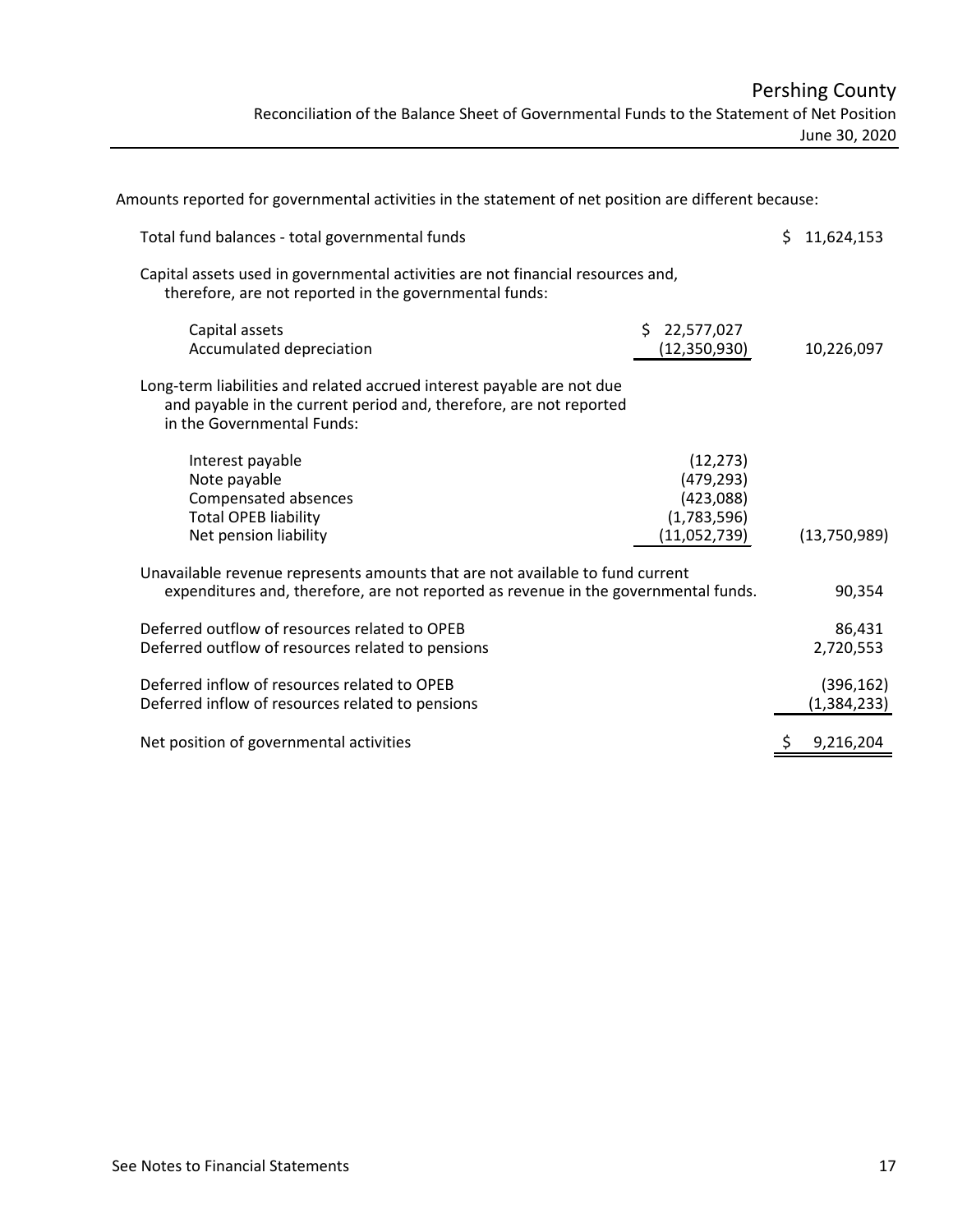# Pershing County

## Reconciliation of the Balance Sheet of Governmental Funds to the Statement of Net Position

June 30, 2020

Amounts reported for governmental activities in the statement of net position are different because:

| | | |
|---|---|---|
| Total fund balances - total governmental funds | | $ 11,624,153 |
| Capital assets used in governmental activities are not financial resources and, therefore, are not reported in the governmental funds: | | |
| Capital assets | $ 22,577,027 | |
| Accumulated depreciation | (12,350,930) | 10,226,097 |
| Long-term liabilities and related accrued interest payable are not due and payable in the current period and, therefore, are not reported in the Governmental Funds: | | |
| Interest payable | (12,273) | |
| Note payable | (479,293) | |
| Compensated absences | (423,088) | |
| Total OPEB liability | (1,783,596) | |
| Net pension liability | (11,052,739) | (13,750,989) |
| Unavailable revenue represents amounts that are not available to fund current expenditures and, therefore, are not reported as revenue in the governmental funds. | | 90,354 |
| Deferred outflow of resources related to OPEB | | 86,431 |
| Deferred outflow of resources related to pensions | | 2,720,553 |
| Deferred inflow of resources related to OPEB | | (396,162) |
| Deferred inflow of resources related to pensions | | (1,384,233) |
| Net position of governmental activities | | $ 9,216,204 |

See Notes to Financial Statements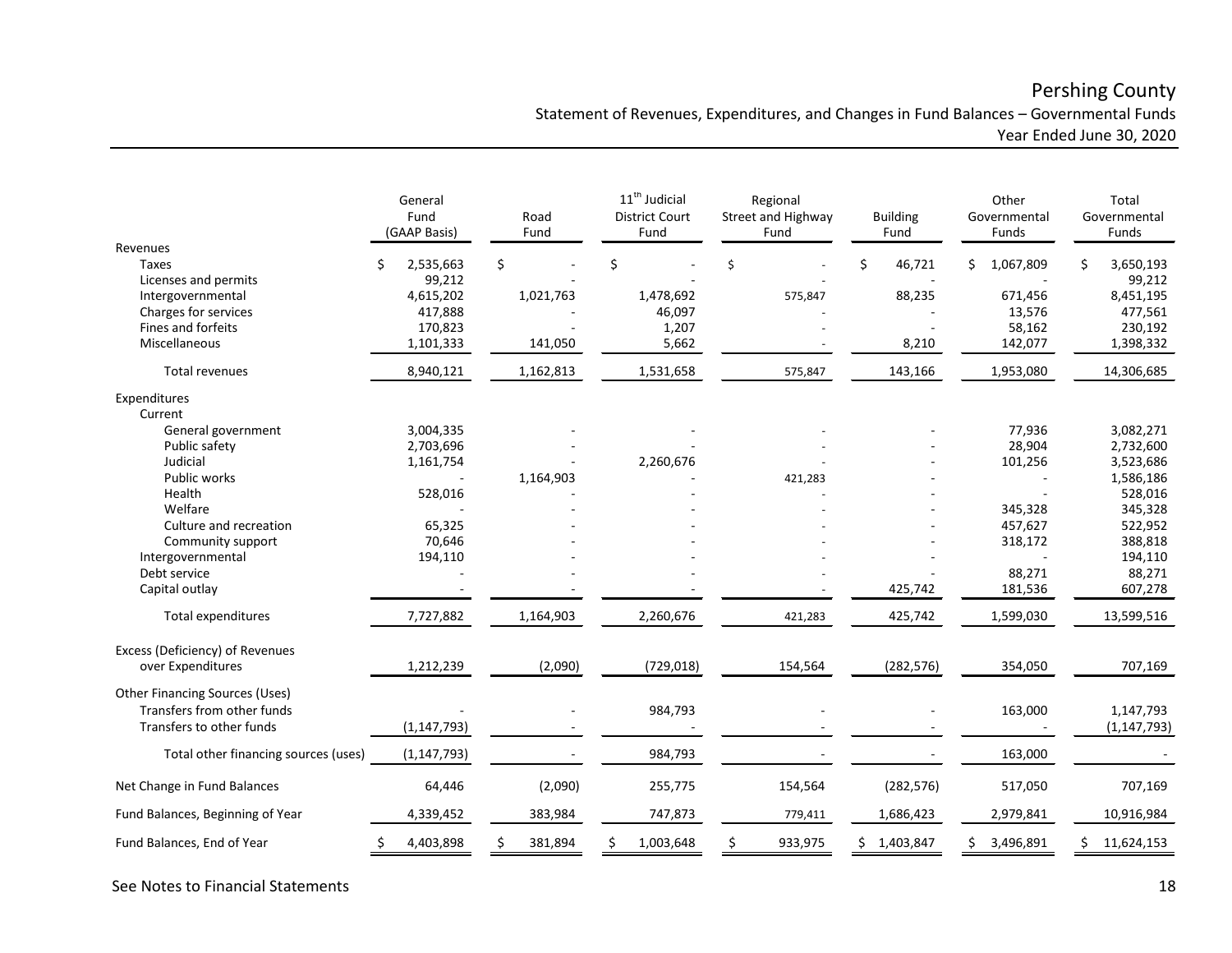# Pershing County

## Statement of Revenues, Expenditures, and Changes in Fund Balances – Governmental Funds

### Year Ended June 30, 2020

| | General Fund (GAAP Basis) | Road Fund | 11th Judicial District Court Fund | Regional Street and Highway Fund | Building Fund | Other Governmental Funds | Total Governmental Funds |
|---|---|---|---|---|---|---|---|
| **Revenues** | | | | | | | |
| Taxes | $ 2,535,663 | $ - | $ - | $ - | $ 46,721 | $ 1,067,809 | $ 3,650,193 |
| Licenses and permits | 99,212 | - | - | - | - | - | 99,212 |
| Intergovernmental | 4,615,202 | 1,021,763 | 1,478,692 | 575,847 | 88,235 | 671,456 | 8,451,195 |
| Charges for services | 417,888 | - | 46,097 | - | - | 13,576 | 477,561 |
| Fines and forfeits | 170,823 | - | 1,207 | - | - | 58,162 | 230,192 |
| Miscellaneous | 1,101,333 | 141,050 | 5,662 | - | 8,210 | 142,077 | 1,398,332 |
| Total revenues | 8,940,121 | 1,162,813 | 1,531,658 | 575,847 | 143,166 | 1,953,080 | 14,306,685 |
| **Expenditures** | | | | | | | |
| Current | | | | | | | |
| General government | 3,004,335 | - | - | - | - | 77,936 | 3,082,271 |
| Public safety | 2,703,696 | - | - | - | - | 28,904 | 2,732,600 |
| Judicial | 1,161,754 | - | 2,260,676 | - | - | 101,256 | 3,523,686 |
| Public works | - | 1,164,903 | - | 421,283 | - | - | 1,586,186 |
| Health | 528,016 | - | - | - | - | - | 528,016 |
| Welfare | - | - | - | - | - | 345,328 | 345,328 |
| Culture and recreation | 65,325 | - | - | - | - | 457,627 | 522,952 |
| Community support | 70,646 | - | - | - | - | 318,172 | 388,818 |
| Intergovernmental | 194,110 | - | - | - | - | - | 194,110 |
| Debt service | - | - | - | - | - | 88,271 | 88,271 |
| Capital outlay | - | - | - | - | 425,742 | 181,536 | 607,278 |
| Total expenditures | 7,727,882 | 1,164,903 | 2,260,676 | 421,283 | 425,742 | 1,599,030 | 13,599,516 |
| Excess (Deficiency) of Revenues over Expenditures | 1,212,239 | (2,090) | (729,018) | 154,564 | (282,576) | 354,050 | 707,169 |
| **Other Financing Sources (Uses)** | | | | | | | |
| Transfers from other funds | - | - | 984,793 | - | - | 163,000 | 1,147,793 |
| Transfers to other funds | (1,147,793) | - | - | - | - | - | (1,147,793) |
| Total other financing sources (uses) | (1,147,793) | - | 984,793 | - | - | 163,000 | - |
| Net Change in Fund Balances | 64,446 | (2,090) | 255,775 | 154,564 | (282,576) | 517,050 | 707,169 |
| Fund Balances, Beginning of Year | 4,339,452 | 383,984 | 747,873 | 779,411 | 1,686,423 | 2,979,841 | 10,916,984 |
| Fund Balances, End of Year | $ 4,403,898 | $ 381,894 | $ 1,003,648 | $ 933,975 | $ 1,403,847 | $ 3,496,891 | $ 11,624,153 |

See Notes to Financial Statements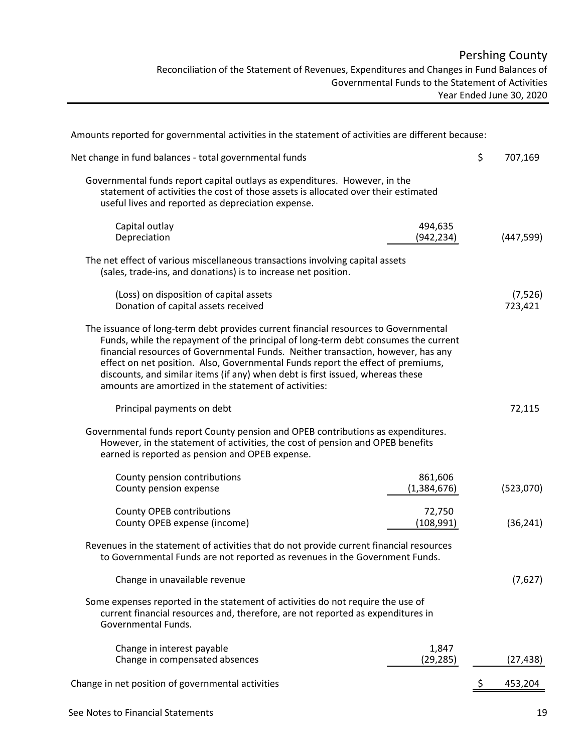# Pershing County

Reconciliation of the Statement of Revenues, Expenditures and Changes in Fund Balances of Governmental Funds to the Statement of Activities
Year Ended June 30, 2020

| | | |
|---|---|---|
| Amounts reported for governmental activities in the statement of activities are different because: | | |
| Net change in fund balances - total governmental funds | | $ 707,169 |
| Governmental funds report capital outlays as expenditures. However, in the statement of activities the cost of those assets is allocated over their estimated useful lives and reported as depreciation expense. | | |
| Capital outlay | 494,635 | |
| Depreciation | (942,234) | (447,599) |
| The net effect of various miscellaneous transactions involving capital assets (sales, trade-ins, and donations) is to increase net position. | | |
| (Loss) on disposition of capital assets | | (7,526) |
| Donation of capital assets received | | 723,421 |
| The issuance of long-term debt provides current financial resources to Governmental Funds, while the repayment of the principal of long-term debt consumes the current financial resources of Governmental Funds. Neither transaction, however, has any effect on net position. Also, Governmental Funds report the effect of premiums, discounts, and similar items (if any) when debt is first issued, whereas these amounts are amortized in the statement of activities: | | |
| Principal payments on debt | | 72,115 |
| Governmental funds report County pension and OPEB contributions as expenditures. However, in the statement of activities, the cost of pension and OPEB benefits earned is reported as pension and OPEB expense. | | |
| County pension contributions | 861,606 | |
| County pension expense | (1,384,676) | (523,070) |
| County OPEB contributions | 72,750 | |
| County OPEB expense (income) | (108,991) | (36,241) |
| Revenues in the statement of activities that do not provide current financial resources to Governmental Funds are not reported as revenues in the Government Funds. | | |
| Change in unavailable revenue | | (7,627) |
| Some expenses reported in the statement of activities do not require the use of current financial resources and, therefore, are not reported as expenditures in Governmental Funds. | | |
| Change in interest payable | 1,847 | |
| Change in compensated absences | (29,285) | (27,438) |
| Change in net position of governmental activities | | $ 453,204 |

See Notes to Financial Statements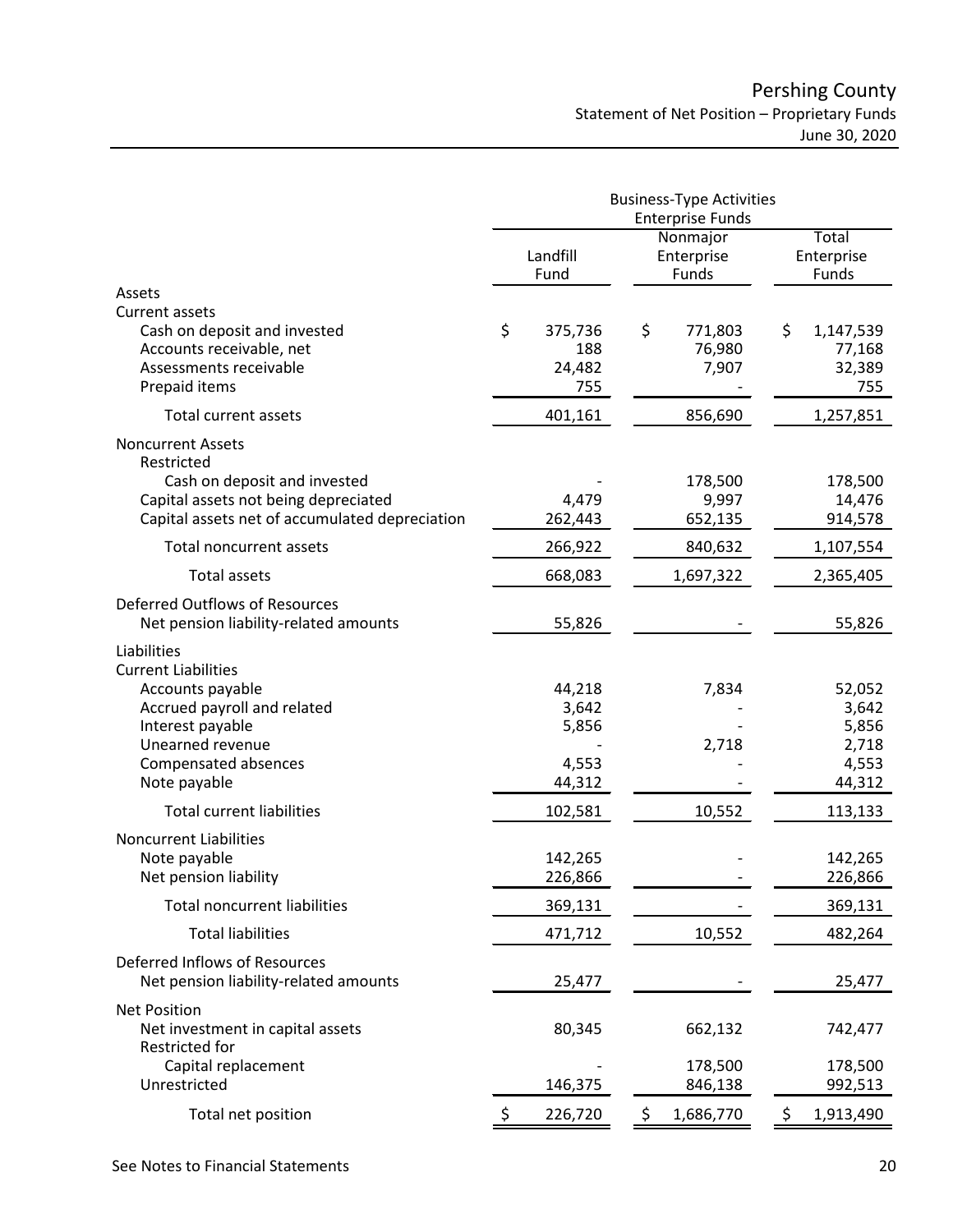# Pershing County
## Statement of Net Position – Proprietary Funds
### June 30, 2020

| | Business-Type Activities Enterprise Funds | | |
|---|---|---|---|
| | Landfill Fund | Nonmajor Enterprise Funds | Total Enterprise Funds |
| **Assets** | | | |
| Current assets | | | |
| Cash on deposit and invested | $ 375,736 | $ 771,803 | $ 1,147,539 |
| Accounts receivable, net | 188 | 76,980 | 77,168 |
| Assessments receivable | 24,482 | 7,907 | 32,389 |
| Prepaid items | 755 | - | 755 |
| Total current assets | 401,161 | 856,690 | 1,257,851 |
| Noncurrent Assets | | | |
| Restricted | | | |
| Cash on deposit and invested | - | 178,500 | 178,500 |
| Capital assets not being depreciated | 4,479 | 9,997 | 14,476 |
| Capital assets net of accumulated depreciation | 262,443 | 652,135 | 914,578 |
| Total noncurrent assets | 266,922 | 840,632 | 1,107,554 |
| Total assets | 668,083 | 1,697,322 | 2,365,405 |
| **Deferred Outflows of Resources** | | | |
| Net pension liability-related amounts | 55,826 | - | 55,826 |
| **Liabilities** | | | |
| Current Liabilities | | | |
| Accounts payable | 44,218 | 7,834 | 52,052 |
| Accrued payroll and related | 3,642 | - | 3,642 |
| Interest payable | 5,856 | - | 5,856 |
| Unearned revenue | - | 2,718 | 2,718 |
| Compensated absences | 4,553 | - | 4,553 |
| Note payable | 44,312 | - | 44,312 |
| Total current liabilities | 102,581 | 10,552 | 113,133 |
| Noncurrent Liabilities | | | |
| Note payable | 142,265 | - | 142,265 |
| Net pension liability | 226,866 | - | 226,866 |
| Total noncurrent liabilities | 369,131 | - | 369,131 |
| Total liabilities | 471,712 | 10,552 | 482,264 |
| **Deferred Inflows of Resources** | | | |
| Net pension liability-related amounts | 25,477 | - | 25,477 |
| **Net Position** | | | |
| Net investment in capital assets | 80,345 | 662,132 | 742,477 |
| Restricted for | | | |
| Capital replacement | - | 178,500 | 178,500 |
| Unrestricted | 146,375 | 846,138 | 992,513 |
| Total net position | $ 226,720 | $ 1,686,770 | $ 1,913,490 |

See Notes to Financial Statements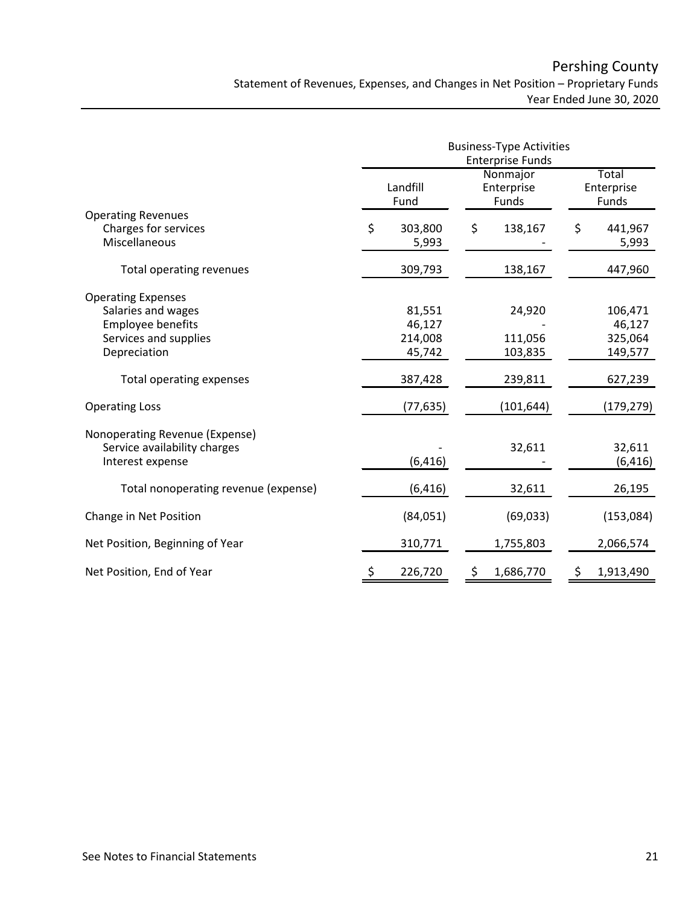# Pershing County

## Statement of Revenues, Expenses, and Changes in Net Position – Proprietary Funds

### Year Ended June 30, 2020

| | Business-Type Activities Enterprise Funds | | |
|---|---|---|---|
| | Landfill Fund | Nonmajor Enterprise Funds | Total Enterprise Funds |
| **Operating Revenues** | | | |
| Charges for services | $ 303,800 | $ 138,167 | $ 441,967 |
| Miscellaneous | 5,993 | - | 5,993 |
| Total operating revenues | 309,793 | 138,167 | 447,960 |
| **Operating Expenses** | | | |
| Salaries and wages | 81,551 | 24,920 | 106,471 |
| Employee benefits | 46,127 | - | 46,127 |
| Services and supplies | 214,008 | 111,056 | 325,064 |
| Depreciation | 45,742 | 103,835 | 149,577 |
| Total operating expenses | 387,428 | 239,811 | 627,239 |
| **Operating Loss** | (77,635) | (101,644) | (179,279) |
| **Nonoperating Revenue (Expense)** | | | |
| Service availability charges | - | 32,611 | 32,611 |
| Interest expense | (6,416) | - | (6,416) |
| Total nonoperating revenue (expense) | (6,416) | 32,611 | 26,195 |
| **Change in Net Position** | (84,051) | (69,033) | (153,084) |
| **Net Position, Beginning of Year** | 310,771 | 1,755,803 | 2,066,574 |
| **Net Position, End of Year** | $ 226,720 | $ 1,686,770 | $ 1,913,490 |

See Notes to Financial Statements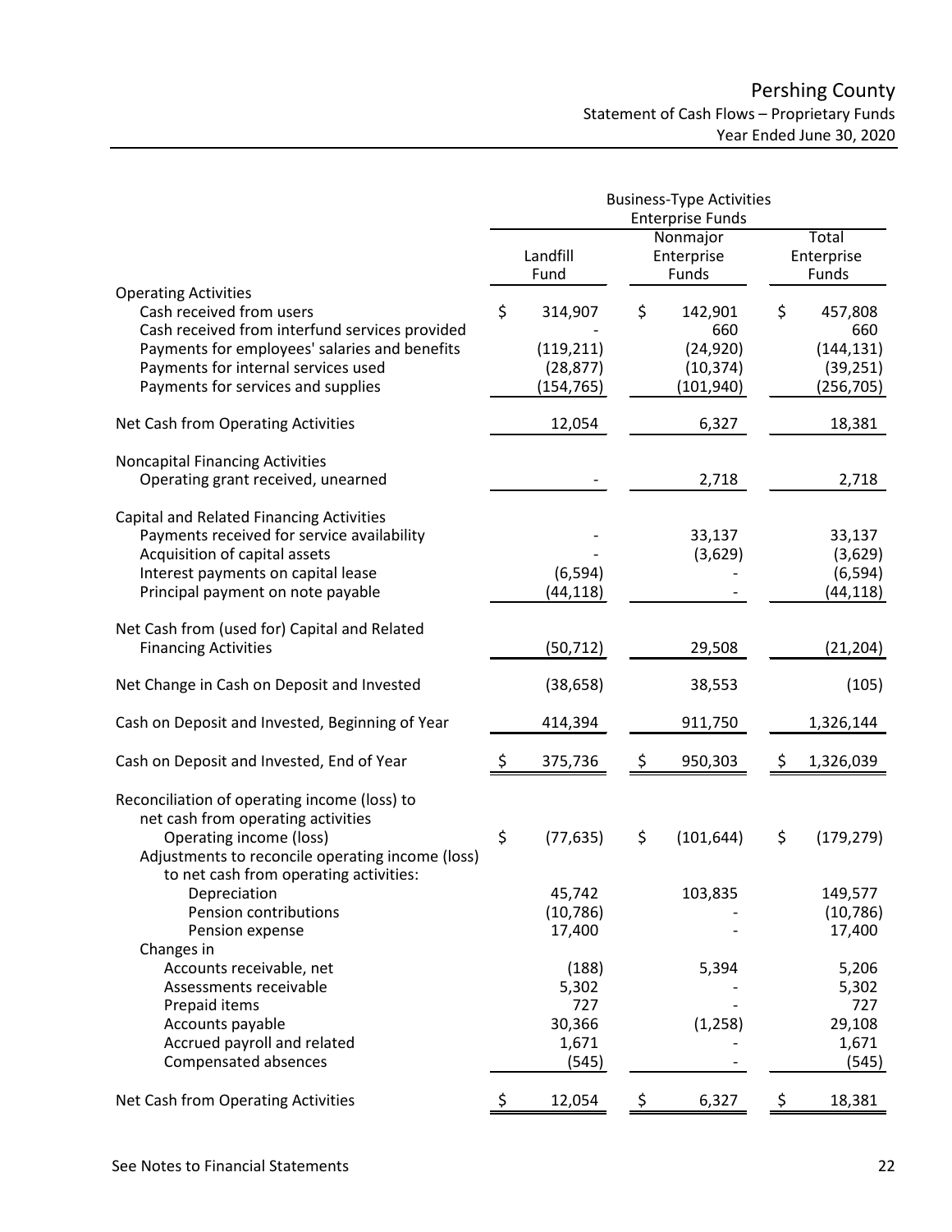# Pershing County

## Statement of Cash Flows – Proprietary Funds

### Year Ended June 30, 2020

| | Business-Type Activities Enterprise Funds | | |
|---|---|---|---|
| | Landfill Fund | Nonmajor Enterprise Funds | Total Enterprise Funds |
| **Operating Activities** | | | |
| Cash received from users | $ 314,907 | $ 142,901 | $ 457,808 |
| Cash received from interfund services provided | - | 660 | 660 |
| Payments for employees' salaries and benefits | (119,211) | (24,920) | (144,131) |
| Payments for internal services used | (28,877) | (10,374) | (39,251) |
| Payments for services and supplies | (154,765) | (101,940) | (256,705) |
| Net Cash from Operating Activities | 12,054 | 6,327 | 18,381 |
| **Noncapital Financing Activities** | | | |
| Operating grant received, unearned | - | 2,718 | 2,718 |
| **Capital and Related Financing Activities** | | | |
| Payments received for service availability | - | 33,137 | 33,137 |
| Acquisition of capital assets | - | (3,629) | (3,629) |
| Interest payments on capital lease | (6,594) | - | (6,594) |
| Principal payment on note payable | (44,118) | - | (44,118) |
| Net Cash from (used for) Capital and Related Financing Activities | (50,712) | 29,508 | (21,204) |
| Net Change in Cash on Deposit and Invested | (38,658) | 38,553 | (105) |
| Cash on Deposit and Invested, Beginning of Year | 414,394 | 911,750 | 1,326,144 |
| Cash on Deposit and Invested, End of Year | $ 375,736 | $ 950,303 | $ 1,326,039 |
| Reconciliation of operating income (loss) to net cash from operating activities | | | |
| Operating income (loss) | $ (77,635) | $ (101,644) | $ (179,279) |
| Adjustments to reconcile operating income (loss) to net cash from operating activities: | | | |
| Depreciation | 45,742 | 103,835 | 149,577 |
| Pension contributions | (10,786) | - | (10,786) |
| Pension expense | 17,400 | - | 17,400 |
| Changes in | | | |
| Accounts receivable, net | (188) | 5,394 | 5,206 |
| Assessments receivable | 5,302 | - | 5,302 |
| Prepaid items | 727 | - | 727 |
| Accounts payable | 30,366 | (1,258) | 29,108 |
| Accrued payroll and related | 1,671 | - | 1,671 |
| Compensated absences | (545) | - | (545) |
| Net Cash from Operating Activities | $ 12,054 | $ 6,327 | $ 18,381 |

See Notes to Financial Statements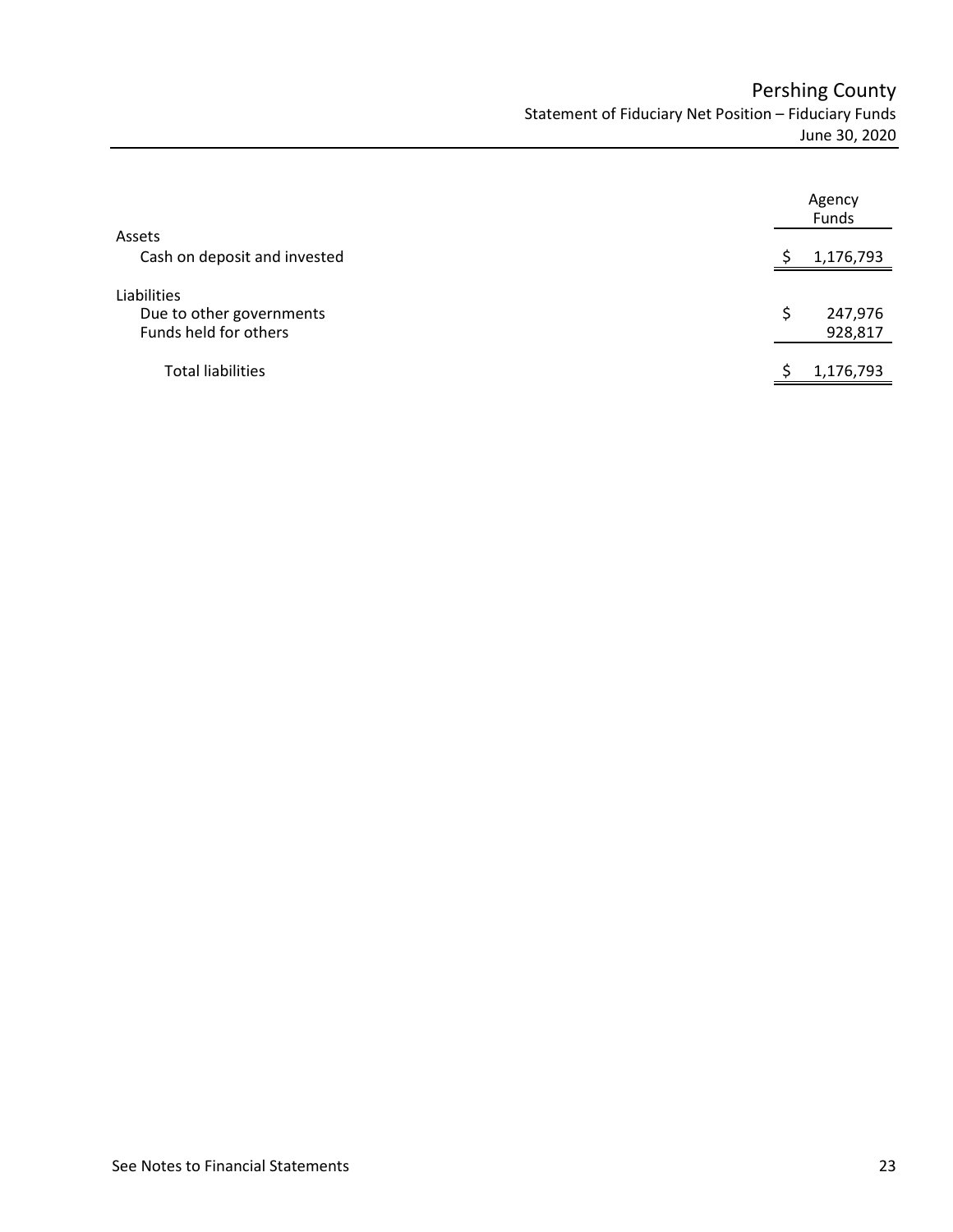# Pershing County

## Statement of Fiduciary Net Position – Fiduciary Funds

June 30, 2020

| | Agency Funds |
|---|---|
| **Assets** | |
| Cash on deposit and invested | $ 1,176,793 |
| **Liabilities** | |
| Due to other governments | $ 247,976 |
| Funds held for others | 928,817 |
| Total liabilities | $ 1,176,793 |

See Notes to Financial Statements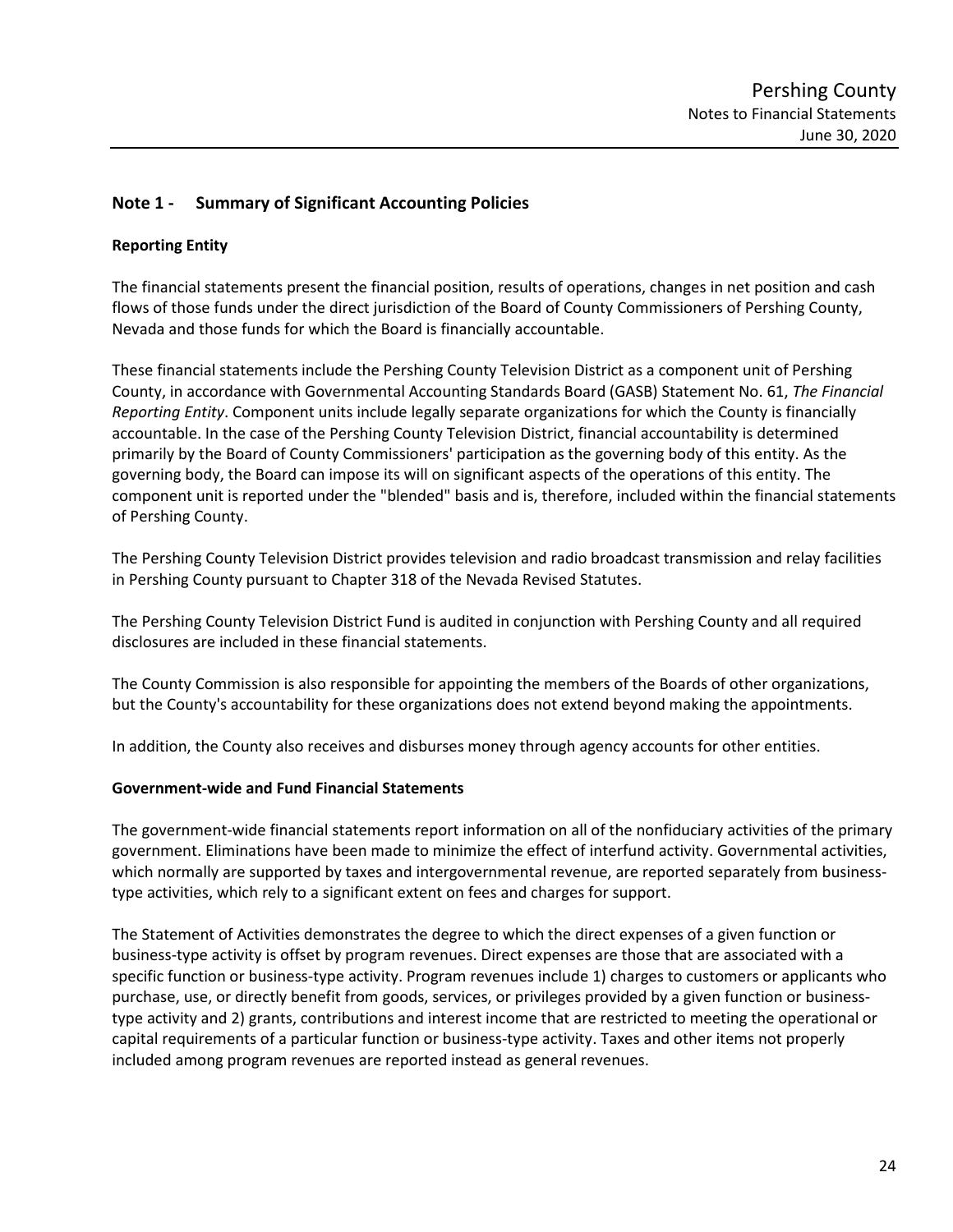## Note 1 - Summary of Significant Accounting Policies

### Reporting Entity

The financial statements present the financial position, results of operations, changes in net position and cash flows of those funds under the direct jurisdiction of the Board of County Commissioners of Pershing County, Nevada and those funds for which the Board is financially accountable.

These financial statements include the Pershing County Television District as a component unit of Pershing County, in accordance with Governmental Accounting Standards Board (GASB) Statement No. 61, *The Financial Reporting Entity*. Component units include legally separate organizations for which the County is financially accountable. In the case of the Pershing County Television District, financial accountability is determined primarily by the Board of County Commissioners' participation as the governing body of this entity. As the governing body, the Board can impose its will on significant aspects of the operations of this entity. The component unit is reported under the "blended" basis and is, therefore, included within the financial statements of Pershing County.

The Pershing County Television District provides television and radio broadcast transmission and relay facilities in Pershing County pursuant to Chapter 318 of the Nevada Revised Statutes.

The Pershing County Television District Fund is audited in conjunction with Pershing County and all required disclosures are included in these financial statements.

The County Commission is also responsible for appointing the members of the Boards of other organizations, but the County's accountability for these organizations does not extend beyond making the appointments.

In addition, the County also receives and disburses money through agency accounts for other entities.

### Government-wide and Fund Financial Statements

The government-wide financial statements report information on all of the nonfiduciary activities of the primary government. Eliminations have been made to minimize the effect of interfund activity. Governmental activities, which normally are supported by taxes and intergovernmental revenue, are reported separately from business-type activities, which rely to a significant extent on fees and charges for support.

The Statement of Activities demonstrates the degree to which the direct expenses of a given function or business-type activity is offset by program revenues. Direct expenses are those that are associated with a specific function or business-type activity. Program revenues include 1) charges to customers or applicants who purchase, use, or directly benefit from goods, services, or privileges provided by a given function or business-type activity and 2) grants, contributions and interest income that are restricted to meeting the operational or capital requirements of a particular function or business-type activity. Taxes and other items not properly included among program revenues are reported instead as general revenues.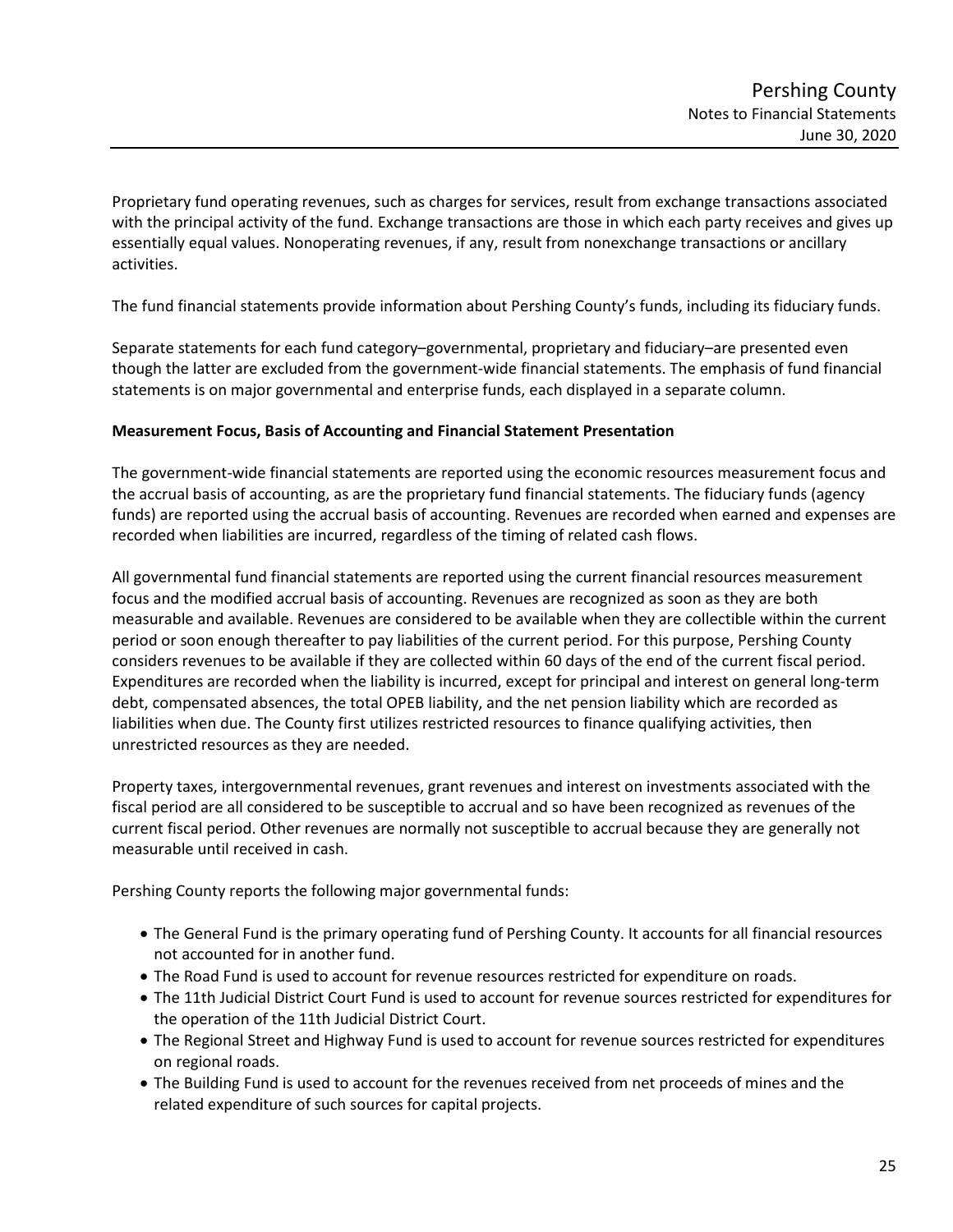Proprietary fund operating revenues, such as charges for services, result from exchange transactions associated with the principal activity of the fund. Exchange transactions are those in which each party receives and gives up essentially equal values. Nonoperating revenues, if any, result from nonexchange transactions or ancillary activities.

The fund financial statements provide information about Pershing County's funds, including its fiduciary funds.

Separate statements for each fund category–governmental, proprietary and fiduciary–are presented even though the latter are excluded from the government-wide financial statements. The emphasis of fund financial statements is on major governmental and enterprise funds, each displayed in a separate column.

**Measurement Focus, Basis of Accounting and Financial Statement Presentation**

The government-wide financial statements are reported using the economic resources measurement focus and the accrual basis of accounting, as are the proprietary fund financial statements. The fiduciary funds (agency funds) are reported using the accrual basis of accounting. Revenues are recorded when earned and expenses are recorded when liabilities are incurred, regardless of the timing of related cash flows.

All governmental fund financial statements are reported using the current financial resources measurement focus and the modified accrual basis of accounting. Revenues are recognized as soon as they are both measurable and available. Revenues are considered to be available when they are collectible within the current period or soon enough thereafter to pay liabilities of the current period. For this purpose, Pershing County considers revenues to be available if they are collected within 60 days of the end of the current fiscal period. Expenditures are recorded when the liability is incurred, except for principal and interest on general long-term debt, compensated absences, the total OPEB liability, and the net pension liability which are recorded as liabilities when due. The County first utilizes restricted resources to finance qualifying activities, then unrestricted resources as they are needed.

Property taxes, intergovernmental revenues, grant revenues and interest on investments associated with the fiscal period are all considered to be susceptible to accrual and so have been recognized as revenues of the current fiscal period. Other revenues are normally not susceptible to accrual because they are generally not measurable until received in cash.

Pershing County reports the following major governmental funds:

- The General Fund is the primary operating fund of Pershing County. It accounts for all financial resources not accounted for in another fund.
- The Road Fund is used to account for revenue resources restricted for expenditure on roads.
- The 11th Judicial District Court Fund is used to account for revenue sources restricted for expenditures for the operation of the 11th Judicial District Court.
- The Regional Street and Highway Fund is used to account for revenue sources restricted for expenditures on regional roads.
- The Building Fund is used to account for the revenues received from net proceeds of mines and the related expenditure of such sources for capital projects.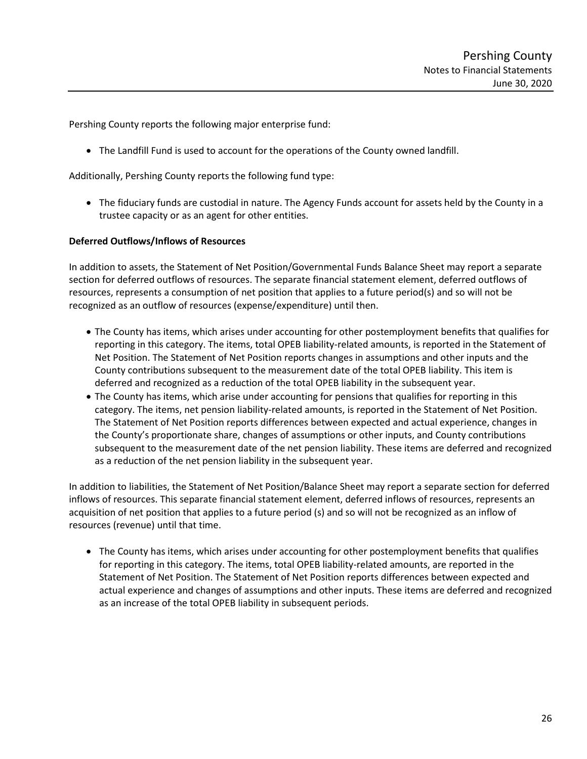Pershing County reports the following major enterprise fund:

- The Landfill Fund is used to account for the operations of the County owned landfill.

Additionally, Pershing County reports the following fund type:

- The fiduciary funds are custodial in nature. The Agency Funds account for assets held by the County in a trustee capacity or as an agent for other entities.

**Deferred Outflows/Inflows of Resources**

In addition to assets, the Statement of Net Position/Governmental Funds Balance Sheet may report a separate section for deferred outflows of resources. The separate financial statement element, deferred outflows of resources, represents a consumption of net position that applies to a future period(s) and so will not be recognized as an outflow of resources (expense/expenditure) until then.

- The County has items, which arises under accounting for other postemployment benefits that qualifies for reporting in this category. The items, total OPEB liability-related amounts, is reported in the Statement of Net Position. The Statement of Net Position reports changes in assumptions and other inputs and the County contributions subsequent to the measurement date of the total OPEB liability. This item is deferred and recognized as a reduction of the total OPEB liability in the subsequent year.
- The County has items, which arise under accounting for pensions that qualifies for reporting in this category. The items, net pension liability-related amounts, is reported in the Statement of Net Position. The Statement of Net Position reports differences between expected and actual experience, changes in the County's proportionate share, changes of assumptions or other inputs, and County contributions subsequent to the measurement date of the net pension liability. These items are deferred and recognized as a reduction of the net pension liability in the subsequent year.

In addition to liabilities, the Statement of Net Position/Balance Sheet may report a separate section for deferred inflows of resources. This separate financial statement element, deferred inflows of resources, represents an acquisition of net position that applies to a future period (s) and so will not be recognized as an inflow of resources (revenue) until that time.

- The County has items, which arises under accounting for other postemployment benefits that qualifies for reporting in this category. The items, total OPEB liability-related amounts, are reported in the Statement of Net Position. The Statement of Net Position reports differences between expected and actual experience and changes of assumptions and other inputs. These items are deferred and recognized as an increase of the total OPEB liability in subsequent periods.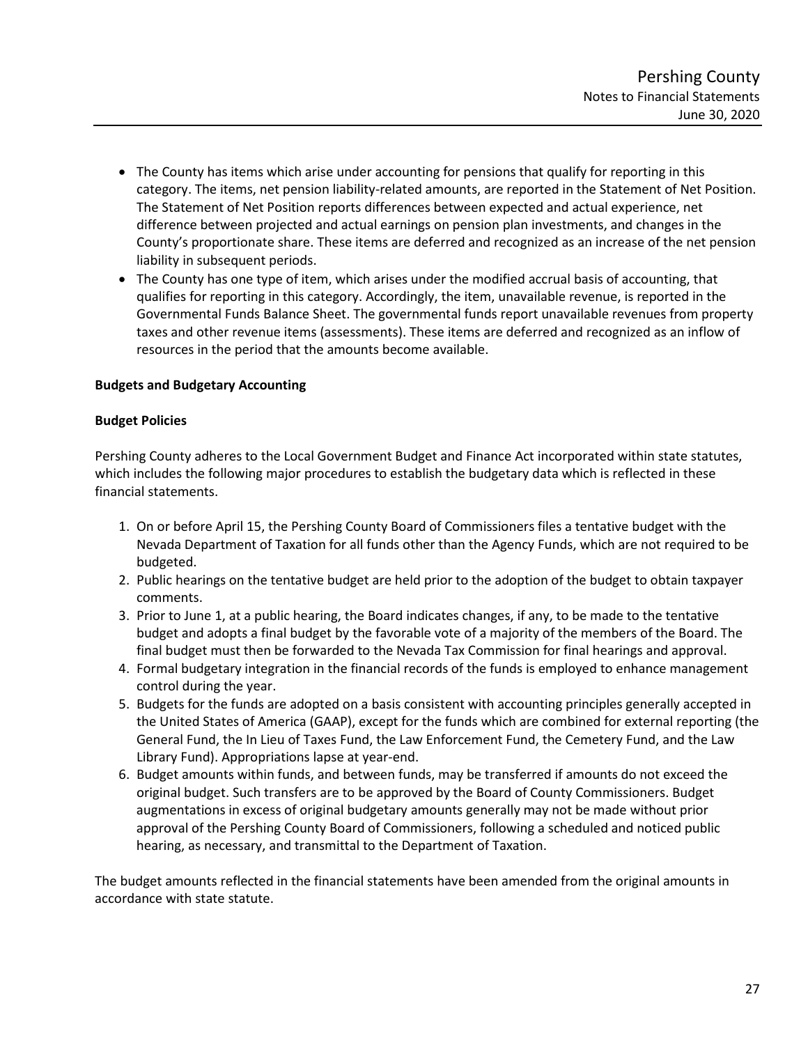- The County has items which arise under accounting for pensions that qualify for reporting in this category. The items, net pension liability-related amounts, are reported in the Statement of Net Position. The Statement of Net Position reports differences between expected and actual experience, net difference between projected and actual earnings on pension plan investments, and changes in the County's proportionate share. These items are deferred and recognized as an increase of the net pension liability in subsequent periods.
- The County has one type of item, which arises under the modified accrual basis of accounting, that qualifies for reporting in this category. Accordingly, the item, unavailable revenue, is reported in the Governmental Funds Balance Sheet. The governmental funds report unavailable revenues from property taxes and other revenue items (assessments). These items are deferred and recognized as an inflow of resources in the period that the amounts become available.

**Budgets and Budgetary Accounting**

**Budget Policies**

Pershing County adheres to the Local Government Budget and Finance Act incorporated within state statutes, which includes the following major procedures to establish the budgetary data which is reflected in these financial statements.

1. On or before April 15, the Pershing County Board of Commissioners files a tentative budget with the Nevada Department of Taxation for all funds other than the Agency Funds, which are not required to be budgeted.
2. Public hearings on the tentative budget are held prior to the adoption of the budget to obtain taxpayer comments.
3. Prior to June 1, at a public hearing, the Board indicates changes, if any, to be made to the tentative budget and adopts a final budget by the favorable vote of a majority of the members of the Board. The final budget must then be forwarded to the Nevada Tax Commission for final hearings and approval.
4. Formal budgetary integration in the financial records of the funds is employed to enhance management control during the year.
5. Budgets for the funds are adopted on a basis consistent with accounting principles generally accepted in the United States of America (GAAP), except for the funds which are combined for external reporting (the General Fund, the In Lieu of Taxes Fund, the Law Enforcement Fund, the Cemetery Fund, and the Law Library Fund). Appropriations lapse at year-end.
6. Budget amounts within funds, and between funds, may be transferred if amounts do not exceed the original budget. Such transfers are to be approved by the Board of County Commissioners. Budget augmentations in excess of original budgetary amounts generally may not be made without prior approval of the Pershing County Board of Commissioners, following a scheduled and noticed public hearing, as necessary, and transmittal to the Department of Taxation.

The budget amounts reflected in the financial statements have been amended from the original amounts in accordance with state statute.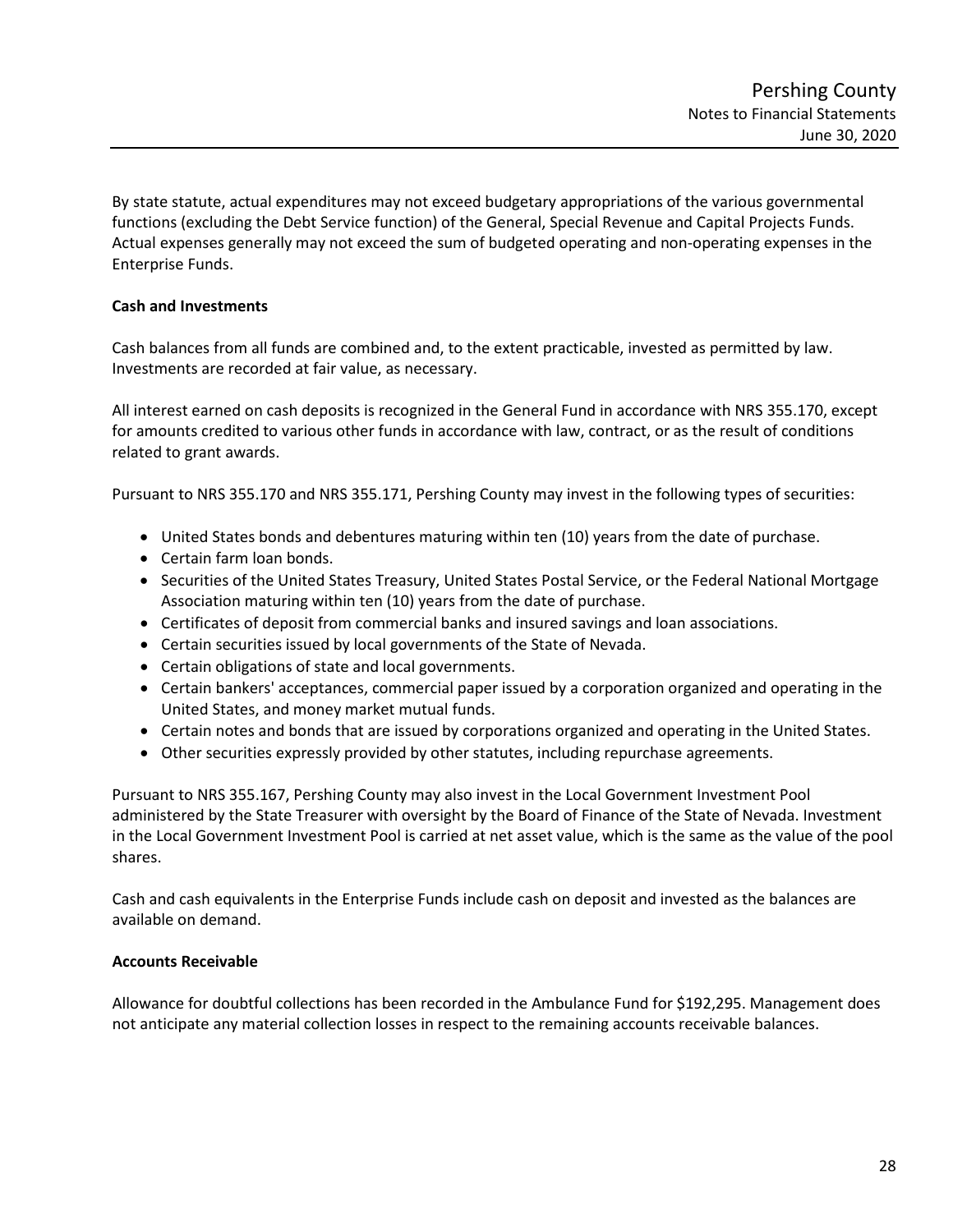By state statute, actual expenditures may not exceed budgetary appropriations of the various governmental functions (excluding the Debt Service function) of the General, Special Revenue and Capital Projects Funds. Actual expenses generally may not exceed the sum of budgeted operating and non-operating expenses in the Enterprise Funds.

**Cash and Investments**

Cash balances from all funds are combined and, to the extent practicable, invested as permitted by law. Investments are recorded at fair value, as necessary.

All interest earned on cash deposits is recognized in the General Fund in accordance with NRS 355.170, except for amounts credited to various other funds in accordance with law, contract, or as the result of conditions related to grant awards.

Pursuant to NRS 355.170 and NRS 355.171, Pershing County may invest in the following types of securities:

- United States bonds and debentures maturing within ten (10) years from the date of purchase.
- Certain farm loan bonds.
- Securities of the United States Treasury, United States Postal Service, or the Federal National Mortgage Association maturing within ten (10) years from the date of purchase.
- Certificates of deposit from commercial banks and insured savings and loan associations.
- Certain securities issued by local governments of the State of Nevada.
- Certain obligations of state and local governments.
- Certain bankers' acceptances, commercial paper issued by a corporation organized and operating in the United States, and money market mutual funds.
- Certain notes and bonds that are issued by corporations organized and operating in the United States.
- Other securities expressly provided by other statutes, including repurchase agreements.

Pursuant to NRS 355.167, Pershing County may also invest in the Local Government Investment Pool administered by the State Treasurer with oversight by the Board of Finance of the State of Nevada. Investment in the Local Government Investment Pool is carried at net asset value, which is the same as the value of the pool shares.

Cash and cash equivalents in the Enterprise Funds include cash on deposit and invested as the balances are available on demand.

**Accounts Receivable**

Allowance for doubtful collections has been recorded in the Ambulance Fund for $192,295. Management does not anticipate any material collection losses in respect to the remaining accounts receivable balances.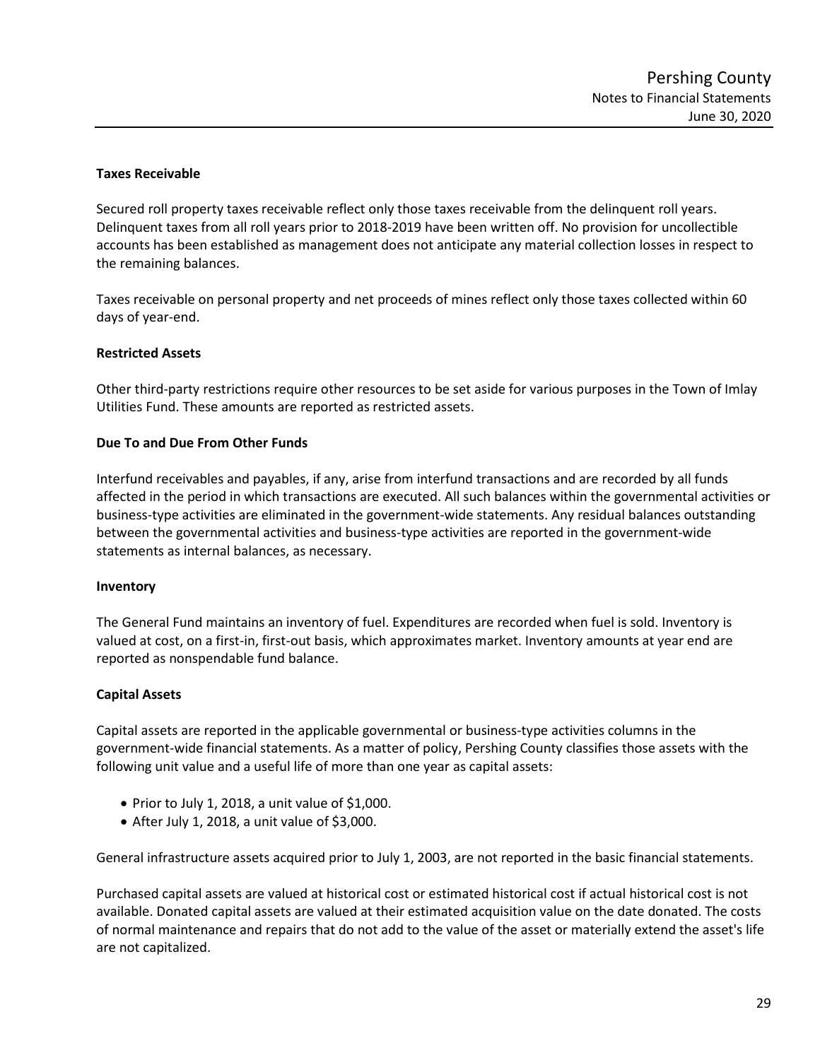### Taxes Receivable

Secured roll property taxes receivable reflect only those taxes receivable from the delinquent roll years. Delinquent taxes from all roll years prior to 2018-2019 have been written off. No provision for uncollectible accounts has been established as management does not anticipate any material collection losses in respect to the remaining balances.

Taxes receivable on personal property and net proceeds of mines reflect only those taxes collected within 60 days of year-end.

### Restricted Assets

Other third-party restrictions require other resources to be set aside for various purposes in the Town of Imlay Utilities Fund. These amounts are reported as restricted assets.

### Due To and Due From Other Funds

Interfund receivables and payables, if any, arise from interfund transactions and are recorded by all funds affected in the period in which transactions are executed. All such balances within the governmental activities or business-type activities are eliminated in the government-wide statements. Any residual balances outstanding between the governmental activities and business-type activities are reported in the government-wide statements as internal balances, as necessary.

### Inventory

The General Fund maintains an inventory of fuel. Expenditures are recorded when fuel is sold. Inventory is valued at cost, on a first-in, first-out basis, which approximates market. Inventory amounts at year end are reported as nonspendable fund balance.

### Capital Assets

Capital assets are reported in the applicable governmental or business-type activities columns in the government-wide financial statements. As a matter of policy, Pershing County classifies those assets with the following unit value and a useful life of more than one year as capital assets:

- Prior to July 1, 2018, a unit value of $1,000.
- After July 1, 2018, a unit value of $3,000.

General infrastructure assets acquired prior to July 1, 2003, are not reported in the basic financial statements.

Purchased capital assets are valued at historical cost or estimated historical cost if actual historical cost is not available. Donated capital assets are valued at their estimated acquisition value on the date donated. The costs of normal maintenance and repairs that do not add to the value of the asset or materially extend the asset's life are not capitalized.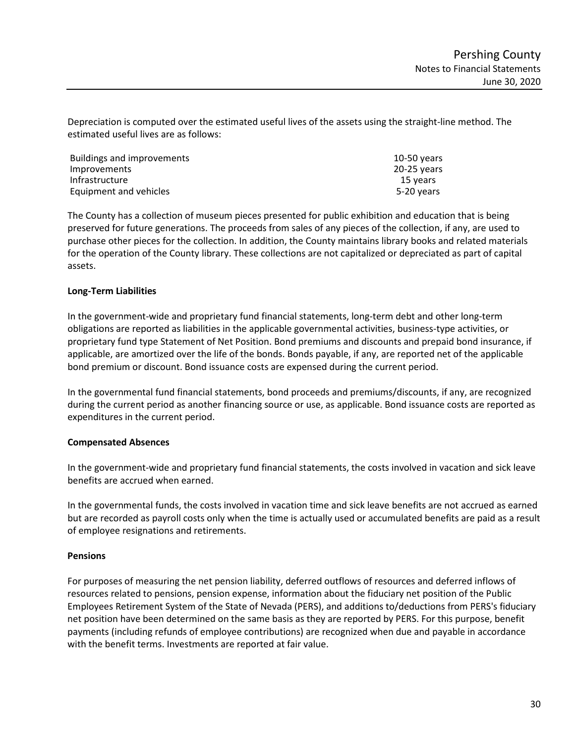Depreciation is computed over the estimated useful lives of the assets using the straight-line method. The estimated useful lives are as follows:

| | |
|---|---|
| Buildings and improvements | 10-50 years |
| Improvements | 20-25 years |
| Infrastructure | 15 years |
| Equipment and vehicles | 5-20 years |

The County has a collection of museum pieces presented for public exhibition and education that is being preserved for future generations. The proceeds from sales of any pieces of the collection, if any, are used to purchase other pieces for the collection. In addition, the County maintains library books and related materials for the operation of the County library. These collections are not capitalized or depreciated as part of capital assets.

**Long-Term Liabilities**

In the government-wide and proprietary fund financial statements, long-term debt and other long-term obligations are reported as liabilities in the applicable governmental activities, business-type activities, or proprietary fund type Statement of Net Position. Bond premiums and discounts and prepaid bond insurance, if applicable, are amortized over the life of the bonds. Bonds payable, if any, are reported net of the applicable bond premium or discount. Bond issuance costs are expensed during the current period.

In the governmental fund financial statements, bond proceeds and premiums/discounts, if any, are recognized during the current period as another financing source or use, as applicable. Bond issuance costs are reported as expenditures in the current period.

**Compensated Absences**

In the government-wide and proprietary fund financial statements, the costs involved in vacation and sick leave benefits are accrued when earned.

In the governmental funds, the costs involved in vacation time and sick leave benefits are not accrued as earned but are recorded as payroll costs only when the time is actually used or accumulated benefits are paid as a result of employee resignations and retirements.

**Pensions**

For purposes of measuring the net pension liability, deferred outflows of resources and deferred inflows of resources related to pensions, pension expense, information about the fiduciary net position of the Public Employees Retirement System of the State of Nevada (PERS), and additions to/deductions from PERS's fiduciary net position have been determined on the same basis as they are reported by PERS. For this purpose, benefit payments (including refunds of employee contributions) are recognized when due and payable in accordance with the benefit terms. Investments are reported at fair value.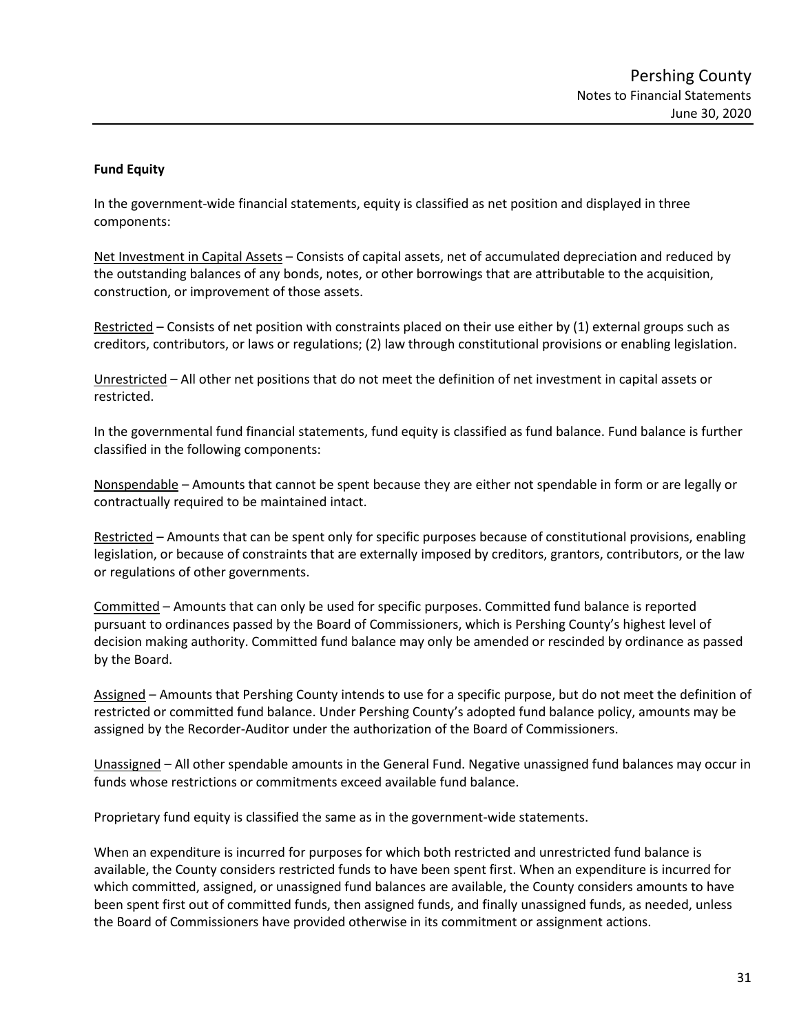**Fund Equity**

In the government-wide financial statements, equity is classified as net position and displayed in three components:

Net Investment in Capital Assets – Consists of capital assets, net of accumulated depreciation and reduced by the outstanding balances of any bonds, notes, or other borrowings that are attributable to the acquisition, construction, or improvement of those assets.

Restricted – Consists of net position with constraints placed on their use either by (1) external groups such as creditors, contributors, or laws or regulations; (2) law through constitutional provisions or enabling legislation.

Unrestricted – All other net positions that do not meet the definition of net investment in capital assets or restricted.

In the governmental fund financial statements, fund equity is classified as fund balance. Fund balance is further classified in the following components:

Nonspendable – Amounts that cannot be spent because they are either not spendable in form or are legally or contractually required to be maintained intact.

Restricted – Amounts that can be spent only for specific purposes because of constitutional provisions, enabling legislation, or because of constraints that are externally imposed by creditors, grantors, contributors, or the law or regulations of other governments.

Committed – Amounts that can only be used for specific purposes. Committed fund balance is reported pursuant to ordinances passed by the Board of Commissioners, which is Pershing County's highest level of decision making authority. Committed fund balance may only be amended or rescinded by ordinance as passed by the Board.

Assigned – Amounts that Pershing County intends to use for a specific purpose, but do not meet the definition of restricted or committed fund balance. Under Pershing County's adopted fund balance policy, amounts may be assigned by the Recorder-Auditor under the authorization of the Board of Commissioners.

Unassigned – All other spendable amounts in the General Fund. Negative unassigned fund balances may occur in funds whose restrictions or commitments exceed available fund balance.

Proprietary fund equity is classified the same as in the government-wide statements.

When an expenditure is incurred for purposes for which both restricted and unrestricted fund balance is available, the County considers restricted funds to have been spent first. When an expenditure is incurred for which committed, assigned, or unassigned fund balances are available, the County considers amounts to have been spent first out of committed funds, then assigned funds, and finally unassigned funds, as needed, unless the Board of Commissioners have provided otherwise in its commitment or assignment actions.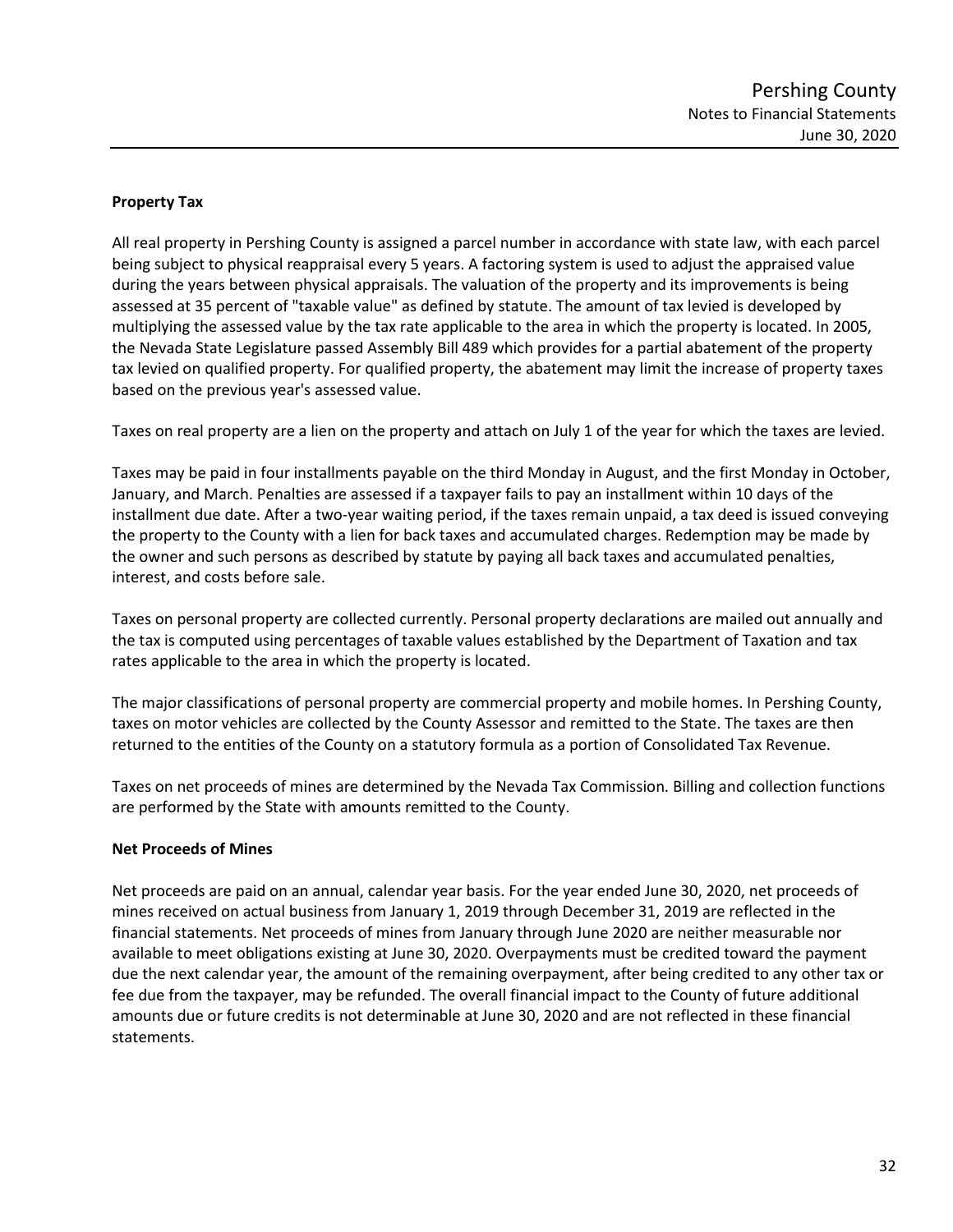**Property Tax**

All real property in Pershing County is assigned a parcel number in accordance with state law, with each parcel being subject to physical reappraisal every 5 years. A factoring system is used to adjust the appraised value during the years between physical appraisals. The valuation of the property and its improvements is being assessed at 35 percent of "taxable value" as defined by statute. The amount of tax levied is developed by multiplying the assessed value by the tax rate applicable to the area in which the property is located. In 2005, the Nevada State Legislature passed Assembly Bill 489 which provides for a partial abatement of the property tax levied on qualified property. For qualified property, the abatement may limit the increase of property taxes based on the previous year's assessed value.

Taxes on real property are a lien on the property and attach on July 1 of the year for which the taxes are levied.

Taxes may be paid in four installments payable on the third Monday in August, and the first Monday in October, January, and March. Penalties are assessed if a taxpayer fails to pay an installment within 10 days of the installment due date. After a two-year waiting period, if the taxes remain unpaid, a tax deed is issued conveying the property to the County with a lien for back taxes and accumulated charges. Redemption may be made by the owner and such persons as described by statute by paying all back taxes and accumulated penalties, interest, and costs before sale.

Taxes on personal property are collected currently. Personal property declarations are mailed out annually and the tax is computed using percentages of taxable values established by the Department of Taxation and tax rates applicable to the area in which the property is located.

The major classifications of personal property are commercial property and mobile homes. In Pershing County, taxes on motor vehicles are collected by the County Assessor and remitted to the State. The taxes are then returned to the entities of the County on a statutory formula as a portion of Consolidated Tax Revenue.

Taxes on net proceeds of mines are determined by the Nevada Tax Commission. Billing and collection functions are performed by the State with amounts remitted to the County.

**Net Proceeds of Mines**

Net proceeds are paid on an annual, calendar year basis. For the year ended June 30, 2020, net proceeds of mines received on actual business from January 1, 2019 through December 31, 2019 are reflected in the financial statements. Net proceeds of mines from January through June 2020 are neither measurable nor available to meet obligations existing at June 30, 2020. Overpayments must be credited toward the payment due the next calendar year, the amount of the remaining overpayment, after being credited to any other tax or fee due from the taxpayer, may be refunded. The overall financial impact to the County of future additional amounts due or future credits is not determinable at June 30, 2020 and are not reflected in these financial statements.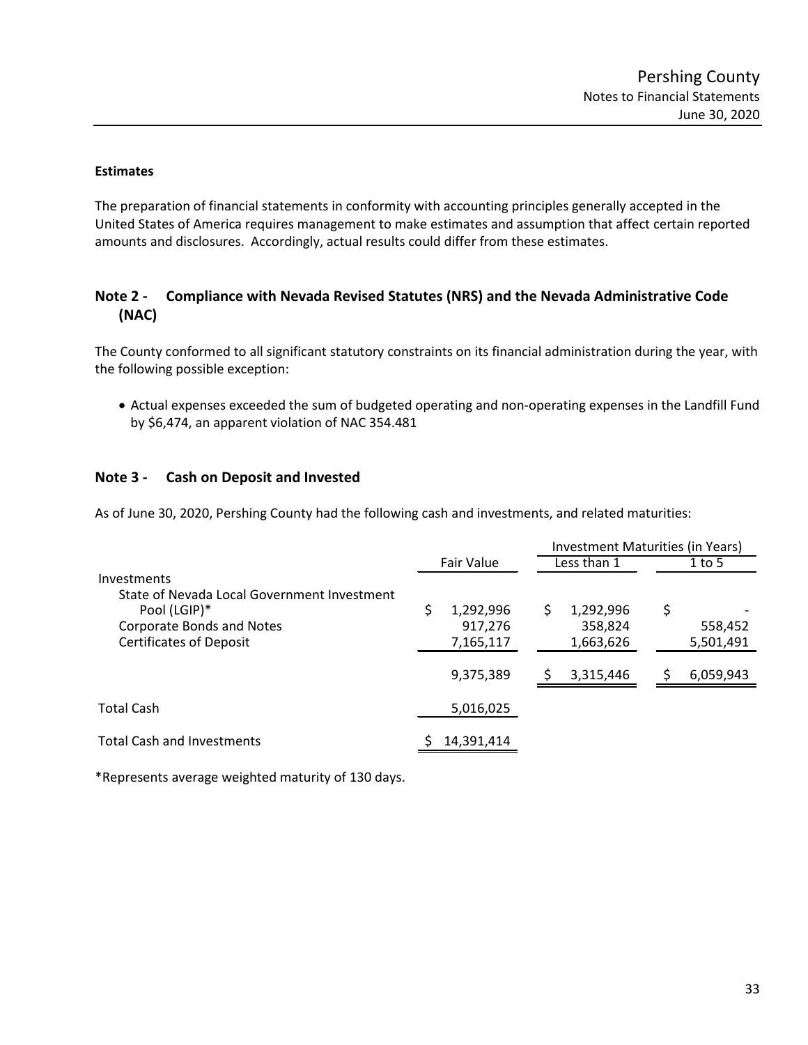### Estimates

The preparation of financial statements in conformity with accounting principles generally accepted in the United States of America requires management to make estimates and assumption that affect certain reported amounts and disclosures. Accordingly, actual results could differ from these estimates.

## Note 2 - Compliance with Nevada Revised Statutes (NRS) and the Nevada Administrative Code (NAC)

The County conformed to all significant statutory constraints on its financial administration during the year, with the following possible exception:

- Actual expenses exceeded the sum of budgeted operating and non-operating expenses in the Landfill Fund by $6,474, an apparent violation of NAC 354.481

## Note 3 - Cash on Deposit and Invested

As of June 30, 2020, Pershing County had the following cash and investments, and related maturities:

| | | Investment Maturities (in Years) | |
|---|---|---|---|
| | Fair Value | Less than 1 | 1 to 5 |
| Investments | | | |
| State of Nevada Local Government Investment Pool (LGIP)* | $ 1,292,996 | $ 1,292,996 | $ - |
| Corporate Bonds and Notes | 917,276 | 358,824 | 558,452 |
| Certificates of Deposit | 7,165,117 | 1,663,626 | 5,501,491 |
| | 9,375,389 | $ 3,315,446 | $ 6,059,943 |
| Total Cash | 5,016,025 | | |
| Total Cash and Investments | $ 14,391,414 | | |

*Represents average weighted maturity of 130 days.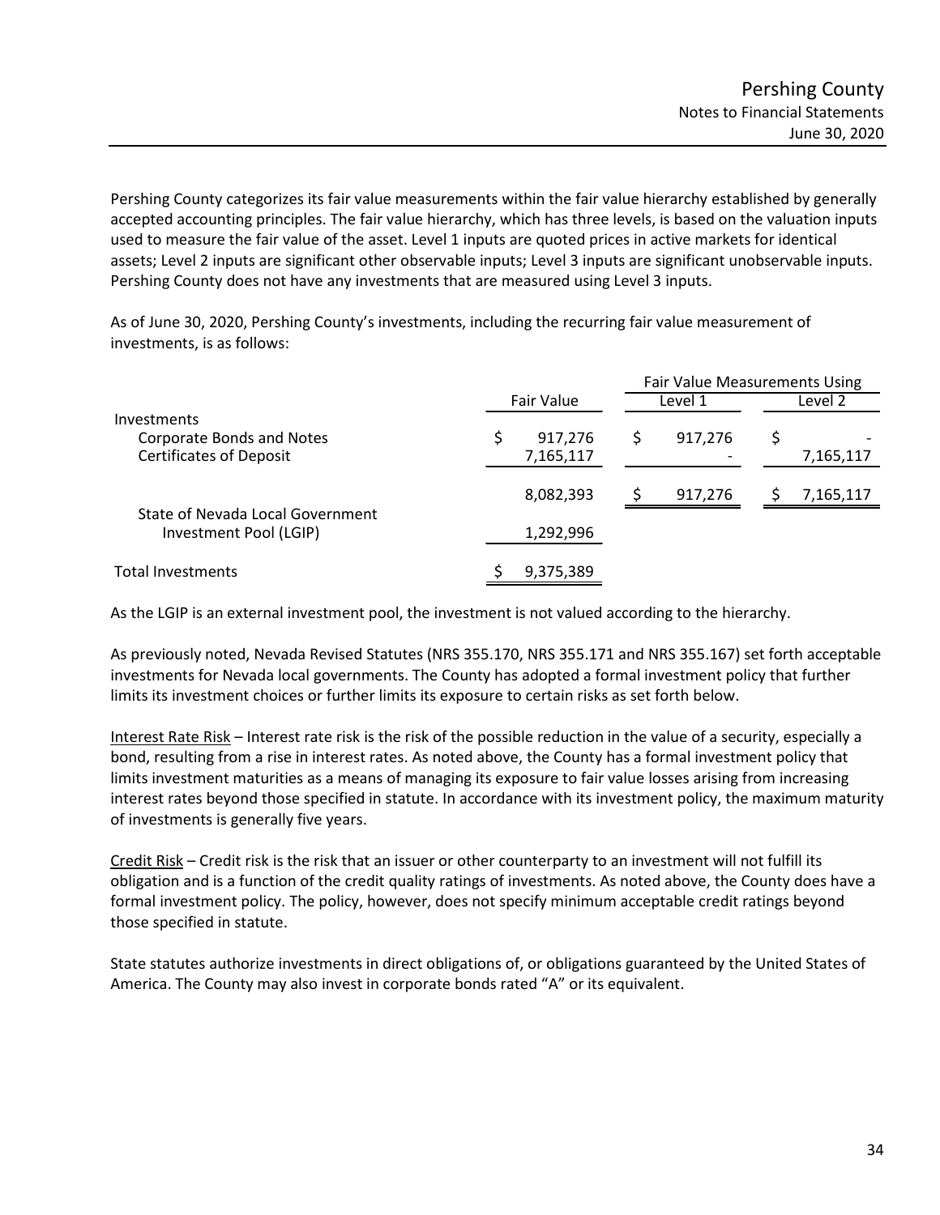Pershing County categorizes its fair value measurements within the fair value hierarchy established by generally accepted accounting principles. The fair value hierarchy, which has three levels, is based on the valuation inputs used to measure the fair value of the asset. Level 1 inputs are quoted prices in active markets for identical assets; Level 2 inputs are significant other observable inputs; Level 3 inputs are significant unobservable inputs. Pershing County does not have any investments that are measured using Level 3 inputs.

As of June 30, 2020, Pershing County's investments, including the recurring fair value measurement of investments, is as follows:

| | | Fair Value Measurements Using | |
|---|---|---|---|
| | Fair Value | Level 1 | Level 2 |
| Investments | | | |
| Corporate Bonds and Notes | $ 917,276 | $ 917,276 | $ - |
| Certificates of Deposit | 7,165,117 | - | 7,165,117 |
| | 8,082,393 | $ 917,276 | $ 7,165,117 |
| State of Nevada Local Government Investment Pool (LGIP) | 1,292,996 | | |
| Total Investments | $ 9,375,389 | | |

As the LGIP is an external investment pool, the investment is not valued according to the hierarchy.

As previously noted, Nevada Revised Statutes (NRS 355.170, NRS 355.171 and NRS 355.167) set forth acceptable investments for Nevada local governments. The County has adopted a formal investment policy that further limits its investment choices or further limits its exposure to certain risks as set forth below.

Interest Rate Risk – Interest rate risk is the risk of the possible reduction in the value of a security, especially a bond, resulting from a rise in interest rates. As noted above, the County has a formal investment policy that limits investment maturities as a means of managing its exposure to fair value losses arising from increasing interest rates beyond those specified in statute. In accordance with its investment policy, the maximum maturity of investments is generally five years.

Credit Risk – Credit risk is the risk that an issuer or other counterparty to an investment will not fulfill its obligation and is a function of the credit quality ratings of investments. As noted above, the County does have a formal investment policy. The policy, however, does not specify minimum acceptable credit ratings beyond those specified in statute.

State statutes authorize investments in direct obligations of, or obligations guaranteed by the United States of America. The County may also invest in corporate bonds rated "A" or its equivalent.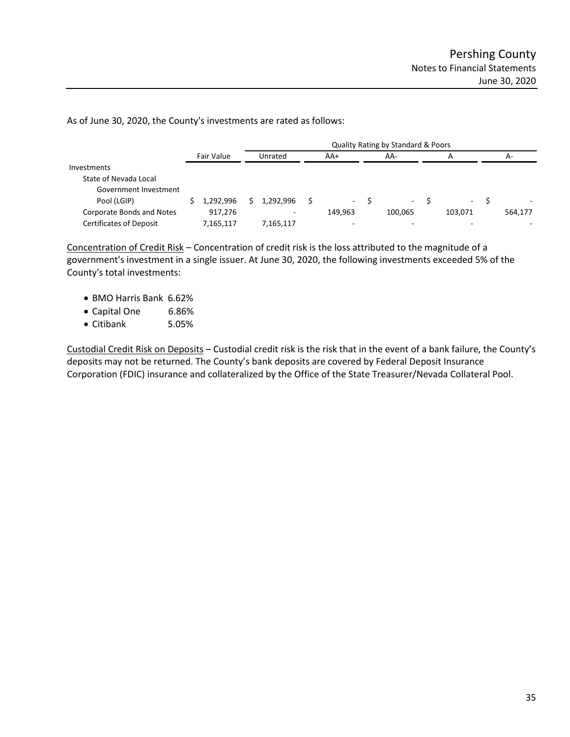As of June 30, 2020, the County's investments are rated as follows:

| | | Quality Rating by Standard & Poors | | | | |
|---|---|---|---|---|---|---|
| | Fair Value | Unrated | AA+ | AA- | A | A- |
| Investments | | | | | | |
| State of Nevada Local Government Investment Pool (LGIP) | $ 1,292,996 | $ 1,292,996 | $ - | $ - | $ - | $ - |
| Corporate Bonds and Notes | 917,276 | - | 149,963 | 100,065 | 103,071 | 564,177 |
| Certificates of Deposit | 7,165,117 | 7,165,117 | - | - | - | - |

Concentration of Credit Risk – Concentration of credit risk is the loss attributed to the magnitude of a government's investment in a single issuer. At June 30, 2020, the following investments exceeded 5% of the County's total investments:

- BMO Harris Bank 6.62%
- Capital One 6.86%
- Citibank 5.05%

Custodial Credit Risk on Deposits – Custodial credit risk is the risk that in the event of a bank failure, the County's deposits may not be returned. The County's bank deposits are covered by Federal Deposit Insurance Corporation (FDIC) insurance and collateralized by the Office of the State Treasurer/Nevada Collateral Pool.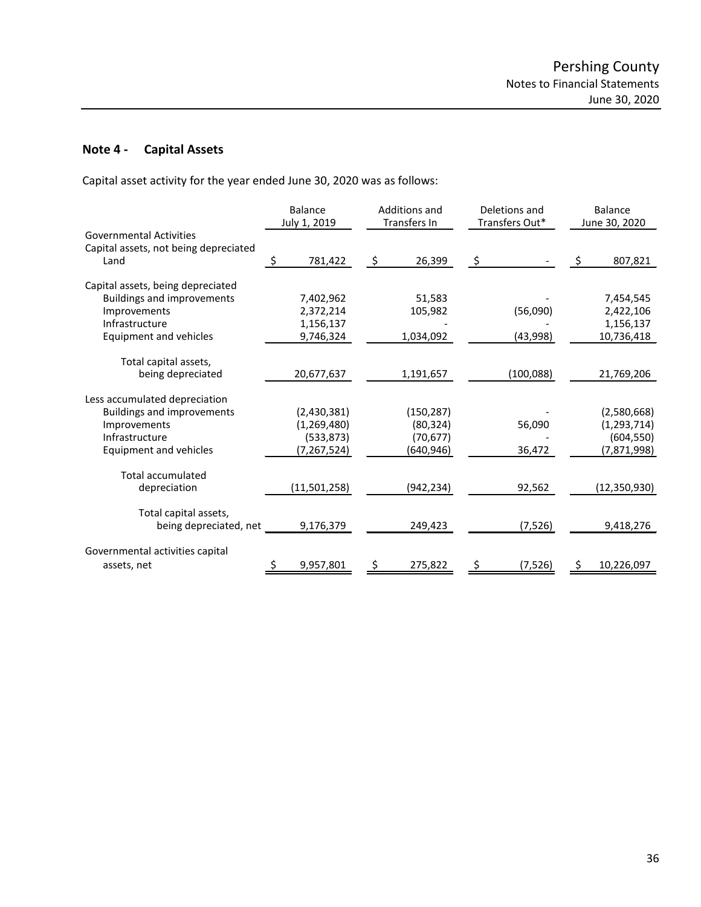## Note 4 - Capital Assets

Capital asset activity for the year ended June 30, 2020 was as follows:

| | Balance July 1, 2019 | Additions and Transfers In | Deletions and Transfers Out* | Balance June 30, 2020 |
|---|---|---|---|---|
| Governmental Activities | | | | |
| Capital assets, not being depreciated | | | | |
| Land | $ 781,422 | $ 26,399 | $ - | $ 807,821 |
| Capital assets, being depreciated | | | | |
| Buildings and improvements | 7,402,962 | 51,583 | - | 7,454,545 |
| Improvements | 2,372,214 | 105,982 | (56,090) | 2,422,106 |
| Infrastructure | 1,156,137 | - | - | 1,156,137 |
| Equipment and vehicles | 9,746,324 | 1,034,092 | (43,998) | 10,736,418 |
| Total capital assets, being depreciated | 20,677,637 | 1,191,657 | (100,088) | 21,769,206 |
| Less accumulated depreciation | | | | |
| Buildings and improvements | (2,430,381) | (150,287) | - | (2,580,668) |
| Improvements | (1,269,480) | (80,324) | 56,090 | (1,293,714) |
| Infrastructure | (533,873) | (70,677) | - | (604,550) |
| Equipment and vehicles | (7,267,524) | (640,946) | 36,472 | (7,871,998) |
| Total accumulated depreciation | (11,501,258) | (942,234) | 92,562 | (12,350,930) |
| Total capital assets, being depreciated, net | 9,176,379 | 249,423 | (7,526) | 9,418,276 |
| Governmental activities capital assets, net | $ 9,957,801 | $ 275,822 | $ (7,526) | $ 10,226,097 |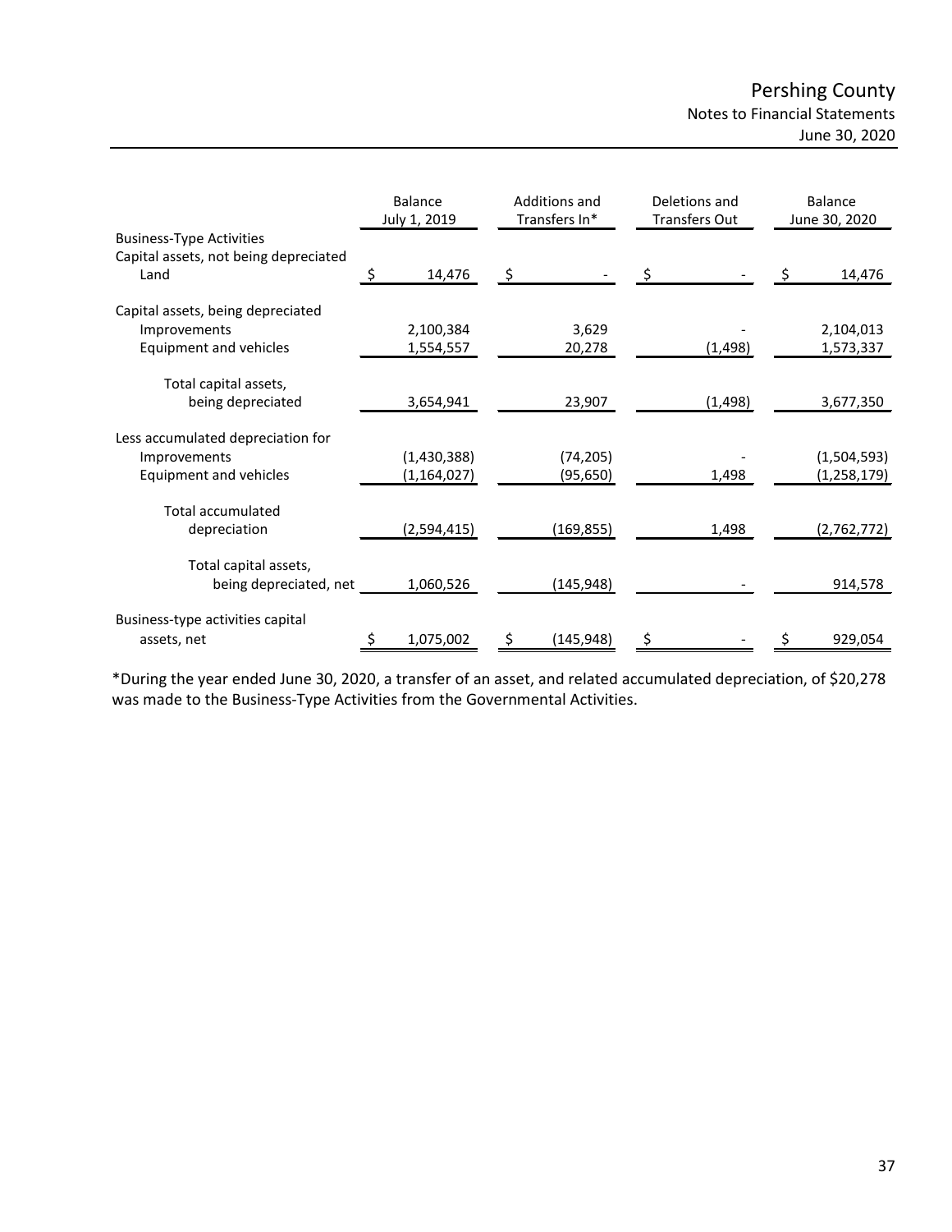| | Balance July 1, 2019 | Additions and Transfers In* | Deletions and Transfers Out | Balance June 30, 2020 |
|---|---|---|---|---|
| Business-Type Activities | | | | |
| Capital assets, not being depreciated | | | | |
| Land | $ 14,476 | $ - | $ - | $ 14,476 |
| Capital assets, being depreciated | | | | |
| Improvements | 2,100,384 | 3,629 | - | 2,104,013 |
| Equipment and vehicles | 1,554,557 | 20,278 | (1,498) | 1,573,337 |
| Total capital assets, being depreciated | 3,654,941 | 23,907 | (1,498) | 3,677,350 |
| Less accumulated depreciation for | | | | |
| Improvements | (1,430,388) | (74,205) | - | (1,504,593) |
| Equipment and vehicles | (1,164,027) | (95,650) | 1,498 | (1,258,179) |
| Total accumulated depreciation | (2,594,415) | (169,855) | 1,498 | (2,762,772) |
| Total capital assets, being depreciated, net | 1,060,526 | (145,948) | - | 914,578 |
| Business-type activities capital assets, net | $ 1,075,002 | $ (145,948) | $ - | $ 929,054 |

*During the year ended June 30, 2020, a transfer of an asset, and related accumulated depreciation, of $20,278 was made to the Business-Type Activities from the Governmental Activities.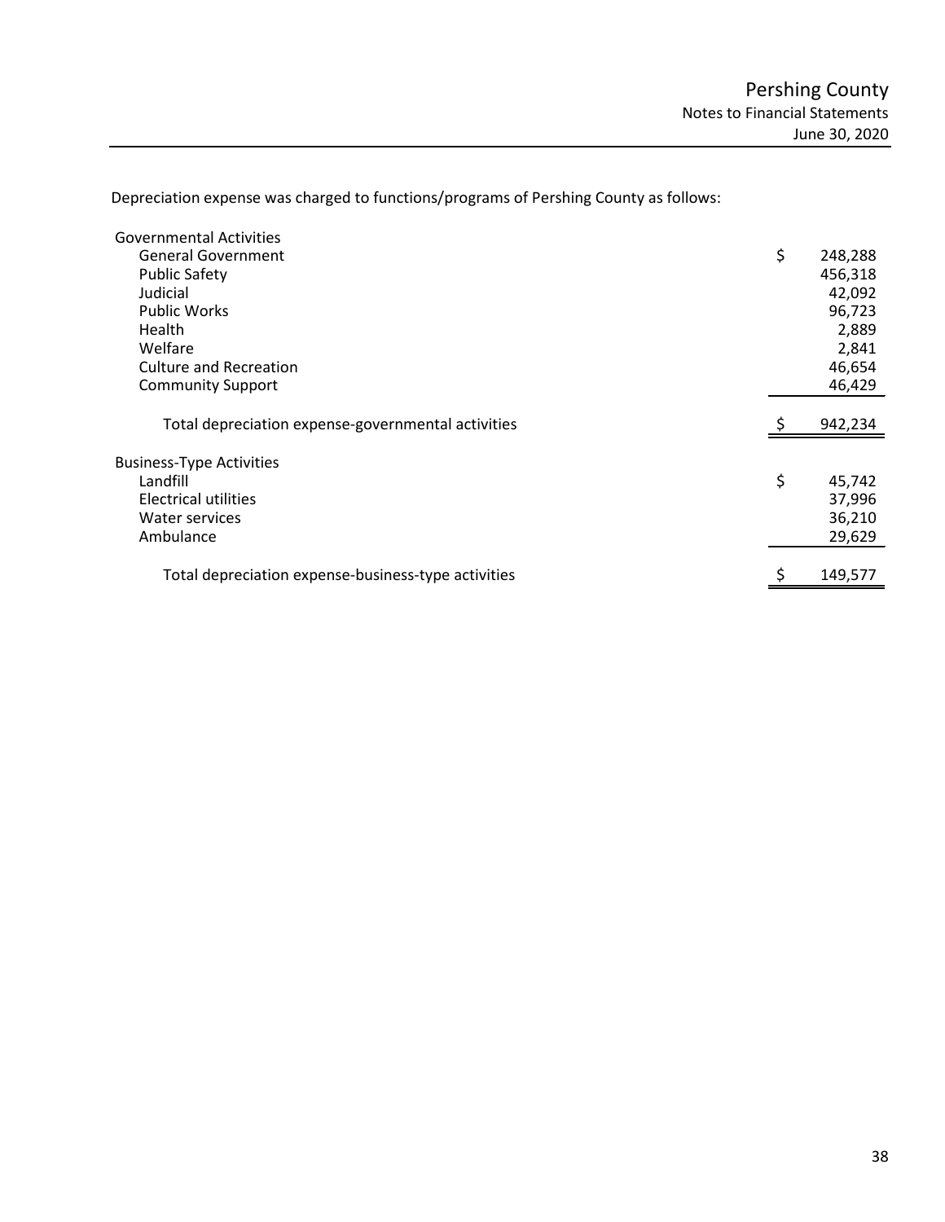Depreciation expense was charged to functions/programs of Pershing County as follows:

| | |
|---|---|
| **Governmental Activities** | |
| General Government | $ 248,288 |
| Public Safety | 456,318 |
| Judicial | 42,092 |
| Public Works | 96,723 |
| Health | 2,889 |
| Welfare | 2,841 |
| Culture and Recreation | 46,654 |
| Community Support | 46,429 |
| Total depreciation expense-governmental activities | $ 942,234 |
| **Business-Type Activities** | |
| Landfill | $ 45,742 |
| Electrical utilities | 37,996 |
| Water services | 36,210 |
| Ambulance | 29,629 |
| Total depreciation expense-business-type activities | $ 149,577 |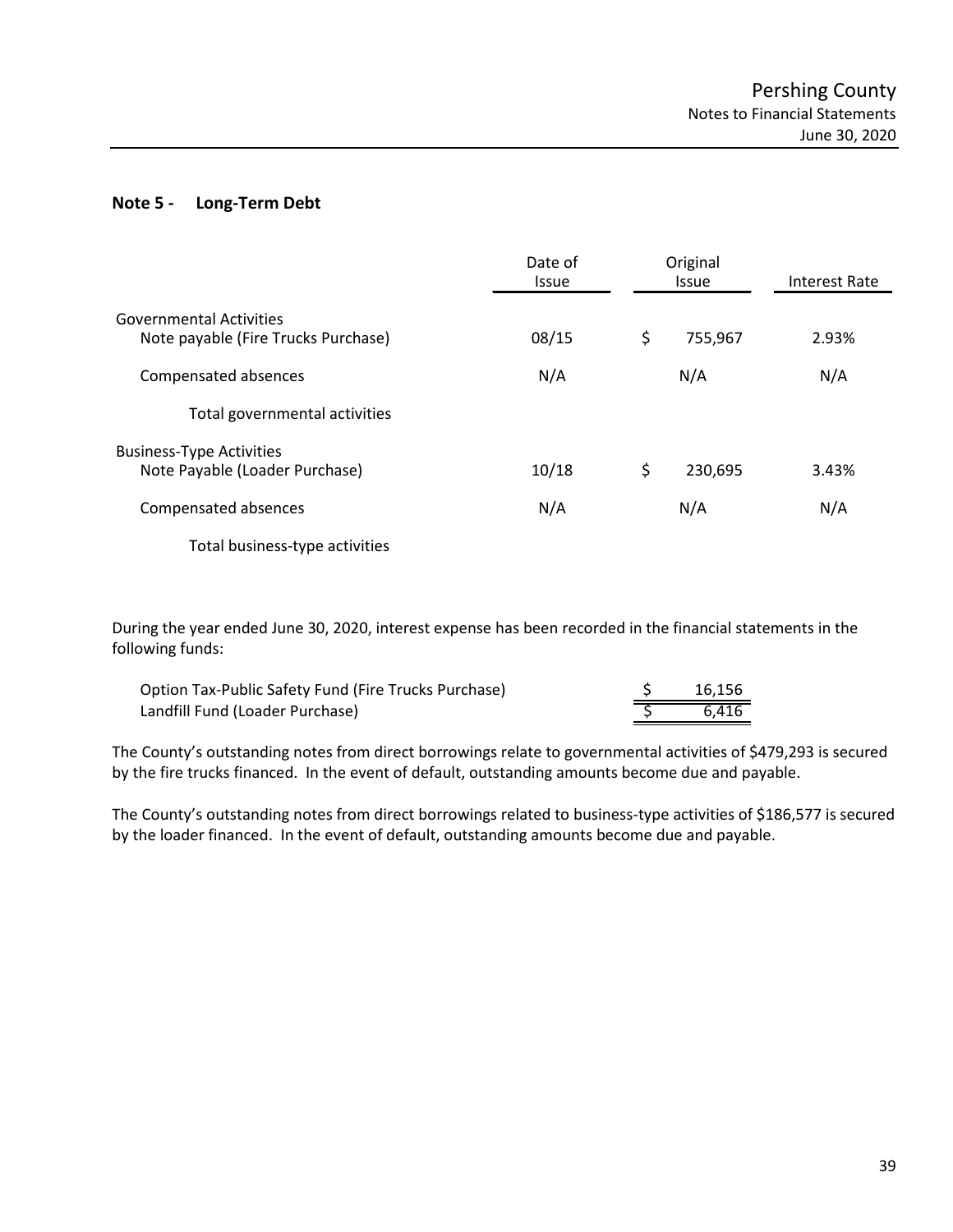## Note 5 - Long-Term Debt

| | Date of Issue | Original Issue | Interest Rate |
|---|---|---|---|
| Governmental Activities | | | |
| Note payable (Fire Trucks Purchase) | 08/15 | $ 755,967 | 2.93% |
| Compensated absences | N/A | N/A | N/A |
| Total governmental activities | | | |
| Business-Type Activities | | | |
| Note Payable (Loader Purchase) | 10/18 | $ 230,695 | 3.43% |
| Compensated absences | N/A | N/A | N/A |
| Total business-type activities | | | |

During the year ended June 30, 2020, interest expense has been recorded in the financial statements in the following funds:

| | |
|---|---|
| Option Tax-Public Safety Fund (Fire Trucks Purchase) | $ 16,156 |
| Landfill Fund (Loader Purchase) | $ 6,416 |

The County's outstanding notes from direct borrowings relate to governmental activities of $479,293 is secured by the fire trucks financed. In the event of default, outstanding amounts become due and payable.

The County's outstanding notes from direct borrowings related to business-type activities of $186,577 is secured by the loader financed. In the event of default, outstanding amounts become due and payable.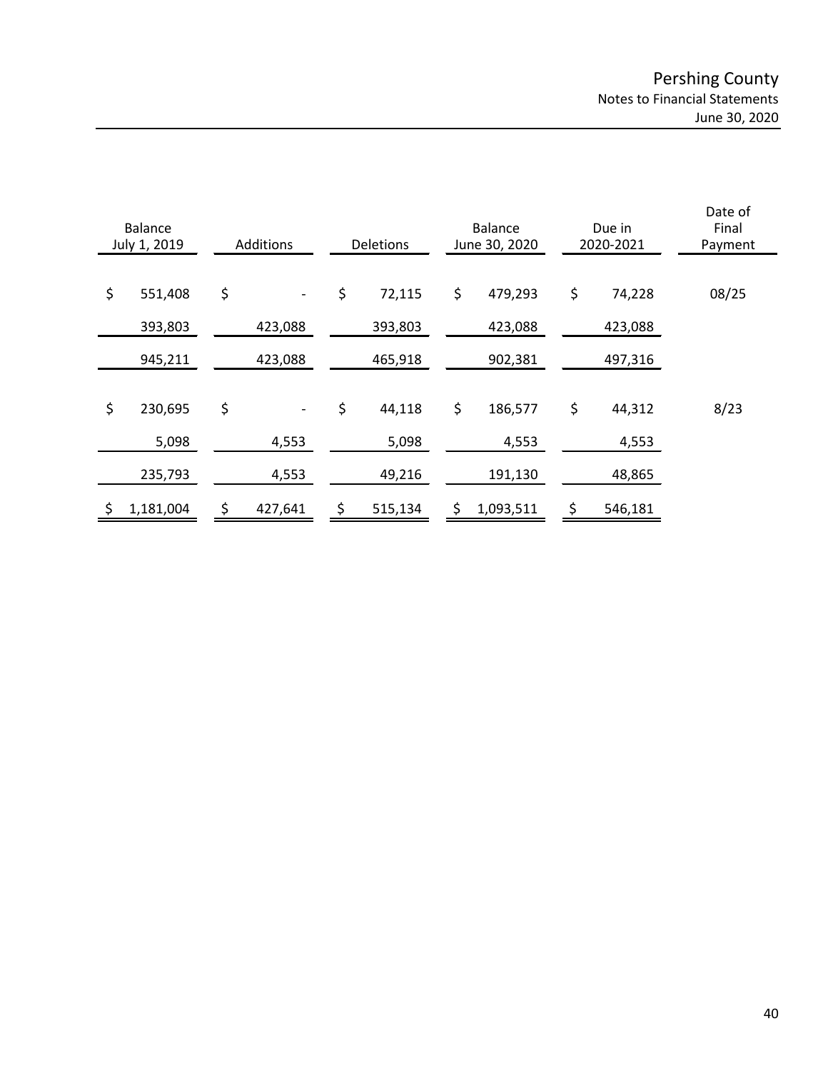| Balance July 1, 2019 | Additions | Deletions | Balance June 30, 2020 | Due in 2020-2021 | Date of Final Payment |
|---|---|---|---|---|---|
| $ 551,408 | $ - | $ 72,115 | $ 479,293 | $ 74,228 | 08/25 |
| 393,803 | 423,088 | 393,803 | 423,088 | 423,088 | |
| 945,211 | 423,088 | 465,918 | 902,381 | 497,316 | |
| $ 230,695 | $ - | $ 44,118 | $ 186,577 | $ 44,312 | 8/23 |
| 5,098 | 4,553 | 5,098 | 4,553 | 4,553 | |
| 235,793 | 4,553 | 49,216 | 191,130 | 48,865 | |
| $ 1,181,004 | $ 427,641 | $ 515,134 | $ 1,093,511 | $ 546,181 | |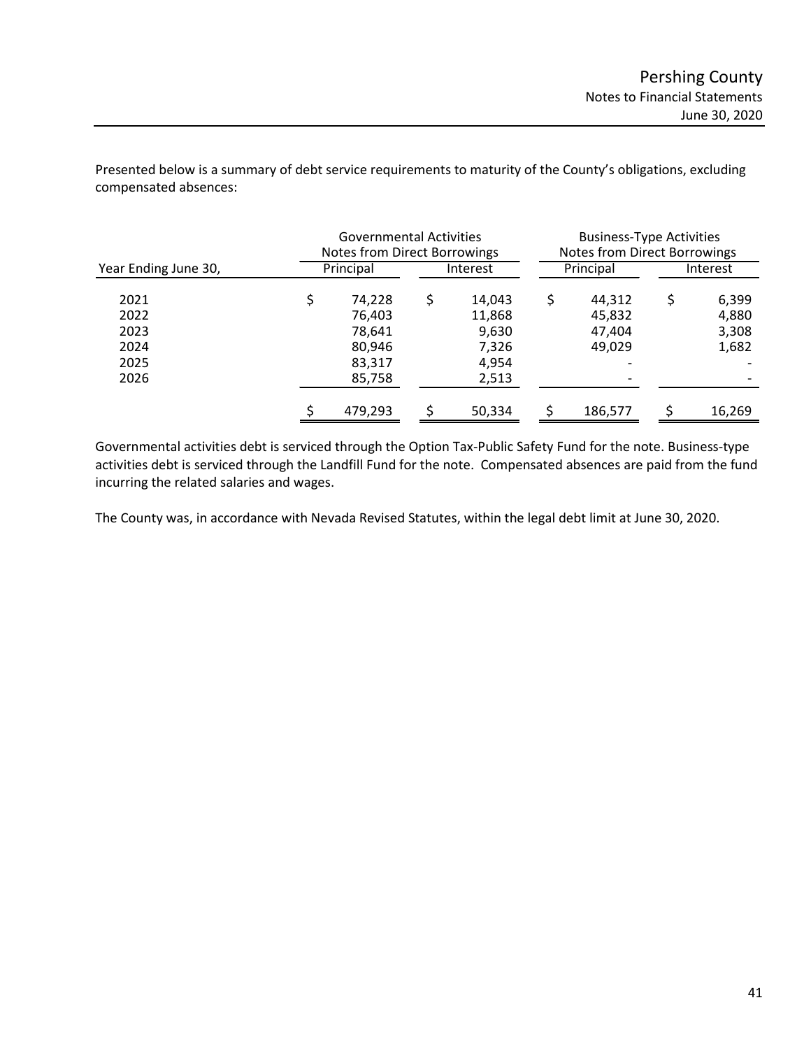Presented below is a summary of debt service requirements to maturity of the County's obligations, excluding compensated absences:

| Year Ending June 30, | Governmental Activities Notes from Direct Borrowings | | Business-Type Activities Notes from Direct Borrowings | |
|---|---|---|---|---|
| | Principal | Interest | Principal | Interest |
| 2021 | $ 74,228 | $ 14,043 | $ 44,312 | $ 6,399 |
| 2022 | 76,403 | 11,868 | 45,832 | 4,880 |
| 2023 | 78,641 | 9,630 | 47,404 | 3,308 |
| 2024 | 80,946 | 7,326 | 49,029 | 1,682 |
| 2025 | 83,317 | 4,954 | - | - |
| 2026 | 85,758 | 2,513 | - | - |
| | $ 479,293 | $ 50,334 | $ 186,577 | $ 16,269 |

Governmental activities debt is serviced through the Option Tax-Public Safety Fund for the note. Business-type activities debt is serviced through the Landfill Fund for the note. Compensated absences are paid from the fund incurring the related salaries and wages.

The County was, in accordance with Nevada Revised Statutes, within the legal debt limit at June 30, 2020.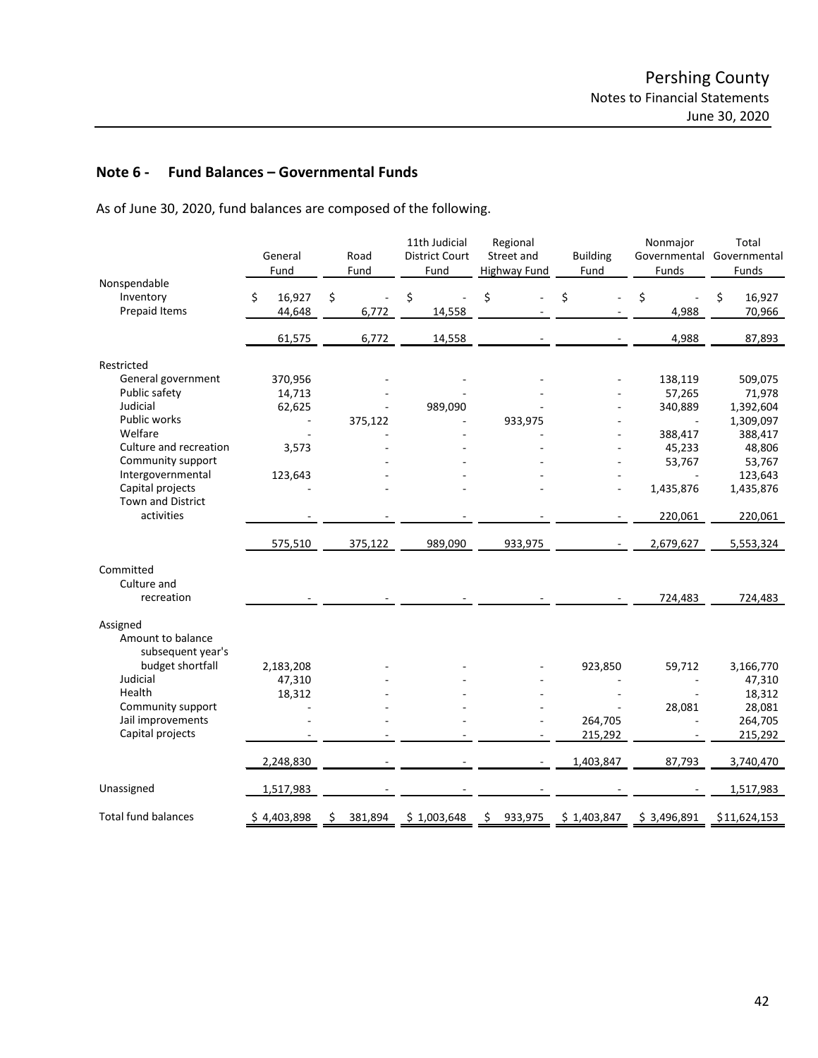## Note 6 - Fund Balances – Governmental Funds

As of June 30, 2020, fund balances are composed of the following.

| | General Fund | Road Fund | 11th Judicial District Court Fund | Regional Street and Highway Fund | Building Fund | Nonmajor Governmental Funds | Total Governmental Funds |
|---|---|---|---|---|---|---|---|
| Nonspendable | | | | | | | |
| Inventory | $ 16,927 | $ - | $ - | $ - | $ - | $ - | $ 16,927 |
| Prepaid Items | 44,648 | 6,772 | 14,558 | - | - | 4,988 | 70,966 |
| | 61,575 | 6,772 | 14,558 | - | - | 4,988 | 87,893 |
| Restricted | | | | | | | |
| General government | 370,956 | - | - | - | - | 138,119 | 509,075 |
| Public safety | 14,713 | - | - | - | - | 57,265 | 71,978 |
| Judicial | 62,625 | - | 989,090 | - | - | 340,889 | 1,392,604 |
| Public works | - | 375,122 | - | 933,975 | - | - | 1,309,097 |
| Welfare | - | - | - | - | - | 388,417 | 388,417 |
| Culture and recreation | 3,573 | - | - | - | - | 45,233 | 48,806 |
| Community support | - | - | - | - | - | 53,767 | 53,767 |
| Intergovernmental | 123,643 | - | - | - | - | - | 123,643 |
| Capital projects | - | - | - | - | - | 1,435,876 | 1,435,876 |
| Town and District activities | - | - | - | - | - | 220,061 | 220,061 |
| | 575,510 | 375,122 | 989,090 | 933,975 | - | 2,679,627 | 5,553,324 |
| Committed | | | | | | | |
| Culture and recreation | - | - | - | - | - | 724,483 | 724,483 |
| Assigned | | | | | | | |
| Amount to balance subsequent year's budget shortfall | 2,183,208 | - | - | - | 923,850 | 59,712 | 3,166,770 |
| Judicial | 47,310 | - | - | - | - | - | 47,310 |
| Health | 18,312 | - | - | - | - | - | 18,312 |
| Community support | - | - | - | - | - | 28,081 | 28,081 |
| Jail improvements | - | - | - | - | 264,705 | - | 264,705 |
| Capital projects | - | - | - | - | 215,292 | - | 215,292 |
| | 2,248,830 | - | - | - | 1,403,847 | 87,793 | 3,740,470 |
| Unassigned | 1,517,983 | - | - | - | - | - | 1,517,983 |
| Total fund balances | $ 4,403,898 | $ 381,894 | $ 1,003,648 | $ 933,975 | $ 1,403,847 | $ 3,496,891 | $11,624,153 |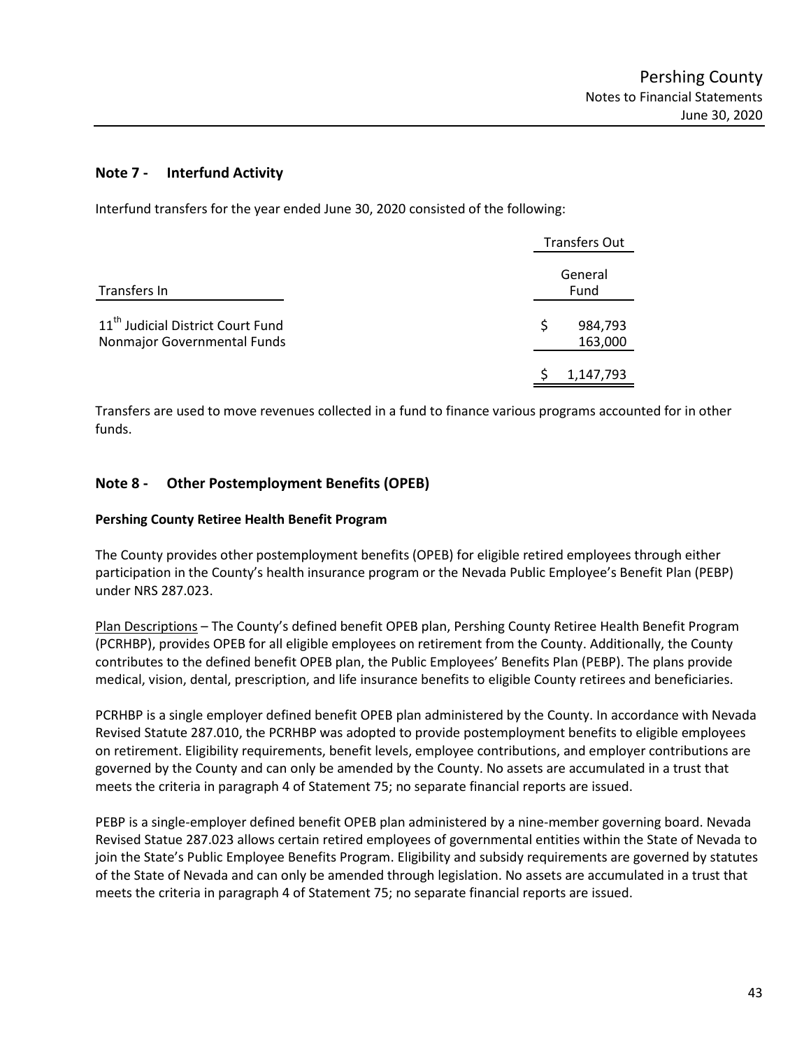## Note 7 - Interfund Activity

Interfund transfers for the year ended June 30, 2020 consisted of the following:

| | Transfers Out |
|---|---|
| Transfers In | General Fund |
| 11th Judicial District Court Fund | $ 984,793 |
| Nonmajor Governmental Funds | 163,000 |
| | $ 1,147,793 |

Transfers are used to move revenues collected in a fund to finance various programs accounted for in other funds.

## Note 8 - Other Postemployment Benefits (OPEB)

### Pershing County Retiree Health Benefit Program

The County provides other postemployment benefits (OPEB) for eligible retired employees through either participation in the County's health insurance program or the Nevada Public Employee's Benefit Plan (PEBP) under NRS 287.023.

Plan Descriptions – The County's defined benefit OPEB plan, Pershing County Retiree Health Benefit Program (PCRHBP), provides OPEB for all eligible employees on retirement from the County. Additionally, the County contributes to the defined benefit OPEB plan, the Public Employees' Benefits Plan (PEBP). The plans provide medical, vision, dental, prescription, and life insurance benefits to eligible County retirees and beneficiaries.

PCRHBP is a single employer defined benefit OPEB plan administered by the County. In accordance with Nevada Revised Statute 287.010, the PCRHBP was adopted to provide postemployment benefits to eligible employees on retirement. Eligibility requirements, benefit levels, employee contributions, and employer contributions are governed by the County and can only be amended by the County. No assets are accumulated in a trust that meets the criteria in paragraph 4 of Statement 75; no separate financial reports are issued.

PEBP is a single-employer defined benefit OPEB plan administered by a nine-member governing board. Nevada Revised Statue 287.023 allows certain retired employees of governmental entities within the State of Nevada to join the State's Public Employee Benefits Program. Eligibility and subsidy requirements are governed by statutes of the State of Nevada and can only be amended through legislation. No assets are accumulated in a trust that meets the criteria in paragraph 4 of Statement 75; no separate financial reports are issued.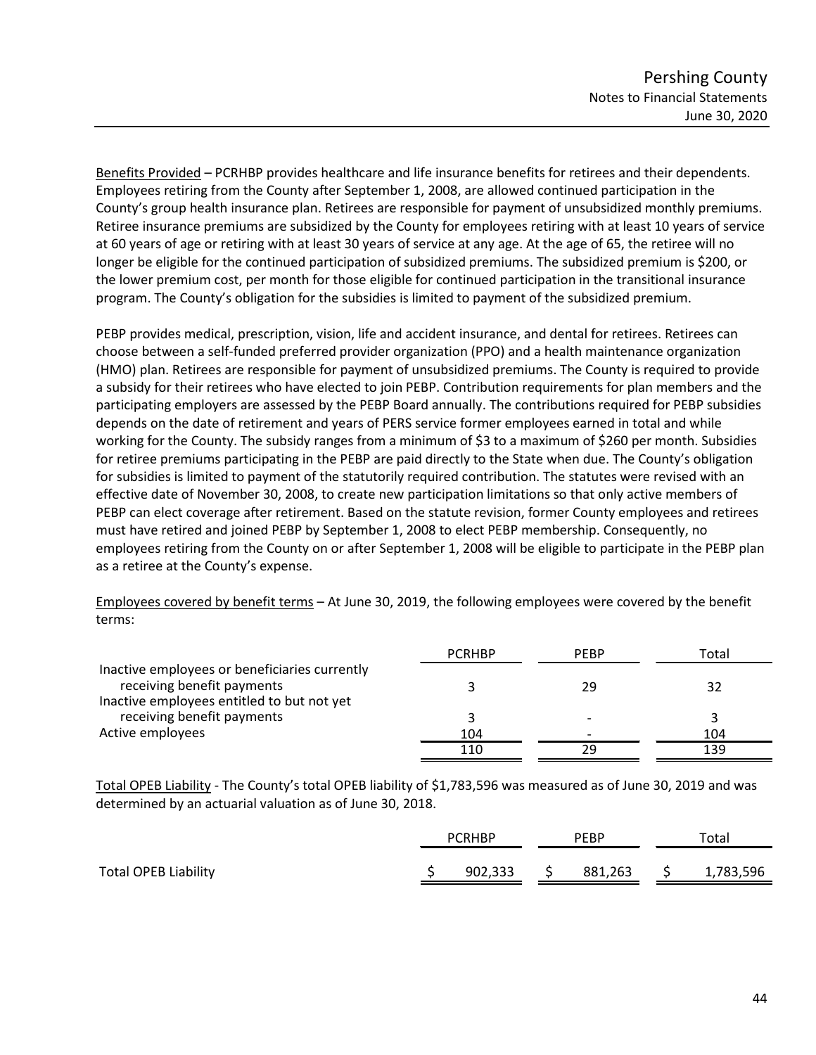Benefits Provided – PCRHBP provides healthcare and life insurance benefits for retirees and their dependents. Employees retiring from the County after September 1, 2008, are allowed continued participation in the County's group health insurance plan. Retirees are responsible for payment of unsubsidized monthly premiums. Retiree insurance premiums are subsidized by the County for employees retiring with at least 10 years of service at 60 years of age or retiring with at least 30 years of service at any age. At the age of 65, the retiree will no longer be eligible for the continued participation of subsidized premiums. The subsidized premium is $200, or the lower premium cost, per month for those eligible for continued participation in the transitional insurance program. The County's obligation for the subsidies is limited to payment of the subsidized premium.

PEBP provides medical, prescription, vision, life and accident insurance, and dental for retirees. Retirees can choose between a self-funded preferred provider organization (PPO) and a health maintenance organization (HMO) plan. Retirees are responsible for payment of unsubsidized premiums. The County is required to provide a subsidy for their retirees who have elected to join PEBP. Contribution requirements for plan members and the participating employers are assessed by the PEBP Board annually. The contributions required for PEBP subsidies depends on the date of retirement and years of PERS service former employees earned in total and while working for the County. The subsidy ranges from a minimum of $3 to a maximum of $260 per month. Subsidies for retiree premiums participating in the PEBP are paid directly to the State when due. The County's obligation for subsidies is limited to payment of the statutorily required contribution. The statutes were revised with an effective date of November 30, 2008, to create new participation limitations so that only active members of PEBP can elect coverage after retirement. Based on the statute revision, former County employees and retirees must have retired and joined PEBP by September 1, 2008 to elect PEBP membership. Consequently, no employees retiring from the County on or after September 1, 2008 will be eligible to participate in the PEBP plan as a retiree at the County's expense.

Employees covered by benefit terms – At June 30, 2019, the following employees were covered by the benefit terms:

| | PCRHBP | PEBP | Total |
|---|---|---|---|
| Inactive employees or beneficiaries currently receiving benefit payments | 3 | 29 | 32 |
| Inactive employees entitled to but not yet receiving benefit payments | 3 | - | 3 |
| Active employees | 104 | - | 104 |
| | 110 | 29 | 139 |

Total OPEB Liability - The County's total OPEB liability of $1,783,596 was measured as of June 30, 2019 and was determined by an actuarial valuation as of June 30, 2018.

| | PCRHBP | PEBP | Total |
|---|---|---|---|
| Total OPEB Liability | $ 902,333 | $ 881,263 | $ 1,783,596 |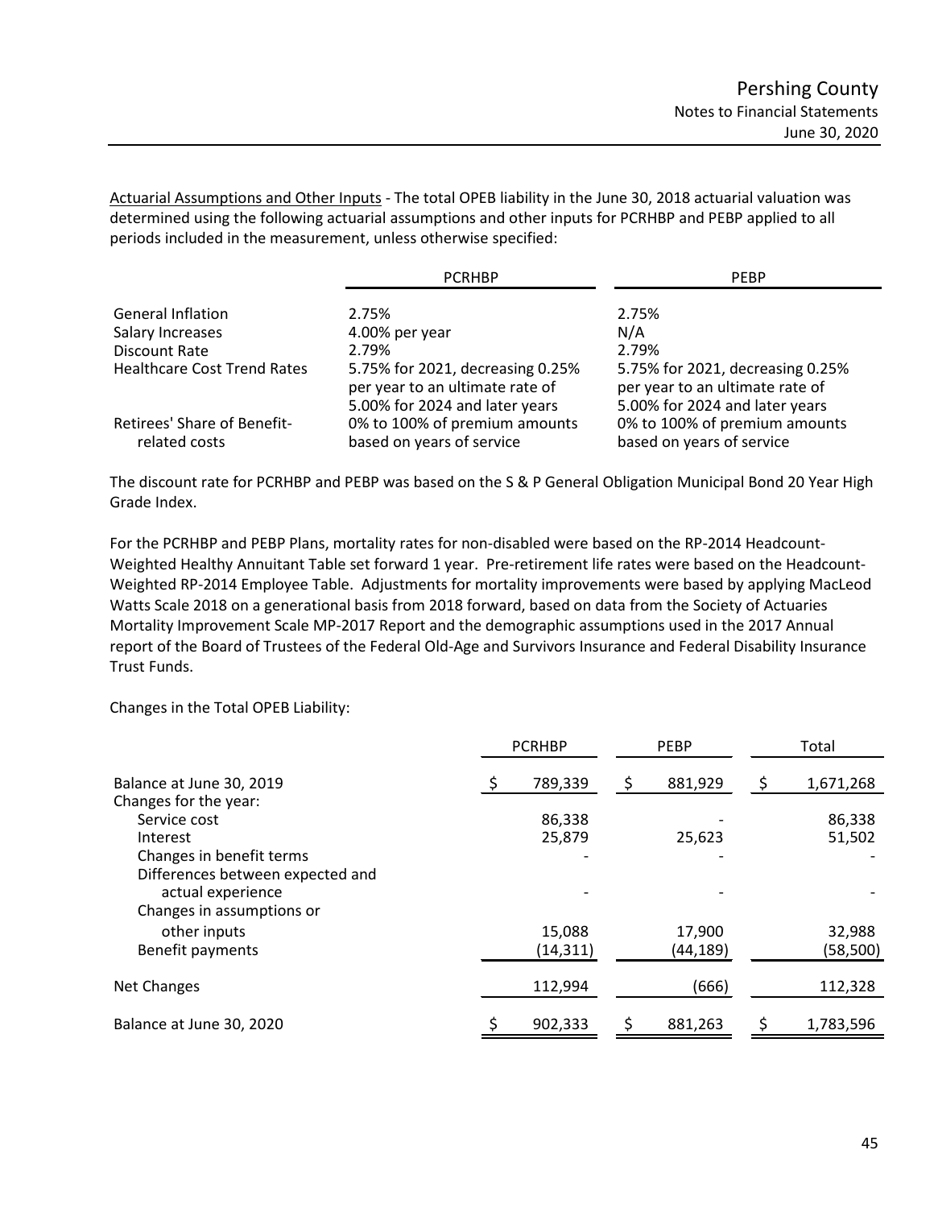Actuarial Assumptions and Other Inputs - The total OPEB liability in the June 30, 2018 actuarial valuation was determined using the following actuarial assumptions and other inputs for PCRHBP and PEBP applied to all periods included in the measurement, unless otherwise specified:

| | PCRHBP | PEBP |
|---|---|---|
| General Inflation | 2.75% | 2.75% |
| Salary Increases | 4.00% per year | N/A |
| Discount Rate | 2.79% | 2.79% |
| Healthcare Cost Trend Rates | 5.75% for 2021, decreasing 0.25% per year to an ultimate rate of 5.00% for 2024 and later years | 5.75% for 2021, decreasing 0.25% per year to an ultimate rate of 5.00% for 2024 and later years |
| Retirees' Share of Benefit-related costs | 0% to 100% of premium amounts based on years of service | 0% to 100% of premium amounts based on years of service |

The discount rate for PCRHBP and PEBP was based on the S & P General Obligation Municipal Bond 20 Year High Grade Index.

For the PCRHBP and PEBP Plans, mortality rates for non-disabled were based on the RP-2014 Headcount-Weighted Healthy Annuitant Table set forward 1 year. Pre-retirement life rates were based on the Headcount-Weighted RP-2014 Employee Table. Adjustments for mortality improvements were based by applying MacLeod Watts Scale 2018 on a generational basis from 2018 forward, based on data from the Society of Actuaries Mortality Improvement Scale MP-2017 Report and the demographic assumptions used in the 2017 Annual report of the Board of Trustees of the Federal Old-Age and Survivors Insurance and Federal Disability Insurance Trust Funds.

Changes in the Total OPEB Liability:

| | PCRHBP | PEBP | Total |
|---|---|---|---|
| Balance at June 30, 2019 | $ 789,339 | $ 881,929 | $ 1,671,268 |
| Changes for the year: | | | |
| Service cost | 86,338 | - | 86,338 |
| Interest | 25,879 | 25,623 | 51,502 |
| Changes in benefit terms | - | - | - |
| Differences between expected and actual experience | - | - | - |
| Changes in assumptions or other inputs | 15,088 | 17,900 | 32,988 |
| Benefit payments | (14,311) | (44,189) | (58,500) |
| Net Changes | 112,994 | (666) | 112,328 |
| Balance at June 30, 2020 | $ 902,333 | $ 881,263 | $ 1,783,596 |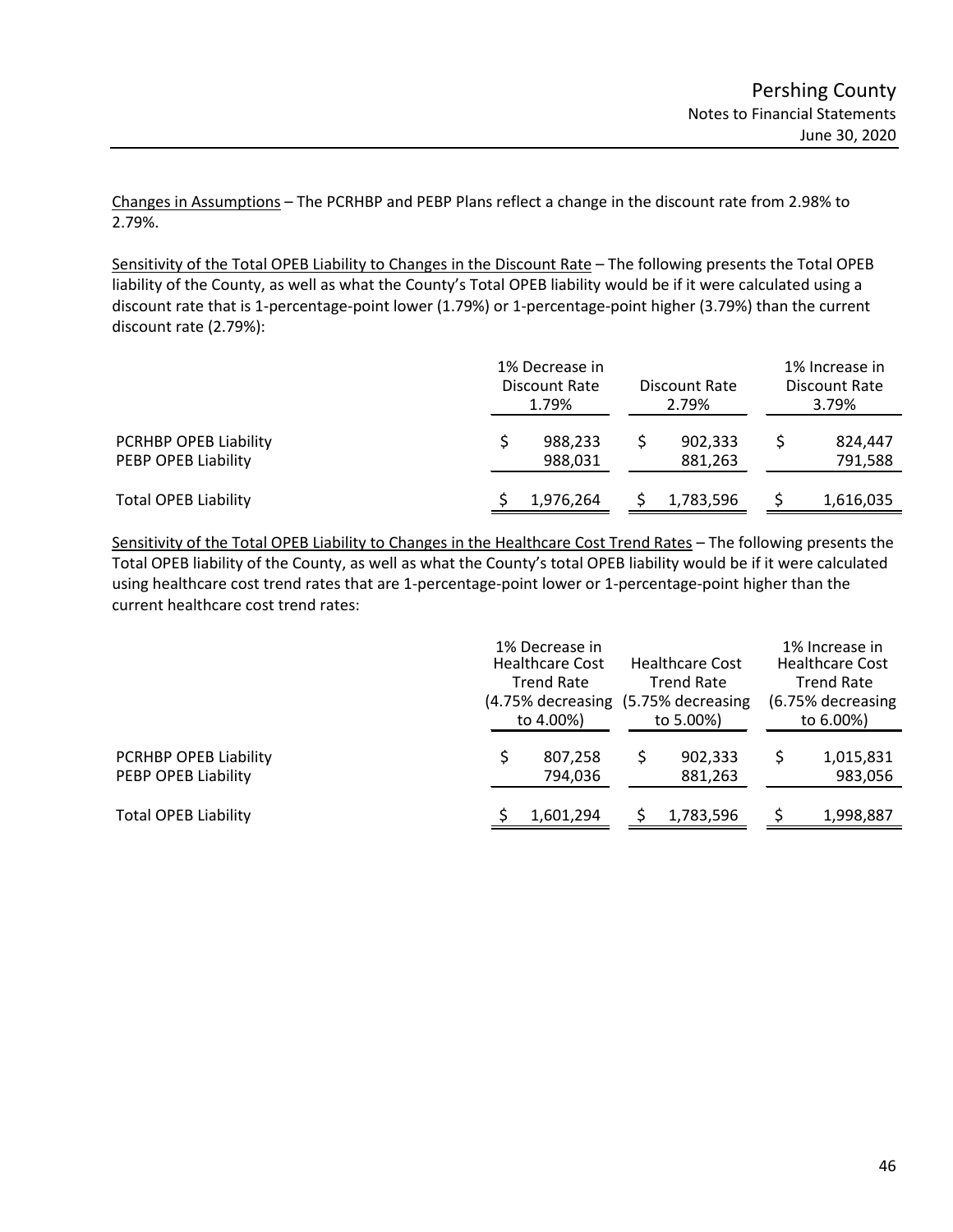Changes in Assumptions – The PCRHBP and PEBP Plans reflect a change in the discount rate from 2.98% to 2.79%.

Sensitivity of the Total OPEB Liability to Changes in the Discount Rate – The following presents the Total OPEB liability of the County, as well as what the County's Total OPEB liability would be if it were calculated using a discount rate that is 1-percentage-point lower (1.79%) or 1-percentage-point higher (3.79%) than the current discount rate (2.79%):

| | 1% Decrease in Discount Rate 1.79% | Discount Rate 2.79% | 1% Increase in Discount Rate 3.79% |
|---|---|---|---|
| PCRHBP OPEB Liability | $ 988,233 | $ 902,333 | $ 824,447 |
| PEBP OPEB Liability | 988,031 | 881,263 | 791,588 |
| Total OPEB Liability | $ 1,976,264 | $ 1,783,596 | $ 1,616,035 |

Sensitivity of the Total OPEB Liability to Changes in the Healthcare Cost Trend Rates – The following presents the Total OPEB liability of the County, as well as what the County's total OPEB liability would be if it were calculated using healthcare cost trend rates that are 1-percentage-point lower or 1-percentage-point higher than the current healthcare cost trend rates:

| | 1% Decrease in Healthcare Cost Trend Rate (4.75% decreasing to 4.00%) | Healthcare Cost Trend Rate (5.75% decreasing to 5.00%) | 1% Increase in Healthcare Cost Trend Rate (6.75% decreasing to 6.00%) |
|---|---|---|---|
| PCRHBP OPEB Liability | $ 807,258 | $ 902,333 | $ 1,015,831 |
| PEBP OPEB Liability | 794,036 | 881,263 | 983,056 |
| Total OPEB Liability | $ 1,601,294 | $ 1,783,596 | $ 1,998,887 |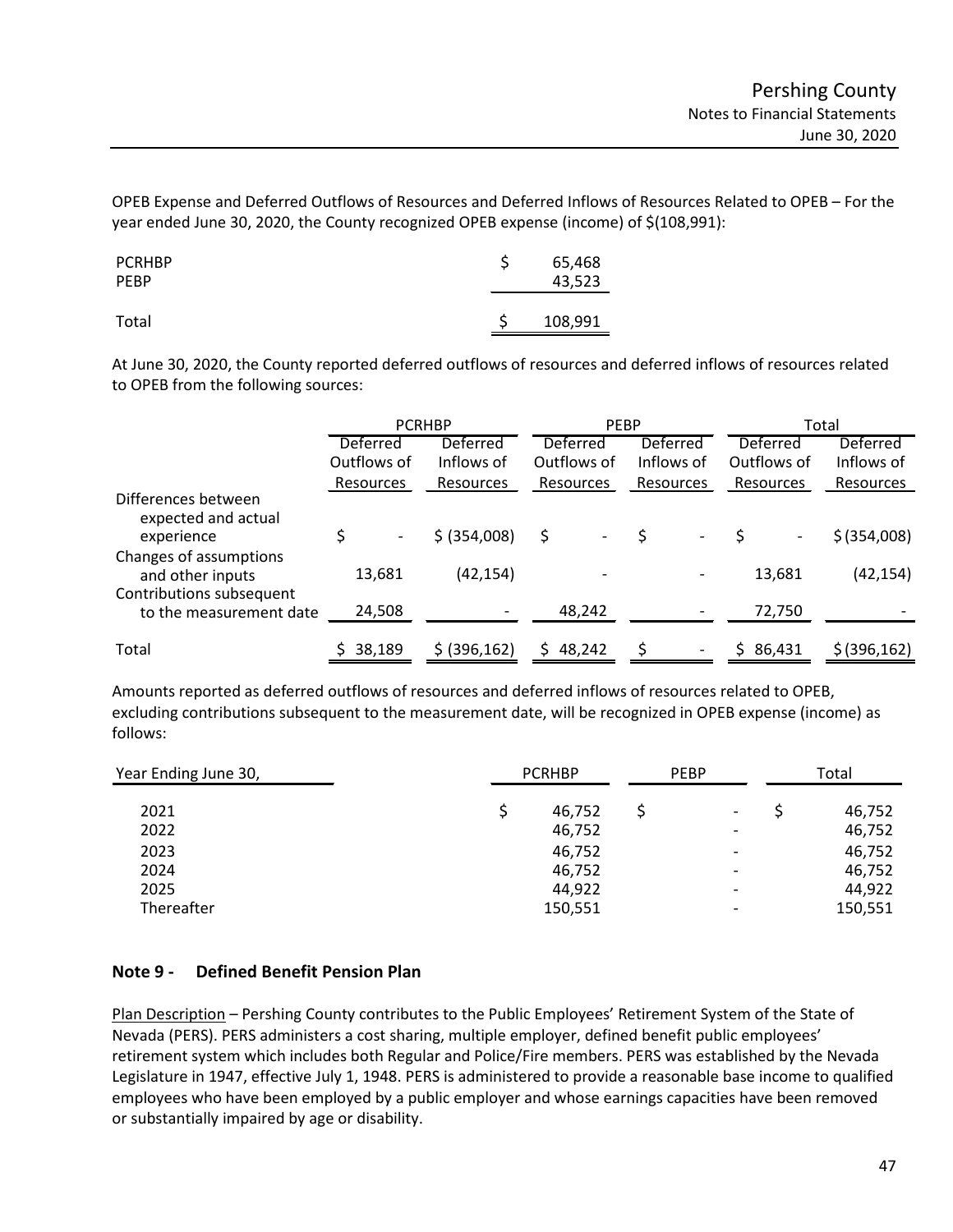OPEB Expense and Deferred Outflows of Resources and Deferred Inflows of Resources Related to OPEB – For the year ended June 30, 2020, the County recognized OPEB expense (income) of $(108,991):

| | |
|---|---|
| PCRHBP | $ 65,468 |
| PEBP | 43,523 |
| Total | $ 108,991 |

At June 30, 2020, the County reported deferred outflows of resources and deferred inflows of resources related to OPEB from the following sources:

| | PCRHBP | | PEBP | | Total | |
|---|---|---|---|---|---|---|
| | Deferred Outflows of Resources | Deferred Inflows of Resources | Deferred Outflows of Resources | Deferred Inflows of Resources | Deferred Outflows of Resources | Deferred Inflows of Resources |
| Differences between expected and actual experience | $ - | $ (354,008) | $ - | $ - | $ - | $ (354,008) |
| Changes of assumptions and other inputs | 13,681 | (42,154) | - | - | 13,681 | (42,154) |
| Contributions subsequent to the measurement date | 24,508 | - | 48,242 | - | 72,750 | - |
| Total | $ 38,189 | $ (396,162) | $ 48,242 | $ - | $ 86,431 | $ (396,162) |

Amounts reported as deferred outflows of resources and deferred inflows of resources related to OPEB, excluding contributions subsequent to the measurement date, will be recognized in OPEB expense (income) as follows:

| Year Ending June 30, | PCRHBP | PEBP | Total |
|---|---|---|---|
| 2021 | $ 46,752 | $ - | $ 46,752 |
| 2022 | 46,752 | - | 46,752 |
| 2023 | 46,752 | - | 46,752 |
| 2024 | 46,752 | - | 46,752 |
| 2025 | 44,922 | - | 44,922 |
| Thereafter | 150,551 | - | 150,551 |

## Note 9 - Defined Benefit Pension Plan

Plan Description – Pershing County contributes to the Public Employees' Retirement System of the State of Nevada (PERS). PERS administers a cost sharing, multiple employer, defined benefit public employees' retirement system which includes both Regular and Police/Fire members. PERS was established by the Nevada Legislature in 1947, effective July 1, 1948. PERS is administered to provide a reasonable base income to qualified employees who have been employed by a public employer and whose earnings capacities have been removed or substantially impaired by age or disability.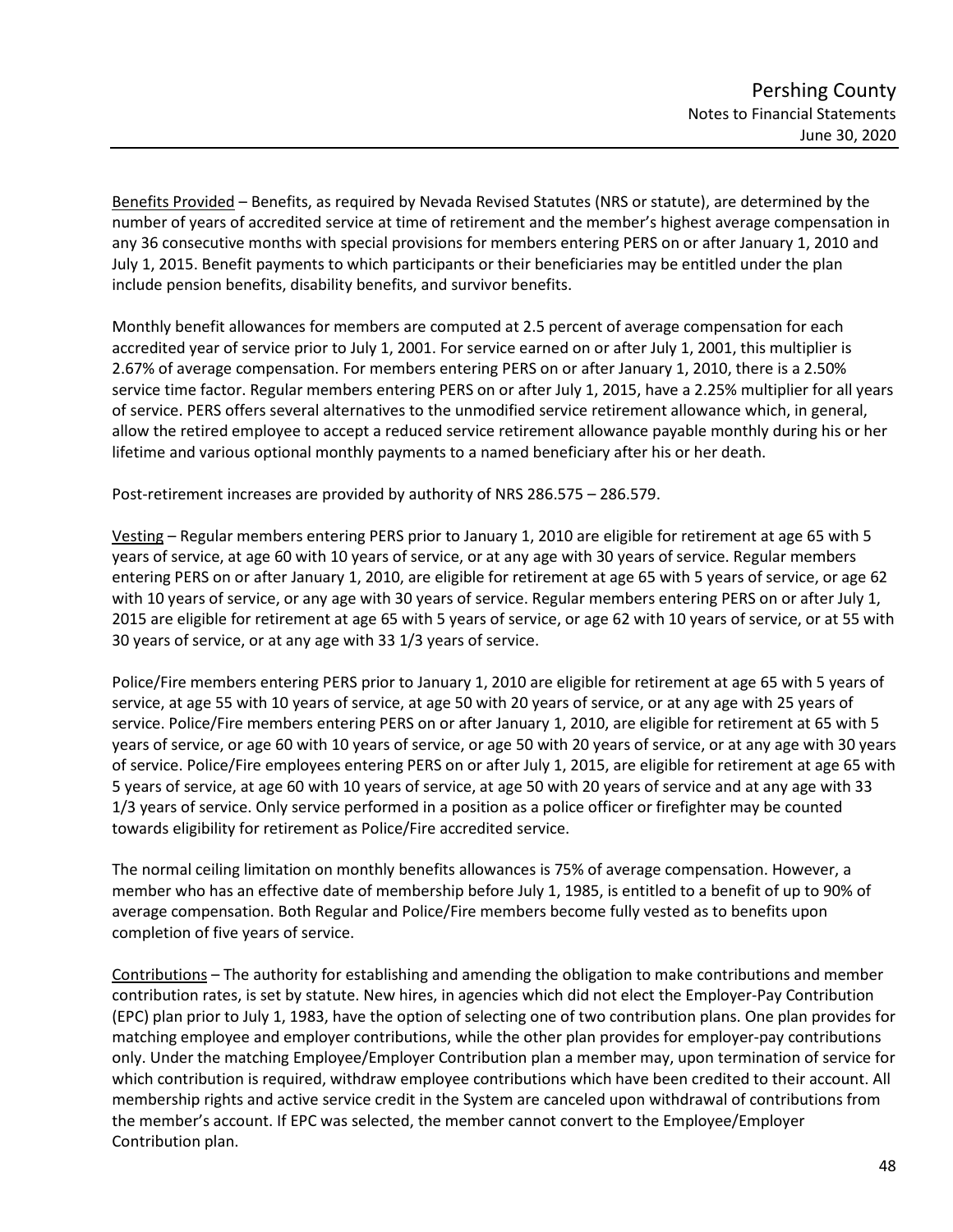Benefits Provided – Benefits, as required by Nevada Revised Statutes (NRS or statute), are determined by the number of years of accredited service at time of retirement and the member's highest average compensation in any 36 consecutive months with special provisions for members entering PERS on or after January 1, 2010 and July 1, 2015. Benefit payments to which participants or their beneficiaries may be entitled under the plan include pension benefits, disability benefits, and survivor benefits.

Monthly benefit allowances for members are computed at 2.5 percent of average compensation for each accredited year of service prior to July 1, 2001. For service earned on or after July 1, 2001, this multiplier is 2.67% of average compensation. For members entering PERS on or after January 1, 2010, there is a 2.50% service time factor. Regular members entering PERS on or after July 1, 2015, have a 2.25% multiplier for all years of service. PERS offers several alternatives to the unmodified service retirement allowance which, in general, allow the retired employee to accept a reduced service retirement allowance payable monthly during his or her lifetime and various optional monthly payments to a named beneficiary after his or her death.

Post-retirement increases are provided by authority of NRS 286.575 – 286.579.

Vesting – Regular members entering PERS prior to January 1, 2010 are eligible for retirement at age 65 with 5 years of service, at age 60 with 10 years of service, or at any age with 30 years of service. Regular members entering PERS on or after January 1, 2010, are eligible for retirement at age 65 with 5 years of service, or age 62 with 10 years of service, or any age with 30 years of service. Regular members entering PERS on or after July 1, 2015 are eligible for retirement at age 65 with 5 years of service, or age 62 with 10 years of service, or at 55 with 30 years of service, or at any age with 33 1/3 years of service.

Police/Fire members entering PERS prior to January 1, 2010 are eligible for retirement at age 65 with 5 years of service, at age 55 with 10 years of service, at age 50 with 20 years of service, or at any age with 25 years of service. Police/Fire members entering PERS on or after January 1, 2010, are eligible for retirement at 65 with 5 years of service, or age 60 with 10 years of service, or age 50 with 20 years of service, or at any age with 30 years of service. Police/Fire employees entering PERS on or after July 1, 2015, are eligible for retirement at age 65 with 5 years of service, at age 60 with 10 years of service, at age 50 with 20 years of service and at any age with 33 1/3 years of service. Only service performed in a position as a police officer or firefighter may be counted towards eligibility for retirement as Police/Fire accredited service.

The normal ceiling limitation on monthly benefits allowances is 75% of average compensation. However, a member who has an effective date of membership before July 1, 1985, is entitled to a benefit of up to 90% of average compensation. Both Regular and Police/Fire members become fully vested as to benefits upon completion of five years of service.

Contributions – The authority for establishing and amending the obligation to make contributions and member contribution rates, is set by statute. New hires, in agencies which did not elect the Employer-Pay Contribution (EPC) plan prior to July 1, 1983, have the option of selecting one of two contribution plans. One plan provides for matching employee and employer contributions, while the other plan provides for employer-pay contributions only. Under the matching Employee/Employer Contribution plan a member may, upon termination of service for which contribution is required, withdraw employee contributions which have been credited to their account. All membership rights and active service credit in the System are canceled upon withdrawal of contributions from the member's account. If EPC was selected, the member cannot convert to the Employee/Employer Contribution plan.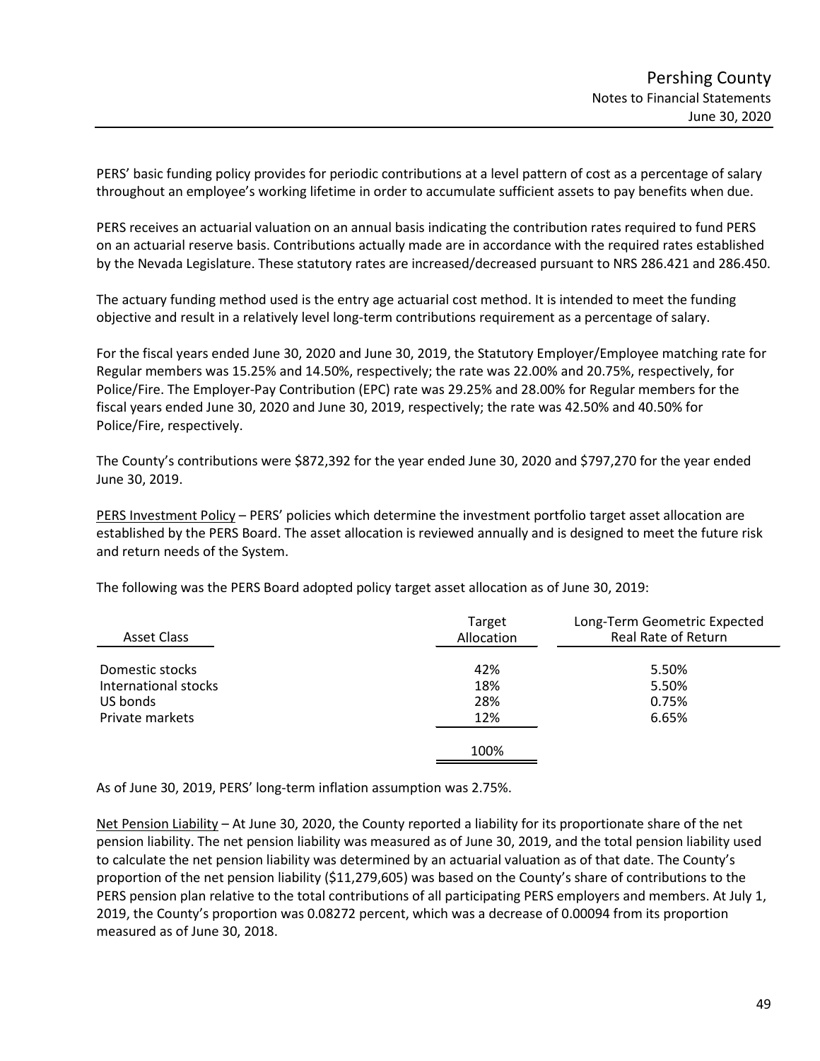PERS' basic funding policy provides for periodic contributions at a level pattern of cost as a percentage of salary throughout an employee's working lifetime in order to accumulate sufficient assets to pay benefits when due.

PERS receives an actuarial valuation on an annual basis indicating the contribution rates required to fund PERS on an actuarial reserve basis. Contributions actually made are in accordance with the required rates established by the Nevada Legislature. These statutory rates are increased/decreased pursuant to NRS 286.421 and 286.450.

The actuary funding method used is the entry age actuarial cost method. It is intended to meet the funding objective and result in a relatively level long-term contributions requirement as a percentage of salary.

For the fiscal years ended June 30, 2020 and June 30, 2019, the Statutory Employer/Employee matching rate for Regular members was 15.25% and 14.50%, respectively; the rate was 22.00% and 20.75%, respectively, for Police/Fire. The Employer-Pay Contribution (EPC) rate was 29.25% and 28.00% for Regular members for the fiscal years ended June 30, 2020 and June 30, 2019, respectively; the rate was 42.50% and 40.50% for Police/Fire, respectively.

The County's contributions were $872,392 for the year ended June 30, 2020 and $797,270 for the year ended June 30, 2019.

PERS Investment Policy – PERS' policies which determine the investment portfolio target asset allocation are established by the PERS Board. The asset allocation is reviewed annually and is designed to meet the future risk and return needs of the System.

The following was the PERS Board adopted policy target asset allocation as of June 30, 2019:

| Asset Class | Target Allocation | Long-Term Geometric Expected Real Rate of Return |
|---|---|---|
| Domestic stocks | 42% | 5.50% |
| International stocks | 18% | 5.50% |
| US bonds | 28% | 0.75% |
| Private markets | 12% | 6.65% |
| | 100% | |

As of June 30, 2019, PERS' long-term inflation assumption was 2.75%.

Net Pension Liability – At June 30, 2020, the County reported a liability for its proportionate share of the net pension liability. The net pension liability was measured as of June 30, 2019, and the total pension liability used to calculate the net pension liability was determined by an actuarial valuation as of that date. The County's proportion of the net pension liability ($11,279,605) was based on the County's share of contributions to the PERS pension plan relative to the total contributions of all participating PERS employers and members. At July 1, 2019, the County's proportion was 0.08272 percent, which was a decrease of 0.00094 from its proportion measured as of June 30, 2018.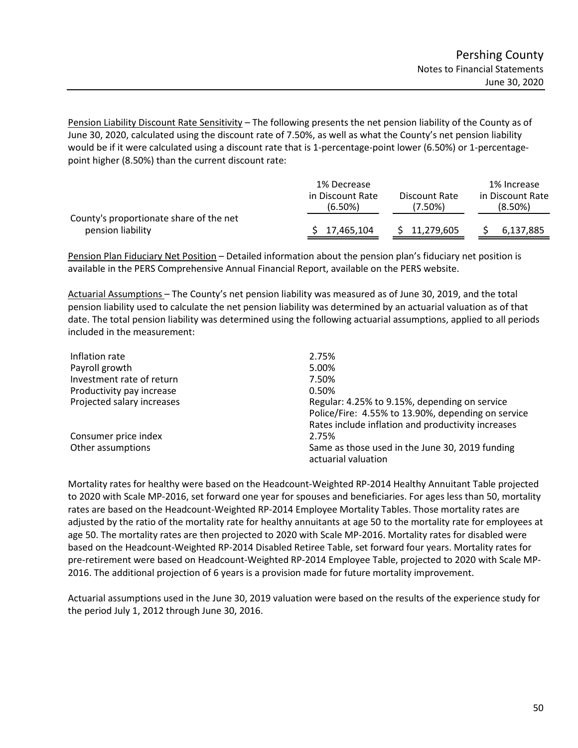Pension Liability Discount Rate Sensitivity – The following presents the net pension liability of the County as of June 30, 2020, calculated using the discount rate of 7.50%, as well as what the County's net pension liability would be if it were calculated using a discount rate that is 1-percentage-point lower (6.50%) or 1-percentage-point higher (8.50%) than the current discount rate:

| | 1% Decrease in Discount Rate (6.50%) | Discount Rate (7.50%) | 1% Increase in Discount Rate (8.50%) |
|---|---|---|---|
| County's proportionate share of the net pension liability | $ 17,465,104 | $ 11,279,605 | $ 6,137,885 |

Pension Plan Fiduciary Net Position – Detailed information about the pension plan's fiduciary net position is available in the PERS Comprehensive Annual Financial Report, available on the PERS website.

Actuarial Assumptions – The County's net pension liability was measured as of June 30, 2019, and the total pension liability used to calculate the net pension liability was determined by an actuarial valuation as of that date. The total pension liability was determined using the following actuarial assumptions, applied to all periods included in the measurement:

| | |
|---|---|
| Inflation rate | 2.75% |
| Payroll growth | 5.00% |
| Investment rate of return | 7.50% |
| Productivity pay increase | 0.50% |
| Projected salary increases | Regular: 4.25% to 9.15%, depending on service<br>Police/Fire: 4.55% to 13.90%, depending on service<br>Rates include inflation and productivity increases |
| Consumer price index | 2.75% |
| Other assumptions | Same as those used in the June 30, 2019 funding actuarial valuation |

Mortality rates for healthy were based on the Headcount-Weighted RP-2014 Healthy Annuitant Table projected to 2020 with Scale MP-2016, set forward one year for spouses and beneficiaries. For ages less than 50, mortality rates are based on the Headcount-Weighted RP-2014 Employee Mortality Tables. Those mortality rates are adjusted by the ratio of the mortality rate for healthy annuitants at age 50 to the mortality rate for employees at age 50. The mortality rates are then projected to 2020 with Scale MP-2016. Mortality rates for disabled were based on the Headcount-Weighted RP-2014 Disabled Retiree Table, set forward four years. Mortality rates for pre-retirement were based on Headcount-Weighted RP-2014 Employee Table, projected to 2020 with Scale MP-2016. The additional projection of 6 years is a provision made for future mortality improvement.

Actuarial assumptions used in the June 30, 2019 valuation were based on the results of the experience study for the period July 1, 2012 through June 30, 2016.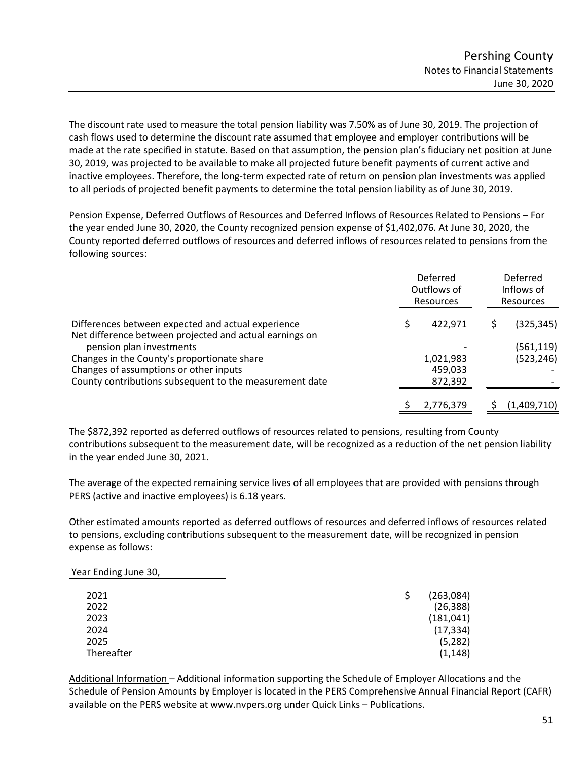The discount rate used to measure the total pension liability was 7.50% as of June 30, 2019. The projection of cash flows used to determine the discount rate assumed that employee and employer contributions will be made at the rate specified in statute. Based on that assumption, the pension plan's fiduciary net position at June 30, 2019, was projected to be available to make all projected future benefit payments of current active and inactive employees. Therefore, the long-term expected rate of return on pension plan investments was applied to all periods of projected benefit payments to determine the total pension liability as of June 30, 2019.

Pension Expense, Deferred Outflows of Resources and Deferred Inflows of Resources Related to Pensions – For the year ended June 30, 2020, the County recognized pension expense of $1,402,076. At June 30, 2020, the County reported deferred outflows of resources and deferred inflows of resources related to pensions from the following sources:

| | Deferred Outflows of Resources | Deferred Inflows of Resources |
|---|---|---|
| Differences between expected and actual experience | $ 422,971 | $ (325,345) |
| Net difference between projected and actual earnings on pension plan investments | - | (561,119) |
| Changes in the County's proportionate share | 1,021,983 | (523,246) |
| Changes of assumptions or other inputs | 459,033 | - |
| County contributions subsequent to the measurement date | 872,392 | - |
| | $ 2,776,379 | $ (1,409,710) |

The $872,392 reported as deferred outflows of resources related to pensions, resulting from County contributions subsequent to the measurement date, will be recognized as a reduction of the net pension liability in the year ended June 30, 2021.

The average of the expected remaining service lives of all employees that are provided with pensions through PERS (active and inactive employees) is 6.18 years.

Other estimated amounts reported as deferred outflows of resources and deferred inflows of resources related to pensions, excluding contributions subsequent to the measurement date, will be recognized in pension expense as follows:

| Year Ending June 30, | |
|---|---|
| 2021 | $ (263,084) |
| 2022 | (26,388) |
| 2023 | (181,041) |
| 2024 | (17,334) |
| 2025 | (5,282) |
| Thereafter | (1,148) |

Additional Information – Additional information supporting the Schedule of Employer Allocations and the Schedule of Pension Amounts by Employer is located in the PERS Comprehensive Annual Financial Report (CAFR) available on the PERS website at www.nvpers.org under Quick Links – Publications.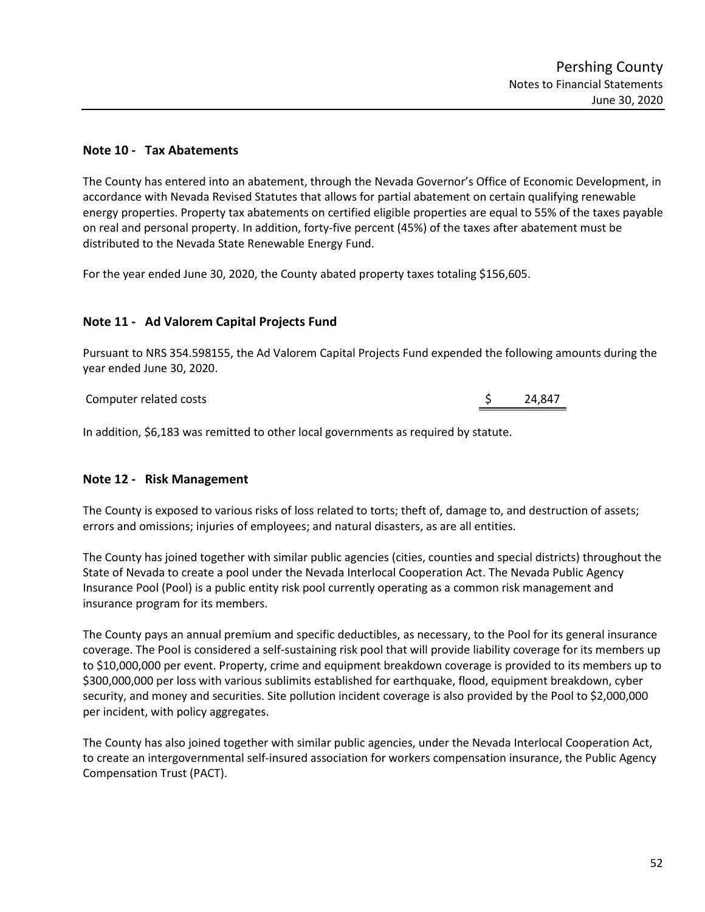## Note 10 - Tax Abatements

The County has entered into an abatement, through the Nevada Governor's Office of Economic Development, in accordance with Nevada Revised Statutes that allows for partial abatement on certain qualifying renewable energy properties. Property tax abatements on certified eligible properties are equal to 55% of the taxes payable on real and personal property. In addition, forty-five percent (45%) of the taxes after abatement must be distributed to the Nevada State Renewable Energy Fund.

For the year ended June 30, 2020, the County abated property taxes totaling $156,605.

## Note 11 - Ad Valorem Capital Projects Fund

Pursuant to NRS 354.598155, the Ad Valorem Capital Projects Fund expended the following amounts during the year ended June 30, 2020.

| | |
|---|---|
| Computer related costs | $ 24,847 |

In addition, $6,183 was remitted to other local governments as required by statute.

## Note 12 - Risk Management

The County is exposed to various risks of loss related to torts; theft of, damage to, and destruction of assets; errors and omissions; injuries of employees; and natural disasters, as are all entities.

The County has joined together with similar public agencies (cities, counties and special districts) throughout the State of Nevada to create a pool under the Nevada Interlocal Cooperation Act. The Nevada Public Agency Insurance Pool (Pool) is a public entity risk pool currently operating as a common risk management and insurance program for its members.

The County pays an annual premium and specific deductibles, as necessary, to the Pool for its general insurance coverage. The Pool is considered a self-sustaining risk pool that will provide liability coverage for its members up to $10,000,000 per event. Property, crime and equipment breakdown coverage is provided to its members up to $300,000,000 per loss with various sublimits established for earthquake, flood, equipment breakdown, cyber security, and money and securities. Site pollution incident coverage is also provided by the Pool to $2,000,000 per incident, with policy aggregates.

The County has also joined together with similar public agencies, under the Nevada Interlocal Cooperation Act, to create an intergovernmental self-insured association for workers compensation insurance, the Public Agency Compensation Trust (PACT).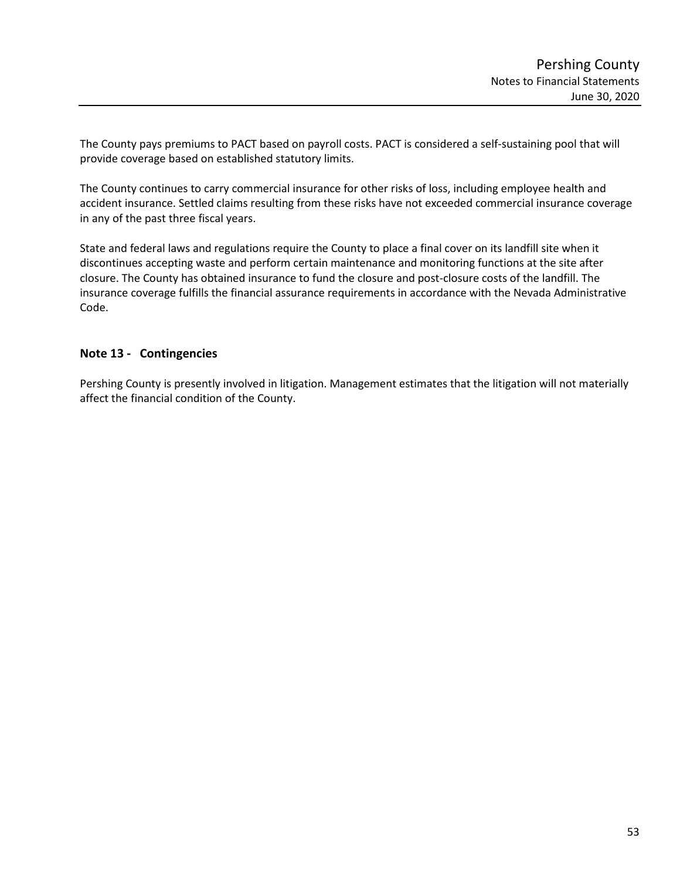The County pays premiums to PACT based on payroll costs. PACT is considered a self-sustaining pool that will provide coverage based on established statutory limits.

The County continues to carry commercial insurance for other risks of loss, including employee health and accident insurance. Settled claims resulting from these risks have not exceeded commercial insurance coverage in any of the past three fiscal years.

State and federal laws and regulations require the County to place a final cover on its landfill site when it discontinues accepting waste and perform certain maintenance and monitoring functions at the site after closure. The County has obtained insurance to fund the closure and post-closure costs of the landfill. The insurance coverage fulfills the financial assurance requirements in accordance with the Nevada Administrative Code.

## Note 13 - Contingencies

Pershing County is presently involved in litigation. Management estimates that the litigation will not materially affect the financial condition of the County.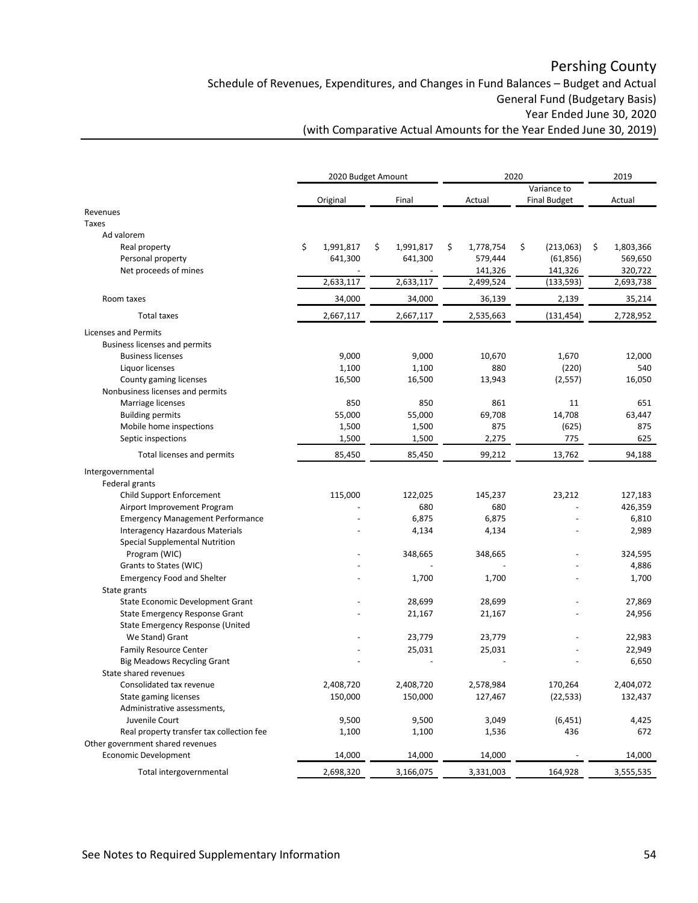# Pershing County

## Schedule of Revenues, Expenditures, and Changes in Fund Balances – Budget and Actual
## General Fund (Budgetary Basis)
## Year Ended June 30, 2020
## (with Comparative Actual Amounts for the Year Ended June 30, 2019)

| | 2020 Budget Amount | | 2020 | | 2019 |
|---|---|---|---|---|---|
| | Original | Final | Actual | Variance to Final Budget | Actual |
| Revenues | | | | | |
| Taxes | | | | | |
| Ad valorem | | | | | |
| Real property | $ 1,991,817 | $ 1,991,817 | $ 1,778,754 | $ (213,063) | $ 1,803,366 |
| Personal property | 641,300 | 641,300 | 579,444 | (61,856) | 569,650 |
| Net proceeds of mines | - | - | 141,326 | 141,326 | 320,722 |
| | 2,633,117 | 2,633,117 | 2,499,524 | (133,593) | 2,693,738 |
| Room taxes | 34,000 | 34,000 | 36,139 | 2,139 | 35,214 |
| Total taxes | 2,667,117 | 2,667,117 | 2,535,663 | (131,454) | 2,728,952 |
| Licenses and Permits | | | | | |
| Business licenses and permits | | | | | |
| Business licenses | 9,000 | 9,000 | 10,670 | 1,670 | 12,000 |
| Liquor licenses | 1,100 | 1,100 | 880 | (220) | 540 |
| County gaming licenses | 16,500 | 16,500 | 13,943 | (2,557) | 16,050 |
| Nonbusiness licenses and permits | | | | | |
| Marriage licenses | 850 | 850 | 861 | 11 | 651 |
| Building permits | 55,000 | 55,000 | 69,708 | 14,708 | 63,447 |
| Mobile home inspections | 1,500 | 1,500 | 875 | (625) | 875 |
| Septic inspections | 1,500 | 1,500 | 2,275 | 775 | 625 |
| Total licenses and permits | 85,450 | 85,450 | 99,212 | 13,762 | 94,188 |
| Intergovernmental | | | | | |
| Federal grants | | | | | |
| Child Support Enforcement | 115,000 | 122,025 | 145,237 | 23,212 | 127,183 |
| Airport Improvement Program | - | 680 | 680 | - | 426,359 |
| Emergency Management Performance | - | 6,875 | 6,875 | - | 6,810 |
| Interagency Hazardous Materials | - | 4,134 | 4,134 | - | 2,989 |
| Special Supplemental Nutrition Program (WIC) | - | 348,665 | 348,665 | - | 324,595 |
| Grants to States (WIC) | - | - | - | - | 4,886 |
| Emergency Food and Shelter | - | 1,700 | 1,700 | - | 1,700 |
| State grants | | | | | |
| State Economic Development Grant | - | 28,699 | 28,699 | - | 27,869 |
| State Emergency Response Grant | - | 21,167 | 21,167 | - | 24,956 |
| State Emergency Response (United We Stand) Grant | - | 23,779 | 23,779 | - | 22,983 |
| Family Resource Center | - | 25,031 | 25,031 | - | 22,949 |
| Big Meadows Recycling Grant | - | - | - | - | 6,650 |
| State shared revenues | | | | | |
| Consolidated tax revenue | 2,408,720 | 2,408,720 | 2,578,984 | 170,264 | 2,404,072 |
| State gaming licenses | 150,000 | 150,000 | 127,467 | (22,533) | 132,437 |
| Administrative assessments, Juvenile Court | 9,500 | 9,500 | 3,049 | (6,451) | 4,425 |
| Real property transfer tax collection fee | 1,100 | 1,100 | 1,536 | 436 | 672 |
| Other government shared revenues | | | | | |
| Economic Development | 14,000 | 14,000 | 14,000 | - | 14,000 |
| Total intergovernmental | 2,698,320 | 3,166,075 | 3,331,003 | 164,928 | 3,555,535 |

See Notes to Required Supplementary Information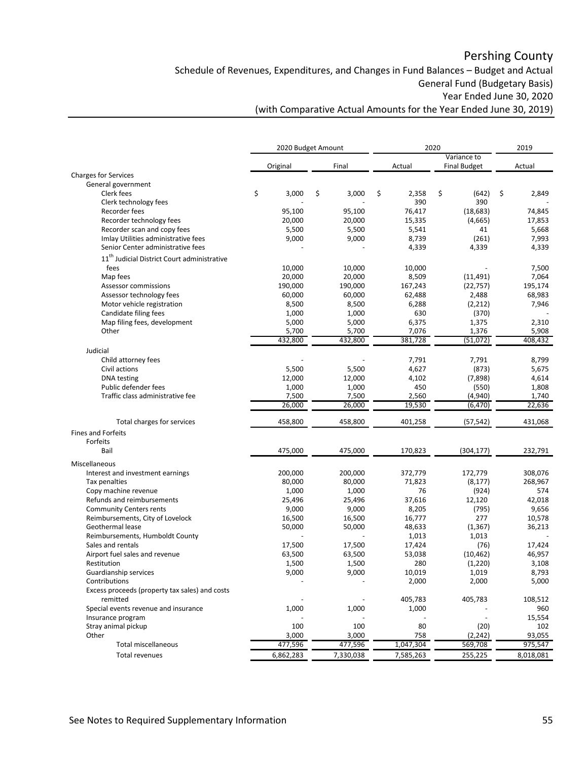# Pershing County

## Schedule of Revenues, Expenditures, and Changes in Fund Balances – Budget and Actual
## General Fund (Budgetary Basis)
## Year Ended June 30, 2020
## (with Comparative Actual Amounts for the Year Ended June 30, 2019)

| | 2020 Budget Amount | | 2020 | | 2019 |
|---|---|---|---|---|---|
| | Original | Final | Actual | Variance to Final Budget | Actual |
| **Charges for Services** | | | | | |
| General government | | | | | |
| Clerk fees | $ 3,000 | $ 3,000 | $ 2,358 | $ (642) | $ 2,849 |
| Clerk technology fees | - | - | 390 | 390 | - |
| Recorder fees | 95,100 | 95,100 | 76,417 | (18,683) | 74,845 |
| Recorder technology fees | 20,000 | 20,000 | 15,335 | (4,665) | 17,853 |
| Recorder scan and copy fees | 5,500 | 5,500 | 5,541 | 41 | 5,668 |
| Imlay Utilities administrative fees | 9,000 | 9,000 | 8,739 | (261) | 7,993 |
| Senior Center administrative fees | - | - | 4,339 | 4,339 | 4,339 |
| 11th Judicial District Court administrative fees | 10,000 | 10,000 | 10,000 | - | 7,500 |
| Map fees | 20,000 | 20,000 | 8,509 | (11,491) | 7,064 |
| Assessor commissions | 190,000 | 190,000 | 167,243 | (22,757) | 195,174 |
| Assessor technology fees | 60,000 | 60,000 | 62,488 | 2,488 | 68,983 |
| Motor vehicle registration | 8,500 | 8,500 | 6,288 | (2,212) | 7,946 |
| Candidate filing fees | 1,000 | 1,000 | 630 | (370) | - |
| Map filing fees, development | 5,000 | 5,000 | 6,375 | 1,375 | 2,310 |
| Other | 5,700 | 5,700 | 7,076 | 1,376 | 5,908 |
| | 432,800 | 432,800 | 381,728 | (51,072) | 408,432 |
| Judicial | | | | | |
| Child attorney fees | - | - | 7,791 | 7,791 | 8,799 |
| Civil actions | 5,500 | 5,500 | 4,627 | (873) | 5,675 |
| DNA testing | 12,000 | 12,000 | 4,102 | (7,898) | 4,614 |
| Public defender fees | 1,000 | 1,000 | 450 | (550) | 1,808 |
| Traffic class administrative fee | 7,500 | 7,500 | 2,560 | (4,940) | 1,740 |
| | 26,000 | 26,000 | 19,530 | (6,470) | 22,636 |
| Total charges for services | 458,800 | 458,800 | 401,258 | (57,542) | 431,068 |
| **Fines and Forfeits** | | | | | |
| Forfeits | | | | | |
| Bail | 475,000 | 475,000 | 170,823 | (304,177) | 232,791 |
| **Miscellaneous** | | | | | |
| Interest and investment earnings | 200,000 | 200,000 | 372,779 | 172,779 | 308,076 |
| Tax penalties | 80,000 | 80,000 | 71,823 | (8,177) | 268,967 |
| Copy machine revenue | 1,000 | 1,000 | 76 | (924) | 574 |
| Refunds and reimbursements | 25,496 | 25,496 | 37,616 | 12,120 | 42,018 |
| Community Centers rents | 9,000 | 9,000 | 8,205 | (795) | 9,656 |
| Reimbursements, City of Lovelock | 16,500 | 16,500 | 16,777 | 277 | 10,578 |
| Geothermal lease | 50,000 | 50,000 | 48,633 | (1,367) | 36,213 |
| Reimbursements, Humboldt County | - | - | 1,013 | 1,013 | - |
| Sales and rentals | 17,500 | 17,500 | 17,424 | (76) | 17,424 |
| Airport fuel sales and revenue | 63,500 | 63,500 | 53,038 | (10,462) | 46,957 |
| Restitution | 1,500 | 1,500 | 280 | (1,220) | 3,108 |
| Guardianship services | 9,000 | 9,000 | 10,019 | 1,019 | 8,793 |
| Contributions | - | - | 2,000 | 2,000 | 5,000 |
| Excess proceeds (property tax sales) and costs remitted | - | - | 405,783 | 405,783 | 108,512 |
| Special events revenue and insurance | 1,000 | 1,000 | 1,000 | - | 960 |
| Insurance program | - | - | - | - | 15,554 |
| Stray animal pickup | 100 | 100 | 80 | (20) | 102 |
| Other | 3,000 | 3,000 | 758 | (2,242) | 93,055 |
| Total miscellaneous | 477,596 | 477,596 | 1,047,304 | 569,708 | 975,547 |
| Total revenues | 6,862,283 | 7,330,038 | 7,585,263 | 255,225 | 8,018,081 |

See Notes to Required Supplementary Information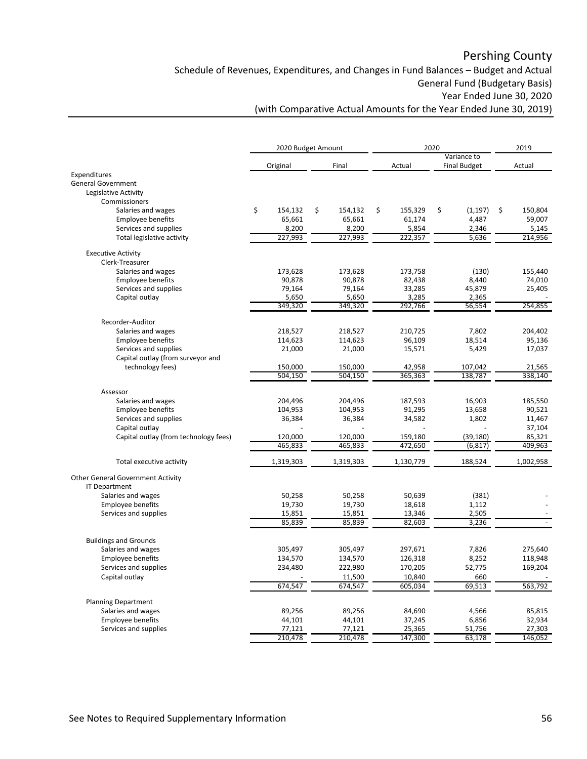# Pershing County

Schedule of Revenues, Expenditures, and Changes in Fund Balances – Budget and Actual
General Fund (Budgetary Basis)
Year Ended June 30, 2020
(with Comparative Actual Amounts for the Year Ended June 30, 2019)

| | 2020 Budget Amount | | 2020 | | 2019 |
|---|---|---|---|---|---|
| | Original | Final | Actual | Variance to Final Budget | Actual |
| Expenditures | | | | | |
| General Government | | | | | |
| Legislative Activity | | | | | |
| Commissioners | | | | | |
| Salaries and wages | $ 154,132 | $ 154,132 | $ 155,329 | $ (1,197) | $ 150,804 |
| Employee benefits | 65,661 | 65,661 | 61,174 | 4,487 | 59,007 |
| Services and supplies | 8,200 | 8,200 | 5,854 | 2,346 | 5,145 |
| Total legislative activity | 227,993 | 227,993 | 222,357 | 5,636 | 214,956 |
| Executive Activity | | | | | |
| Clerk-Treasurer | | | | | |
| Salaries and wages | 173,628 | 173,628 | 173,758 | (130) | 155,440 |
| Employee benefits | 90,878 | 90,878 | 82,438 | 8,440 | 74,010 |
| Services and supplies | 79,164 | 79,164 | 33,285 | 45,879 | 25,405 |
| Capital outlay | 5,650 | 5,650 | 3,285 | 2,365 | - |
| | 349,320 | 349,320 | 292,766 | 56,554 | 254,855 |
| Recorder-Auditor | | | | | |
| Salaries and wages | 218,527 | 218,527 | 210,725 | 7,802 | 204,402 |
| Employee benefits | 114,623 | 114,623 | 96,109 | 18,514 | 95,136 |
| Services and supplies | 21,000 | 21,000 | 15,571 | 5,429 | 17,037 |
| Capital outlay (from surveyor and technology fees) | 150,000 | 150,000 | 42,958 | 107,042 | 21,565 |
| | 504,150 | 504,150 | 365,363 | 138,787 | 338,140 |
| Assessor | | | | | |
| Salaries and wages | 204,496 | 204,496 | 187,593 | 16,903 | 185,550 |
| Employee benefits | 104,953 | 104,953 | 91,295 | 13,658 | 90,521 |
| Services and supplies | 36,384 | 36,384 | 34,582 | 1,802 | 11,467 |
| Capital outlay | - | - | - | - | 37,104 |
| Capital outlay (from technology fees) | 120,000 | 120,000 | 159,180 | (39,180) | 85,321 |
| | 465,833 | 465,833 | 472,650 | (6,817) | 409,963 |
| Total executive activity | 1,319,303 | 1,319,303 | 1,130,779 | 188,524 | 1,002,958 |
| Other General Government Activity | | | | | |
| IT Department | | | | | |
| Salaries and wages | 50,258 | 50,258 | 50,639 | (381) | - |
| Employee benefits | 19,730 | 19,730 | 18,618 | 1,112 | - |
| Services and supplies | 15,851 | 15,851 | 13,346 | 2,505 | - |
| | 85,839 | 85,839 | 82,603 | 3,236 | - |
| Buildings and Grounds | | | | | |
| Salaries and wages | 305,497 | 305,497 | 297,671 | 7,826 | 275,640 |
| Employee benefits | 134,570 | 134,570 | 126,318 | 8,252 | 118,948 |
| Services and supplies | 234,480 | 222,980 | 170,205 | 52,775 | 169,204 |
| Capital outlay | - | 11,500 | 10,840 | 660 | - |
| | 674,547 | 674,547 | 605,034 | 69,513 | 563,792 |
| Planning Department | | | | | |
| Salaries and wages | 89,256 | 89,256 | 84,690 | 4,566 | 85,815 |
| Employee benefits | 44,101 | 44,101 | 37,245 | 6,856 | 32,934 |
| Services and supplies | 77,121 | 77,121 | 25,365 | 51,756 | 27,303 |
| | 210,478 | 210,478 | 147,300 | 63,178 | 146,052 |

See Notes to Required Supplementary Information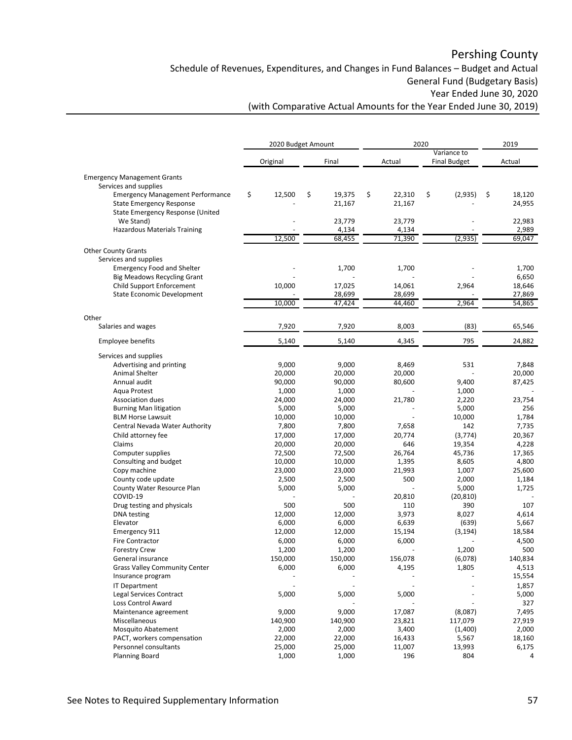# Pershing County

Schedule of Revenues, Expenditures, and Changes in Fund Balances – Budget and Actual
General Fund (Budgetary Basis)
Year Ended June 30, 2020
(with Comparative Actual Amounts for the Year Ended June 30, 2019)

| | 2020 Budget Amount | | 2020 | | 2019 |
|---|---|---|---|---|---|
| | Original | Final | Actual | Variance to Final Budget | Actual |
| **Emergency Management Grants** | | | | | |
| Services and supplies | | | | | |
| Emergency Management Performance | $ 12,500 | $ 19,375 | $ 22,310 | $ (2,935) | $ 18,120 |
| State Emergency Response | - | 21,167 | 21,167 | - | 24,955 |
| State Emergency Response (United We Stand) | - | 23,779 | 23,779 | - | 22,983 |
| Hazardous Materials Training | - | 4,134 | 4,134 | - | 2,989 |
| | 12,500 | 68,455 | 71,390 | (2,935) | 69,047 |
| **Other County Grants** | | | | | |
| Services and supplies | | | | | |
| Emergency Food and Shelter | - | 1,700 | 1,700 | - | 1,700 |
| Big Meadows Recycling Grant | - | - | - | - | 6,650 |
| Child Support Enforcement | 10,000 | 17,025 | 14,061 | 2,964 | 18,646 |
| State Economic Development | - | 28,699 | 28,699 | - | 27,869 |
| | 10,000 | 47,424 | 44,460 | 2,964 | 54,865 |
| **Other** | | | | | |
| Salaries and wages | 7,920 | 7,920 | 8,003 | (83) | 65,546 |
| Employee benefits | 5,140 | 5,140 | 4,345 | 795 | 24,882 |
| Services and supplies | | | | | |
| Advertising and printing | 9,000 | 9,000 | 8,469 | 531 | 7,848 |
| Animal Shelter | 20,000 | 20,000 | 20,000 | - | 20,000 |
| Annual audit | 90,000 | 90,000 | 80,600 | 9,400 | 87,425 |
| Aqua Protest | 1,000 | 1,000 | - | 1,000 | - |
| Association dues | 24,000 | 24,000 | 21,780 | 2,220 | 23,754 |
| Burning Man litigation | 5,000 | 5,000 | - | 5,000 | 256 |
| BLM Horse Lawsuit | 10,000 | 10,000 | - | 10,000 | 1,784 |
| Central Nevada Water Authority | 7,800 | 7,800 | 7,658 | 142 | 7,735 |
| Child attorney fee | 17,000 | 17,000 | 20,774 | (3,774) | 20,367 |
| Claims | 20,000 | 20,000 | 646 | 19,354 | 4,228 |
| Computer supplies | 72,500 | 72,500 | 26,764 | 45,736 | 17,365 |
| Consulting and budget | 10,000 | 10,000 | 1,395 | 8,605 | 4,800 |
| Copy machine | 23,000 | 23,000 | 21,993 | 1,007 | 25,600 |
| County code update | 2,500 | 2,500 | 500 | 2,000 | 1,184 |
| County Water Resource Plan | 5,000 | 5,000 | - | 5,000 | 1,725 |
| COVID-19 | - | - | 20,810 | (20,810) | - |
| Drug testing and physicals | 500 | 500 | 110 | 390 | 107 |
| DNA testing | 12,000 | 12,000 | 3,973 | 8,027 | 4,614 |
| Elevator | 6,000 | 6,000 | 6,639 | (639) | 5,667 |
| Emergency 911 | 12,000 | 12,000 | 15,194 | (3,194) | 18,584 |
| Fire Contractor | 6,000 | 6,000 | 6,000 | - | 4,500 |
| Forestry Crew | 1,200 | 1,200 | - | 1,200 | 500 |
| General insurance | 150,000 | 150,000 | 156,078 | (6,078) | 140,834 |
| Grass Valley Community Center | 6,000 | 6,000 | 4,195 | 1,805 | 4,513 |
| Insurance program | - | - | - | - | 15,554 |
| IT Department | - | - | - | - | 1,857 |
| Legal Services Contract | 5,000 | 5,000 | 5,000 | - | 5,000 |
| Loss Control Award | | - | - | - | 327 |
| Maintenance agreement | 9,000 | 9,000 | 17,087 | (8,087) | 7,495 |
| Miscellaneous | 140,900 | 140,900 | 23,821 | 117,079 | 27,919 |
| Mosquito Abatement | 2,000 | 2,000 | 3,400 | (1,400) | 2,000 |
| PACT, workers compensation | 22,000 | 22,000 | 16,433 | 5,567 | 18,160 |
| Personnel consultants | 25,000 | 25,000 | 11,007 | 13,993 | 6,175 |
| Planning Board | 1,000 | 1,000 | 196 | 804 | 4 |

See Notes to Required Supplementary Information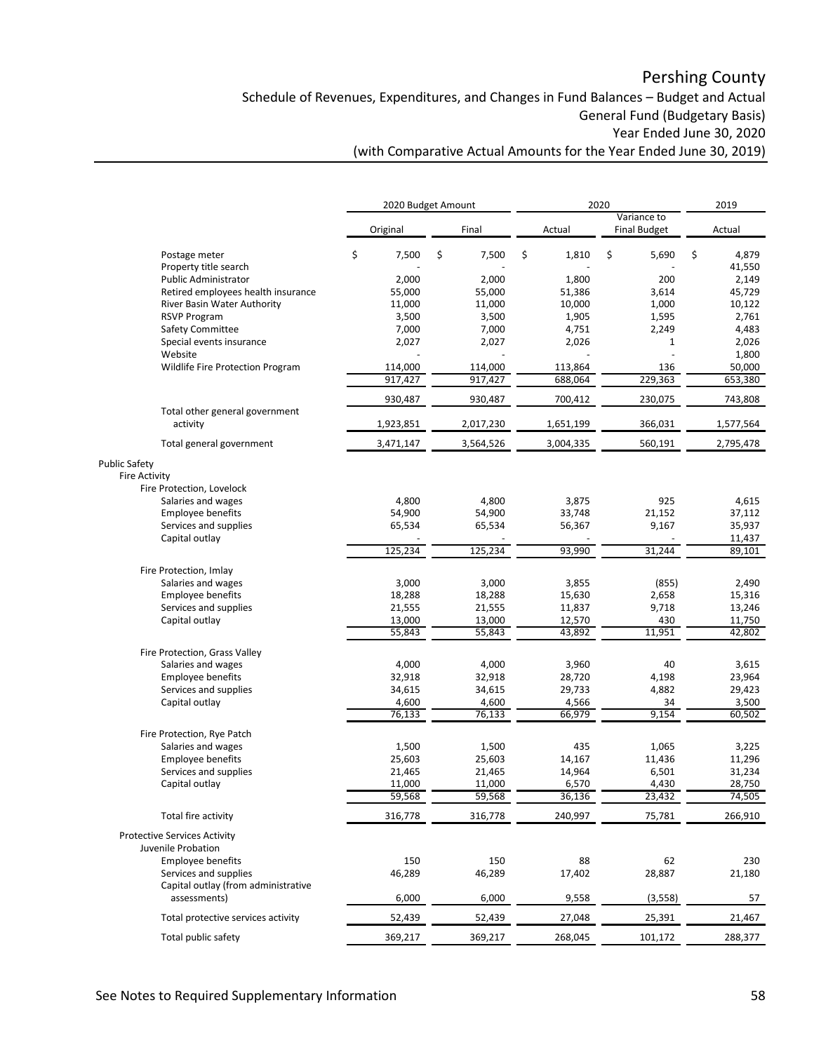# Pershing County

## Schedule of Revenues, Expenditures, and Changes in Fund Balances – Budget and Actual
## General Fund (Budgetary Basis)
## Year Ended June 30, 2020
## (with Comparative Actual Amounts for the Year Ended June 30, 2019)

| | 2020 Budget Amount | | 2020 | | 2019 |
|---|---|---|---|---|---|
| | Original | Final | Actual | Variance to Final Budget | Actual |
| Postage meter | $ 7,500 | $ 7,500 | $ 1,810 | $ 5,690 | $ 4,879 |
| Property title search | - | - | - | - | 41,550 |
| Public Administrator | 2,000 | 2,000 | 1,800 | 200 | 2,149 |
| Retired employees health insurance | 55,000 | 55,000 | 51,386 | 3,614 | 45,729 |
| River Basin Water Authority | 11,000 | 11,000 | 10,000 | 1,000 | 10,122 |
| RSVP Program | 3,500 | 3,500 | 1,905 | 1,595 | 2,761 |
| Safety Committee | 7,000 | 7,000 | 4,751 | 2,249 | 4,483 |
| Special events insurance | 2,027 | 2,027 | 2,026 | 1 | 2,026 |
| Website | - | - | - | - | 1,800 |
| Wildlife Fire Protection Program | 114,000 | 114,000 | 113,864 | 136 | 50,000 |
| | 917,427 | 917,427 | 688,064 | 229,363 | 653,380 |
| | 930,487 | 930,487 | 700,412 | 230,075 | 743,808 |
| Total other general government activity | 1,923,851 | 2,017,230 | 1,651,199 | 366,031 | 1,577,564 |
| Total general government | 3,471,147 | 3,564,526 | 3,004,335 | 560,191 | 2,795,478 |
| Public Safety | | | | | |
| Fire Activity | | | | | |
| Fire Protection, Lovelock | | | | | |
| Salaries and wages | 4,800 | 4,800 | 3,875 | 925 | 4,615 |
| Employee benefits | 54,900 | 54,900 | 33,748 | 21,152 | 37,112 |
| Services and supplies | 65,534 | 65,534 | 56,367 | 9,167 | 35,937 |
| Capital outlay | - | - | - | - | 11,437 |
| | 125,234 | 125,234 | 93,990 | 31,244 | 89,101 |
| Fire Protection, Imlay | | | | | |
| Salaries and wages | 3,000 | 3,000 | 3,855 | (855) | 2,490 |
| Employee benefits | 18,288 | 18,288 | 15,630 | 2,658 | 15,316 |
| Services and supplies | 21,555 | 21,555 | 11,837 | 9,718 | 13,246 |
| Capital outlay | 13,000 | 13,000 | 12,570 | 430 | 11,750 |
| | 55,843 | 55,843 | 43,892 | 11,951 | 42,802 |
| Fire Protection, Grass Valley | | | | | |
| Salaries and wages | 4,000 | 4,000 | 3,960 | 40 | 3,615 |
| Employee benefits | 32,918 | 32,918 | 28,720 | 4,198 | 23,964 |
| Services and supplies | 34,615 | 34,615 | 29,733 | 4,882 | 29,423 |
| Capital outlay | 4,600 | 4,600 | 4,566 | 34 | 3,500 |
| | 76,133 | 76,133 | 66,979 | 9,154 | 60,502 |
| Fire Protection, Rye Patch | | | | | |
| Salaries and wages | 1,500 | 1,500 | 435 | 1,065 | 3,225 |
| Employee benefits | 25,603 | 25,603 | 14,167 | 11,436 | 11,296 |
| Services and supplies | 21,465 | 21,465 | 14,964 | 6,501 | 31,234 |
| Capital outlay | 11,000 | 11,000 | 6,570 | 4,430 | 28,750 |
| | 59,568 | 59,568 | 36,136 | 23,432 | 74,505 |
| Total fire activity | 316,778 | 316,778 | 240,997 | 75,781 | 266,910 |
| Protective Services Activity | | | | | |
| Juvenile Probation | | | | | |
| Employee benefits | 150 | 150 | 88 | 62 | 230 |
| Services and supplies | 46,289 | 46,289 | 17,402 | 28,887 | 21,180 |
| Capital outlay (from administrative assessments) | 6,000 | 6,000 | 9,558 | (3,558) | 57 |
| Total protective services activity | 52,439 | 52,439 | 27,048 | 25,391 | 21,467 |
| Total public safety | 369,217 | 369,217 | 268,045 | 101,172 | 288,377 |

See Notes to Required Supplementary Information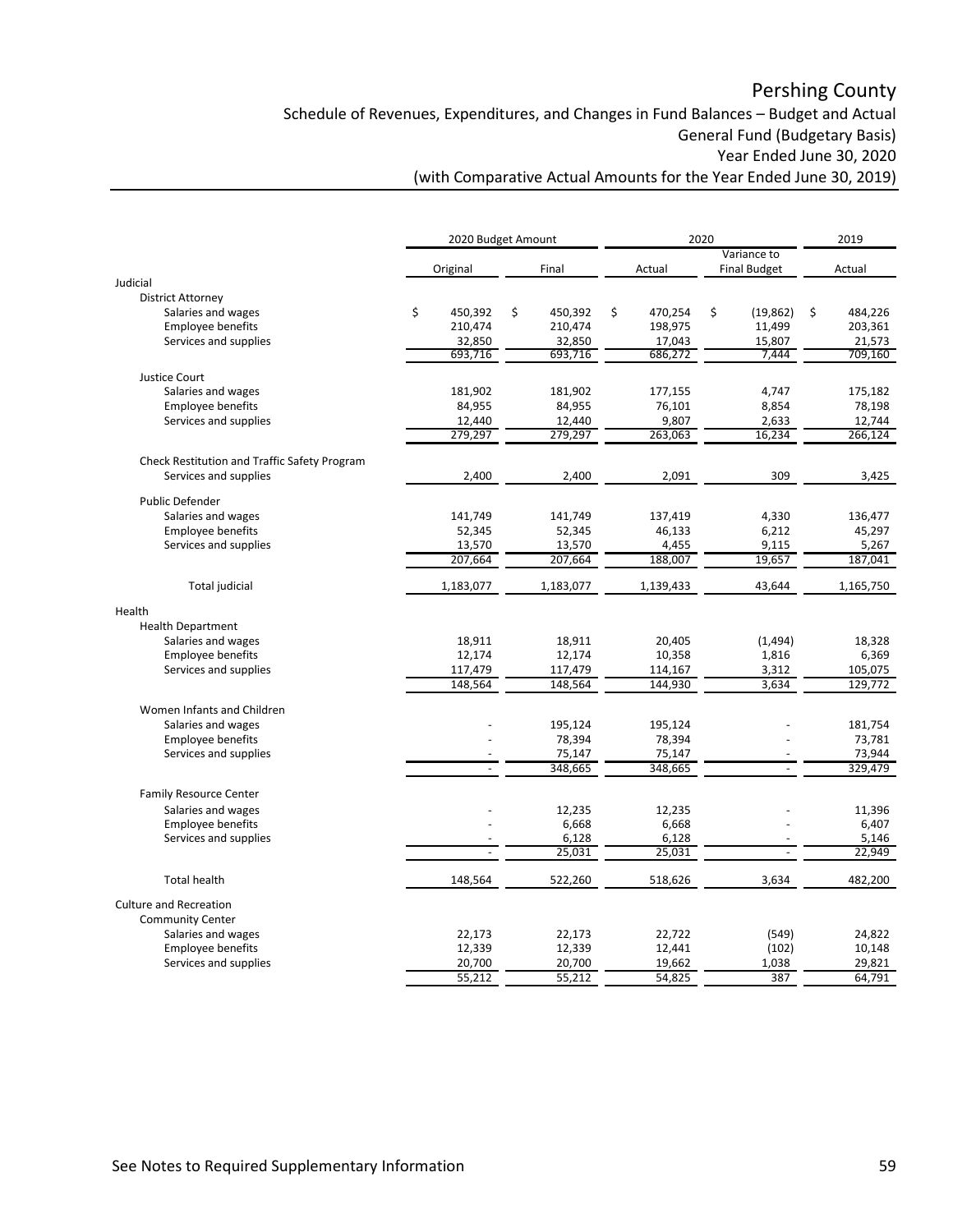# Pershing County

## Schedule of Revenues, Expenditures, and Changes in Fund Balances – Budget and Actual
## General Fund (Budgetary Basis)
## Year Ended June 30, 2020
## (with Comparative Actual Amounts for the Year Ended June 30, 2019)

| | 2020 Budget Amount | | 2020 | | 2019 |
|---|---|---|---|---|---|
| | Original | Final | Actual | Variance to Final Budget | Actual |
| **Judicial** | | | | | |
| District Attorney | | | | | |
| Salaries and wages | $ 450,392 | $ 450,392 | $ 470,254 | $ (19,862) | $ 484,226 |
| Employee benefits | 210,474 | 210,474 | 198,975 | 11,499 | 203,361 |
| Services and supplies | 32,850 | 32,850 | 17,043 | 15,807 | 21,573 |
| | 693,716 | 693,716 | 686,272 | 7,444 | 709,160 |
| Justice Court | | | | | |
| Salaries and wages | 181,902 | 181,902 | 177,155 | 4,747 | 175,182 |
| Employee benefits | 84,955 | 84,955 | 76,101 | 8,854 | 78,198 |
| Services and supplies | 12,440 | 12,440 | 9,807 | 2,633 | 12,744 |
| | 279,297 | 279,297 | 263,063 | 16,234 | 266,124 |
| Check Restitution and Traffic Safety Program | | | | | |
| Services and supplies | 2,400 | 2,400 | 2,091 | 309 | 3,425 |
| Public Defender | | | | | |
| Salaries and wages | 141,749 | 141,749 | 137,419 | 4,330 | 136,477 |
| Employee benefits | 52,345 | 52,345 | 46,133 | 6,212 | 45,297 |
| Services and supplies | 13,570 | 13,570 | 4,455 | 9,115 | 5,267 |
| | 207,664 | 207,664 | 188,007 | 19,657 | 187,041 |
| Total judicial | 1,183,077 | 1,183,077 | 1,139,433 | 43,644 | 1,165,750 |
| **Health** | | | | | |
| Health Department | | | | | |
| Salaries and wages | 18,911 | 18,911 | 20,405 | (1,494) | 18,328 |
| Employee benefits | 12,174 | 12,174 | 10,358 | 1,816 | 6,369 |
| Services and supplies | 117,479 | 117,479 | 114,167 | 3,312 | 105,075 |
| | 148,564 | 148,564 | 144,930 | 3,634 | 129,772 |
| Women Infants and Children | | | | | |
| Salaries and wages | - | 195,124 | 195,124 | - | 181,754 |
| Employee benefits | - | 78,394 | 78,394 | - | 73,781 |
| Services and supplies | - | 75,147 | 75,147 | - | 73,944 |
| | - | 348,665 | 348,665 | - | 329,479 |
| Family Resource Center | | | | | |
| Salaries and wages | - | 12,235 | 12,235 | - | 11,396 |
| Employee benefits | - | 6,668 | 6,668 | - | 6,407 |
| Services and supplies | - | 6,128 | 6,128 | - | 5,146 |
| | - | 25,031 | 25,031 | - | 22,949 |
| Total health | 148,564 | 522,260 | 518,626 | 3,634 | 482,200 |
| **Culture and Recreation** | | | | | |
| Community Center | | | | | |
| Salaries and wages | 22,173 | 22,173 | 22,722 | (549) | 24,822 |
| Employee benefits | 12,339 | 12,339 | 12,441 | (102) | 10,148 |
| Services and supplies | 20,700 | 20,700 | 19,662 | 1,038 | 29,821 |
| | 55,212 | 55,212 | 54,825 | 387 | 64,791 |

See Notes to Required Supplementary Information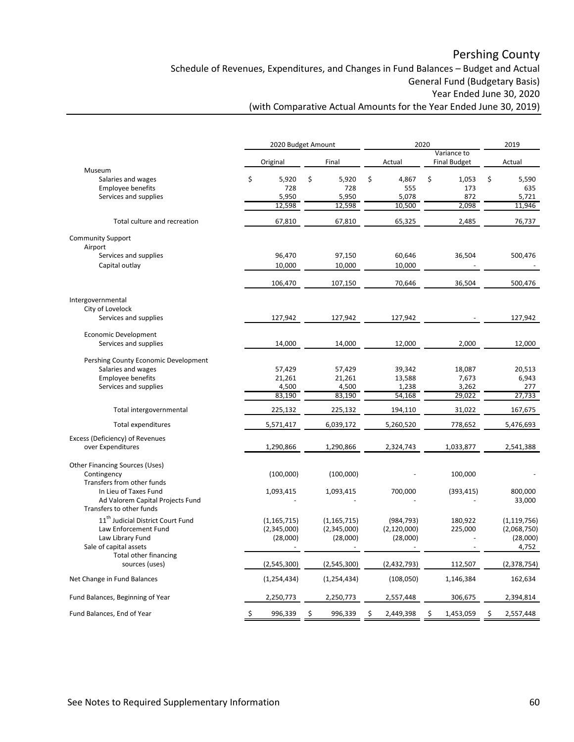# Pershing County

## Schedule of Revenues, Expenditures, and Changes in Fund Balances – Budget and Actual
## General Fund (Budgetary Basis)
## Year Ended June 30, 2020
## (with Comparative Actual Amounts for the Year Ended June 30, 2019)

| | 2020 Budget Amount | | 2020 | | 2019 |
|---|---|---|---|---|---|
| | Original | Final | Actual | Variance to Final Budget | Actual |
| Museum | | | | | |
| Salaries and wages | $ 5,920 | $ 5,920 | $ 4,867 | $ 1,053 | $ 5,590 |
| Employee benefits | 728 | 728 | 555 | 173 | 635 |
| Services and supplies | 5,950 | 5,950 | 5,078 | 872 | 5,721 |
| | 12,598 | 12,598 | 10,500 | 2,098 | 11,946 |
| Total culture and recreation | 67,810 | 67,810 | 65,325 | 2,485 | 76,737 |
| Community Support | | | | | |
| Airport | | | | | |
| Services and supplies | 96,470 | 97,150 | 60,646 | 36,504 | 500,476 |
| Capital outlay | 10,000 | 10,000 | 10,000 | - | - |
| | 106,470 | 107,150 | 70,646 | 36,504 | 500,476 |
| Intergovernmental | | | | | |
| City of Lovelock | | | | | |
| Services and supplies | 127,942 | 127,942 | 127,942 | - | 127,942 |
| Economic Development | | | | | |
| Services and supplies | 14,000 | 14,000 | 12,000 | 2,000 | 12,000 |
| Pershing County Economic Development | | | | | |
| Salaries and wages | 57,429 | 57,429 | 39,342 | 18,087 | 20,513 |
| Employee benefits | 21,261 | 21,261 | 13,588 | 7,673 | 6,943 |
| Services and supplies | 4,500 | 4,500 | 1,238 | 3,262 | 277 |
| | 83,190 | 83,190 | 54,168 | 29,022 | 27,733 |
| Total intergovernmental | 225,132 | 225,132 | 194,110 | 31,022 | 167,675 |
| Total expenditures | 5,571,417 | 6,039,172 | 5,260,520 | 778,652 | 5,476,693 |
| Excess (Deficiency) of Revenues over Expenditures | 1,290,866 | 1,290,866 | 2,324,743 | 1,033,877 | 2,541,388 |
| Other Financing Sources (Uses) | | | | | |
| Contingency | (100,000) | (100,000) | - | 100,000 | - |
| Transfers from other funds | | | | | |
| In Lieu of Taxes Fund | 1,093,415 | 1,093,415 | 700,000 | (393,415) | 800,000 |
| Ad Valorem Capital Projects Fund | - | - | - | - | 33,000 |
| Transfers to other funds | | | | | |
| 11th Judicial District Court Fund | (1,165,715) | (1,165,715) | (984,793) | 180,922 | (1,119,756) |
| Law Enforcement Fund | (2,345,000) | (2,345,000) | (2,120,000) | 225,000 | (2,068,750) |
| Law Library Fund | (28,000) | (28,000) | (28,000) | - | (28,000) |
| Sale of capital assets | - | - | - | - | 4,752 |
| Total other financing sources (uses) | (2,545,300) | (2,545,300) | (2,432,793) | 112,507 | (2,378,754) |
| Net Change in Fund Balances | (1,254,434) | (1,254,434) | (108,050) | 1,146,384 | 162,634 |
| Fund Balances, Beginning of Year | 2,250,773 | 2,250,773 | 2,557,448 | 306,675 | 2,394,814 |
| Fund Balances, End of Year | $ 996,339 | $ 996,339 | $ 2,449,398 | $ 1,453,059 | $ 2,557,448 |

See Notes to Required Supplementary Information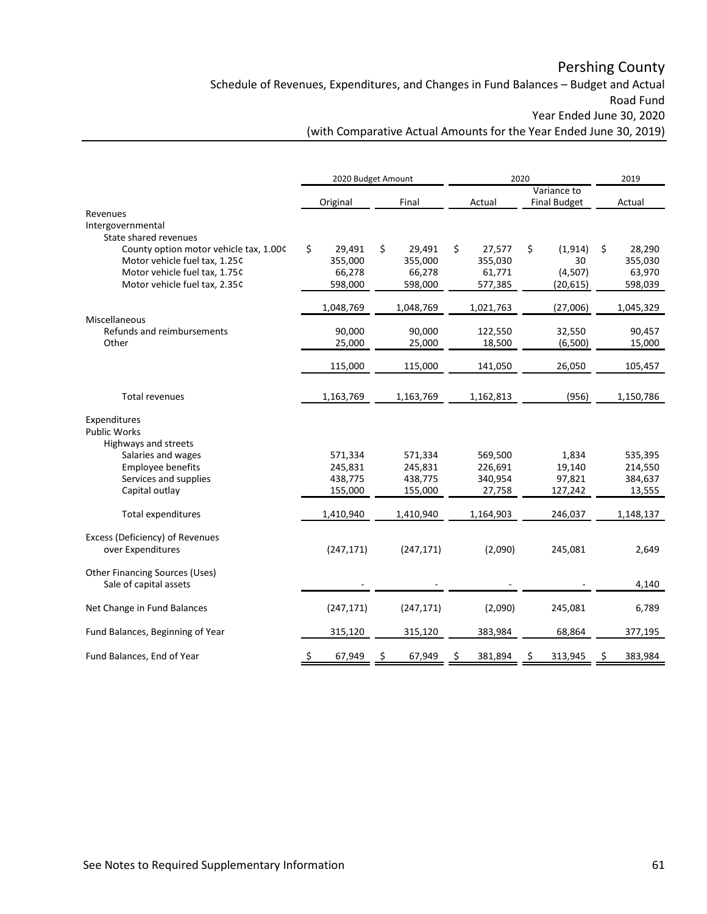# Pershing County

## Schedule of Revenues, Expenditures, and Changes in Fund Balances – Budget and Actual

### Road Fund

### Year Ended June 30, 2020

### (with Comparative Actual Amounts for the Year Ended June 30, 2019)

| | 2020 Budget Amount | | 2020 | | 2019 |
|---|---|---|---|---|---|
| | Original | Final | Actual | Variance to Final Budget | Actual |
| **Revenues** | | | | | |
| Intergovernmental | | | | | |
| State shared revenues | | | | | |
| County option motor vehicle tax, 1.00¢ | $ 29,491 | $ 29,491 | $ 27,577 | $ (1,914) | $ 28,290 |
| Motor vehicle fuel tax, 1.25¢ | 355,000 | 355,000 | 355,030 | 30 | 355,030 |
| Motor vehicle fuel tax, 1.75¢ | 66,278 | 66,278 | 61,771 | (4,507) | 63,970 |
| Motor vehicle fuel tax, 2.35¢ | 598,000 | 598,000 | 577,385 | (20,615) | 598,039 |
| | 1,048,769 | 1,048,769 | 1,021,763 | (27,006) | 1,045,329 |
| Miscellaneous | | | | | |
| Refunds and reimbursements | 90,000 | 90,000 | 122,550 | 32,550 | 90,457 |
| Other | 25,000 | 25,000 | 18,500 | (6,500) | 15,000 |
| | 115,000 | 115,000 | 141,050 | 26,050 | 105,457 |
| Total revenues | 1,163,769 | 1,163,769 | 1,162,813 | (956) | 1,150,786 |
| **Expenditures** | | | | | |
| Public Works | | | | | |
| Highways and streets | | | | | |
| Salaries and wages | 571,334 | 571,334 | 569,500 | 1,834 | 535,395 |
| Employee benefits | 245,831 | 245,831 | 226,691 | 19,140 | 214,550 |
| Services and supplies | 438,775 | 438,775 | 340,954 | 97,821 | 384,637 |
| Capital outlay | 155,000 | 155,000 | 27,758 | 127,242 | 13,555 |
| Total expenditures | 1,410,940 | 1,410,940 | 1,164,903 | 246,037 | 1,148,137 |
| Excess (Deficiency) of Revenues over Expenditures | (247,171) | (247,171) | (2,090) | 245,081 | 2,649 |
| Other Financing Sources (Uses) | | | | | |
| Sale of capital assets | - | - | - | - | 4,140 |
| Net Change in Fund Balances | (247,171) | (247,171) | (2,090) | 245,081 | 6,789 |
| Fund Balances, Beginning of Year | 315,120 | 315,120 | 383,984 | 68,864 | 377,195 |
| Fund Balances, End of Year | $ 67,949 | $ 67,949 | $ 381,894 | $ 313,945 | $ 383,984 |

See Notes to Required Supplementary Information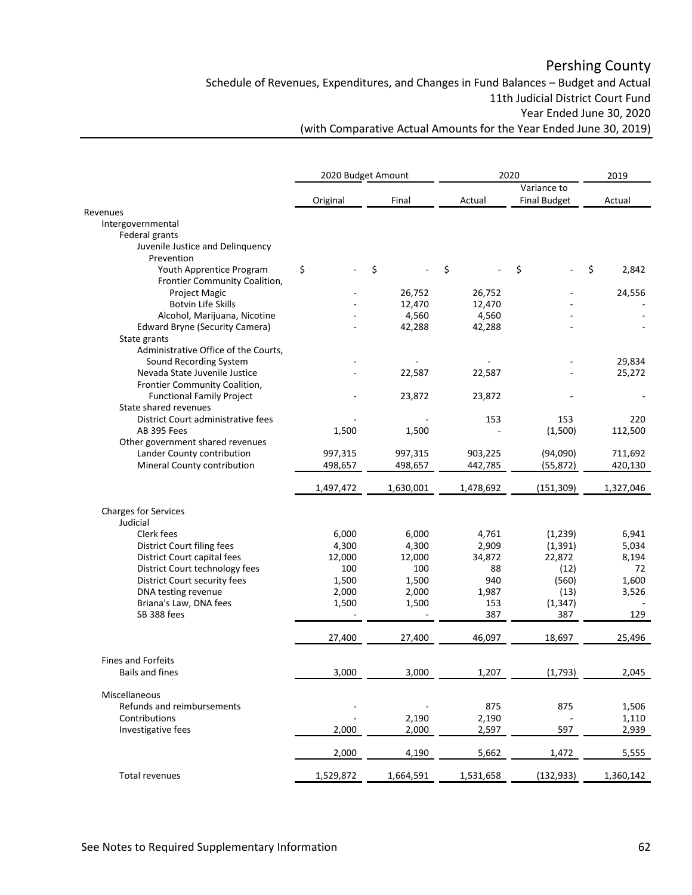# Pershing County

## Schedule of Revenues, Expenditures, and Changes in Fund Balances – Budget and Actual

### 11th Judicial District Court Fund

### Year Ended June 30, 2020

### (with Comparative Actual Amounts for the Year Ended June 30, 2019)

| | 2020 Budget Amount | | 2020 | | 2019 |
|---|---|---|---|---|---|
| | Original | Final | Actual | Variance to Final Budget | Actual |
| **Revenues** | | | | | |
| Intergovernmental | | | | | |
| Federal grants | | | | | |
| Juvenile Justice and Delinquency Prevention | | | | | |
| Youth Apprentice Program | $ - | $ - | $ - | $ - | $ 2,842 |
| Frontier Community Coalition, Project Magic | - | 26,752 | 26,752 | - | 24,556 |
| Botvin Life Skills | - | 12,470 | 12,470 | - | - |
| Alcohol, Marijuana, Nicotine | - | 4,560 | 4,560 | - | - |
| Edward Bryne (Security Camera) | - | 42,288 | 42,288 | - | - |
| State grants | | | | | |
| Administrative Office of the Courts, Sound Recording System | - | - | - | - | 29,834 |
| Nevada State Juvenile Justice | - | 22,587 | 22,587 | - | 25,272 |
| Frontier Community Coalition, Functional Family Project | - | 23,872 | 23,872 | - | - |
| State shared revenues | | | | | |
| District Court administrative fees | - | - | 153 | 153 | 220 |
| AB 395 Fees | 1,500 | 1,500 | - | (1,500) | 112,500 |
| Other government shared revenues | | | | | |
| Lander County contribution | 997,315 | 997,315 | 903,225 | (94,090) | 711,692 |
| Mineral County contribution | 498,657 | 498,657 | 442,785 | (55,872) | 420,130 |
| | 1,497,472 | 1,630,001 | 1,478,692 | (151,309) | 1,327,046 |
| Charges for Services | | | | | |
| Judicial | | | | | |
| Clerk fees | 6,000 | 6,000 | 4,761 | (1,239) | 6,941 |
| District Court filing fees | 4,300 | 4,300 | 2,909 | (1,391) | 5,034 |
| District Court capital fees | 12,000 | 12,000 | 34,872 | 22,872 | 8,194 |
| District Court technology fees | 100 | 100 | 88 | (12) | 72 |
| District Court security fees | 1,500 | 1,500 | 940 | (560) | 1,600 |
| DNA testing revenue | 2,000 | 2,000 | 1,987 | (13) | 3,526 |
| Briana's Law, DNA fees | 1,500 | 1,500 | 153 | (1,347) | - |
| SB 388 fees | - | - | 387 | 387 | 129 |
| | 27,400 | 27,400 | 46,097 | 18,697 | 25,496 |
| Fines and Forfeits | | | | | |
| Bails and fines | 3,000 | 3,000 | 1,207 | (1,793) | 2,045 |
| Miscellaneous | | | | | |
| Refunds and reimbursements | - | - | 875 | 875 | 1,506 |
| Contributions | - | 2,190 | 2,190 | - | 1,110 |
| Investigative fees | 2,000 | 2,000 | 2,597 | 597 | 2,939 |
| | 2,000 | 4,190 | 5,662 | 1,472 | 5,555 |
| Total revenues | 1,529,872 | 1,664,591 | 1,531,658 | (132,933) | 1,360,142 |

See Notes to Required Supplementary Information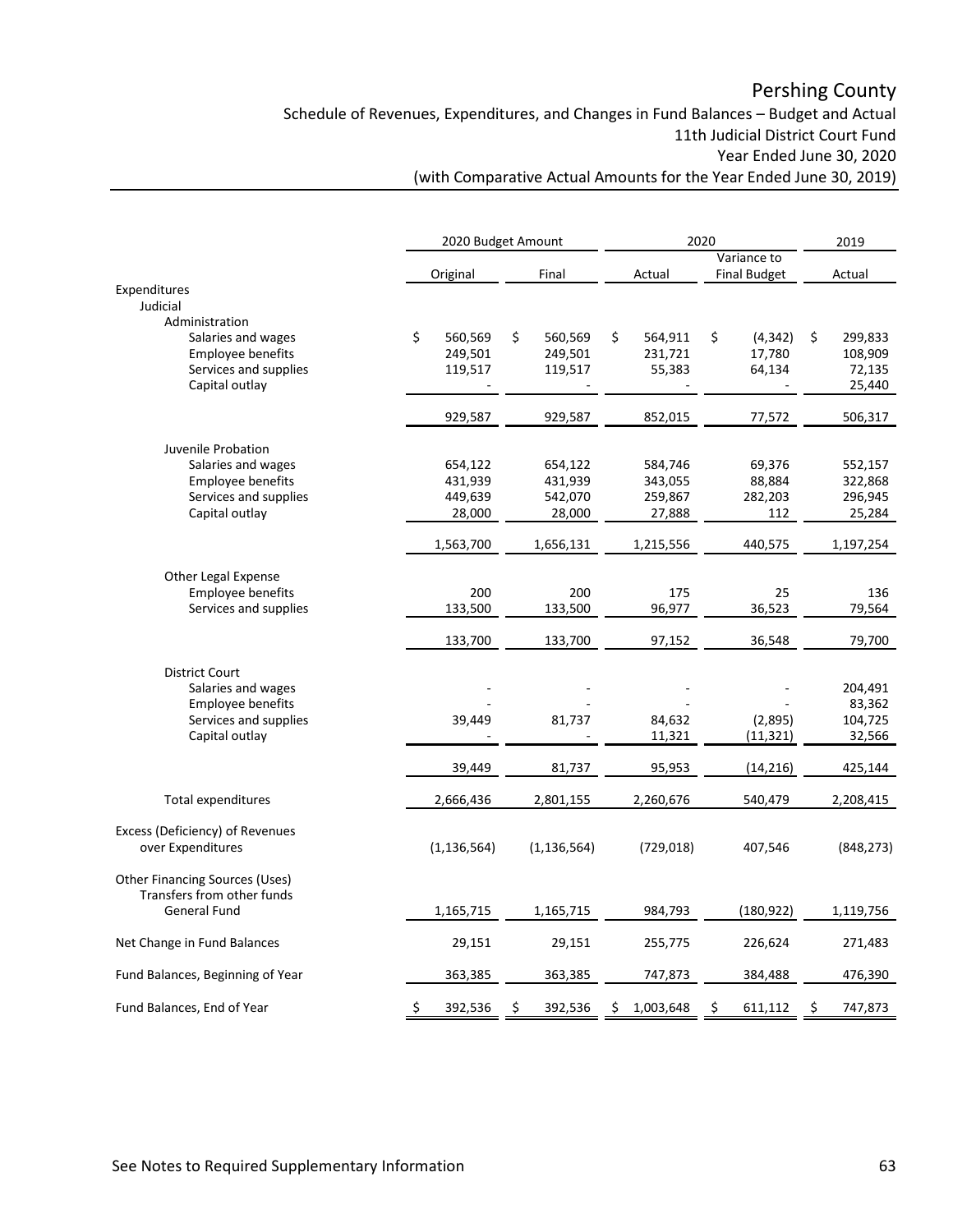# Pershing County

## Schedule of Revenues, Expenditures, and Changes in Fund Balances – Budget and Actual
## 11th Judicial District Court Fund
## Year Ended June 30, 2020
## (with Comparative Actual Amounts for the Year Ended June 30, 2019)

| | 2020 Budget Amount | | 2020 | | 2019 |
|---|---|---|---|---|---|
| | Original | Final | Actual | Variance to Final Budget | Actual |
| **Expenditures** | | | | | |
| Judicial | | | | | |
| Administration | | | | | |
| Salaries and wages | $ 560,569 | $ 560,569 | $ 564,911 | $ (4,342) | $ 299,833 |
| Employee benefits | 249,501 | 249,501 | 231,721 | 17,780 | 108,909 |
| Services and supplies | 119,517 | 119,517 | 55,383 | 64,134 | 72,135 |
| Capital outlay | - | - | - | - | 25,440 |
| | 929,587 | 929,587 | 852,015 | 77,572 | 506,317 |
| Juvenile Probation | | | | | |
| Salaries and wages | 654,122 | 654,122 | 584,746 | 69,376 | 552,157 |
| Employee benefits | 431,939 | 431,939 | 343,055 | 88,884 | 322,868 |
| Services and supplies | 449,639 | 542,070 | 259,867 | 282,203 | 296,945 |
| Capital outlay | 28,000 | 28,000 | 27,888 | 112 | 25,284 |
| | 1,563,700 | 1,656,131 | 1,215,556 | 440,575 | 1,197,254 |
| Other Legal Expense | | | | | |
| Employee benefits | 200 | 200 | 175 | 25 | 136 |
| Services and supplies | 133,500 | 133,500 | 96,977 | 36,523 | 79,564 |
| | 133,700 | 133,700 | 97,152 | 36,548 | 79,700 |
| District Court | | | | | |
| Salaries and wages | - | - | - | - | 204,491 |
| Employee benefits | - | - | - | - | 83,362 |
| Services and supplies | 39,449 | 81,737 | 84,632 | (2,895) | 104,725 |
| Capital outlay | - | - | 11,321 | (11,321) | 32,566 |
| | 39,449 | 81,737 | 95,953 | (14,216) | 425,144 |
| Total expenditures | 2,666,436 | 2,801,155 | 2,260,676 | 540,479 | 2,208,415 |
| Excess (Deficiency) of Revenues over Expenditures | (1,136,564) | (1,136,564) | (729,018) | 407,546 | (848,273) |
| **Other Financing Sources (Uses)** | | | | | |
| Transfers from other funds | | | | | |
| General Fund | 1,165,715 | 1,165,715 | 984,793 | (180,922) | 1,119,756 |
| Net Change in Fund Balances | 29,151 | 29,151 | 255,775 | 226,624 | 271,483 |
| Fund Balances, Beginning of Year | 363,385 | 363,385 | 747,873 | 384,488 | 476,390 |
| Fund Balances, End of Year | $ 392,536 | $ 392,536 | $ 1,003,648 | $ 611,112 | $ 747,873 |

See Notes to Required Supplementary Information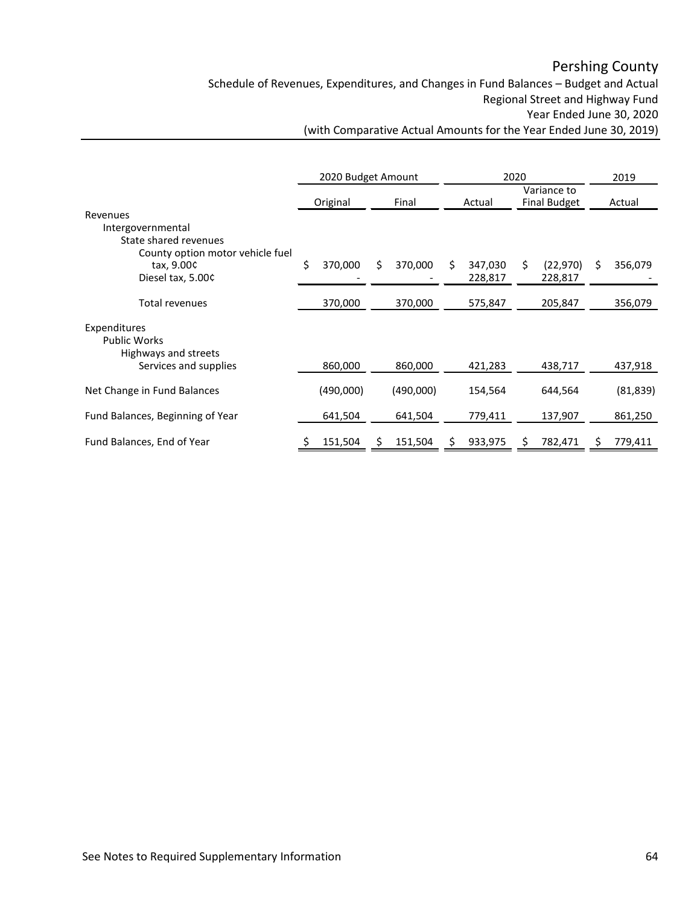# Pershing County

Schedule of Revenues, Expenditures, and Changes in Fund Balances – Budget and Actual
Regional Street and Highway Fund
Year Ended June 30, 2020
(with Comparative Actual Amounts for the Year Ended June 30, 2019)

| | 2020 Budget Amount | | 2020 | | 2019 |
|---|---|---|---|---|---|
| | Original | Final | Actual | Variance to Final Budget | Actual |
| Revenues | | | | | |
| Intergovernmental | | | | | |
| State shared revenues | | | | | |
| County option motor vehicle fuel tax, 9.00¢ | $ 370,000 | $ 370,000 | $ 347,030 | $ (22,970) | $ 356,079 |
| Diesel tax, 5.00¢ | - | - | 228,817 | 228,817 | - |
| Total revenues | 370,000 | 370,000 | 575,847 | 205,847 | 356,079 |
| Expenditures | | | | | |
| Public Works | | | | | |
| Highways and streets | | | | | |
| Services and supplies | 860,000 | 860,000 | 421,283 | 438,717 | 437,918 |
| Net Change in Fund Balances | (490,000) | (490,000) | 154,564 | 644,564 | (81,839) |
| Fund Balances, Beginning of Year | 641,504 | 641,504 | 779,411 | 137,907 | 861,250 |
| Fund Balances, End of Year | $ 151,504 | $ 151,504 | $ 933,975 | $ 782,471 | $ 779,411 |

See Notes to Required Supplementary Information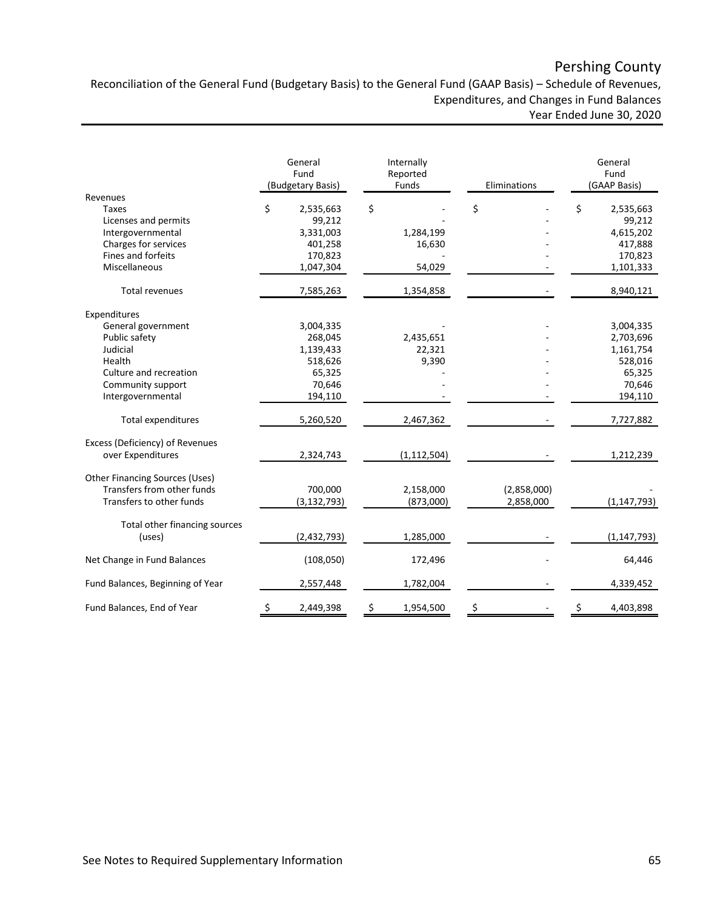# Pershing County

## Reconciliation of the General Fund (Budgetary Basis) to the General Fund (GAAP Basis) – Schedule of Revenues, Expenditures, and Changes in Fund Balances

### Year Ended June 30, 2020

| | General Fund (Budgetary Basis) | Internally Reported Funds | Eliminations | General Fund (GAAP Basis) |
|---|---|---|---|---|
| **Revenues** | | | | |
| Taxes | $ 2,535,663 | $ - | $ - | $ 2,535,663 |
| Licenses and permits | 99,212 | - | - | 99,212 |
| Intergovernmental | 3,331,003 | 1,284,199 | - | 4,615,202 |
| Charges for services | 401,258 | 16,630 | - | 417,888 |
| Fines and forfeits | 170,823 | - | - | 170,823 |
| Miscellaneous | 1,047,304 | 54,029 | - | 1,101,333 |
| Total revenues | 7,585,263 | 1,354,858 | - | 8,940,121 |
| **Expenditures** | | | | |
| General government | 3,004,335 | - | - | 3,004,335 |
| Public safety | 268,045 | 2,435,651 | - | 2,703,696 |
| Judicial | 1,139,433 | 22,321 | - | 1,161,754 |
| Health | 518,626 | 9,390 | - | 528,016 |
| Culture and recreation | 65,325 | - | - | 65,325 |
| Community support | 70,646 | - | - | 70,646 |
| Intergovernmental | 194,110 | - | - | 194,110 |
| Total expenditures | 5,260,520 | 2,467,362 | - | 7,727,882 |
| Excess (Deficiency) of Revenues over Expenditures | 2,324,743 | (1,112,504) | - | 1,212,239 |
| **Other Financing Sources (Uses)** | | | | |
| Transfers from other funds | 700,000 | 2,158,000 | (2,858,000) | - |
| Transfers to other funds | (3,132,793) | (873,000) | 2,858,000 | (1,147,793) |
| Total other financing sources (uses) | (2,432,793) | 1,285,000 | - | (1,147,793) |
| Net Change in Fund Balances | (108,050) | 172,496 | - | 64,446 |
| Fund Balances, Beginning of Year | 2,557,448 | 1,782,004 | - | 4,339,452 |
| Fund Balances, End of Year | $ 2,449,398 | $ 1,954,500 | $ - | $ 4,403,898 |

See Notes to Required Supplementary Information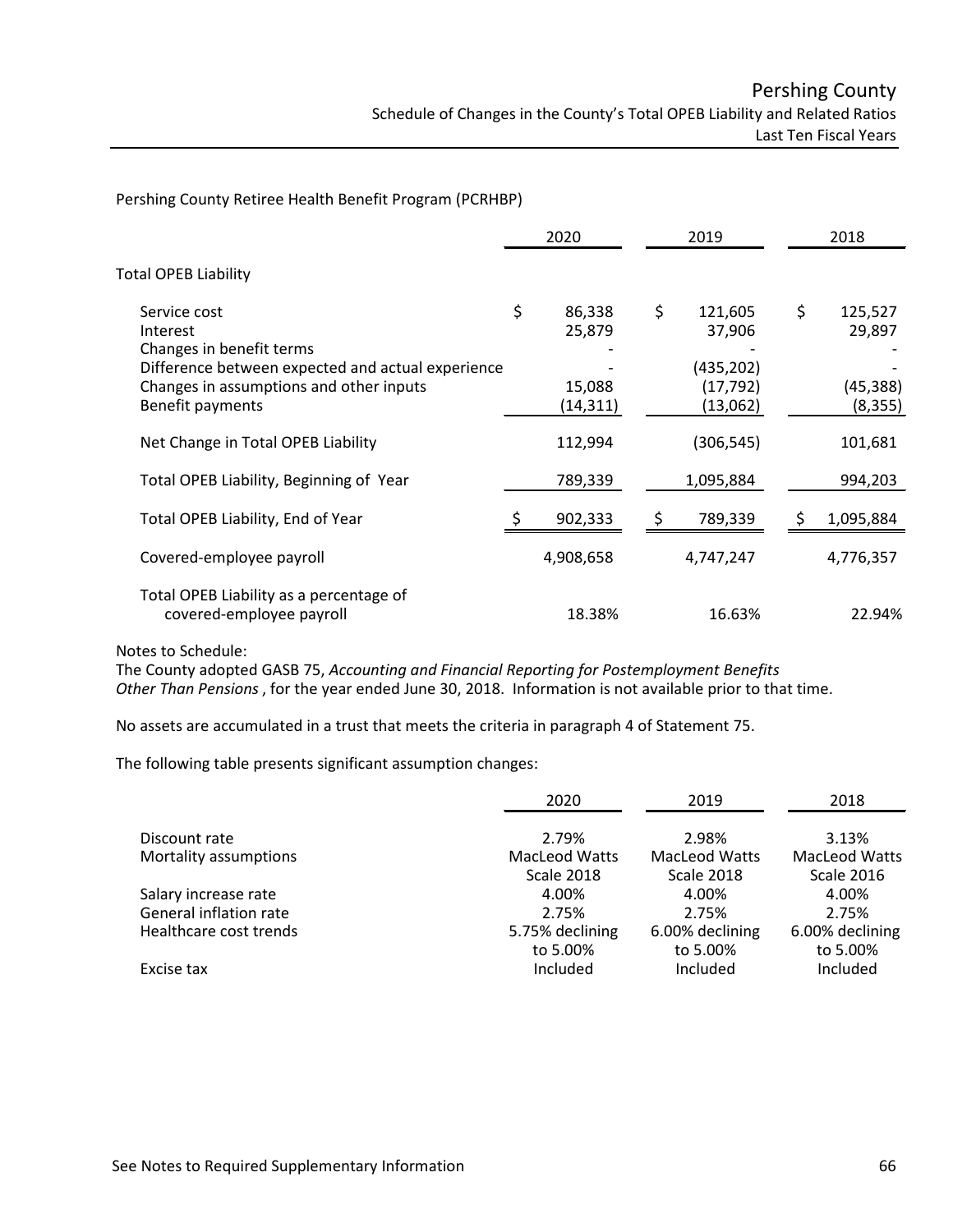# Pershing County

## Schedule of Changes in the County's Total OPEB Liability and Related Ratios

### Last Ten Fiscal Years

Pershing County Retiree Health Benefit Program (PCRHBP)

| | 2020 | 2019 | 2018 |
|---|---|---|---|
| **Total OPEB Liability** | | | |
| Service cost | $ 86,338 | $ 121,605 | $ 125,527 |
| Interest | 25,879 | 37,906 | 29,897 |
| Changes in benefit terms | - | - | - |
| Difference between expected and actual experience | - | (435,202) | - |
| Changes in assumptions and other inputs | 15,088 | (17,792) | (45,388) |
| Benefit payments | (14,311) | (13,062) | (8,355) |
| Net Change in Total OPEB Liability | 112,994 | (306,545) | 101,681 |
| Total OPEB Liability, Beginning of Year | 789,339 | 1,095,884 | 994,203 |
| Total OPEB Liability, End of Year | $ 902,333 | $ 789,339 | $ 1,095,884 |
| Covered-employee payroll | 4,908,658 | 4,747,247 | 4,776,357 |
| Total OPEB Liability as a percentage of covered-employee payroll | 18.38% | 16.63% | 22.94% |

Notes to Schedule:

The County adopted GASB 75, *Accounting and Financial Reporting for Postemployment Benefits Other Than Pensions*, for the year ended June 30, 2018. Information is not available prior to that time.

No assets are accumulated in a trust that meets the criteria in paragraph 4 of Statement 75.

The following table presents significant assumption changes:

| | 2020 | 2019 | 2018 |
|---|---|---|---|
| Discount rate | 2.79% | 2.98% | 3.13% |
| Mortality assumptions | MacLeod Watts Scale 2018 | MacLeod Watts Scale 2018 | MacLeod Watts Scale 2016 |
| Salary increase rate | 4.00% | 4.00% | 4.00% |
| General inflation rate | 2.75% | 2.75% | 2.75% |
| Healthcare cost trends | 5.75% declining to 5.00% | 6.00% declining to 5.00% | 6.00% declining to 5.00% |
| Excise tax | Included | Included | Included |

See Notes to Required Supplementary Information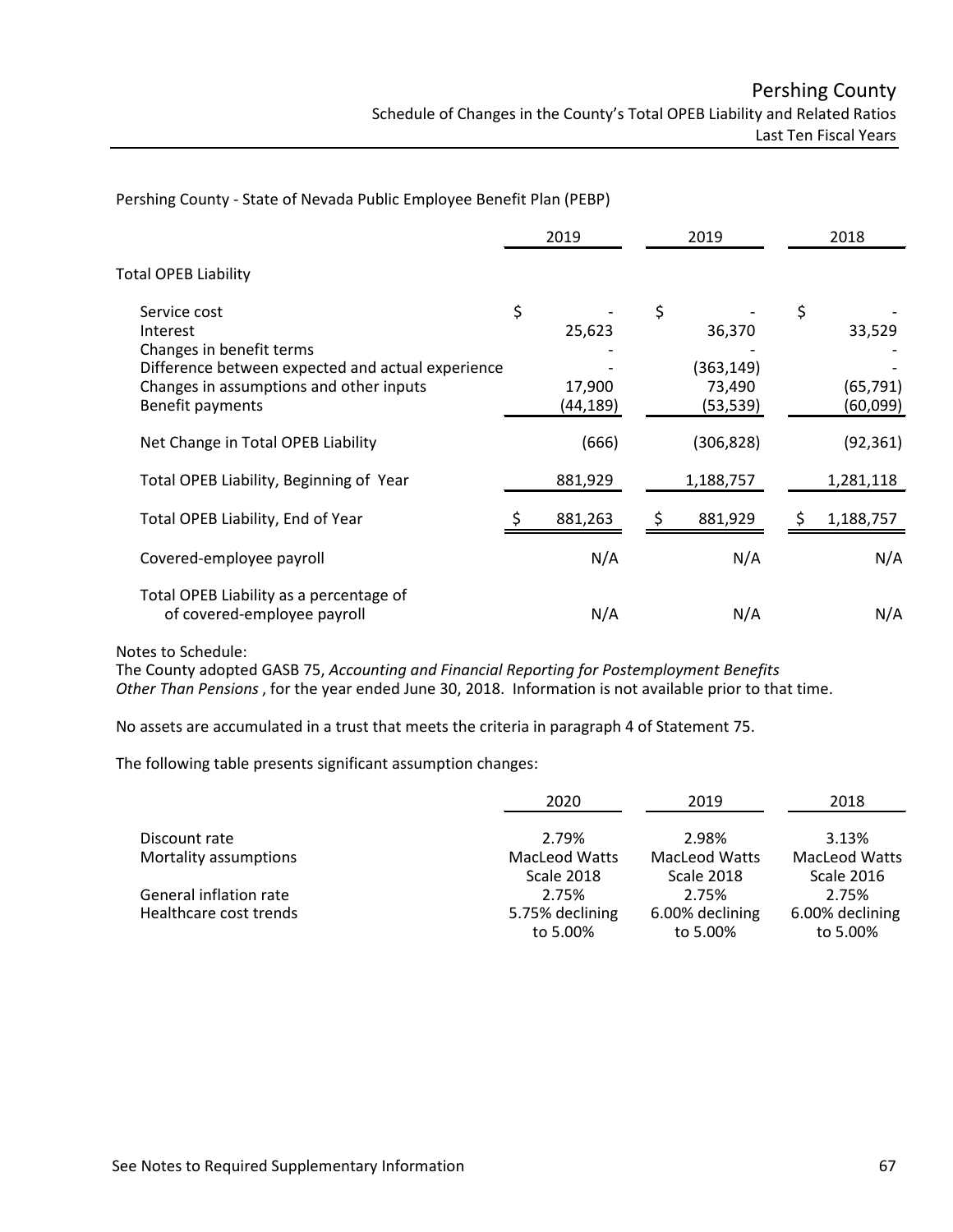# Pershing County

## Schedule of Changes in the County's Total OPEB Liability and Related Ratios

### Last Ten Fiscal Years

Pershing County - State of Nevada Public Employee Benefit Plan (PEBP)

| | 2019 | 2019 | 2018 |
|---|---|---|---|
| **Total OPEB Liability** | | | |
| Service cost | $ - | $ - | $ - |
| Interest | 25,623 | 36,370 | 33,529 |
| Changes in benefit terms | - | - | - |
| Difference between expected and actual experience | - | (363,149) | - |
| Changes in assumptions and other inputs | 17,900 | 73,490 | (65,791) |
| Benefit payments | (44,189) | (53,539) | (60,099) |
| Net Change in Total OPEB Liability | (666) | (306,828) | (92,361) |
| Total OPEB Liability, Beginning of Year | 881,929 | 1,188,757 | 1,281,118 |
| Total OPEB Liability, End of Year | $ 881,263 | $ 881,929 | $ 1,188,757 |
| Covered-employee payroll | N/A | N/A | N/A |
| Total OPEB Liability as a percentage of of covered-employee payroll | N/A | N/A | N/A |

Notes to Schedule:
The County adopted GASB 75, *Accounting and Financial Reporting for Postemployment Benefits Other Than Pensions* , for the year ended June 30, 2018. Information is not available prior to that time.

No assets are accumulated in a trust that meets the criteria in paragraph 4 of Statement 75.

The following table presents significant assumption changes:

| | 2020 | 2019 | 2018 |
|---|---|---|---|
| Discount rate | 2.79% | 2.98% | 3.13% |
| Mortality assumptions | MacLeod Watts Scale 2018 | MacLeod Watts Scale 2018 | MacLeod Watts Scale 2016 |
| General inflation rate | 2.75% | 2.75% | 2.75% |
| Healthcare cost trends | 5.75% declining to 5.00% | 6.00% declining to 5.00% | 6.00% declining to 5.00% |

See Notes to Required Supplementary Information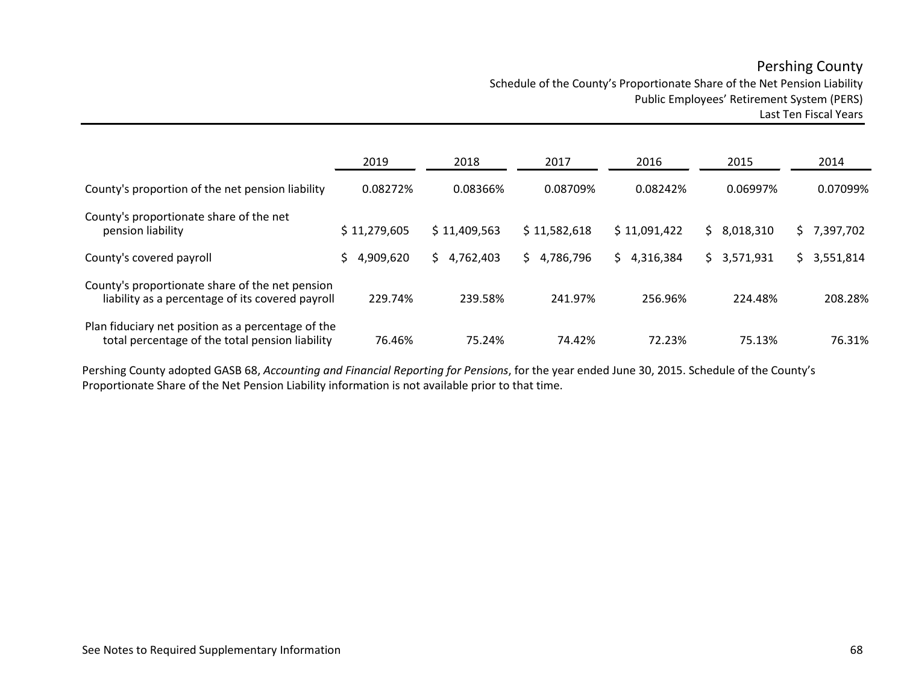# Pershing County

Schedule of the County's Proportionate Share of the Net Pension Liability
Public Employees' Retirement System (PERS)
Last Ten Fiscal Years

| | 2019 | 2018 | 2017 | 2016 | 2015 | 2014 |
|---|---|---|---|---|---|---|
| County's proportion of the net pension liability | 0.08272% | 0.08366% | 0.08709% | 0.08242% | 0.06997% | 0.07099% |
| County's proportionate share of the net pension liability | $ 11,279,605 | $ 11,409,563 | $ 11,582,618 | $ 11,091,422 | $ 8,018,310 | $ 7,397,702 |
| County's covered payroll | $ 4,909,620 | $ 4,762,403 | $ 4,786,796 | $ 4,316,384 | $ 3,571,931 | $ 3,551,814 |
| County's proportionate share of the net pension liability as a percentage of its covered payroll | 229.74% | 239.58% | 241.97% | 256.96% | 224.48% | 208.28% |
| Plan fiduciary net position as a percentage of the total percentage of the total pension liability | 76.46% | 75.24% | 74.42% | 72.23% | 75.13% | 76.31% |

Pershing County adopted GASB 68, *Accounting and Financial Reporting for Pensions*, for the year ended June 30, 2015. Schedule of the County's Proportionate Share of the Net Pension Liability information is not available prior to that time.

See Notes to Required Supplementary Information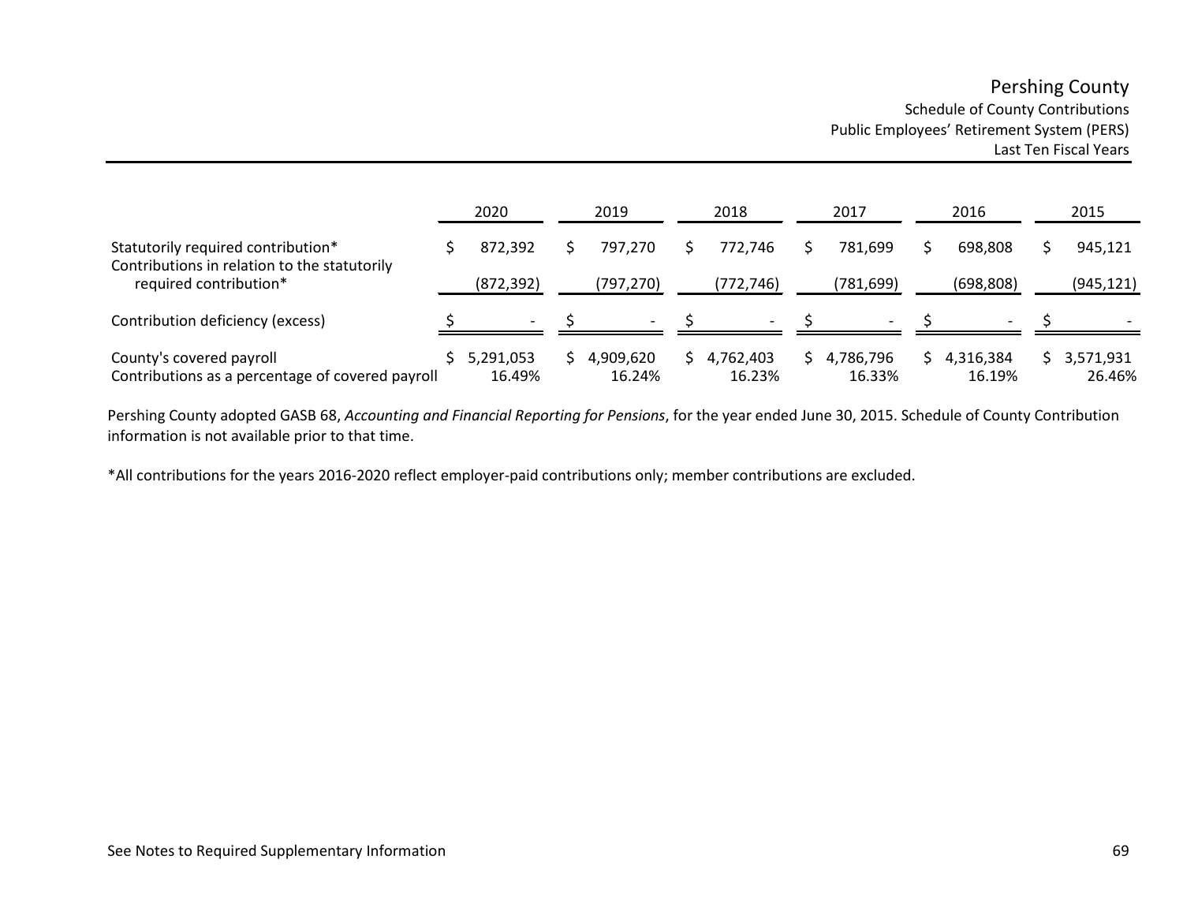# Pershing County

Schedule of County Contributions
Public Employees' Retirement System (PERS)
Last Ten Fiscal Years

| | 2020 | 2019 | 2018 | 2017 | 2016 | 2015 |
|---|---|---|---|---|---|---|
| Statutorily required contribution* | $ 872,392 | $ 797,270 | $ 772,746 | $ 781,699 | $ 698,808 | $ 945,121 |
| Contributions in relation to the statutorily required contribution* | (872,392) | (797,270) | (772,746) | (781,699) | (698,808) | (945,121) |
| Contribution deficiency (excess) | $ - | $ - | $ - | $ - | $ - | $ - |
| County's covered payroll | $ 5,291,053 | $ 4,909,620 | $ 4,762,403 | $ 4,786,796 | $ 4,316,384 | $ 3,571,931 |
| Contributions as a percentage of covered payroll | 16.49% | 16.24% | 16.23% | 16.33% | 16.19% | 26.46% |

Pershing County adopted GASB 68, *Accounting and Financial Reporting for Pensions*, for the year ended June 30, 2015. Schedule of County Contribution information is not available prior to that time.

*All contributions for the years 2016-2020 reflect employer-paid contributions only; member contributions are excluded.

See Notes to Required Supplementary Information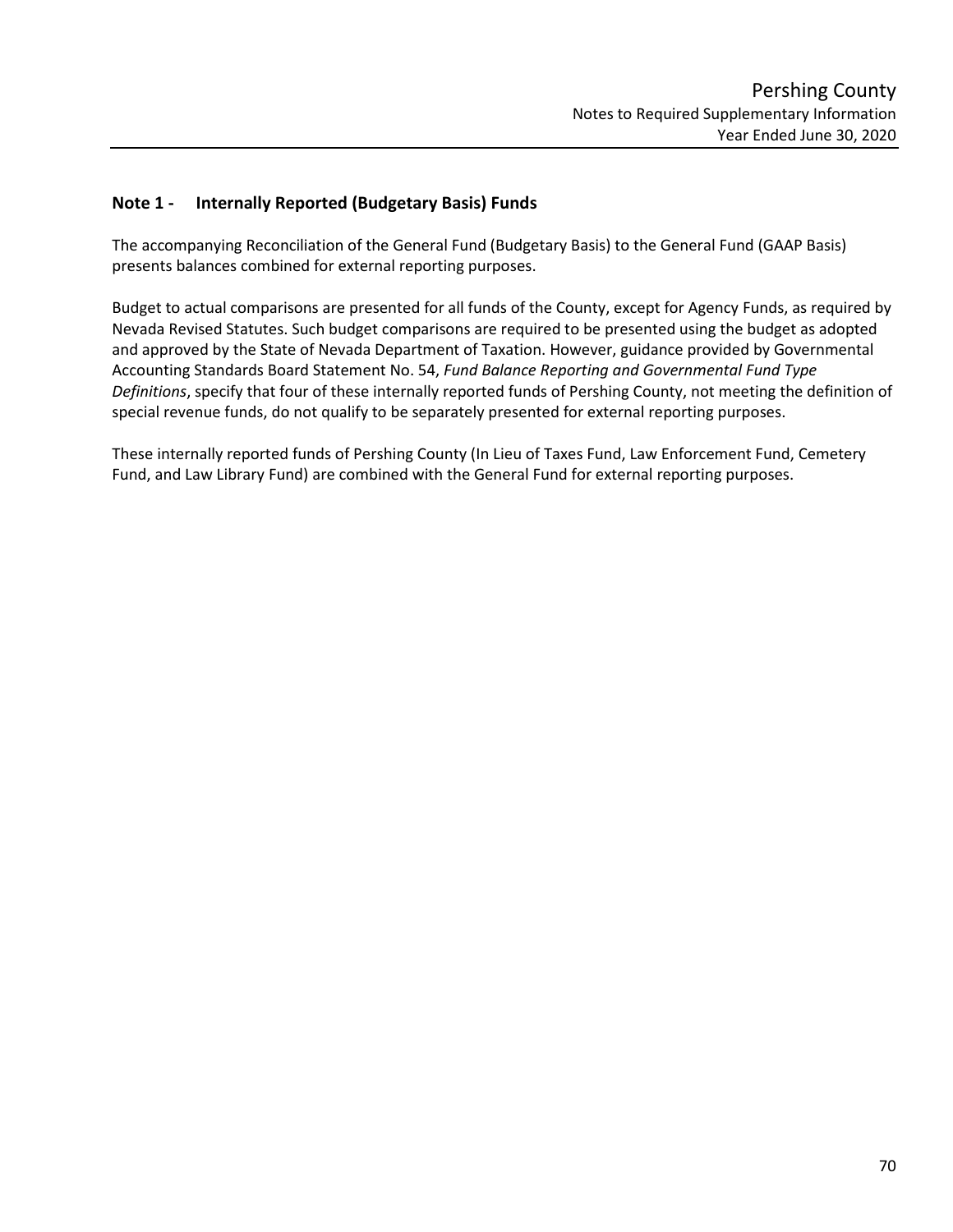## Note 1 - Internally Reported (Budgetary Basis) Funds

The accompanying Reconciliation of the General Fund (Budgetary Basis) to the General Fund (GAAP Basis) presents balances combined for external reporting purposes.

Budget to actual comparisons are presented for all funds of the County, except for Agency Funds, as required by Nevada Revised Statutes. Such budget comparisons are required to be presented using the budget as adopted and approved by the State of Nevada Department of Taxation. However, guidance provided by Governmental Accounting Standards Board Statement No. 54, *Fund Balance Reporting and Governmental Fund Type Definitions*, specify that four of these internally reported funds of Pershing County, not meeting the definition of special revenue funds, do not qualify to be separately presented for external reporting purposes.

These internally reported funds of Pershing County (In Lieu of Taxes Fund, Law Enforcement Fund, Cemetery Fund, and Law Library Fund) are combined with the General Fund for external reporting purposes.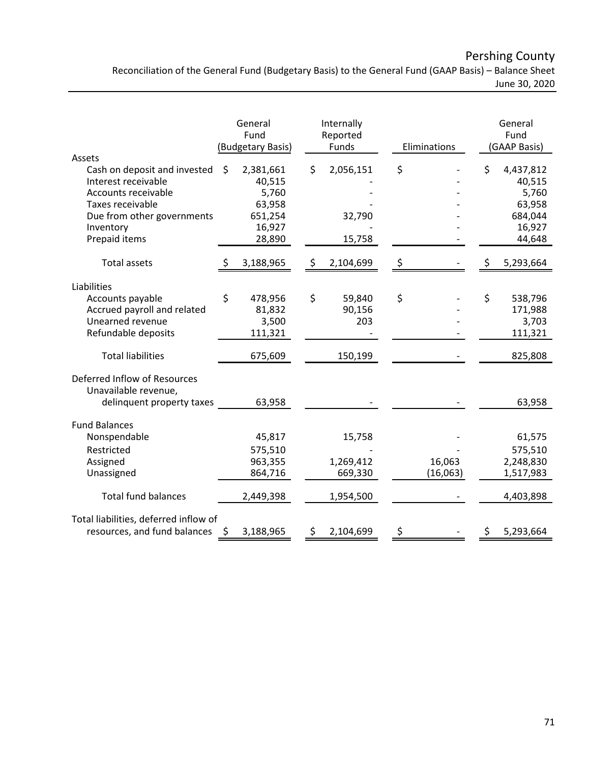# Pershing County

## Reconciliation of the General Fund (Budgetary Basis) to the General Fund (GAAP Basis) – Balance Sheet

June 30, 2020

| | General Fund (Budgetary Basis) | Internally Reported Funds | Eliminations | General Fund (GAAP Basis) |
|---|---|---|---|---|
| **Assets** | | | | |
| Cash on deposit and invested | $ 2,381,661 | $ 2,056,151 | $ - | $ 4,437,812 |
| Interest receivable | 40,515 | - | - | 40,515 |
| Accounts receivable | 5,760 | - | - | 5,760 |
| Taxes receivable | 63,958 | - | - | 63,958 |
| Due from other governments | 651,254 | 32,790 | - | 684,044 |
| Inventory | 16,927 | - | - | 16,927 |
| Prepaid items | 28,890 | 15,758 | - | 44,648 |
| Total assets | $ 3,188,965 | $ 2,104,699 | $ - | $ 5,293,664 |
| **Liabilities** | | | | |
| Accounts payable | $ 478,956 | $ 59,840 | $ - | $ 538,796 |
| Accrued payroll and related | 81,832 | 90,156 | - | 171,988 |
| Unearned revenue | 3,500 | 203 | - | 3,703 |
| Refundable deposits | 111,321 | - | - | 111,321 |
| Total liabilities | 675,609 | 150,199 | - | 825,808 |
| **Deferred Inflow of Resources** | | | | |
| Unavailable revenue, delinquent property taxes | 63,958 | - | - | 63,958 |
| **Fund Balances** | | | | |
| Nonspendable | 45,817 | 15,758 | - | 61,575 |
| Restricted | 575,510 | - | - | 575,510 |
| Assigned | 963,355 | 1,269,412 | 16,063 | 2,248,830 |
| Unassigned | 864,716 | 669,330 | (16,063) | 1,517,983 |
| Total fund balances | 2,449,398 | 1,954,500 | - | 4,403,898 |
| Total liabilities, deferred inflow of resources, and fund balances | $ 3,188,965 | $ 2,104,699 | $ - | $ 5,293,664 |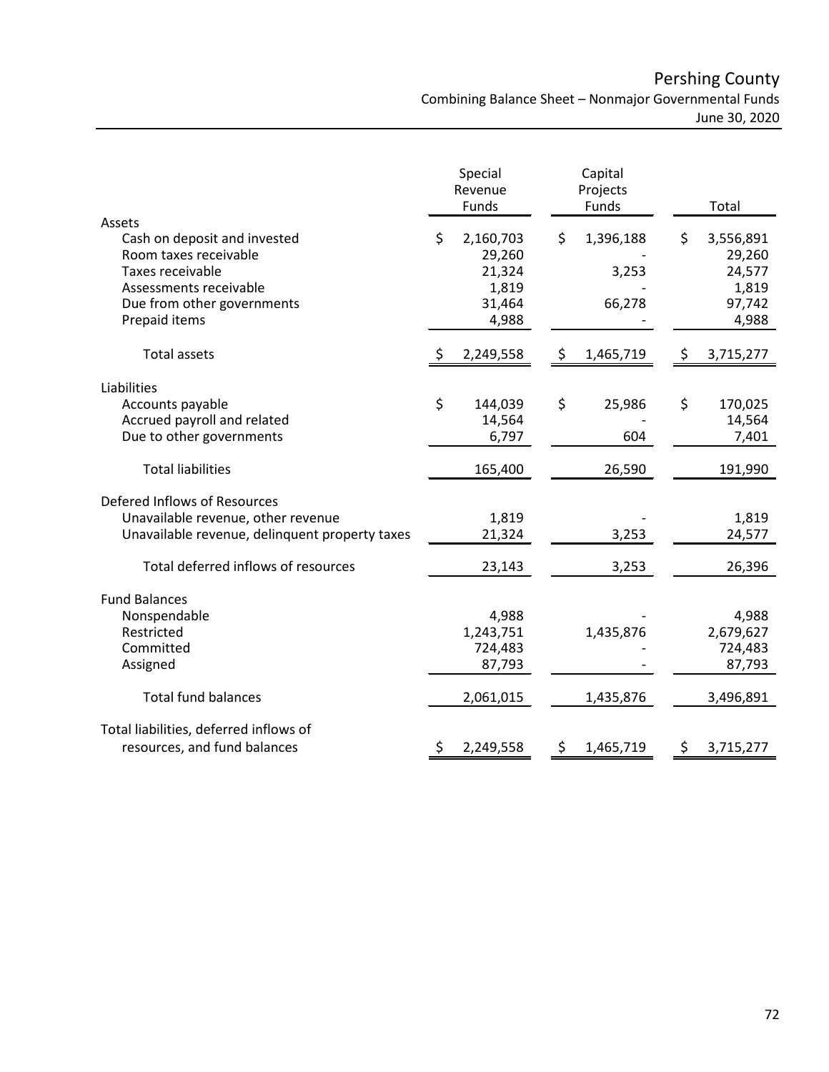# Pershing County

## Combining Balance Sheet – Nonmajor Governmental Funds

June 30, 2020

| | Special Revenue Funds | Capital Projects Funds | Total |
|---|---|---|---|
| **Assets** | | | |
| Cash on deposit and invested | $ 2,160,703 | $ 1,396,188 | $ 3,556,891 |
| Room taxes receivable | 29,260 | - | 29,260 |
| Taxes receivable | 21,324 | 3,253 | 24,577 |
| Assessments receivable | 1,819 | - | 1,819 |
| Due from other governments | 31,464 | 66,278 | 97,742 |
| Prepaid items | 4,988 | - | 4,988 |
| Total assets | $ 2,249,558 | $ 1,465,719 | $ 3,715,277 |
| **Liabilities** | | | |
| Accounts payable | $ 144,039 | $ 25,986 | $ 170,025 |
| Accrued payroll and related | 14,564 | - | 14,564 |
| Due to other governments | 6,797 | 604 | 7,401 |
| Total liabilities | 165,400 | 26,590 | 191,990 |
| **Defered Inflows of Resources** | | | |
| Unavailable revenue, other revenue | 1,819 | - | 1,819 |
| Unavailable revenue, delinquent property taxes | 21,324 | 3,253 | 24,577 |
| Total deferred inflows of resources | 23,143 | 3,253 | 26,396 |
| **Fund Balances** | | | |
| Nonspendable | 4,988 | - | 4,988 |
| Restricted | 1,243,751 | 1,435,876 | 2,679,627 |
| Committed | 724,483 | - | 724,483 |
| Assigned | 87,793 | - | 87,793 |
| Total fund balances | 2,061,015 | 1,435,876 | 3,496,891 |
| Total liabilities, deferred inflows of resources, and fund balances | $ 2,249,558 | $ 1,465,719 | $ 3,715,277 |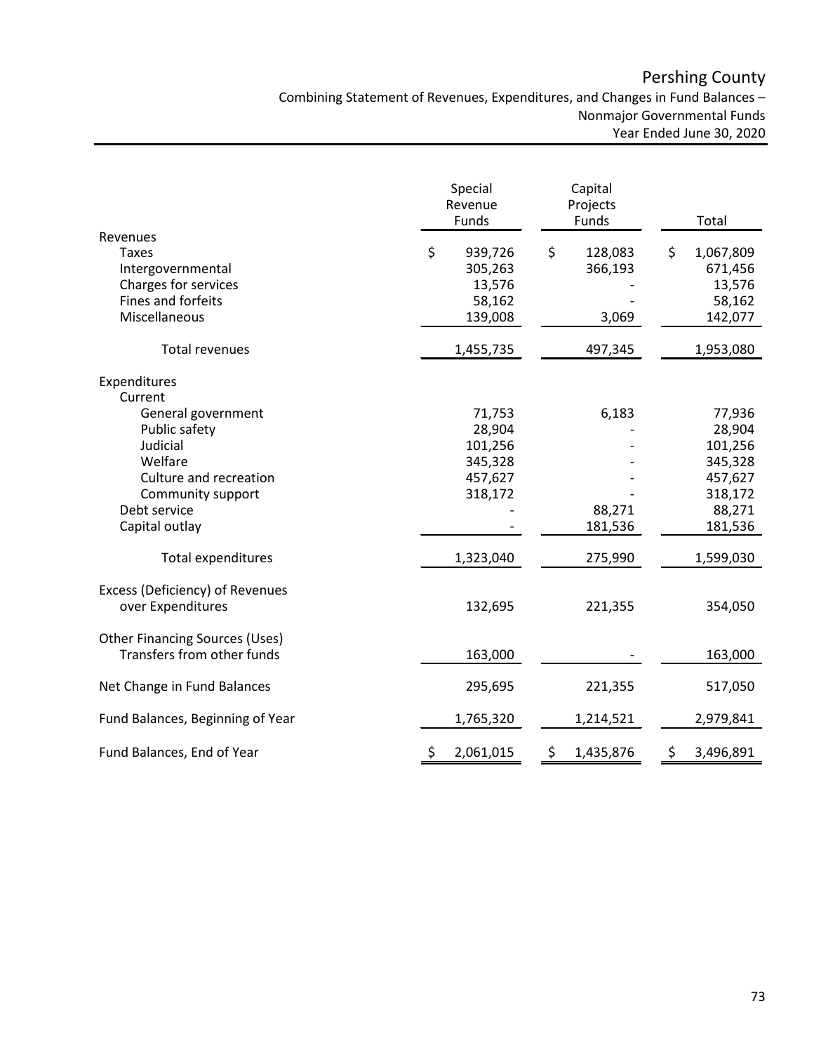# Pershing County

## Combining Statement of Revenues, Expenditures, and Changes in Fund Balances – Nonmajor Governmental Funds

### Year Ended June 30, 2020

| | Special Revenue Funds | Capital Projects Funds | Total |
|---|---|---|---|
| **Revenues** | | | |
| Taxes | $ 939,726 | $ 128,083 | $ 1,067,809 |
| Intergovernmental | 305,263 | 366,193 | 671,456 |
| Charges for services | 13,576 | - | 13,576 |
| Fines and forfeits | 58,162 | - | 58,162 |
| Miscellaneous | 139,008 | 3,069 | 142,077 |
| Total revenues | 1,455,735 | 497,345 | 1,953,080 |
| **Expenditures** | | | |
| Current | | | |
| General government | 71,753 | 6,183 | 77,936 |
| Public safety | 28,904 | - | 28,904 |
| Judicial | 101,256 | - | 101,256 |
| Welfare | 345,328 | - | 345,328 |
| Culture and recreation | 457,627 | - | 457,627 |
| Community support | 318,172 | - | 318,172 |
| Debt service | - | 88,271 | 88,271 |
| Capital outlay | - | 181,536 | 181,536 |
| Total expenditures | 1,323,040 | 275,990 | 1,599,030 |
| **Excess (Deficiency) of Revenues over Expenditures** | 132,695 | 221,355 | 354,050 |
| **Other Financing Sources (Uses)** | | | |
| Transfers from other funds | 163,000 | - | 163,000 |
| **Net Change in Fund Balances** | 295,695 | 221,355 | 517,050 |
| **Fund Balances, Beginning of Year** | 1,765,320 | 1,214,521 | 2,979,841 |
| **Fund Balances, End of Year** | $ 2,061,015 | $ 1,435,876 | $ 3,496,891 |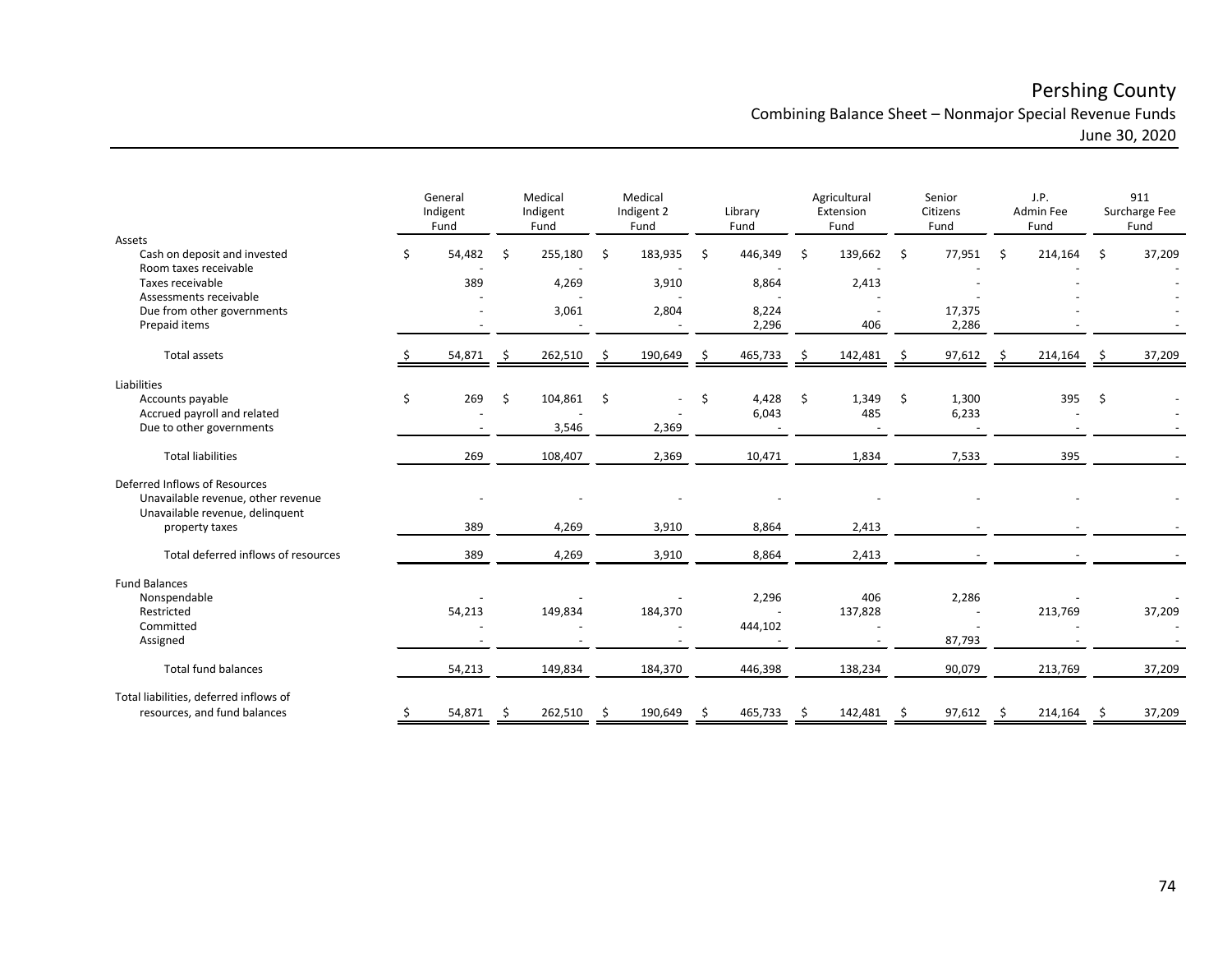# Pershing County

## Combining Balance Sheet – Nonmajor Special Revenue Funds

### June 30, 2020

| | General Indigent Fund | Medical Indigent Fund | Medical Indigent 2 Fund | Library Fund | Agricultural Extension Fund | Senior Citizens Fund | J.P. Admin Fee Fund | 911 Surcharge Fee Fund |
|---|---|---|---|---|---|---|---|---|
| **Assets** | | | | | | | | |
| Cash on deposit and invested | $ 54,482 | $ 255,180 | $ 183,935 | $ 446,349 | $ 139,662 | $ 77,951 | $ 214,164 | $ 37,209 |
| Room taxes receivable | - | - | - | - | - | - | - | - |
| Taxes receivable | 389 | 4,269 | 3,910 | 8,864 | 2,413 | - | - | - |
| Assessments receivable | - | - | - | - | - | - | - | - |
| Due from other governments | - | 3,061 | 2,804 | 8,224 | - | 17,375 | - | - |
| Prepaid items | - | - | - | 2,296 | 406 | 2,286 | - | - |
| Total assets | $ 54,871 | $ 262,510 | $ 190,649 | $ 465,733 | $ 142,481 | $ 97,612 | $ 214,164 | $ 37,209 |
| **Liabilities** | | | | | | | | |
| Accounts payable | $ 269 | $ 104,861 | $ - | $ 4,428 | $ 1,349 | $ 1,300 | 395 | $ - |
| Accrued payroll and related | - | - | - | 6,043 | 485 | 6,233 | - | - |
| Due to other governments | - | 3,546 | 2,369 | - | - | - | - | - |
| Total liabilities | 269 | 108,407 | 2,369 | 10,471 | 1,834 | 7,533 | 395 | - |
| **Deferred Inflows of Resources** | | | | | | | | |
| Unavailable revenue, other revenue | - | - | - | - | - | - | - | - |
| Unavailable revenue, delinquent property taxes | 389 | 4,269 | 3,910 | 8,864 | 2,413 | - | - | - |
| Total deferred inflows of resources | 389 | 4,269 | 3,910 | 8,864 | 2,413 | - | - | - |
| **Fund Balances** | | | | | | | | |
| Nonspendable | - | - | - | 2,296 | 406 | 2,286 | - | - |
| Restricted | 54,213 | 149,834 | 184,370 | - | 137,828 | - | 213,769 | 37,209 |
| Committed | - | - | - | 444,102 | - | - | - | - |
| Assigned | - | - | - | - | - | 87,793 | - | - |
| Total fund balances | 54,213 | 149,834 | 184,370 | 446,398 | 138,234 | 90,079 | 213,769 | 37,209 |
| Total liabilities, deferred inflows of resources, and fund balances | $ 54,871 | $ 262,510 | $ 190,649 | $ 465,733 | $ 142,481 | $ 97,612 | $ 214,164 | $ 37,209 |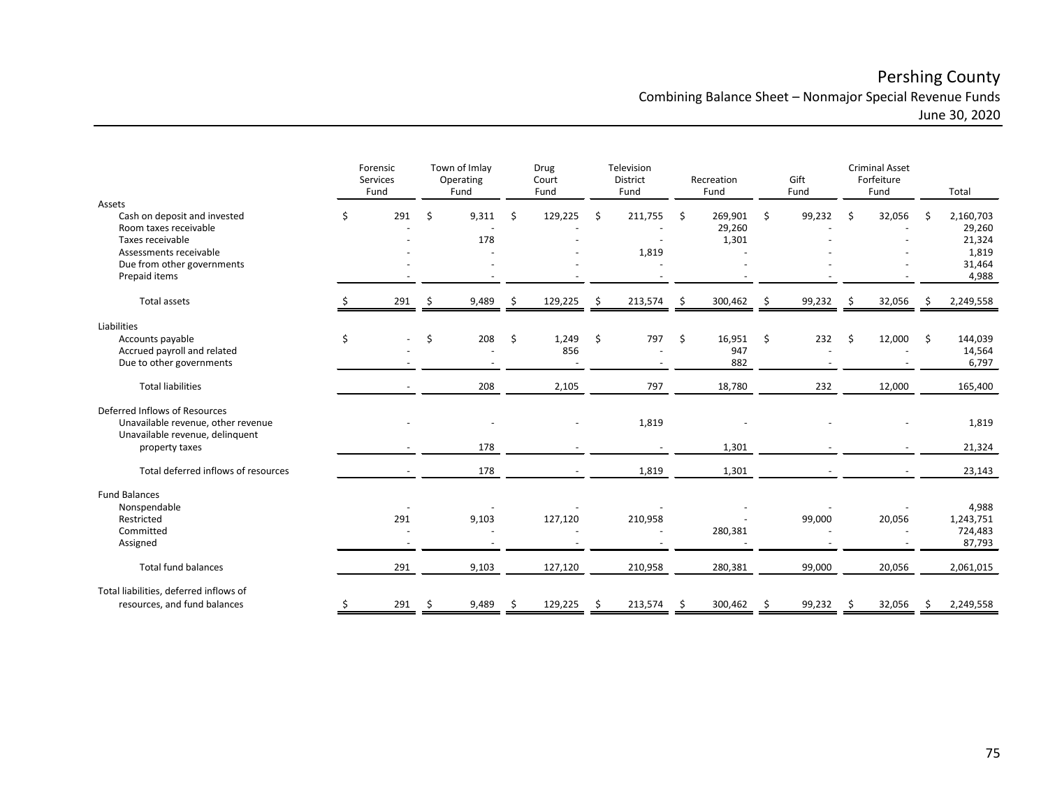# Pershing County

## Combining Balance Sheet – Nonmajor Special Revenue Funds

### June 30, 2020

| | Forensic Services Fund | Town of Imlay Operating Fund | Drug Court Fund | Television District Fund | Recreation Fund | Gift Fund | Criminal Asset Forfeiture Fund | Total |
|---|---|---|---|---|---|---|---|---|
| **Assets** | | | | | | | | |
| Cash on deposit and invested | $ 291 | $ 9,311 | $ 129,225 | $ 211,755 | $ 269,901 | $ 99,232 | $ 32,056 | $ 2,160,703 |
| Room taxes receivable | - | - | - | - | 29,260 | - | - | 29,260 |
| Taxes receivable | - | 178 | - | - | 1,301 | - | - | 21,324 |
| Assessments receivable | - | - | - | 1,819 | - | - | - | 1,819 |
| Due from other governments | - | - | - | - | - | - | - | 31,464 |
| Prepaid items | - | - | - | - | - | - | - | 4,988 |
| Total assets | $ 291 | $ 9,489 | $ 129,225 | $ 213,574 | $ 300,462 | $ 99,232 | $ 32,056 | $ 2,249,558 |
| **Liabilities** | | | | | | | | |
| Accounts payable | $ - | $ 208 | $ 1,249 | $ 797 | $ 16,951 | $ 232 | $ 12,000 | $ 144,039 |
| Accrued payroll and related | - | - | 856 | - | 947 | - | - | 14,564 |
| Due to other governments | - | - | - | - | 882 | - | - | 6,797 |
| Total liabilities | - | 208 | 2,105 | 797 | 18,780 | 232 | 12,000 | 165,400 |
| **Deferred Inflows of Resources** | | | | | | | | |
| Unavailable revenue, other revenue | - | - | - | 1,819 | - | - | - | 1,819 |
| Unavailable revenue, delinquent property taxes | - | 178 | - | - | 1,301 | - | - | 21,324 |
| Total deferred inflows of resources | - | 178 | - | 1,819 | 1,301 | - | - | 23,143 |
| **Fund Balances** | | | | | | | | |
| Nonspendable | - | - | - | - | - | - | - | 4,988 |
| Restricted | 291 | 9,103 | 127,120 | 210,958 | - | 99,000 | 20,056 | 1,243,751 |
| Committed | - | - | - | - | 280,381 | - | - | 724,483 |
| Assigned | - | - | - | - | - | - | - | 87,793 |
| Total fund balances | 291 | 9,103 | 127,120 | 210,958 | 280,381 | 99,000 | 20,056 | 2,061,015 |
| Total liabilities, deferred inflows of resources, and fund balances | $ 291 | $ 9,489 | $ 129,225 | $ 213,574 | $ 300,462 | $ 99,232 | $ 32,056 | $ 2,249,558 |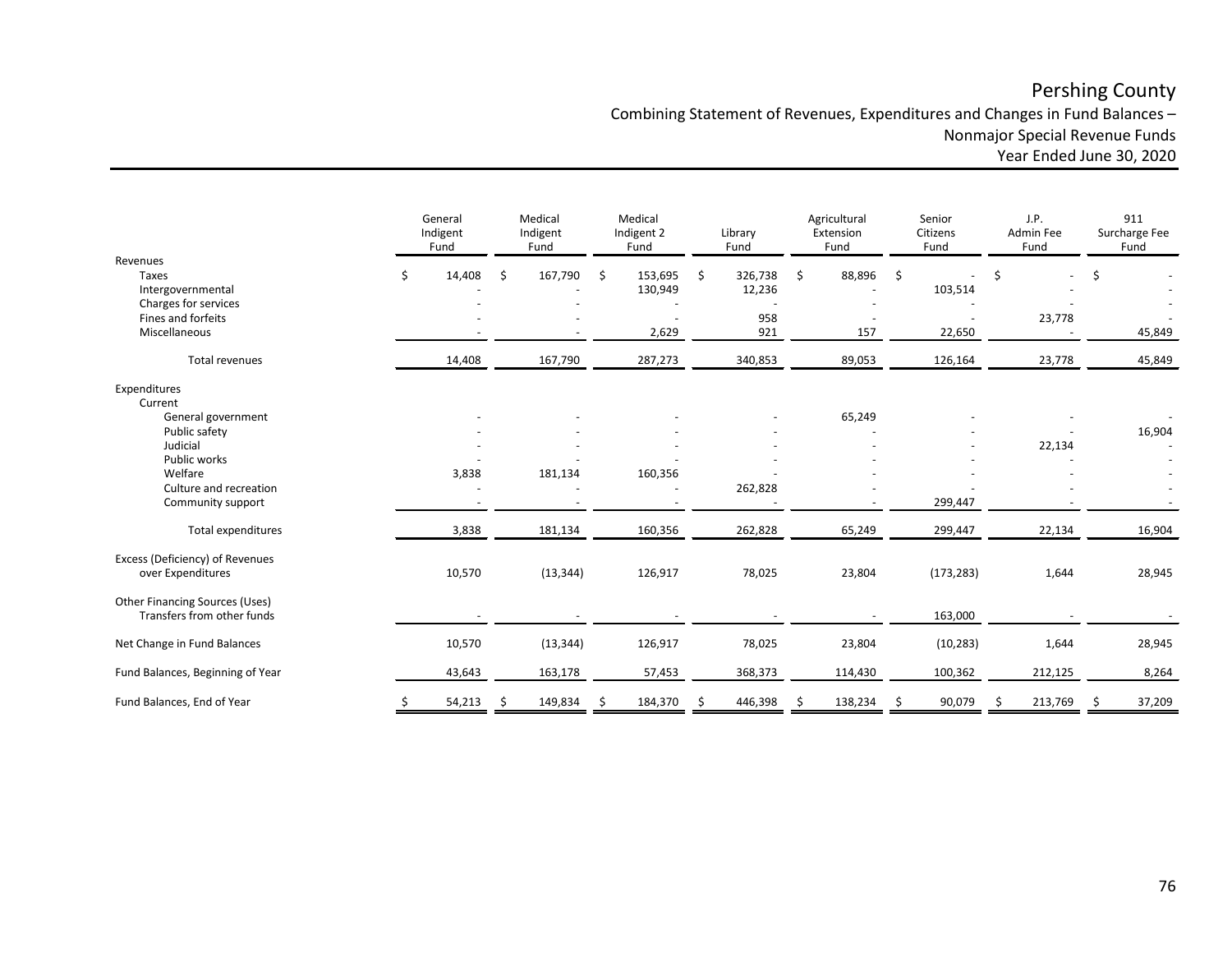# Pershing County

## Combining Statement of Revenues, Expenditures and Changes in Fund Balances – Nonmajor Special Revenue Funds

### Year Ended June 30, 2020

| | General Indigent Fund | Medical Indigent Fund | Medical Indigent 2 Fund | Library Fund | Agricultural Extension Fund | Senior Citizens Fund | J.P. Admin Fee Fund | 911 Surcharge Fee Fund |
|---|---|---|---|---|---|---|---|---|
| **Revenues** | | | | | | | | |
| Taxes | $ 14,408 | $ 167,790 | $ 153,695 | $ 326,738 | $ 88,896 | $ - | $ - | $ - |
| Intergovernmental | - | - | 130,949 | 12,236 | - | 103,514 | - | - |
| Charges for services | - | - | - | - | - | - | - | - |
| Fines and forfeits | - | - | - | 958 | - | - | 23,778 | - |
| Miscellaneous | - | - | 2,629 | 921 | 157 | 22,650 | - | 45,849 |
| Total revenues | 14,408 | 167,790 | 287,273 | 340,853 | 89,053 | 126,164 | 23,778 | 45,849 |
| **Expenditures** | | | | | | | | |
| Current | | | | | | | | |
| General government | - | - | - | - | 65,249 | - | - | - |
| Public safety | - | - | - | - | - | - | - | 16,904 |
| Judicial | - | - | - | - | - | - | 22,134 | - |
| Public works | - | - | - | - | - | - | - | - |
| Welfare | 3,838 | 181,134 | 160,356 | - | - | - | - | - |
| Culture and recreation | - | - | - | 262,828 | - | - | - | - |
| Community support | - | - | - | - | - | 299,447 | - | - |
| Total expenditures | 3,838 | 181,134 | 160,356 | 262,828 | 65,249 | 299,447 | 22,134 | 16,904 |
| **Excess (Deficiency) of Revenues over Expenditures** | 10,570 | (13,344) | 126,917 | 78,025 | 23,804 | (173,283) | 1,644 | 28,945 |
| **Other Financing Sources (Uses)** | | | | | | | | |
| Transfers from other funds | - | - | - | - | - | 163,000 | - | - |
| **Net Change in Fund Balances** | 10,570 | (13,344) | 126,917 | 78,025 | 23,804 | (10,283) | 1,644 | 28,945 |
| **Fund Balances, Beginning of Year** | 43,643 | 163,178 | 57,453 | 368,373 | 114,430 | 100,362 | 212,125 | 8,264 |
| **Fund Balances, End of Year** | $ 54,213 | $ 149,834 | $ 184,370 | $ 446,398 | $ 138,234 | $ 90,079 | $ 213,769 | $ 37,209 |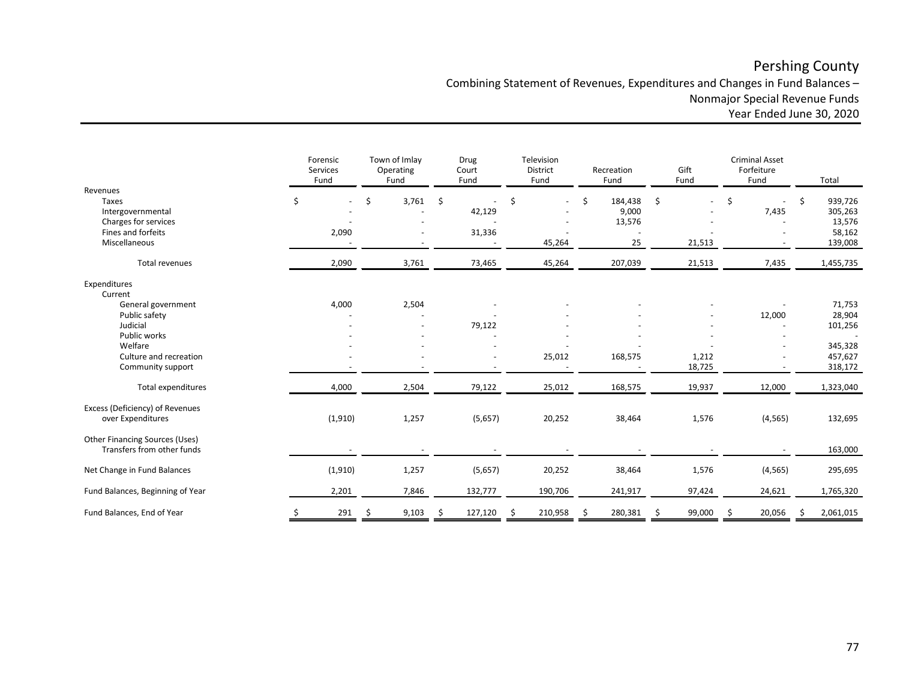# Pershing County

## Combining Statement of Revenues, Expenditures and Changes in Fund Balances – Nonmajor Special Revenue Funds

### Year Ended June 30, 2020

| | Forensic Services Fund | Town of Imlay Operating Fund | Drug Court Fund | Television District Fund | Recreation Fund | Gift Fund | Criminal Asset Forfeiture Fund | Total |
|---|---|---|---|---|---|---|---|---|
| **Revenues** | | | | | | | | |
| Taxes | $ - | $ 3,761 | $ - | $ - | $ 184,438 | $ - | $ - | $ 939,726 |
| Intergovernmental | - | - | 42,129 | - | 9,000 | - | 7,435 | 305,263 |
| Charges for services | - | - | - | - | 13,576 | - | - | 13,576 |
| Fines and forfeits | 2,090 | - | 31,336 | - | - | - | - | 58,162 |
| Miscellaneous | - | - | - | 45,264 | 25 | 21,513 | - | 139,008 |
| Total revenues | 2,090 | 3,761 | 73,465 | 45,264 | 207,039 | 21,513 | 7,435 | 1,455,735 |
| **Expenditures** | | | | | | | | |
| Current | | | | | | | | |
| General government | 4,000 | 2,504 | - | - | - | - | - | 71,753 |
| Public safety | - | - | - | - | - | - | 12,000 | 28,904 |
| Judicial | - | - | 79,122 | - | - | - | - | 101,256 |
| Public works | - | - | - | - | - | - | - | - |
| Welfare | - | - | - | - | - | - | - | 345,328 |
| Culture and recreation | - | - | - | 25,012 | 168,575 | 1,212 | - | 457,627 |
| Community support | - | - | - | - | - | 18,725 | - | 318,172 |
| Total expenditures | 4,000 | 2,504 | 79,122 | 25,012 | 168,575 | 19,937 | 12,000 | 1,323,040 |
| **Excess (Deficiency) of Revenues over Expenditures** | (1,910) | 1,257 | (5,657) | 20,252 | 38,464 | 1,576 | (4,565) | 132,695 |
| **Other Financing Sources (Uses)** | | | | | | | | |
| Transfers from other funds | - | - | - | - | - | - | - | 163,000 |
| **Net Change in Fund Balances** | (1,910) | 1,257 | (5,657) | 20,252 | 38,464 | 1,576 | (4,565) | 295,695 |
| **Fund Balances, Beginning of Year** | 2,201 | 7,846 | 132,777 | 190,706 | 241,917 | 97,424 | 24,621 | 1,765,320 |
| **Fund Balances, End of Year** | $ 291 | $ 9,103 | $ 127,120 | $ 210,958 | $ 280,381 | $ 99,000 | $ 20,056 | $ 2,061,015 |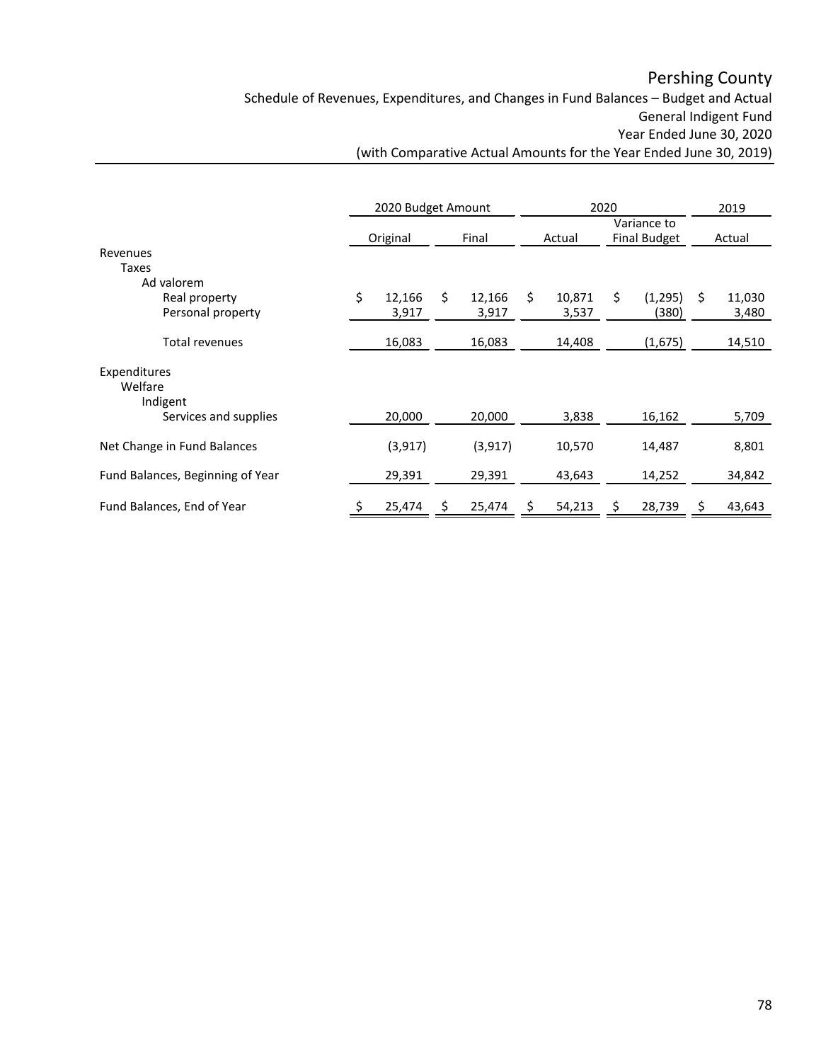# Pershing County

Schedule of Revenues, Expenditures, and Changes in Fund Balances – Budget and Actual
General Indigent Fund
Year Ended June 30, 2020
(with Comparative Actual Amounts for the Year Ended June 30, 2019)

| | 2020 Budget Amount | | 2020 | | 2019 |
|---|---|---|---|---|---|
| | Original | Final | Actual | Variance to Final Budget | Actual |
| Revenues | | | | | |
| Taxes | | | | | |
| Ad valorem | | | | | |
| Real property | $ 12,166 | $ 12,166 | $ 10,871 | $ (1,295) | $ 11,030 |
| Personal property | 3,917 | 3,917 | 3,537 | (380) | 3,480 |
| Total revenues | 16,083 | 16,083 | 14,408 | (1,675) | 14,510 |
| Expenditures | | | | | |
| Welfare | | | | | |
| Indigent | | | | | |
| Services and supplies | 20,000 | 20,000 | 3,838 | 16,162 | 5,709 |
| Net Change in Fund Balances | (3,917) | (3,917) | 10,570 | 14,487 | 8,801 |
| Fund Balances, Beginning of Year | 29,391 | 29,391 | 43,643 | 14,252 | 34,842 |
| Fund Balances, End of Year | $ 25,474 | $ 25,474 | $ 54,213 | $ 28,739 | $ 43,643 |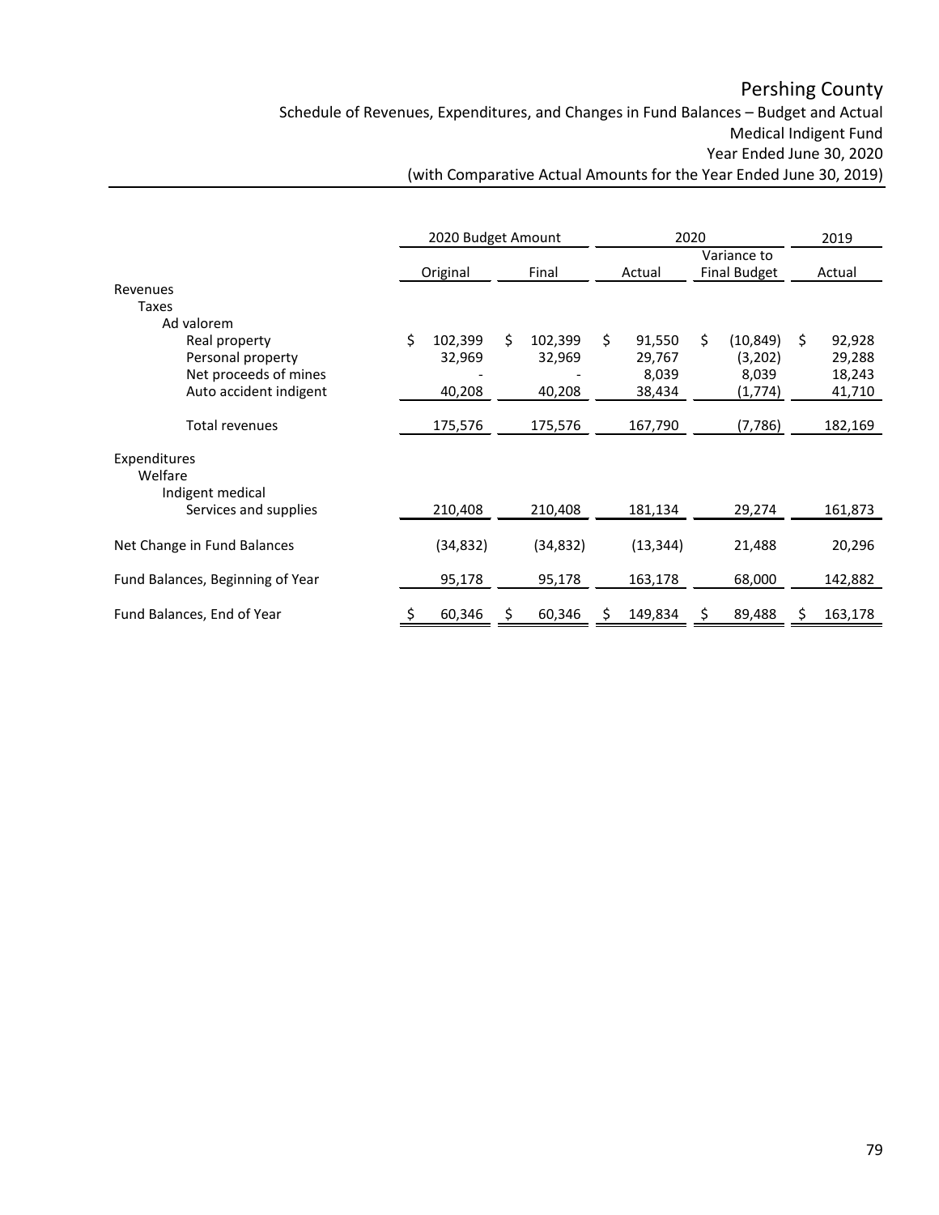# Pershing County

## Schedule of Revenues, Expenditures, and Changes in Fund Balances – Budget and Actual
## Medical Indigent Fund
## Year Ended June 30, 2020
## (with Comparative Actual Amounts for the Year Ended June 30, 2019)

| | 2020 Budget Amount | | 2020 | | 2019 |
|---|---|---|---|---|---|
| | Original | Final | Actual | Variance to Final Budget | Actual |
| Revenues | | | | | |
| Taxes | | | | | |
| Ad valorem | | | | | |
| Real property | $ 102,399 | $ 102,399 | $ 91,550 | $ (10,849) | $ 92,928 |
| Personal property | 32,969 | 32,969 | 29,767 | (3,202) | 29,288 |
| Net proceeds of mines | - | - | 8,039 | 8,039 | 18,243 |
| Auto accident indigent | 40,208 | 40,208 | 38,434 | (1,774) | 41,710 |
| Total revenues | 175,576 | 175,576 | 167,790 | (7,786) | 182,169 |
| Expenditures | | | | | |
| Welfare | | | | | |
| Indigent medical | | | | | |
| Services and supplies | 210,408 | 210,408 | 181,134 | 29,274 | 161,873 |
| Net Change in Fund Balances | (34,832) | (34,832) | (13,344) | 21,488 | 20,296 |
| Fund Balances, Beginning of Year | 95,178 | 95,178 | 163,178 | 68,000 | 142,882 |
| Fund Balances, End of Year | $ 60,346 | $ 60,346 | $ 149,834 | $ 89,488 | $ 163,178 |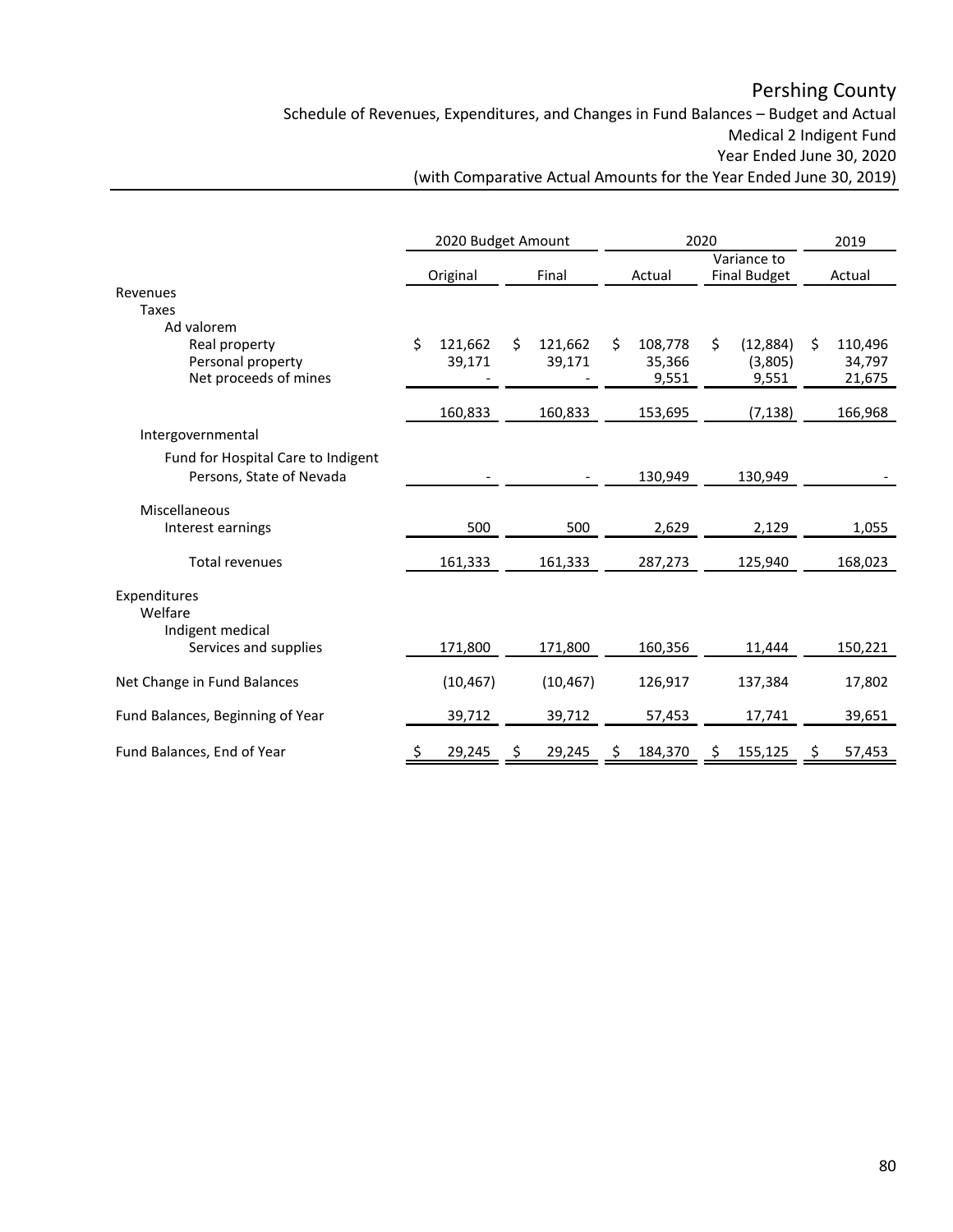# Pershing County

Schedule of Revenues, Expenditures, and Changes in Fund Balances – Budget and Actual
Medical 2 Indigent Fund
Year Ended June 30, 2020
(with Comparative Actual Amounts for the Year Ended June 30, 2019)

| | 2020 Budget Amount | | 2020 | | 2019 |
|---|---|---|---|---|---|
| | Original | Final | Actual | Variance to Final Budget | Actual |
| Revenues | | | | | |
| Taxes | | | | | |
| Ad valorem | | | | | |
| Real property | $ 121,662 | $ 121,662 | $ 108,778 | $ (12,884) | $ 110,496 |
| Personal property | 39,171 | 39,171 | 35,366 | (3,805) | 34,797 |
| Net proceeds of mines | - | - | 9,551 | 9,551 | 21,675 |
| | 160,833 | 160,833 | 153,695 | (7,138) | 166,968 |
| Intergovernmental | | | | | |
| Fund for Hospital Care to Indigent Persons, State of Nevada | - | - | 130,949 | 130,949 | - |
| Miscellaneous | | | | | |
| Interest earnings | 500 | 500 | 2,629 | 2,129 | 1,055 |
| Total revenues | 161,333 | 161,333 | 287,273 | 125,940 | 168,023 |
| Expenditures | | | | | |
| Welfare | | | | | |
| Indigent medical | | | | | |
| Services and supplies | 171,800 | 171,800 | 160,356 | 11,444 | 150,221 |
| Net Change in Fund Balances | (10,467) | (10,467) | 126,917 | 137,384 | 17,802 |
| Fund Balances, Beginning of Year | 39,712 | 39,712 | 57,453 | 17,741 | 39,651 |
| Fund Balances, End of Year | $ 29,245 | $ 29,245 | $ 184,370 | $ 155,125 | $ 57,453 |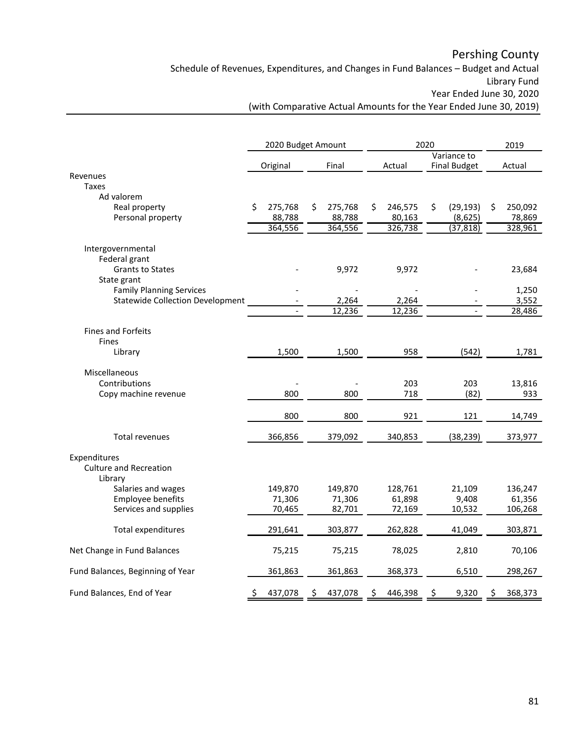# Pershing County

Schedule of Revenues, Expenditures, and Changes in Fund Balances – Budget and Actual
Library Fund
Year Ended June 30, 2020
(with Comparative Actual Amounts for the Year Ended June 30, 2019)

| | 2020 Budget Amount | | 2020 | | 2019 |
|---|---|---|---|---|---|
| | Original | Final | Actual | Variance to Final Budget | Actual |
| **Revenues** | | | | | |
| Taxes | | | | | |
| Ad valorem | | | | | |
| Real property | $ 275,768 | $ 275,768 | $ 246,575 | $ (29,193) | $ 250,092 |
| Personal property | 88,788 | 88,788 | 80,163 | (8,625) | 78,869 |
| | 364,556 | 364,556 | 326,738 | (37,818) | 328,961 |
| Intergovernmental | | | | | |
| Federal grant | | | | | |
| Grants to States | - | 9,972 | 9,972 | - | 23,684 |
| State grant | | | | | |
| Family Planning Services | - | - | - | - | 1,250 |
| Statewide Collection Development | - | 2,264 | 2,264 | - | 3,552 |
| | - | 12,236 | 12,236 | - | 28,486 |
| Fines and Forfeits | | | | | |
| Fines | | | | | |
| Library | 1,500 | 1,500 | 958 | (542) | 1,781 |
| Miscellaneous | | | | | |
| Contributions | - | - | 203 | 203 | 13,816 |
| Copy machine revenue | 800 | 800 | 718 | (82) | 933 |
| | 800 | 800 | 921 | 121 | 14,749 |
| Total revenues | 366,856 | 379,092 | 340,853 | (38,239) | 373,977 |
| **Expenditures** | | | | | |
| Culture and Recreation | | | | | |
| Library | | | | | |
| Salaries and wages | 149,870 | 149,870 | 128,761 | 21,109 | 136,247 |
| Employee benefits | 71,306 | 71,306 | 61,898 | 9,408 | 61,356 |
| Services and supplies | 70,465 | 82,701 | 72,169 | 10,532 | 106,268 |
| Total expenditures | 291,641 | 303,877 | 262,828 | 41,049 | 303,871 |
| Net Change in Fund Balances | 75,215 | 75,215 | 78,025 | 2,810 | 70,106 |
| Fund Balances, Beginning of Year | 361,863 | 361,863 | 368,373 | 6,510 | 298,267 |
| Fund Balances, End of Year | $ 437,078 | $ 437,078 | $ 446,398 | $ 9,320 | $ 368,373 |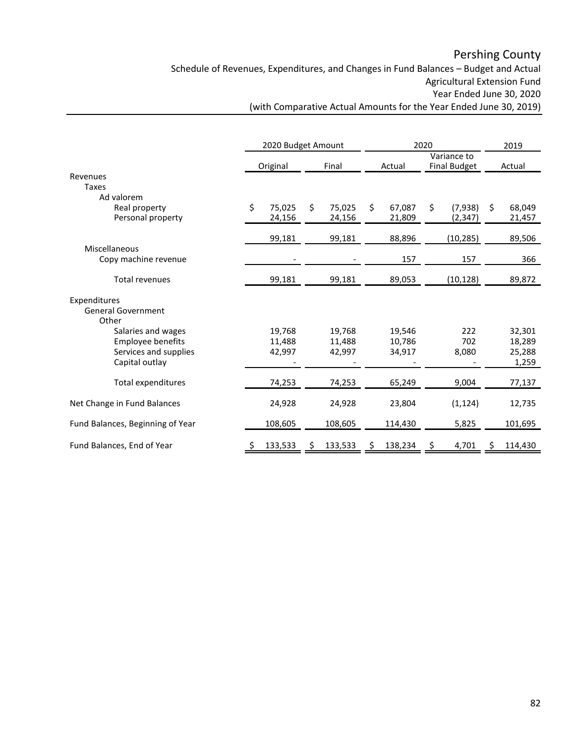# Pershing County

Schedule of Revenues, Expenditures, and Changes in Fund Balances – Budget and Actual
Agricultural Extension Fund
Year Ended June 30, 2020
(with Comparative Actual Amounts for the Year Ended June 30, 2019)

| | 2020 Budget Amount | | 2020 | | 2019 |
|---|---|---|---|---|---|
| | Original | Final | Actual | Variance to Final Budget | Actual |
| Revenues | | | | | |
| Taxes | | | | | |
| Ad valorem | | | | | |
| Real property | $ 75,025 | $ 75,025 | $ 67,087 | $ (7,938) | $ 68,049 |
| Personal property | 24,156 | 24,156 | 21,809 | (2,347) | 21,457 |
| | 99,181 | 99,181 | 88,896 | (10,285) | 89,506 |
| Miscellaneous | | | | | |
| Copy machine revenue | - | - | 157 | 157 | 366 |
| Total revenues | 99,181 | 99,181 | 89,053 | (10,128) | 89,872 |
| Expenditures | | | | | |
| General Government | | | | | |
| Other | | | | | |
| Salaries and wages | 19,768 | 19,768 | 19,546 | 222 | 32,301 |
| Employee benefits | 11,488 | 11,488 | 10,786 | 702 | 18,289 |
| Services and supplies | 42,997 | 42,997 | 34,917 | 8,080 | 25,288 |
| Capital outlay | - | - | - | - | 1,259 |
| Total expenditures | 74,253 | 74,253 | 65,249 | 9,004 | 77,137 |
| Net Change in Fund Balances | 24,928 | 24,928 | 23,804 | (1,124) | 12,735 |
| Fund Balances, Beginning of Year | 108,605 | 108,605 | 114,430 | 5,825 | 101,695 |
| Fund Balances, End of Year | $ 133,533 | $ 133,533 | $ 138,234 | $ 4,701 | $ 114,430 |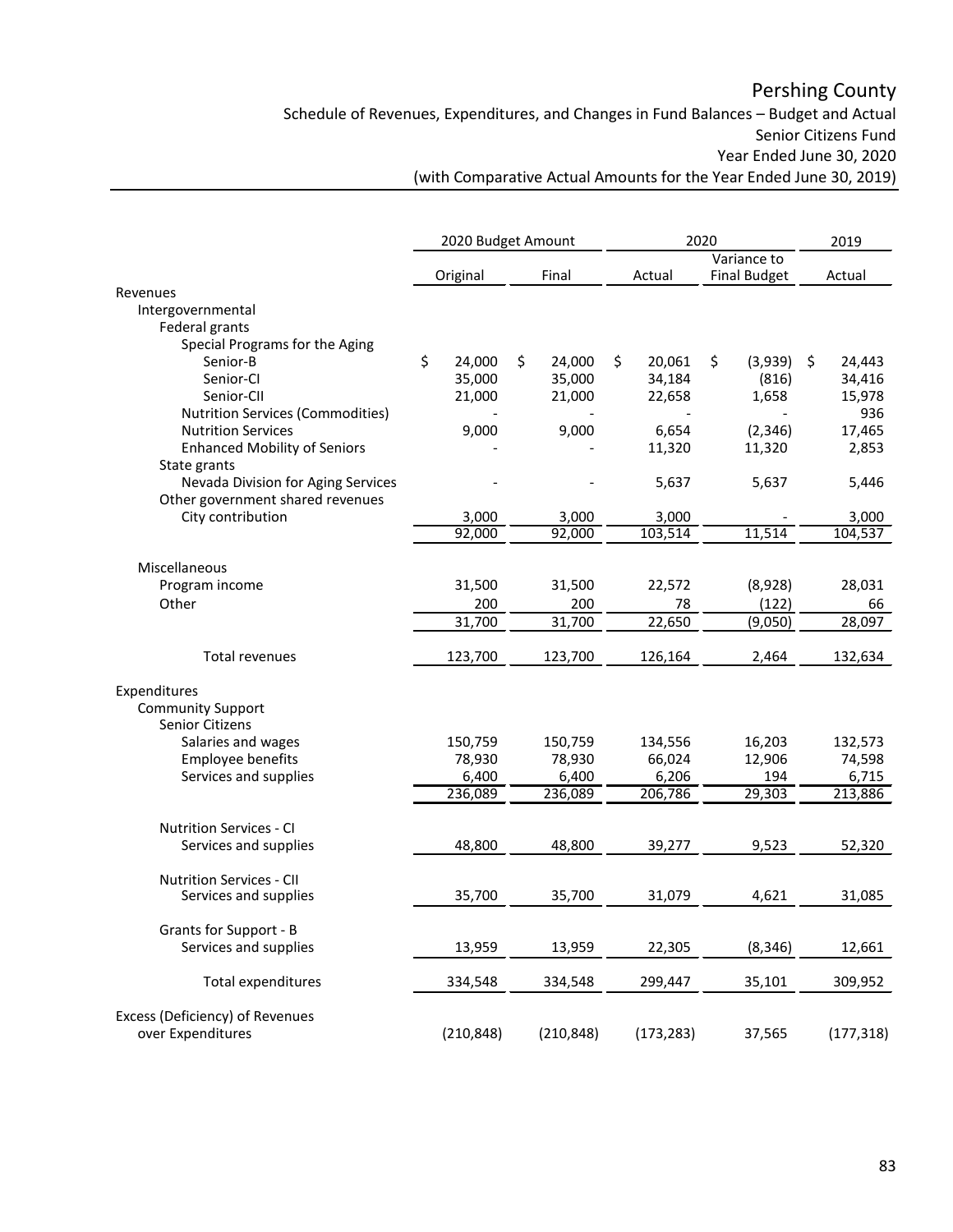# Pershing County

Schedule of Revenues, Expenditures, and Changes in Fund Balances – Budget and Actual
Senior Citizens Fund
Year Ended June 30, 2020
(with Comparative Actual Amounts for the Year Ended June 30, 2019)

| | 2020 Budget Amount | | 2020 | | 2019 |
|---|---|---|---|---|---|
| | Original | Final | Actual | Variance to Final Budget | Actual |
| Revenues | | | | | |
| Intergovernmental | | | | | |
| Federal grants | | | | | |
| Special Programs for the Aging | | | | | |
| Senior-B | $ 24,000 | $ 24,000 | $ 20,061 | $ (3,939) | $ 24,443 |
| Senior-CI | 35,000 | 35,000 | 34,184 | (816) | 34,416 |
| Senior-CII | 21,000 | 21,000 | 22,658 | 1,658 | 15,978 |
| Nutrition Services (Commodities) | - | - | - | - | 936 |
| Nutrition Services | 9,000 | 9,000 | 6,654 | (2,346) | 17,465 |
| Enhanced Mobility of Seniors | - | - | 11,320 | 11,320 | 2,853 |
| State grants | | | | | |
| Nevada Division for Aging Services | - | - | 5,637 | 5,637 | 5,446 |
| Other government shared revenues | | | | | |
| City contribution | 3,000 | 3,000 | 3,000 | - | 3,000 |
| | 92,000 | 92,000 | 103,514 | 11,514 | 104,537 |
| Miscellaneous | | | | | |
| Program income | 31,500 | 31,500 | 22,572 | (8,928) | 28,031 |
| Other | 200 | 200 | 78 | (122) | 66 |
| | 31,700 | 31,700 | 22,650 | (9,050) | 28,097 |
| Total revenues | 123,700 | 123,700 | 126,164 | 2,464 | 132,634 |
| Expenditures | | | | | |
| Community Support | | | | | |
| Senior Citizens | | | | | |
| Salaries and wages | 150,759 | 150,759 | 134,556 | 16,203 | 132,573 |
| Employee benefits | 78,930 | 78,930 | 66,024 | 12,906 | 74,598 |
| Services and supplies | 6,400 | 6,400 | 6,206 | 194 | 6,715 |
| | 236,089 | 236,089 | 206,786 | 29,303 | 213,886 |
| Nutrition Services - CI | | | | | |
| Services and supplies | 48,800 | 48,800 | 39,277 | 9,523 | 52,320 |
| Nutrition Services - CII | | | | | |
| Services and supplies | 35,700 | 35,700 | 31,079 | 4,621 | 31,085 |
| Grants for Support - B | | | | | |
| Services and supplies | 13,959 | 13,959 | 22,305 | (8,346) | 12,661 |
| Total expenditures | 334,548 | 334,548 | 299,447 | 35,101 | 309,952 |
| Excess (Deficiency) of Revenues over Expenditures | (210,848) | (210,848) | (173,283) | 37,565 | (177,318) |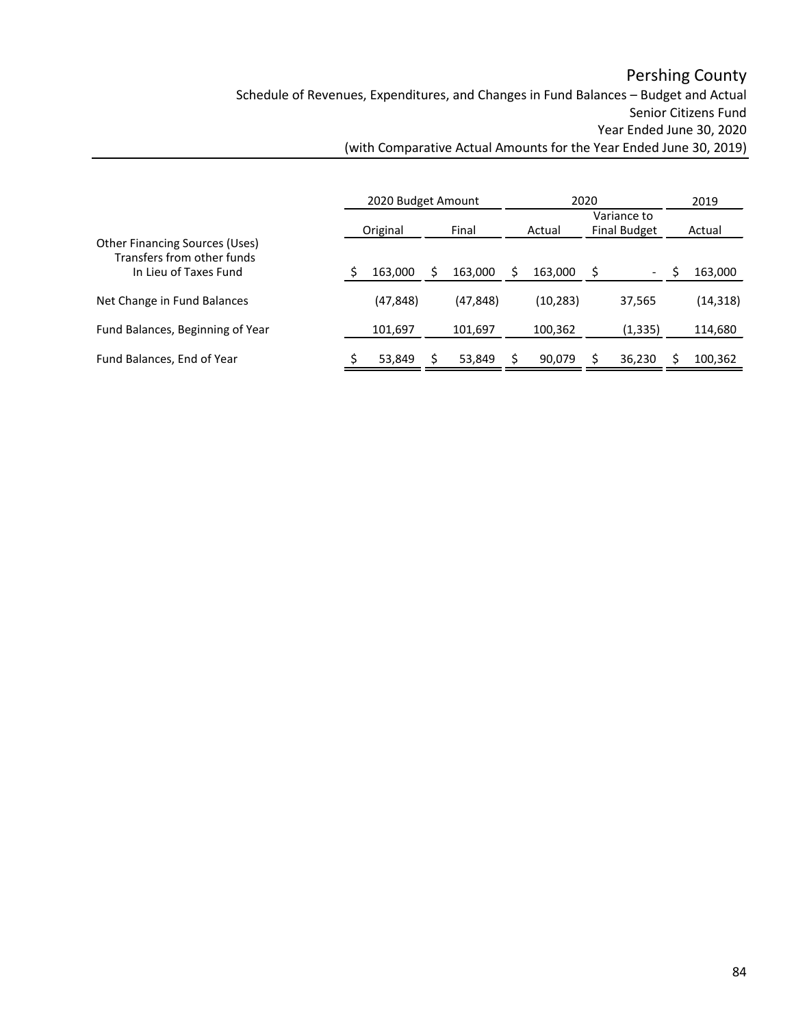# Pershing County

Schedule of Revenues, Expenditures, and Changes in Fund Balances – Budget and Actual
Senior Citizens Fund
Year Ended June 30, 2020
(with Comparative Actual Amounts for the Year Ended June 30, 2019)

| | 2020 Budget Amount | | 2020 | | 2019 |
|---|---|---|---|---|---|
| | Original | Final | Actual | Variance to Final Budget | Actual |
| Other Financing Sources (Uses) | | | | | |
| Transfers from other funds | | | | | |
| In Lieu of Taxes Fund | $ 163,000 | $ 163,000 | $ 163,000 | $ - | $ 163,000 |
| Net Change in Fund Balances | (47,848) | (47,848) | (10,283) | 37,565 | (14,318) |
| Fund Balances, Beginning of Year | 101,697 | 101,697 | 100,362 | (1,335) | 114,680 |
| Fund Balances, End of Year | $ 53,849 | $ 53,849 | $ 90,079 | $ 36,230 | $ 100,362 |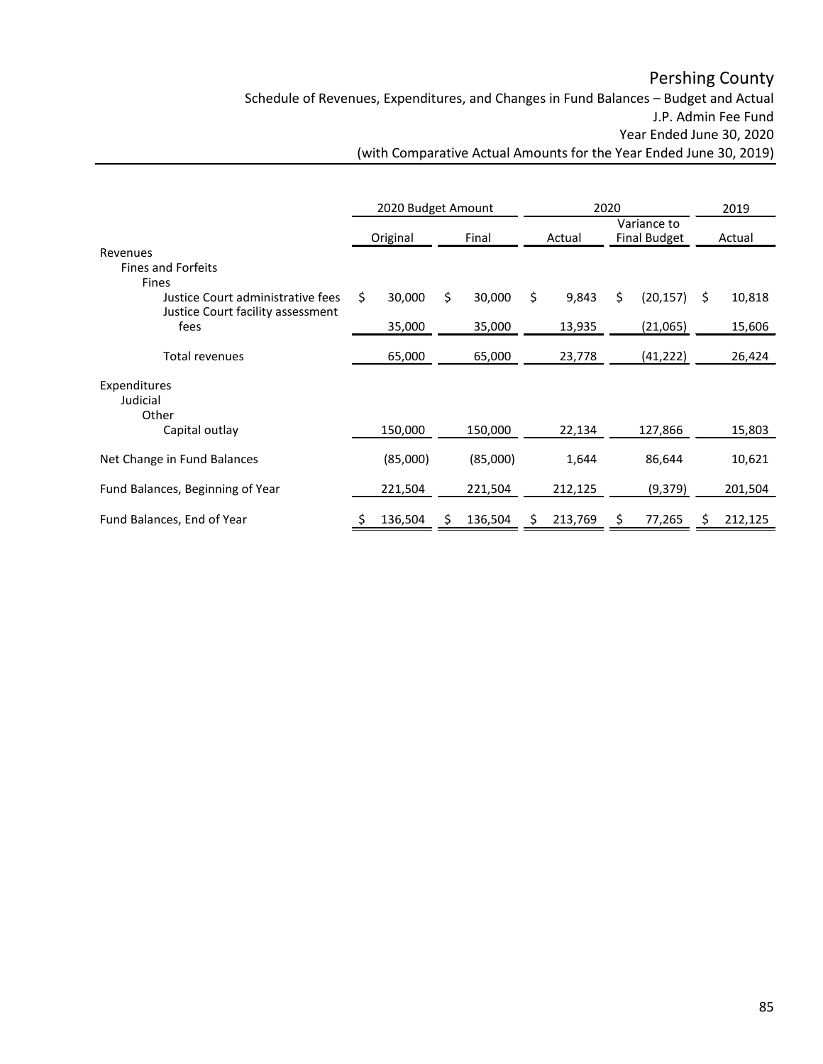# Pershing County

Schedule of Revenues, Expenditures, and Changes in Fund Balances – Budget and Actual
J.P. Admin Fee Fund
Year Ended June 30, 2020
(with Comparative Actual Amounts for the Year Ended June 30, 2019)

| | 2020 Budget Amount | | 2020 | | 2019 |
|---|---|---|---|---|---|
| | Original | Final | Actual | Variance to Final Budget | Actual |
| Revenues | | | | | |
| Fines and Forfeits | | | | | |
| Fines | | | | | |
| Justice Court administrative fees | $ 30,000 | $ 30,000 | $ 9,843 | $ (20,157) | $ 10,818 |
| Justice Court facility assessment fees | 35,000 | 35,000 | 13,935 | (21,065) | 15,606 |
| Total revenues | 65,000 | 65,000 | 23,778 | (41,222) | 26,424 |
| Expenditures | | | | | |
| Judicial | | | | | |
| Other | | | | | |
| Capital outlay | 150,000 | 150,000 | 22,134 | 127,866 | 15,803 |
| Net Change in Fund Balances | (85,000) | (85,000) | 1,644 | 86,644 | 10,621 |
| Fund Balances, Beginning of Year | 221,504 | 221,504 | 212,125 | (9,379) | 201,504 |
| Fund Balances, End of Year | $ 136,504 | $ 136,504 | $ 213,769 | $ 77,265 | $ 212,125 |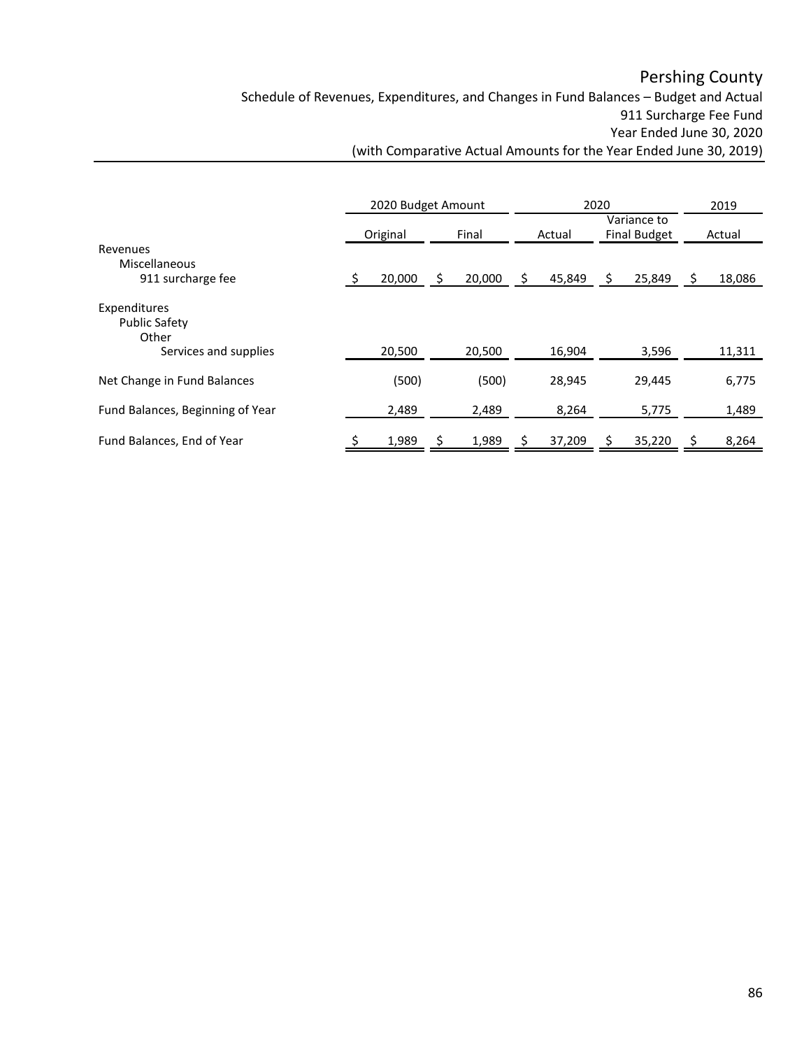# Pershing County

## Schedule of Revenues, Expenditures, and Changes in Fund Balances – Budget and Actual
### 911 Surcharge Fee Fund
### Year Ended June 30, 2020
### (with Comparative Actual Amounts for the Year Ended June 30, 2019)

| | 2020 Budget Amount | | 2020 | | 2019 |
|---|---|---|---|---|---|
| | Original | Final | Actual | Variance to Final Budget | Actual |
| Revenues | | | | | |
| Miscellaneous | | | | | |
| 911 surcharge fee | $ 20,000 | $ 20,000 | $ 45,849 | $ 25,849 | $ 18,086 |
| Expenditures | | | | | |
| Public Safety | | | | | |
| Other | | | | | |
| Services and supplies | 20,500 | 20,500 | 16,904 | 3,596 | 11,311 |
| Net Change in Fund Balances | (500) | (500) | 28,945 | 29,445 | 6,775 |
| Fund Balances, Beginning of Year | 2,489 | 2,489 | 8,264 | 5,775 | 1,489 |
| Fund Balances, End of Year | $ 1,989 | $ 1,989 | $ 37,209 | $ 35,220 | $ 8,264 |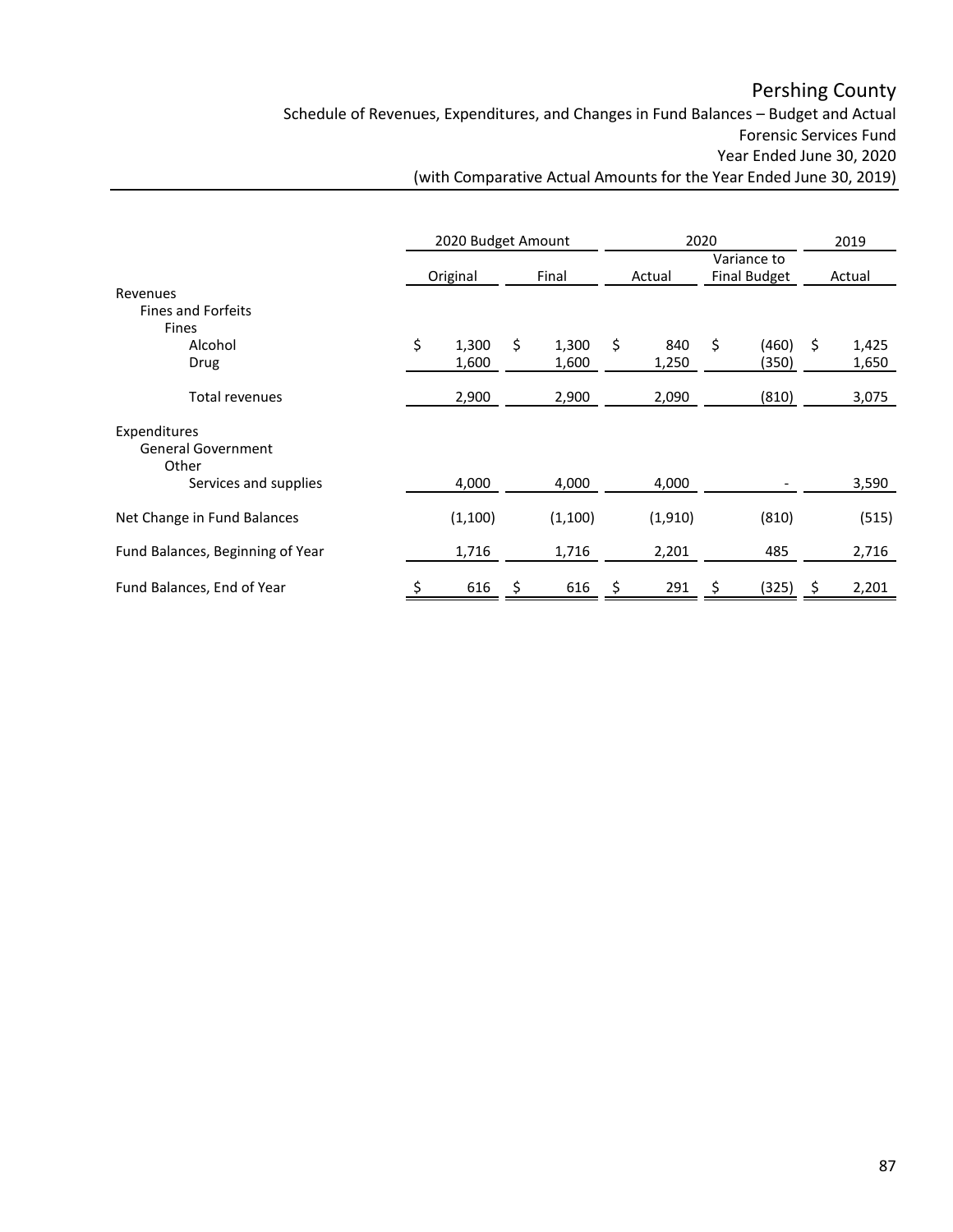# Pershing County

## Schedule of Revenues, Expenditures, and Changes in Fund Balances – Budget and Actual

### Forensic Services Fund

### Year Ended June 30, 2020

### (with Comparative Actual Amounts for the Year Ended June 30, 2019)

| | 2020 Budget Amount | | 2020 | | 2019 |
|---|---|---|---|---|---|
| | Original | Final | Actual | Variance to Final Budget | Actual |
| Revenues | | | | | |
| Fines and Forfeits | | | | | |
| Fines | | | | | |
| Alcohol | $ 1,300 | $ 1,300 | $ 840 | $ (460) | $ 1,425 |
| Drug | 1,600 | 1,600 | 1,250 | (350) | 1,650 |
| Total revenues | 2,900 | 2,900 | 2,090 | (810) | 3,075 |
| Expenditures | | | | | |
| General Government | | | | | |
| Other | | | | | |
| Services and supplies | 4,000 | 4,000 | 4,000 | - | 3,590 |
| Net Change in Fund Balances | (1,100) | (1,100) | (1,910) | (810) | (515) |
| Fund Balances, Beginning of Year | 1,716 | 1,716 | 2,201 | 485 | 2,716 |
| Fund Balances, End of Year | $ 616 | $ 616 | $ 291 | $ (325) | $ 2,201 |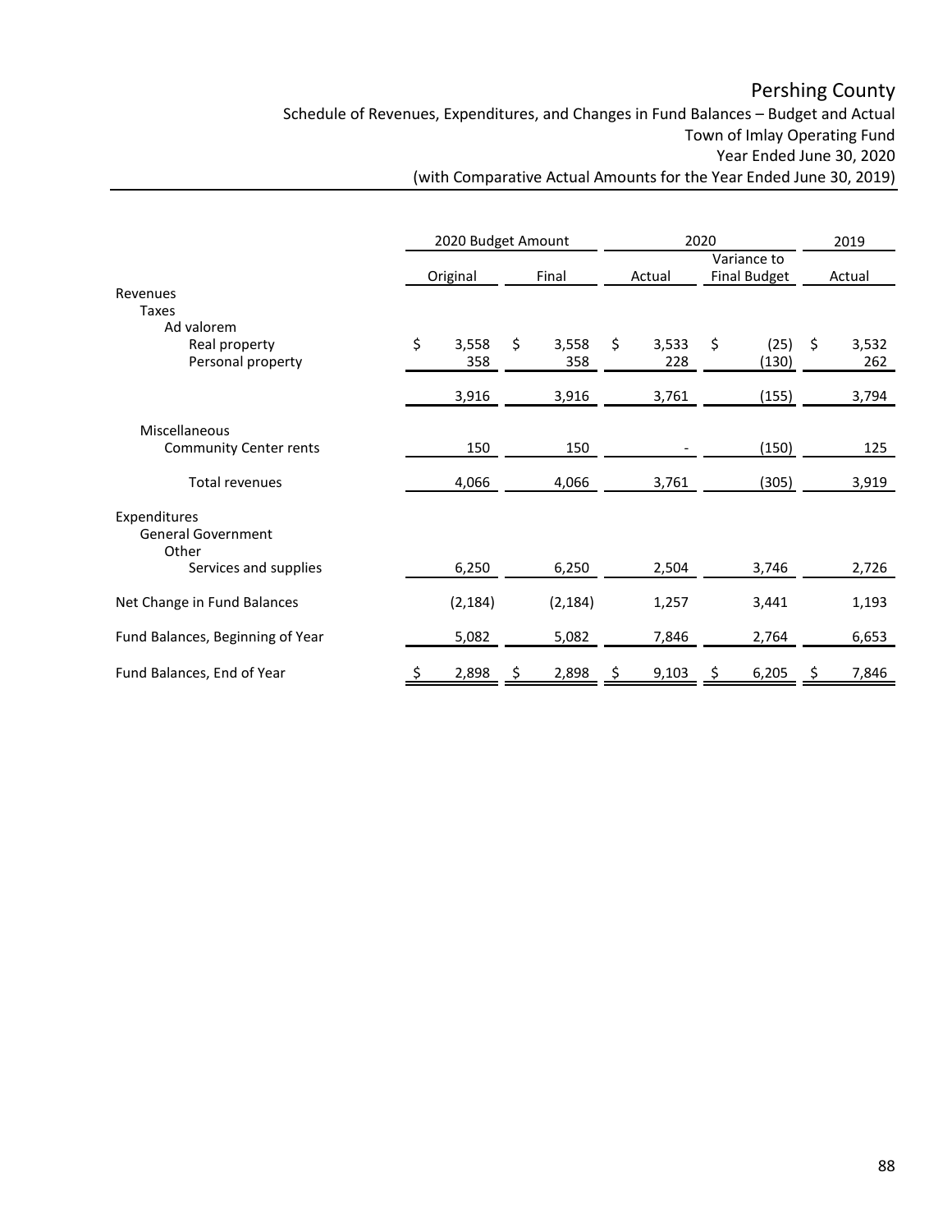# Pershing County

Schedule of Revenues, Expenditures, and Changes in Fund Balances – Budget and Actual
Town of Imlay Operating Fund
Year Ended June 30, 2020
(with Comparative Actual Amounts for the Year Ended June 30, 2019)

| | 2020 Budget Amount | | 2020 | | 2019 |
|---|---|---|---|---|---|
| | Original | Final | Actual | Variance to Final Budget | Actual |
| Revenues | | | | | |
| Taxes | | | | | |
| Ad valorem | | | | | |
| Real property | $ 3,558 | $ 3,558 | $ 3,533 | $ (25) | $ 3,532 |
| Personal property | 358 | 358 | 228 | (130) | 262 |
| | 3,916 | 3,916 | 3,761 | (155) | 3,794 |
| Miscellaneous | | | | | |
| Community Center rents | 150 | 150 | - | (150) | 125 |
| Total revenues | 4,066 | 4,066 | 3,761 | (305) | 3,919 |
| Expenditures | | | | | |
| General Government | | | | | |
| Other | | | | | |
| Services and supplies | 6,250 | 6,250 | 2,504 | 3,746 | 2,726 |
| Net Change in Fund Balances | (2,184) | (2,184) | 1,257 | 3,441 | 1,193 |
| Fund Balances, Beginning of Year | 5,082 | 5,082 | 7,846 | 2,764 | 6,653 |
| Fund Balances, End of Year | $ 2,898 | $ 2,898 | $ 9,103 | $ 6,205 | $ 7,846 |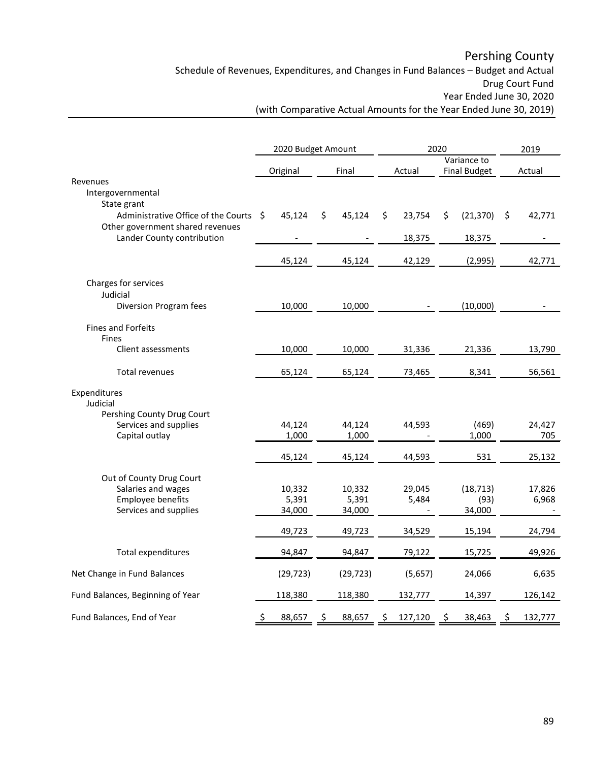# Pershing County

Schedule of Revenues, Expenditures, and Changes in Fund Balances – Budget and Actual
Drug Court Fund
Year Ended June 30, 2020
(with Comparative Actual Amounts for the Year Ended June 30, 2019)

| | 2020 Budget Amount | | 2020 | | 2019 |
|---|---|---|---|---|---|
| | Original | Final | Actual | Variance to Final Budget | Actual |
| Revenues | | | | | |
| Intergovernmental | | | | | |
| State grant | | | | | |
| Administrative Office of the Courts | $ 45,124 | $ 45,124 | $ 23,754 | $ (21,370) | $ 42,771 |
| Other government shared revenues | | | | | |
| Lander County contribution | - | - | 18,375 | 18,375 | - |
| | 45,124 | 45,124 | 42,129 | (2,995) | 42,771 |
| Charges for services | | | | | |
| Judicial | | | | | |
| Diversion Program fees | 10,000 | 10,000 | - | (10,000) | - |
| Fines and Forfeits | | | | | |
| Fines | | | | | |
| Client assessments | 10,000 | 10,000 | 31,336 | 21,336 | 13,790 |
| Total revenues | 65,124 | 65,124 | 73,465 | 8,341 | 56,561 |
| Expenditures | | | | | |
| Judicial | | | | | |
| Pershing County Drug Court | | | | | |
| Services and supplies | 44,124 | 44,124 | 44,593 | (469) | 24,427 |
| Capital outlay | 1,000 | 1,000 | - | 1,000 | 705 |
| | 45,124 | 45,124 | 44,593 | 531 | 25,132 |
| Out of County Drug Court | | | | | |
| Salaries and wages | 10,332 | 10,332 | 29,045 | (18,713) | 17,826 |
| Employee benefits | 5,391 | 5,391 | 5,484 | (93) | 6,968 |
| Services and supplies | 34,000 | 34,000 | - | 34,000 | - |
| | 49,723 | 49,723 | 34,529 | 15,194 | 24,794 |
| Total expenditures | 94,847 | 94,847 | 79,122 | 15,725 | 49,926 |
| Net Change in Fund Balances | (29,723) | (29,723) | (5,657) | 24,066 | 6,635 |
| Fund Balances, Beginning of Year | 118,380 | 118,380 | 132,777 | 14,397 | 126,142 |
| Fund Balances, End of Year | $ 88,657 | $ 88,657 | $ 127,120 | $ 38,463 | $ 132,777 |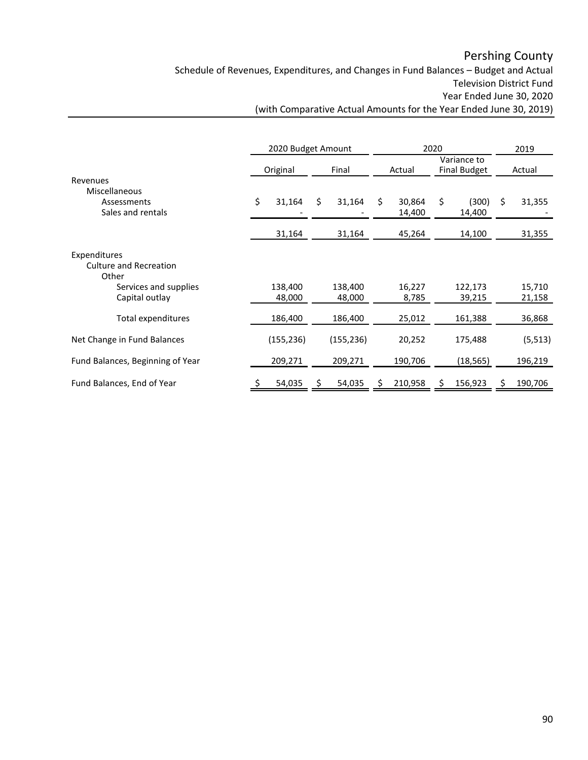# Pershing County

Schedule of Revenues, Expenditures, and Changes in Fund Balances – Budget and Actual
Television District Fund
Year Ended June 30, 2020
(with Comparative Actual Amounts for the Year Ended June 30, 2019)

| | 2020 Budget Amount | | 2020 | | 2019 |
|---|---|---|---|---|---|
| | Original | Final | Actual | Variance to Final Budget | Actual |
| Revenues | | | | | |
| Miscellaneous | | | | | |
| Assessments | $ 31,164 | $ 31,164 | $ 30,864 | $ (300) | $ 31,355 |
| Sales and rentals | - | - | 14,400 | 14,400 | - |
| | 31,164 | 31,164 | 45,264 | 14,100 | 31,355 |
| Expenditures | | | | | |
| Culture and Recreation | | | | | |
| Other | | | | | |
| Services and supplies | 138,400 | 138,400 | 16,227 | 122,173 | 15,710 |
| Capital outlay | 48,000 | 48,000 | 8,785 | 39,215 | 21,158 |
| Total expenditures | 186,400 | 186,400 | 25,012 | 161,388 | 36,868 |
| Net Change in Fund Balances | (155,236) | (155,236) | 20,252 | 175,488 | (5,513) |
| Fund Balances, Beginning of Year | 209,271 | 209,271 | 190,706 | (18,565) | 196,219 |
| Fund Balances, End of Year | $ 54,035 | $ 54,035 | $ 210,958 | $ 156,923 | $ 190,706 |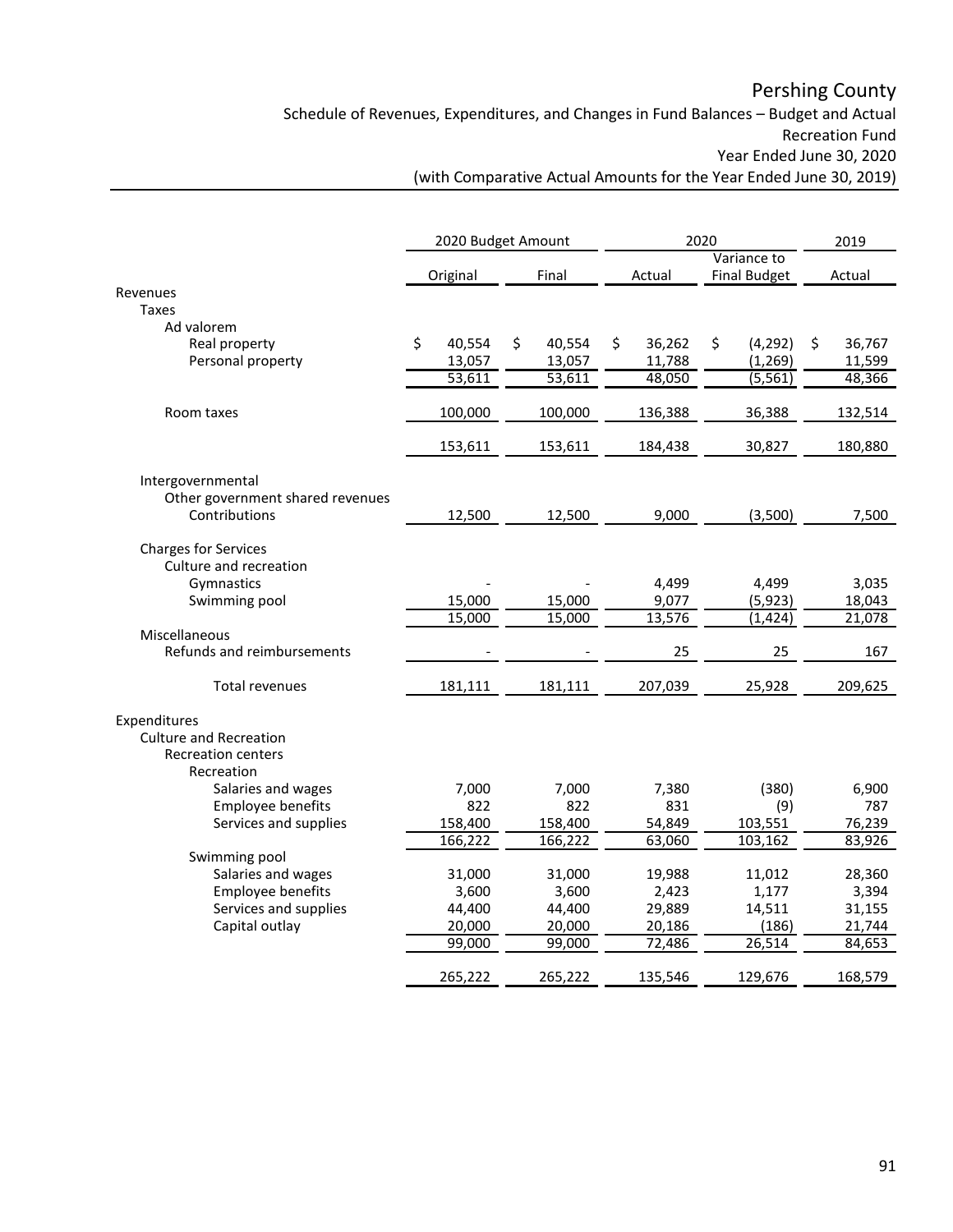# Pershing County

Schedule of Revenues, Expenditures, and Changes in Fund Balances – Budget and Actual
Recreation Fund
Year Ended June 30, 2020
(with Comparative Actual Amounts for the Year Ended June 30, 2019)

| | 2020 Budget Amount | | 2020 | | 2019 |
|---|---|---|---|---|---|
| | Original | Final | Actual | Variance to Final Budget | Actual |
| Revenues | | | | | |
| Taxes | | | | | |
| Ad valorem | | | | | |
| Real property | $ 40,554 | $ 40,554 | $ 36,262 | $ (4,292) | $ 36,767 |
| Personal property | 13,057 | 13,057 | 11,788 | (1,269) | 11,599 |
| | 53,611 | 53,611 | 48,050 | (5,561) | 48,366 |
| Room taxes | 100,000 | 100,000 | 136,388 | 36,388 | 132,514 |
| | 153,611 | 153,611 | 184,438 | 30,827 | 180,880 |
| Intergovernmental | | | | | |
| Other government shared revenues | | | | | |
| Contributions | 12,500 | 12,500 | 9,000 | (3,500) | 7,500 |
| Charges for Services | | | | | |
| Culture and recreation | | | | | |
| Gymnastics | - | - | 4,499 | 4,499 | 3,035 |
| Swimming pool | 15,000 | 15,000 | 9,077 | (5,923) | 18,043 |
| | 15,000 | 15,000 | 13,576 | (1,424) | 21,078 |
| Miscellaneous | | | | | |
| Refunds and reimbursements | - | - | 25 | 25 | 167 |
| Total revenues | 181,111 | 181,111 | 207,039 | 25,928 | 209,625 |
| Expenditures | | | | | |
| Culture and Recreation | | | | | |
| Recreation centers | | | | | |
| Recreation | | | | | |
| Salaries and wages | 7,000 | 7,000 | 7,380 | (380) | 6,900 |
| Employee benefits | 822 | 822 | 831 | (9) | 787 |
| Services and supplies | 158,400 | 158,400 | 54,849 | 103,551 | 76,239 |
| | 166,222 | 166,222 | 63,060 | 103,162 | 83,926 |
| Swimming pool | | | | | |
| Salaries and wages | 31,000 | 31,000 | 19,988 | 11,012 | 28,360 |
| Employee benefits | 3,600 | 3,600 | 2,423 | 1,177 | 3,394 |
| Services and supplies | 44,400 | 44,400 | 29,889 | 14,511 | 31,155 |
| Capital outlay | 20,000 | 20,000 | 20,186 | (186) | 21,744 |
| | 99,000 | 99,000 | 72,486 | 26,514 | 84,653 |
| | 265,222 | 265,222 | 135,546 | 129,676 | 168,579 |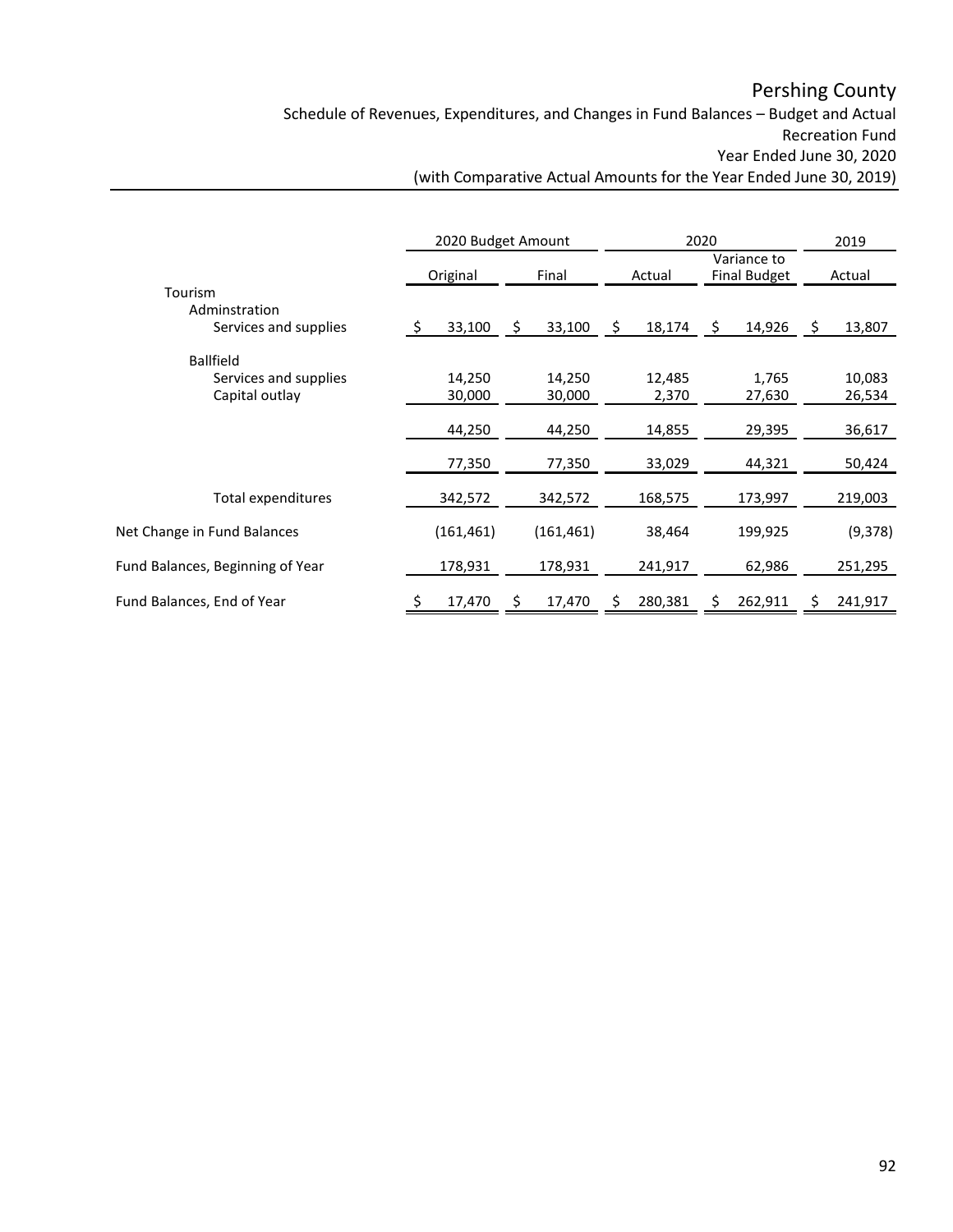# Pershing County

Schedule of Revenues, Expenditures, and Changes in Fund Balances – Budget and Actual
Recreation Fund
Year Ended June 30, 2020
(with Comparative Actual Amounts for the Year Ended June 30, 2019)

| | 2020 Budget Amount | | 2020 | | 2019 |
|---|---|---|---|---|---|
| | Original | Final | Actual | Variance to Final Budget | Actual |
| Tourism | | | | | |
| Adminstration | | | | | |
| Services and supplies | $ 33,100 | $ 33,100 | $ 18,174 | $ 14,926 | $ 13,807 |
| Ballfield | | | | | |
| Services and supplies | 14,250 | 14,250 | 12,485 | 1,765 | 10,083 |
| Capital outlay | 30,000 | 30,000 | 2,370 | 27,630 | 26,534 |
| | 44,250 | 44,250 | 14,855 | 29,395 | 36,617 |
| | 77,350 | 77,350 | 33,029 | 44,321 | 50,424 |
| Total expenditures | 342,572 | 342,572 | 168,575 | 173,997 | 219,003 |
| Net Change in Fund Balances | (161,461) | (161,461) | 38,464 | 199,925 | (9,378) |
| Fund Balances, Beginning of Year | 178,931 | 178,931 | 241,917 | 62,986 | 251,295 |
| Fund Balances, End of Year | $ 17,470 | $ 17,470 | $ 280,381 | $ 262,911 | $ 241,917 |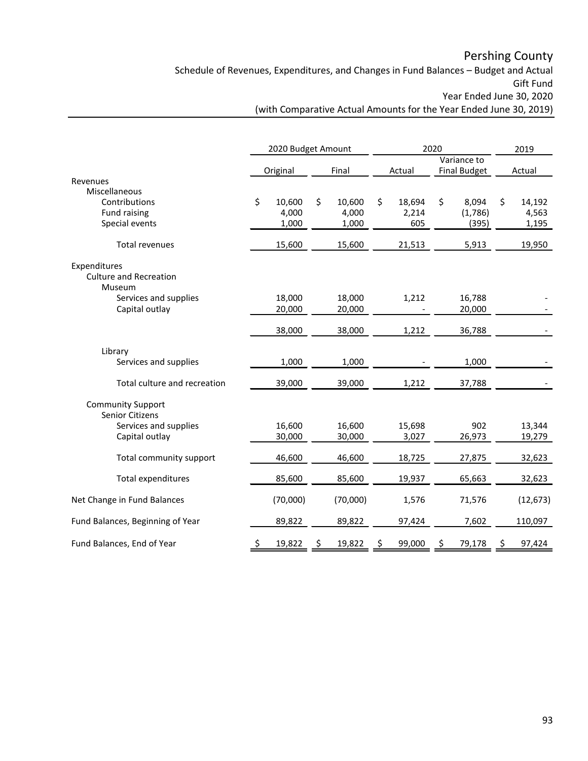# Pershing County

Schedule of Revenues, Expenditures, and Changes in Fund Balances – Budget and Actual
Gift Fund
Year Ended June 30, 2020
(with Comparative Actual Amounts for the Year Ended June 30, 2019)

| | 2020 Budget Amount | | 2020 | | 2019 |
|---|---|---|---|---|---|
| | Original | Final | Actual | Variance to Final Budget | Actual |
| Revenues | | | | | |
| Miscellaneous | | | | | |
| Contributions | $ 10,600 | $ 10,600 | $ 18,694 | $ 8,094 | $ 14,192 |
| Fund raising | 4,000 | 4,000 | 2,214 | (1,786) | 4,563 |
| Special events | 1,000 | 1,000 | 605 | (395) | 1,195 |
| Total revenues | 15,600 | 15,600 | 21,513 | 5,913 | 19,950 |
| Expenditures | | | | | |
| Culture and Recreation | | | | | |
| Museum | | | | | |
| Services and supplies | 18,000 | 18,000 | 1,212 | 16,788 | - |
| Capital outlay | 20,000 | 20,000 | - | 20,000 | - |
| | 38,000 | 38,000 | 1,212 | 36,788 | - |
| Library | | | | | |
| Services and supplies | 1,000 | 1,000 | - | 1,000 | - |
| Total culture and recreation | 39,000 | 39,000 | 1,212 | 37,788 | - |
| Community Support | | | | | |
| Senior Citizens | | | | | |
| Services and supplies | 16,600 | 16,600 | 15,698 | 902 | 13,344 |
| Capital outlay | 30,000 | 30,000 | 3,027 | 26,973 | 19,279 |
| Total community support | 46,600 | 46,600 | 18,725 | 27,875 | 32,623 |
| Total expenditures | 85,600 | 85,600 | 19,937 | 65,663 | 32,623 |
| Net Change in Fund Balances | (70,000) | (70,000) | 1,576 | 71,576 | (12,673) |
| Fund Balances, Beginning of Year | 89,822 | 89,822 | 97,424 | 7,602 | 110,097 |
| Fund Balances, End of Year | $ 19,822 | $ 19,822 | $ 99,000 | $ 79,178 | $ 97,424 |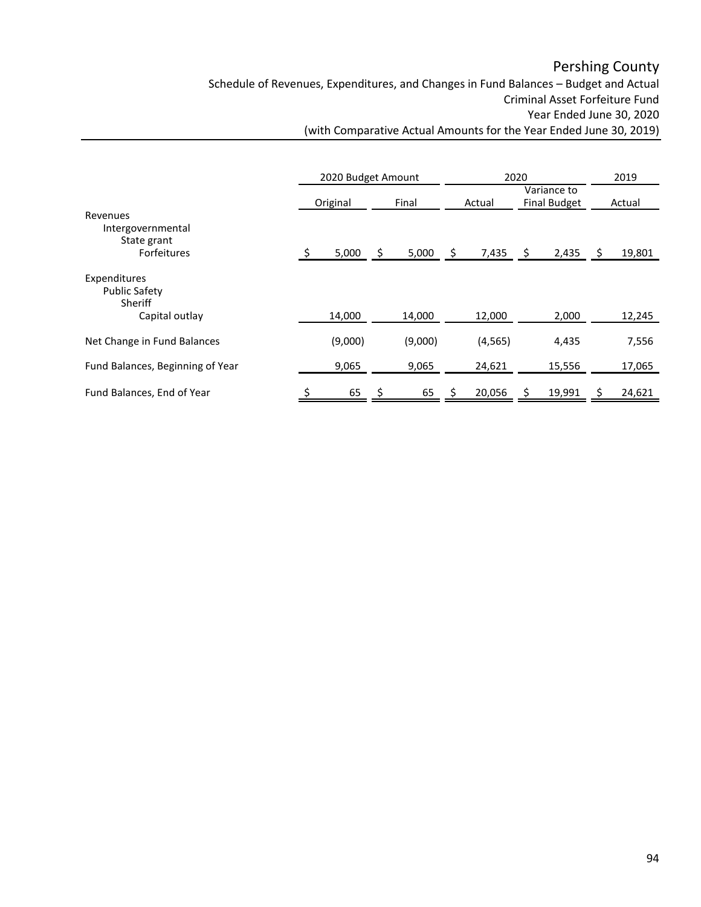# Pershing County

## Schedule of Revenues, Expenditures, and Changes in Fund Balances – Budget and Actual

### Criminal Asset Forfeiture Fund

### Year Ended June 30, 2020

### (with Comparative Actual Amounts for the Year Ended June 30, 2019)

| | 2020 Budget Amount | | 2020 | | 2019 |
|---|---|---|---|---|---|
| | Original | Final | Actual | Variance to Final Budget | Actual |
| Revenues | | | | | |
| Intergovernmental | | | | | |
| State grant | | | | | |
| Forfeitures | $ 5,000 | $ 5,000 | $ 7,435 | $ 2,435 | $ 19,801 |
| Expenditures | | | | | |
| Public Safety | | | | | |
| Sheriff | | | | | |
| Capital outlay | 14,000 | 14,000 | 12,000 | 2,000 | 12,245 |
| Net Change in Fund Balances | (9,000) | (9,000) | (4,565) | 4,435 | 7,556 |
| Fund Balances, Beginning of Year | 9,065 | 9,065 | 24,621 | 15,556 | 17,065 |
| Fund Balances, End of Year | $ 65 | $ 65 | $ 20,056 | $ 19,991 | $ 24,621 |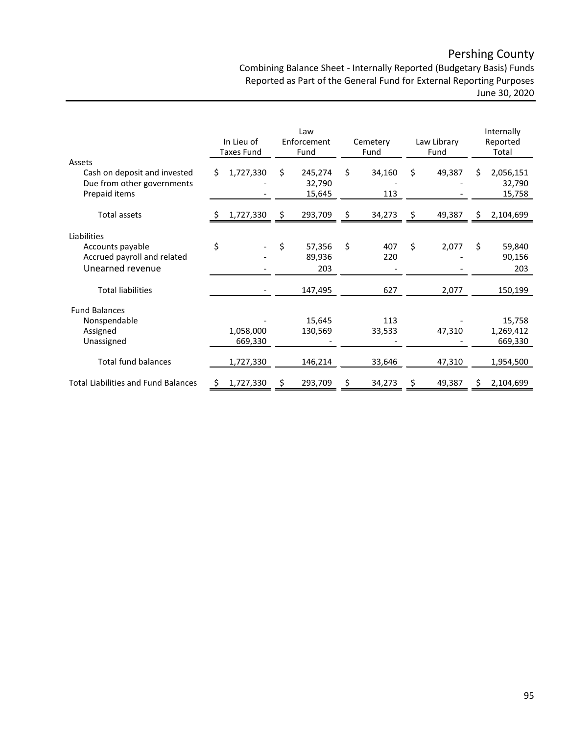# Pershing County

## Combining Balance Sheet - Internally Reported (Budgetary Basis) Funds Reported as Part of the General Fund for External Reporting Purposes

June 30, 2020

| | In Lieu of Taxes Fund | Law Enforcement Fund | Cemetery Fund | Law Library Fund | Internally Reported Total |
|---|---|---|---|---|---|
| **Assets** | | | | | |
| Cash on deposit and invested | $ 1,727,330 | $ 245,274 | $ 34,160 | $ 49,387 | $ 2,056,151 |
| Due from other governments | - | 32,790 | - | - | 32,790 |
| Prepaid items | - | 15,645 | 113 | - | 15,758 |
| Total assets | $ 1,727,330 | $ 293,709 | $ 34,273 | $ 49,387 | $ 2,104,699 |
| **Liabilities** | | | | | |
| Accounts payable | $ - | $ 57,356 | $ 407 | $ 2,077 | $ 59,840 |
| Accrued payroll and related | - | 89,936 | 220 | - | 90,156 |
| Unearned revenue | - | 203 | - | - | 203 |
| Total liabilities | - | 147,495 | 627 | 2,077 | 150,199 |
| **Fund Balances** | | | | | |
| Nonspendable | - | 15,645 | 113 | - | 15,758 |
| Assigned | 1,058,000 | 130,569 | 33,533 | 47,310 | 1,269,412 |
| Unassigned | 669,330 | - | - | - | 669,330 |
| Total fund balances | 1,727,330 | 146,214 | 33,646 | 47,310 | 1,954,500 |
| Total Liabilities and Fund Balances | $ 1,727,330 | $ 293,709 | $ 34,273 | $ 49,387 | $ 2,104,699 |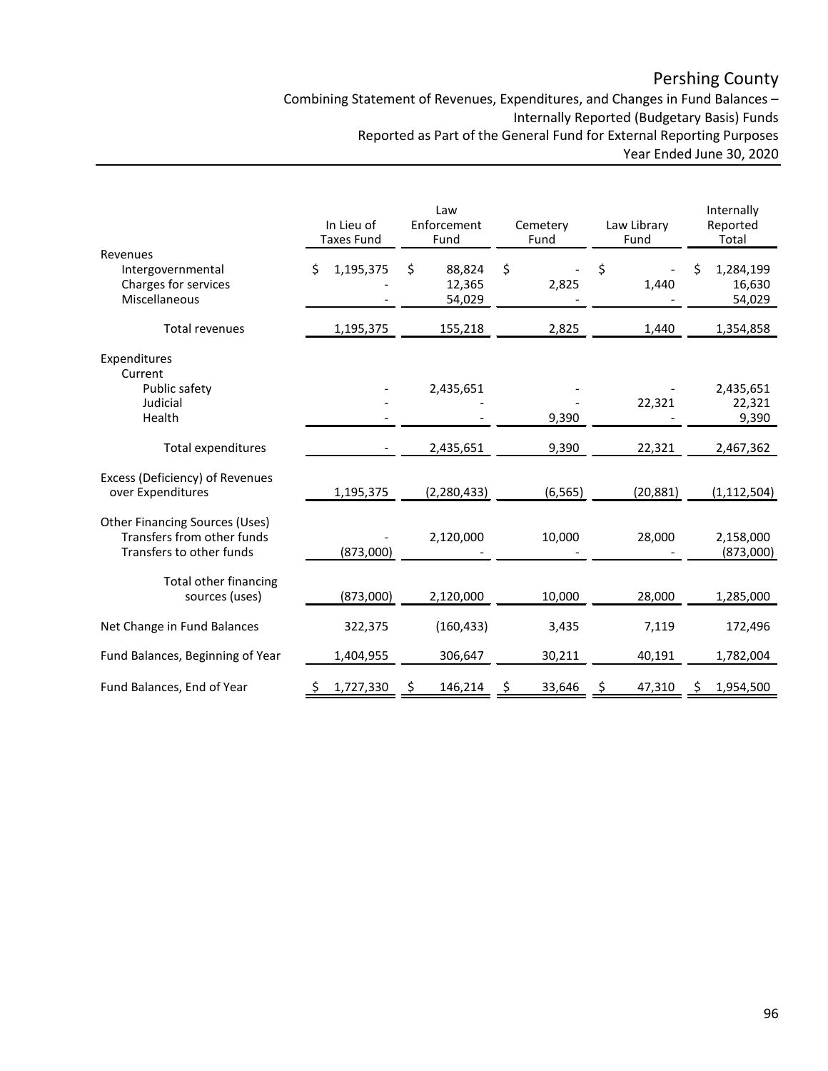# Pershing County

Combining Statement of Revenues, Expenditures, and Changes in Fund Balances –
Internally Reported (Budgetary Basis) Funds
Reported as Part of the General Fund for External Reporting Purposes
Year Ended June 30, 2020

| | In Lieu of Taxes Fund | Law Enforcement Fund | Cemetery Fund | Law Library Fund | Internally Reported Total |
|---|---|---|---|---|---|
| Revenues | | | | | |
| Intergovernmental | $ 1,195,375 | $ 88,824 | $ - | $ - | $ 1,284,199 |
| Charges for services | - | 12,365 | 2,825 | 1,440 | 16,630 |
| Miscellaneous | - | 54,029 | - | - | 54,029 |
| Total revenues | 1,195,375 | 155,218 | 2,825 | 1,440 | 1,354,858 |
| Expenditures | | | | | |
| Current | | | | | |
| Public safety | - | 2,435,651 | - | - | 2,435,651 |
| Judicial | - | - | - | 22,321 | 22,321 |
| Health | - | - | 9,390 | - | 9,390 |
| Total expenditures | - | 2,435,651 | 9,390 | 22,321 | 2,467,362 |
| Excess (Deficiency) of Revenues over Expenditures | 1,195,375 | (2,280,433) | (6,565) | (20,881) | (1,112,504) |
| Other Financing Sources (Uses) | | | | | |
| Transfers from other funds | - | 2,120,000 | 10,000 | 28,000 | 2,158,000 |
| Transfers to other funds | (873,000) | - | - | - | (873,000) |
| Total other financing sources (uses) | (873,000) | 2,120,000 | 10,000 | 28,000 | 1,285,000 |
| Net Change in Fund Balances | 322,375 | (160,433) | 3,435 | 7,119 | 172,496 |
| Fund Balances, Beginning of Year | 1,404,955 | 306,647 | 30,211 | 40,191 | 1,782,004 |
| Fund Balances, End of Year | $ 1,727,330 | $ 146,214 | $ 33,646 | $ 47,310 | $ 1,954,500 |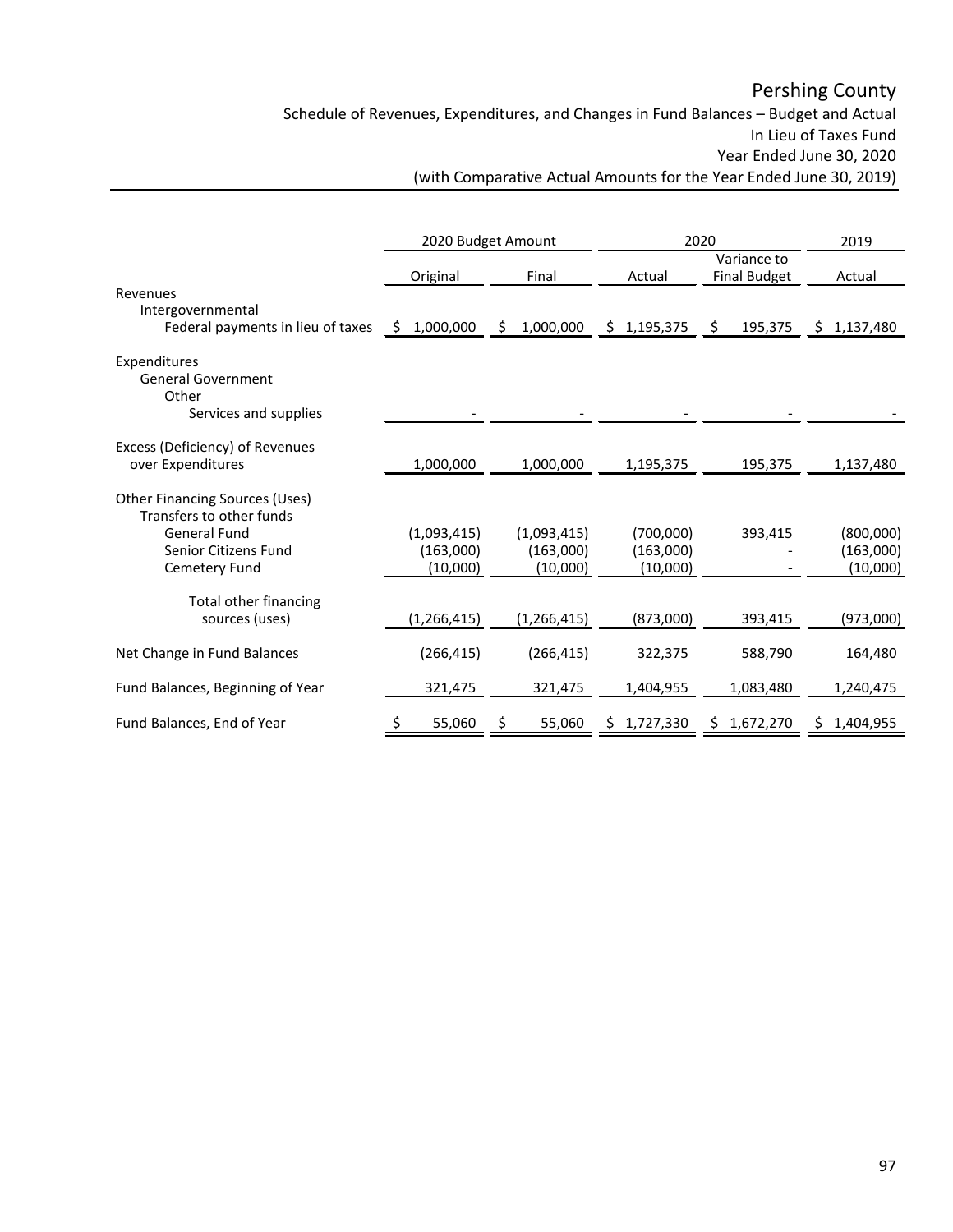# Pershing County

Schedule of Revenues, Expenditures, and Changes in Fund Balances – Budget and Actual
In Lieu of Taxes Fund
Year Ended June 30, 2020
(with Comparative Actual Amounts for the Year Ended June 30, 2019)

| | 2020 Budget Amount | | 2020 | | 2019 |
|---|---|---|---|---|---|
| | Original | Final | Actual | Variance to Final Budget | Actual |
| Revenues | | | | | |
| Intergovernmental | | | | | |
| Federal payments in lieu of taxes | $ 1,000,000 | $ 1,000,000 | $ 1,195,375 | $ 195,375 | $ 1,137,480 |
| Expenditures | | | | | |
| General Government | | | | | |
| Other | | | | | |
| Services and supplies | - | - | - | - | - |
| Excess (Deficiency) of Revenues over Expenditures | 1,000,000 | 1,000,000 | 1,195,375 | 195,375 | 1,137,480 |
| Other Financing Sources (Uses) | | | | | |
| Transfers to other funds | | | | | |
| General Fund | (1,093,415) | (1,093,415) | (700,000) | 393,415 | (800,000) |
| Senior Citizens Fund | (163,000) | (163,000) | (163,000) | - | (163,000) |
| Cemetery Fund | (10,000) | (10,000) | (10,000) | - | (10,000) |
| Total other financing sources (uses) | (1,266,415) | (1,266,415) | (873,000) | 393,415 | (973,000) |
| Net Change in Fund Balances | (266,415) | (266,415) | 322,375 | 588,790 | 164,480 |
| Fund Balances, Beginning of Year | 321,475 | 321,475 | 1,404,955 | 1,083,480 | 1,240,475 |
| Fund Balances, End of Year | $ 55,060 | $ 55,060 | $ 1,727,330 | $ 1,672,270 | $ 1,404,955 |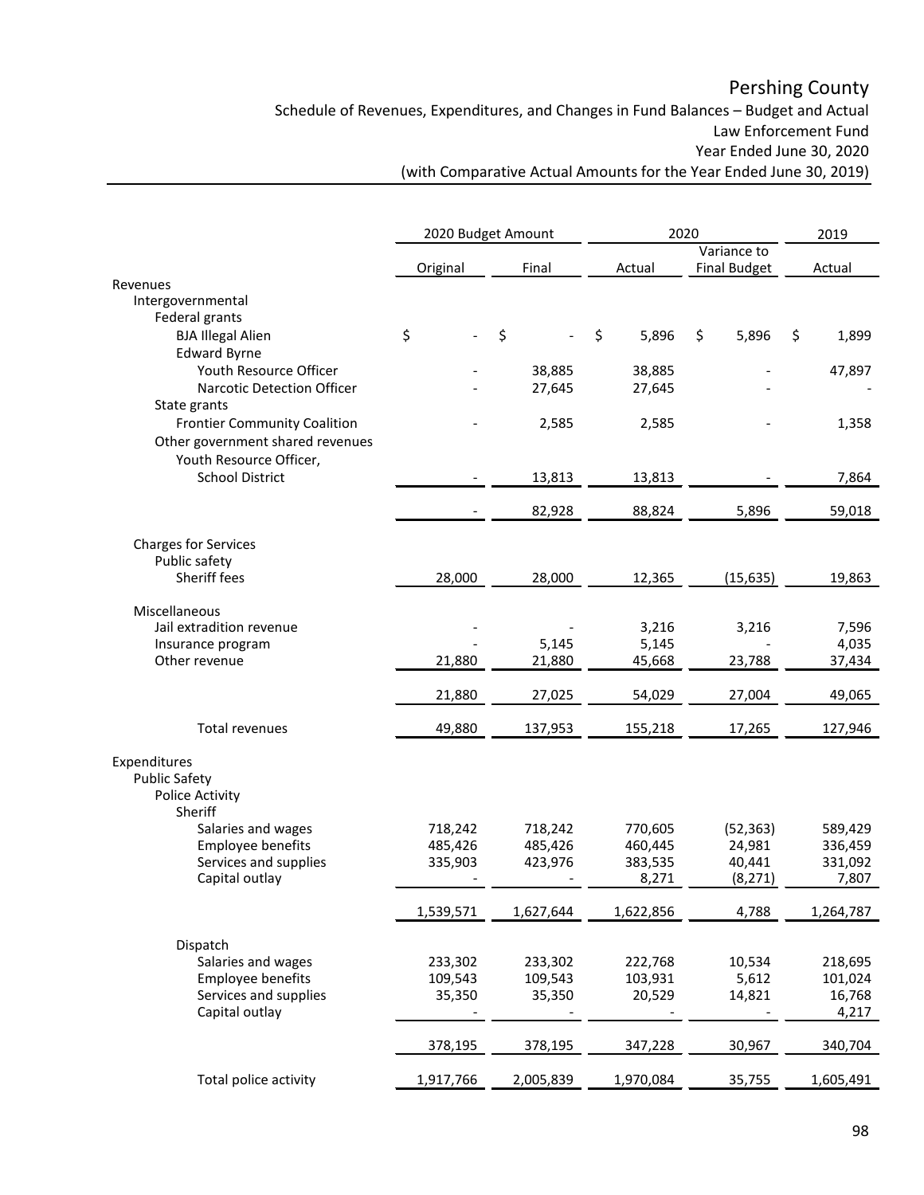# Pershing County

Schedule of Revenues, Expenditures, and Changes in Fund Balances – Budget and Actual
Law Enforcement Fund
Year Ended June 30, 2020
(with Comparative Actual Amounts for the Year Ended June 30, 2019)

| | 2020 Budget Amount | | 2020 | | 2019 |
|---|---|---|---|---|---|
| | Original | Final | Actual | Variance to Final Budget | Actual |
| Revenues | | | | | |
| Intergovernmental | | | | | |
| Federal grants | | | | | |
| BJA Illegal Alien | $ - | $ - | $ 5,896 | $ 5,896 | $ 1,899 |
| Edward Byrne | | | | | |
| Youth Resource Officer | - | 38,885 | 38,885 | - | 47,897 |
| Narcotic Detection Officer | - | 27,645 | 27,645 | - | - |
| State grants | | | | | |
| Frontier Community Coalition | - | 2,585 | 2,585 | - | 1,358 |
| Other government shared revenues | | | | | |
| Youth Resource Officer, School District | - | 13,813 | 13,813 | - | 7,864 |
| | - | 82,928 | 88,824 | 5,896 | 59,018 |
| Charges for Services | | | | | |
| Public safety | | | | | |
| Sheriff fees | 28,000 | 28,000 | 12,365 | (15,635) | 19,863 |
| Miscellaneous | | | | | |
| Jail extradition revenue | - | - | 3,216 | 3,216 | 7,596 |
| Insurance program | - | 5,145 | 5,145 | - | 4,035 |
| Other revenue | 21,880 | 21,880 | 45,668 | 23,788 | 37,434 |
| | 21,880 | 27,025 | 54,029 | 27,004 | 49,065 |
| Total revenues | 49,880 | 137,953 | 155,218 | 17,265 | 127,946 |
| Expenditures | | | | | |
| Public Safety | | | | | |
| Police Activity | | | | | |
| Sheriff | | | | | |
| Salaries and wages | 718,242 | 718,242 | 770,605 | (52,363) | 589,429 |
| Employee benefits | 485,426 | 485,426 | 460,445 | 24,981 | 336,459 |
| Services and supplies | 335,903 | 423,976 | 383,535 | 40,441 | 331,092 |
| Capital outlay | - | - | 8,271 | (8,271) | 7,807 |
| | 1,539,571 | 1,627,644 | 1,622,856 | 4,788 | 1,264,787 |
| Dispatch | | | | | |
| Salaries and wages | 233,302 | 233,302 | 222,768 | 10,534 | 218,695 |
| Employee benefits | 109,543 | 109,543 | 103,931 | 5,612 | 101,024 |
| Services and supplies | 35,350 | 35,350 | 20,529 | 14,821 | 16,768 |
| Capital outlay | - | - | - | - | 4,217 |
| | 378,195 | 378,195 | 347,228 | 30,967 | 340,704 |
| Total police activity | 1,917,766 | 2,005,839 | 1,970,084 | 35,755 | 1,605,491 |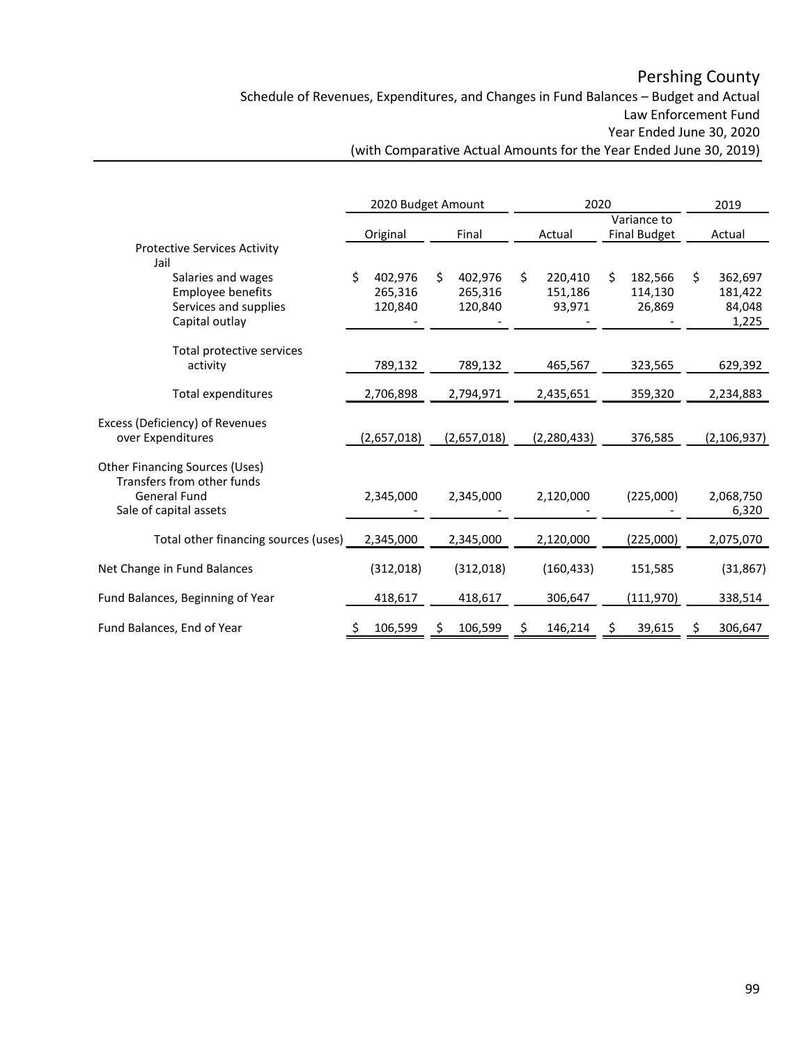# Pershing County

Schedule of Revenues, Expenditures, and Changes in Fund Balances – Budget and Actual
Law Enforcement Fund
Year Ended June 30, 2020
(with Comparative Actual Amounts for the Year Ended June 30, 2019)

| | 2020 Budget Amount | | 2020 | | 2019 |
|---|---|---|---|---|---|
| | Original | Final | Actual | Variance to Final Budget | Actual |
| Protective Services Activity | | | | | |
| Jail | | | | | |
| Salaries and wages | $ 402,976 | $ 402,976 | $ 220,410 | $ 182,566 | $ 362,697 |
| Employee benefits | 265,316 | 265,316 | 151,186 | 114,130 | 181,422 |
| Services and supplies | 120,840 | 120,840 | 93,971 | 26,869 | 84,048 |
| Capital outlay | - | - | - | - | 1,225 |
| Total protective services activity | 789,132 | 789,132 | 465,567 | 323,565 | 629,392 |
| Total expenditures | 2,706,898 | 2,794,971 | 2,435,651 | 359,320 | 2,234,883 |
| Excess (Deficiency) of Revenues over Expenditures | (2,657,018) | (2,657,018) | (2,280,433) | 376,585 | (2,106,937) |
| Other Financing Sources (Uses) | | | | | |
| Transfers from other funds | | | | | |
| General Fund | 2,345,000 | 2,345,000 | 2,120,000 | (225,000) | 2,068,750 |
| Sale of capital assets | - | - | - | - | 6,320 |
| Total other financing sources (uses) | 2,345,000 | 2,345,000 | 2,120,000 | (225,000) | 2,075,070 |
| Net Change in Fund Balances | (312,018) | (312,018) | (160,433) | 151,585 | (31,867) |
| Fund Balances, Beginning of Year | 418,617 | 418,617 | 306,647 | (111,970) | 338,514 |
| Fund Balances, End of Year | $ 106,599 | $ 106,599 | $ 146,214 | $ 39,615 | $ 306,647 |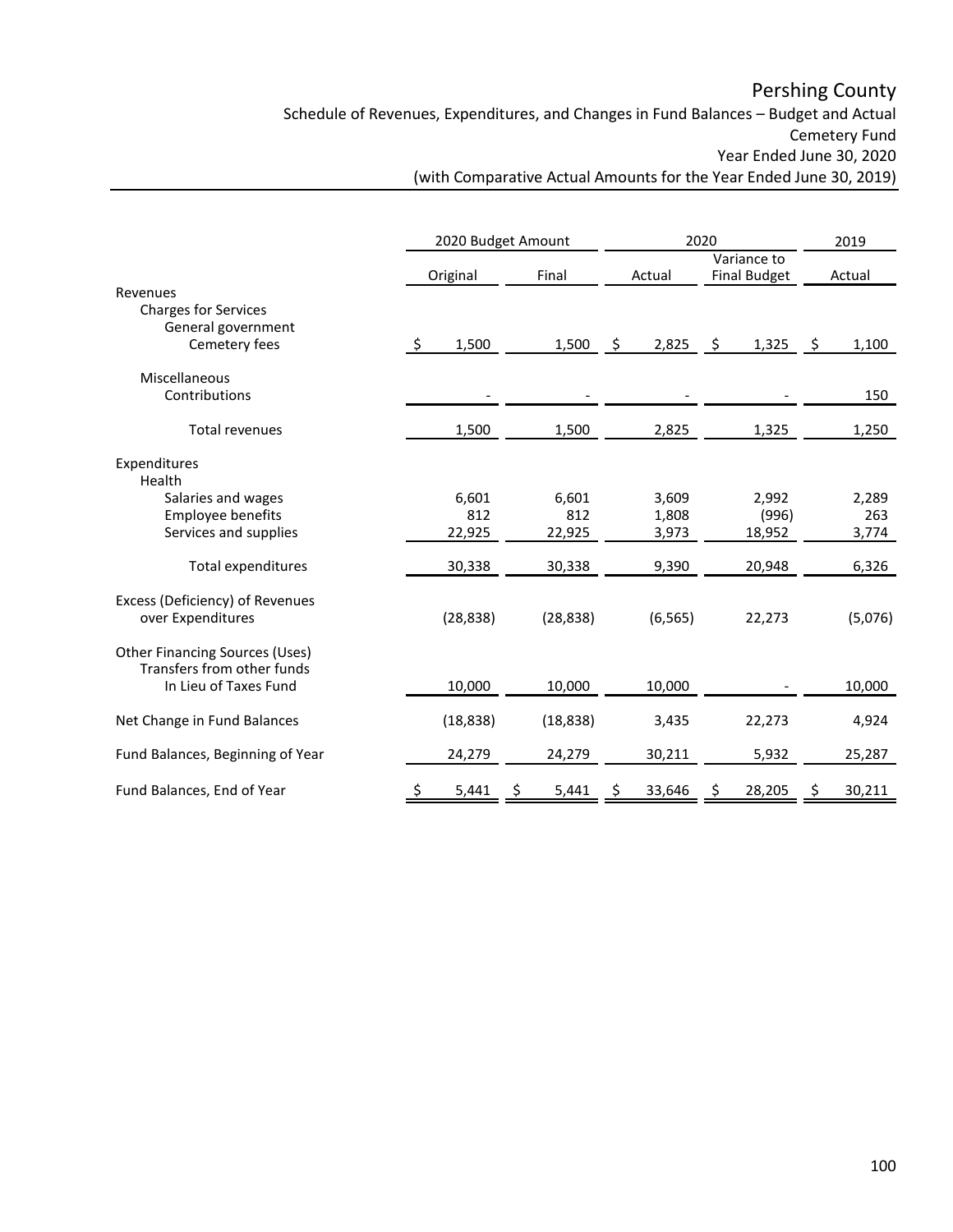# Pershing County

Schedule of Revenues, Expenditures, and Changes in Fund Balances – Budget and Actual
Cemetery Fund
Year Ended June 30, 2020
(with Comparative Actual Amounts for the Year Ended June 30, 2019)

| | 2020 Budget Amount | | 2020 | | 2019 |
|---|---|---|---|---|---|
| | Original | Final | Actual | Variance to Final Budget | Actual |
| Revenues | | | | | |
| Charges for Services | | | | | |
| General government | | | | | |
| Cemetery fees | $ 1,500 | 1,500 | $ 2,825 | $ 1,325 | $ 1,100 |
| Miscellaneous | | | | | |
| Contributions | - | - | - | - | 150 |
| Total revenues | 1,500 | 1,500 | 2,825 | 1,325 | 1,250 |
| Expenditures | | | | | |
| Health | | | | | |
| Salaries and wages | 6,601 | 6,601 | 3,609 | 2,992 | 2,289 |
| Employee benefits | 812 | 812 | 1,808 | (996) | 263 |
| Services and supplies | 22,925 | 22,925 | 3,973 | 18,952 | 3,774 |
| Total expenditures | 30,338 | 30,338 | 9,390 | 20,948 | 6,326 |
| Excess (Deficiency) of Revenues over Expenditures | (28,838) | (28,838) | (6,565) | 22,273 | (5,076) |
| Other Financing Sources (Uses) | | | | | |
| Transfers from other funds | | | | | |
| In Lieu of Taxes Fund | 10,000 | 10,000 | 10,000 | - | 10,000 |
| Net Change in Fund Balances | (18,838) | (18,838) | 3,435 | 22,273 | 4,924 |
| Fund Balances, Beginning of Year | 24,279 | 24,279 | 30,211 | 5,932 | 25,287 |
| Fund Balances, End of Year | $ 5,441 | $ 5,441 | $ 33,646 | $ 28,205 | $ 30,211 |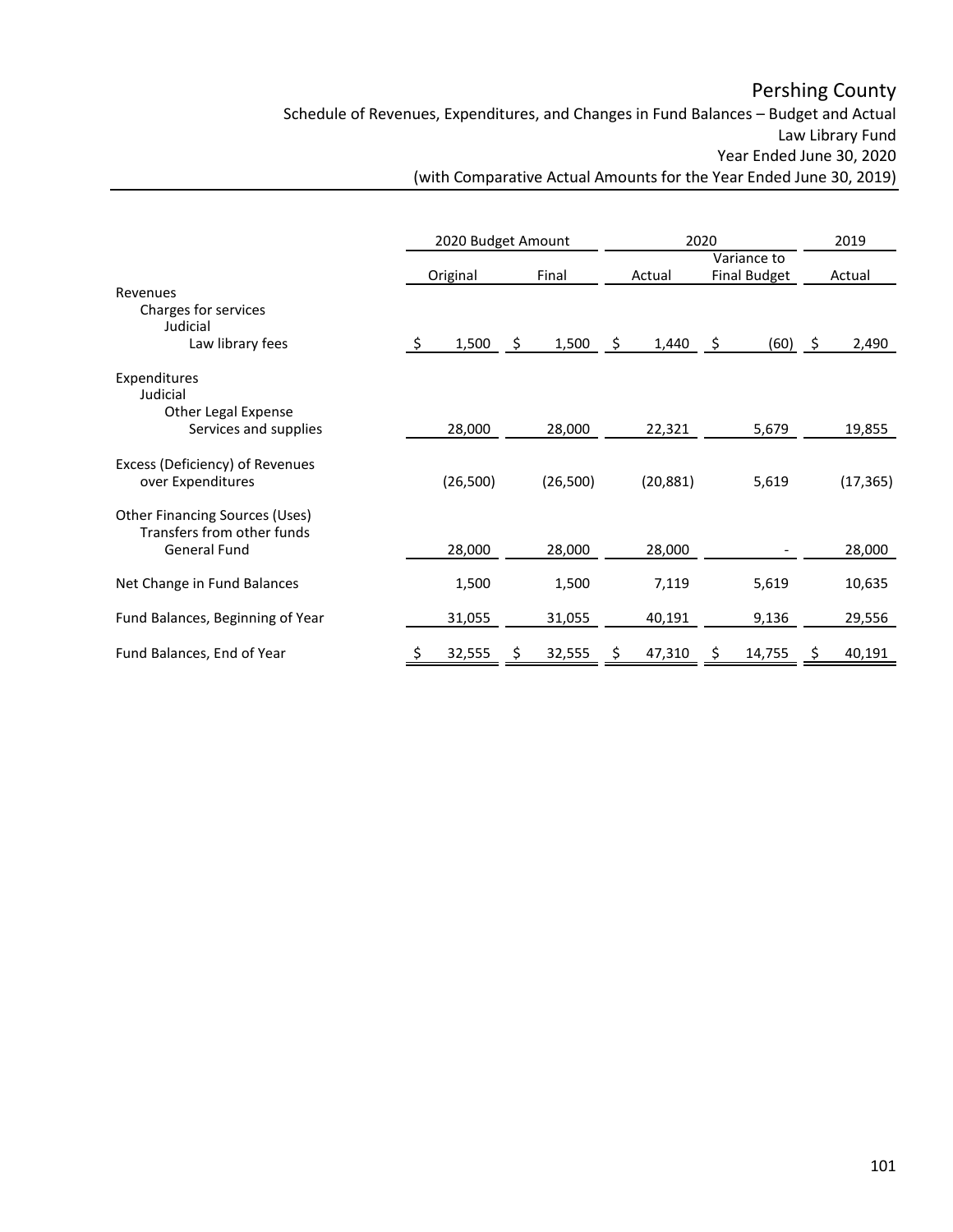# Pershing County

Schedule of Revenues, Expenditures, and Changes in Fund Balances – Budget and Actual
Law Library Fund
Year Ended June 30, 2020
(with Comparative Actual Amounts for the Year Ended June 30, 2019)

| | 2020 Budget Amount | | 2020 | | 2019 |
|---|---|---|---|---|---|
| | Original | Final | Actual | Variance to Final Budget | Actual |
| Revenues | | | | | |
| Charges for services | | | | | |
| Judicial | | | | | |
| Law library fees | $ 1,500 | $ 1,500 | $ 1,440 | $ (60) | $ 2,490 |
| Expenditures | | | | | |
| Judicial | | | | | |
| Other Legal Expense | | | | | |
| Services and supplies | 28,000 | 28,000 | 22,321 | 5,679 | 19,855 |
| Excess (Deficiency) of Revenues over Expenditures | (26,500) | (26,500) | (20,881) | 5,619 | (17,365) |
| Other Financing Sources (Uses) | | | | | |
| Transfers from other funds | | | | | |
| General Fund | 28,000 | 28,000 | 28,000 | - | 28,000 |
| Net Change in Fund Balances | 1,500 | 1,500 | 7,119 | 5,619 | 10,635 |
| Fund Balances, Beginning of Year | 31,055 | 31,055 | 40,191 | 9,136 | 29,556 |
| Fund Balances, End of Year | $ 32,555 | $ 32,555 | $ 47,310 | $ 14,755 | $ 40,191 |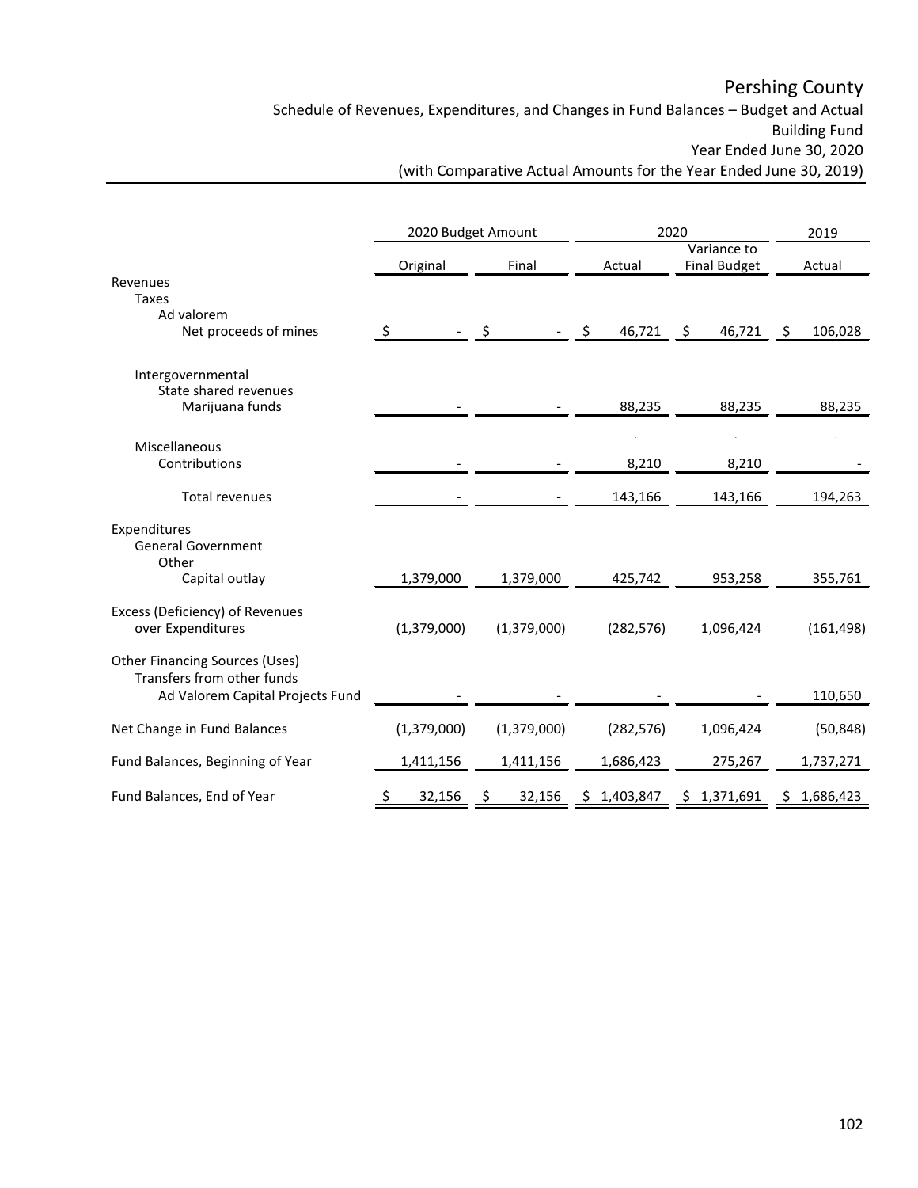# Pershing County

Schedule of Revenues, Expenditures, and Changes in Fund Balances – Budget and Actual
Building Fund
Year Ended June 30, 2020
(with Comparative Actual Amounts for the Year Ended June 30, 2019)

| | 2020 Budget Amount | | 2020 | | 2019 |
|---|---|---|---|---|---|
| | Original | Final | Actual | Variance to Final Budget | Actual |
| Revenues | | | | | |
| Taxes | | | | | |
| Ad valorem | | | | | |
| Net proceeds of mines | $ - | $ - | $ 46,721 | $ 46,721 | $ 106,028 |
| Intergovernmental | | | | | |
| State shared revenues | | | | | |
| Marijuana funds | - | - | 88,235 | 88,235 | 88,235 |
| Miscellaneous | | | | | |
| Contributions | - | - | 8,210 | 8,210 | - |
| Total revenues | - | - | 143,166 | 143,166 | 194,263 |
| Expenditures | | | | | |
| General Government | | | | | |
| Other | | | | | |
| Capital outlay | 1,379,000 | 1,379,000 | 425,742 | 953,258 | 355,761 |
| Excess (Deficiency) of Revenues over Expenditures | (1,379,000) | (1,379,000) | (282,576) | 1,096,424 | (161,498) |
| Other Financing Sources (Uses) | | | | | |
| Transfers from other funds | | | | | |
| Ad Valorem Capital Projects Fund | - | - | - | - | 110,650 |
| Net Change in Fund Balances | (1,379,000) | (1,379,000) | (282,576) | 1,096,424 | (50,848) |
| Fund Balances, Beginning of Year | 1,411,156 | 1,411,156 | 1,686,423 | 275,267 | 1,737,271 |
| Fund Balances, End of Year | $ 32,156 | $ 32,156 | $ 1,403,847 | $ 1,371,691 | $ 1,686,423 |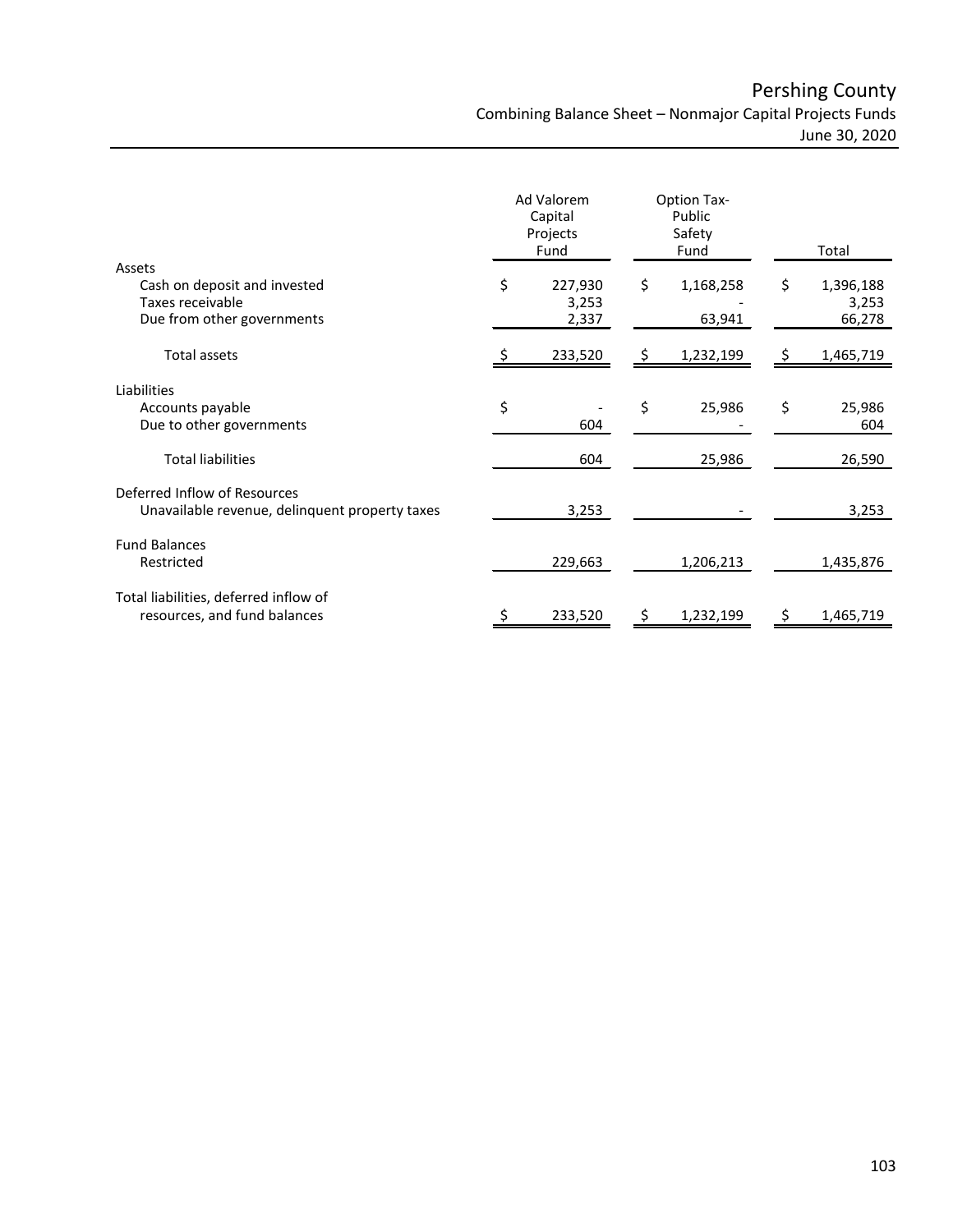# Pershing County

## Combining Balance Sheet – Nonmajor Capital Projects Funds

June 30, 2020

| | Ad Valorem Capital Projects Fund | Option Tax-Public Safety Fund | Total |
|---|---|---|---|
| **Assets** | | | |
| Cash on deposit and invested | $ 227,930 | $ 1,168,258 | $ 1,396,188 |
| Taxes receivable | 3,253 | - | 3,253 |
| Due from other governments | 2,337 | 63,941 | 66,278 |
| Total assets | $ 233,520 | $ 1,232,199 | $ 1,465,719 |
| **Liabilities** | | | |
| Accounts payable | $ - | $ 25,986 | $ 25,986 |
| Due to other governments | 604 | - | 604 |
| Total liabilities | 604 | 25,986 | 26,590 |
| **Deferred Inflow of Resources** | | | |
| Unavailable revenue, delinquent property taxes | 3,253 | - | 3,253 |
| **Fund Balances** | | | |
| Restricted | 229,663 | 1,206,213 | 1,435,876 |
| Total liabilities, deferred inflow of resources, and fund balances | $ 233,520 | $ 1,232,199 | $ 1,465,719 |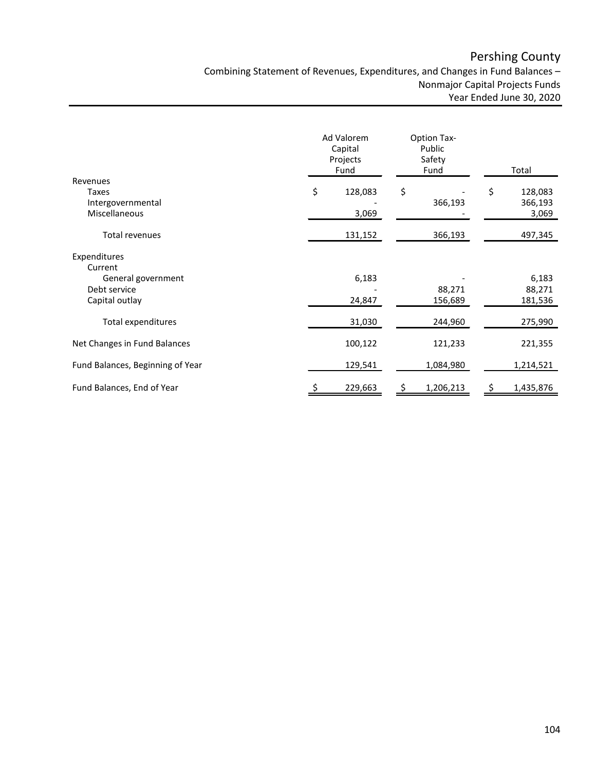# Pershing County

## Combining Statement of Revenues, Expenditures, and Changes in Fund Balances – Nonmajor Capital Projects Funds

### Year Ended June 30, 2020

| | Ad Valorem Capital Projects Fund | Option Tax- Public Safety Fund | Total |
|---|---|---|---|
| Revenues | | | |
| Taxes | $ 128,083 | $ - | $ 128,083 |
| Intergovernmental | - | 366,193 | 366,193 |
| Miscellaneous | 3,069 | - | 3,069 |
| Total revenues | 131,152 | 366,193 | 497,345 |
| Expenditures | | | |
| Current | | | |
| General government | 6,183 | - | 6,183 |
| Debt service | - | 88,271 | 88,271 |
| Capital outlay | 24,847 | 156,689 | 181,536 |
| Total expenditures | 31,030 | 244,960 | 275,990 |
| Net Changes in Fund Balances | 100,122 | 121,233 | 221,355 |
| Fund Balances, Beginning of Year | 129,541 | 1,084,980 | 1,214,521 |
| Fund Balances, End of Year | $ 229,663 | $ 1,206,213 | $ 1,435,876 |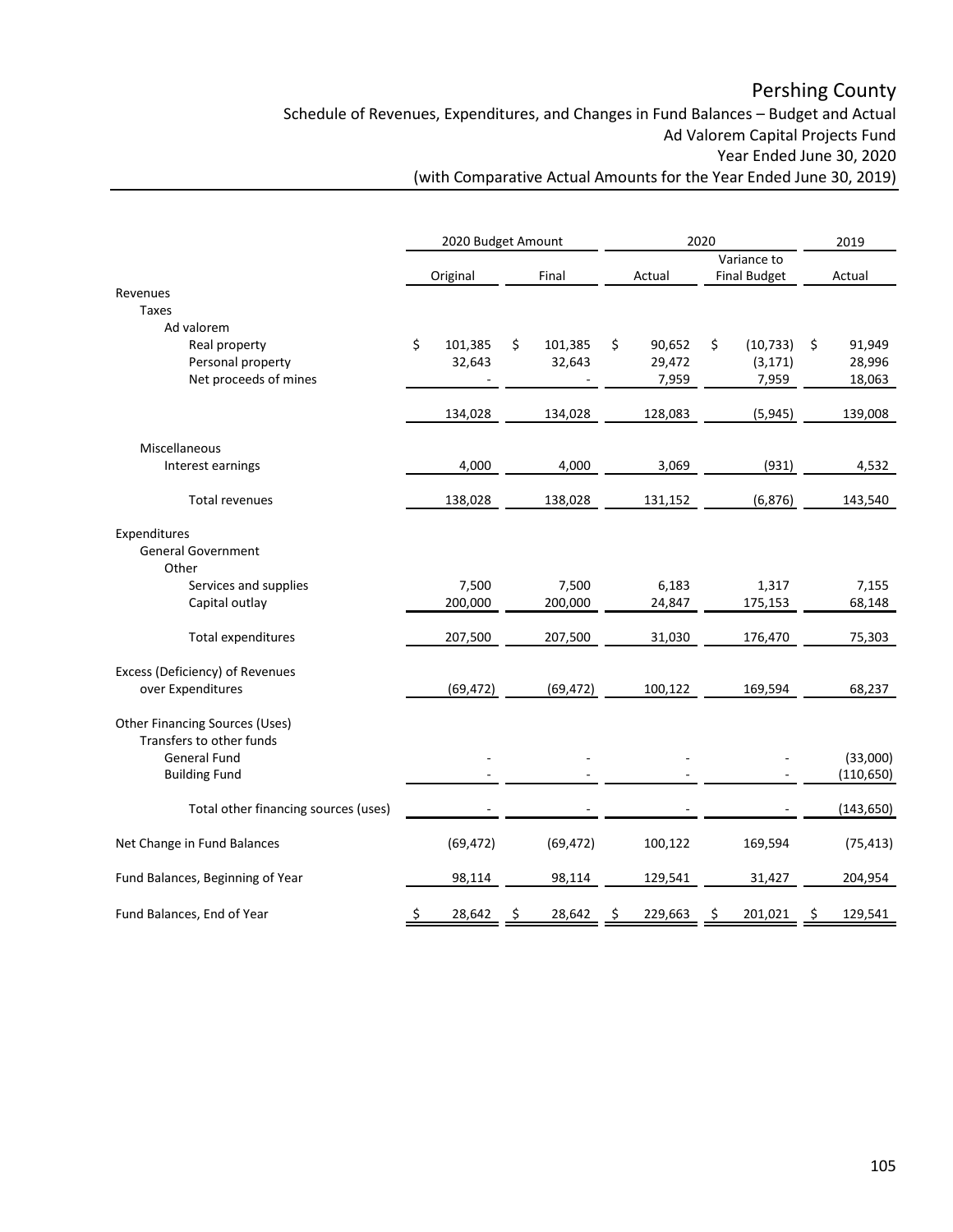# Pershing County

## Schedule of Revenues, Expenditures, and Changes in Fund Balances – Budget and Actual
## Ad Valorem Capital Projects Fund
## Year Ended June 30, 2020
## (with Comparative Actual Amounts for the Year Ended June 30, 2019)

| | 2020 Budget Amount | | 2020 | | 2019 |
|---|---|---|---|---|---|
| | Original | Final | Actual | Variance to Final Budget | Actual |
| Revenues | | | | | |
| Taxes | | | | | |
| Ad valorem | | | | | |
| Real property | $ 101,385 | $ 101,385 | $ 90,652 | $ (10,733) | $ 91,949 |
| Personal property | 32,643 | 32,643 | 29,472 | (3,171) | 28,996 |
| Net proceeds of mines | - | - | 7,959 | 7,959 | 18,063 |
| | 134,028 | 134,028 | 128,083 | (5,945) | 139,008 |
| Miscellaneous | | | | | |
| Interest earnings | 4,000 | 4,000 | 3,069 | (931) | 4,532 |
| Total revenues | 138,028 | 138,028 | 131,152 | (6,876) | 143,540 |
| Expenditures | | | | | |
| General Government | | | | | |
| Other | | | | | |
| Services and supplies | 7,500 | 7,500 | 6,183 | 1,317 | 7,155 |
| Capital outlay | 200,000 | 200,000 | 24,847 | 175,153 | 68,148 |
| Total expenditures | 207,500 | 207,500 | 31,030 | 176,470 | 75,303 |
| Excess (Deficiency) of Revenues over Expenditures | (69,472) | (69,472) | 100,122 | 169,594 | 68,237 |
| Other Financing Sources (Uses) | | | | | |
| Transfers to other funds | | | | | |
| General Fund | - | - | - | - | (33,000) |
| Building Fund | - | - | - | - | (110,650) |
| Total other financing sources (uses) | - | - | - | - | (143,650) |
| Net Change in Fund Balances | (69,472) | (69,472) | 100,122 | 169,594 | (75,413) |
| Fund Balances, Beginning of Year | 98,114 | 98,114 | 129,541 | 31,427 | 204,954 |
| Fund Balances, End of Year | $ 28,642 | $ 28,642 | $ 229,663 | $ 201,021 | $ 129,541 |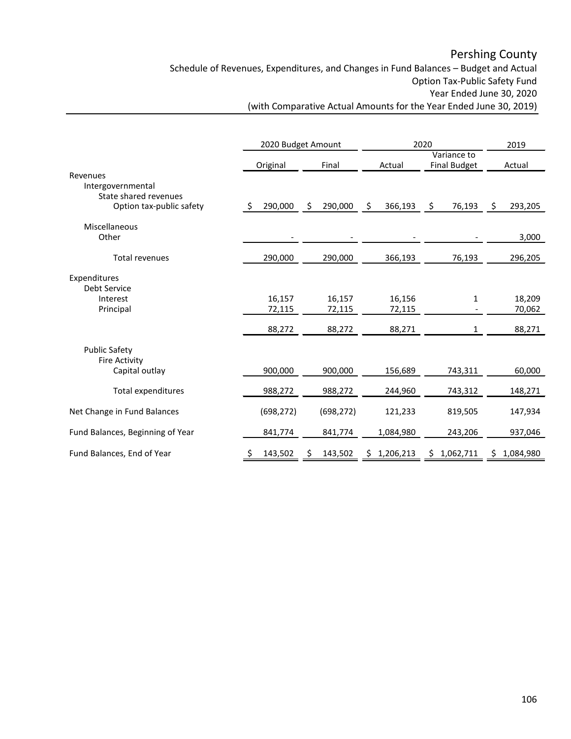# Pershing County

Schedule of Revenues, Expenditures, and Changes in Fund Balances – Budget and Actual
Option Tax-Public Safety Fund
Year Ended June 30, 2020
(with Comparative Actual Amounts for the Year Ended June 30, 2019)

| | 2020 Budget Amount | | 2020 | | 2019 |
|---|---|---|---|---|---|
| | Original | Final | Actual | Variance to Final Budget | Actual |
| Revenues | | | | | |
| Intergovernmental | | | | | |
| State shared revenues | | | | | |
| Option tax-public safety | $ 290,000 | $ 290,000 | $ 366,193 | $ 76,193 | $ 293,205 |
| Miscellaneous | | | | | |
| Other | - | - | - | - | 3,000 |
| Total revenues | 290,000 | 290,000 | 366,193 | 76,193 | 296,205 |
| Expenditures | | | | | |
| Debt Service | | | | | |
| Interest | 16,157 | 16,157 | 16,156 | 1 | 18,209 |
| Principal | 72,115 | 72,115 | 72,115 | - | 70,062 |
| | 88,272 | 88,272 | 88,271 | 1 | 88,271 |
| Public Safety | | | | | |
| Fire Activity | | | | | |
| Capital outlay | 900,000 | 900,000 | 156,689 | 743,311 | 60,000 |
| Total expenditures | 988,272 | 988,272 | 244,960 | 743,312 | 148,271 |
| Net Change in Fund Balances | (698,272) | (698,272) | 121,233 | 819,505 | 147,934 |
| Fund Balances, Beginning of Year | 841,774 | 841,774 | 1,084,980 | 243,206 | 937,046 |
| Fund Balances, End of Year | $ 143,502 | $ 143,502 | $ 1,206,213 | $ 1,062,711 | $ 1,084,980 |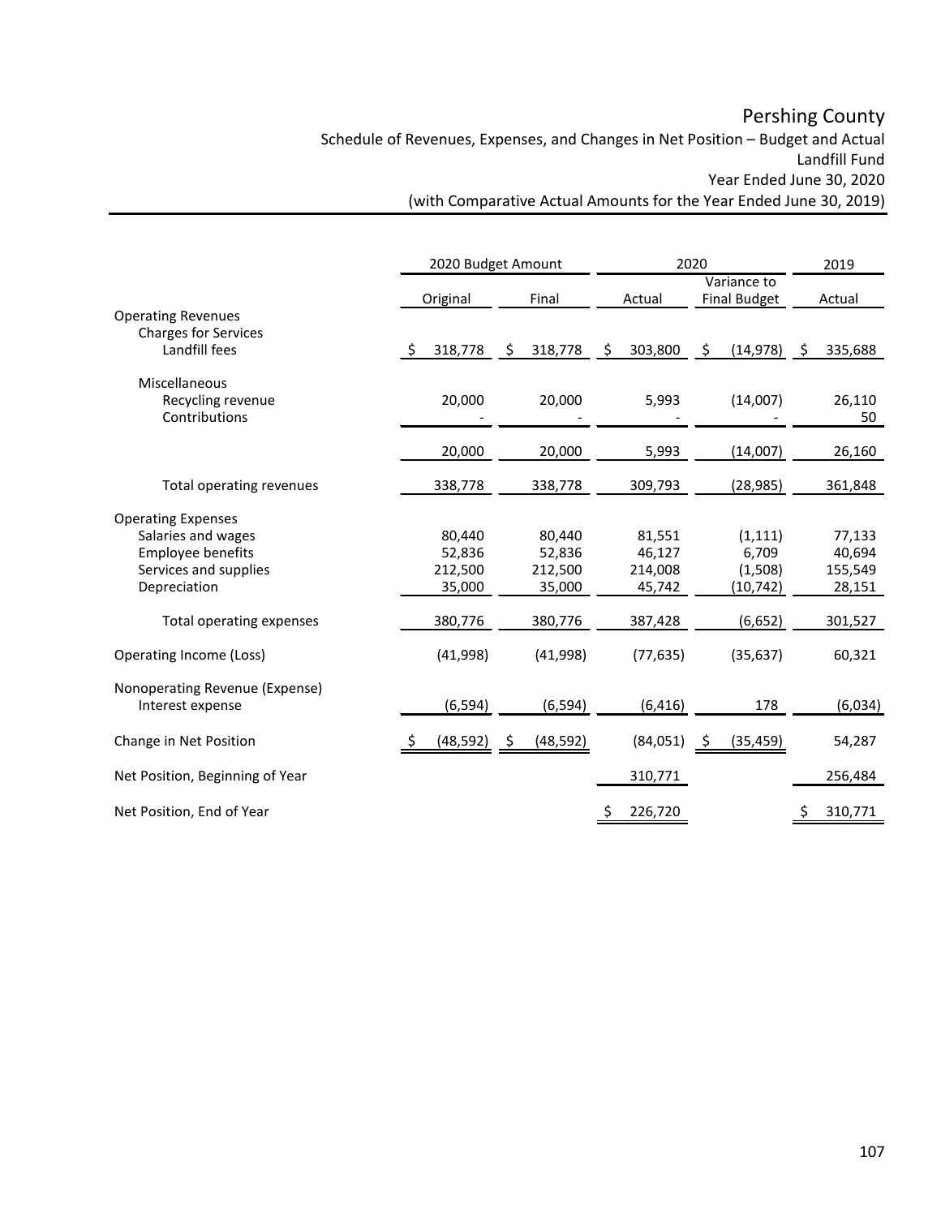# Pershing County

## Schedule of Revenues, Expenses, and Changes in Net Position – Budget and Actual

### Landfill Fund

### Year Ended June 30, 2020

### (with Comparative Actual Amounts for the Year Ended June 30, 2019)

| | 2020 Budget Amount | | 2020 | | 2019 |
|---|---|---|---|---|---|
| | Original | Final | Actual | Variance to Final Budget | Actual |
| **Operating Revenues** | | | | | |
| Charges for Services | | | | | |
| Landfill fees | $ 318,778 | $ 318,778 | $ 303,800 | $ (14,978) | $ 335,688 |
| Miscellaneous | | | | | |
| Recycling revenue | 20,000 | 20,000 | 5,993 | (14,007) | 26,110 |
| Contributions | - | - | - | - | 50 |
| | 20,000 | 20,000 | 5,993 | (14,007) | 26,160 |
| Total operating revenues | 338,778 | 338,778 | 309,793 | (28,985) | 361,848 |
| **Operating Expenses** | | | | | |
| Salaries and wages | 80,440 | 80,440 | 81,551 | (1,111) | 77,133 |
| Employee benefits | 52,836 | 52,836 | 46,127 | 6,709 | 40,694 |
| Services and supplies | 212,500 | 212,500 | 214,008 | (1,508) | 155,549 |
| Depreciation | 35,000 | 35,000 | 45,742 | (10,742) | 28,151 |
| Total operating expenses | 380,776 | 380,776 | 387,428 | (6,652) | 301,527 |
| **Operating Income (Loss)** | (41,998) | (41,998) | (77,635) | (35,637) | 60,321 |
| **Nonoperating Revenue (Expense)** | | | | | |
| Interest expense | (6,594) | (6,594) | (6,416) | 178 | (6,034) |
| **Change in Net Position** | $ (48,592) | $ (48,592) | (84,051) | $ (35,459) | 54,287 |
| **Net Position, Beginning of Year** | | | 310,771 | | 256,484 |
| **Net Position, End of Year** | | | $ 226,720 | | $ 310,771 |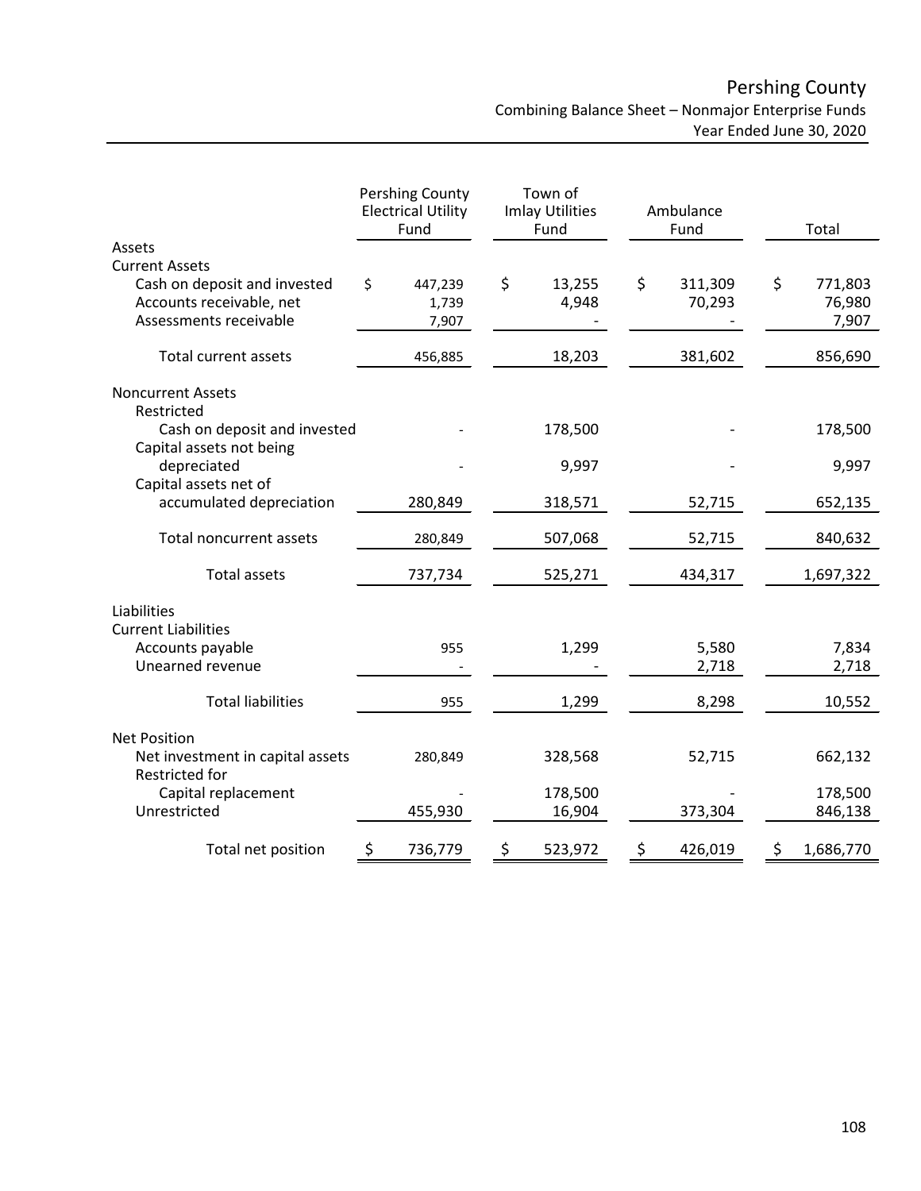# Pershing County

## Combining Balance Sheet – Nonmajor Enterprise Funds

### Year Ended June 30, 2020

| | Pershing County Electrical Utility Fund | Town of Imlay Utilities Fund | Ambulance Fund | Total |
|---|---|---|---|---|
| **Assets** | | | | |
| **Current Assets** | | | | |
| Cash on deposit and invested | $ 447,239 | $ 13,255 | $ 311,309 | $ 771,803 |
| Accounts receivable, net | 1,739 | 4,948 | 70,293 | 76,980 |
| Assessments receivable | 7,907 | - | - | 7,907 |
| Total current assets | 456,885 | 18,203 | 381,602 | 856,690 |
| **Noncurrent Assets** | | | | |
| Restricted | | | | |
| Cash on deposit and invested | - | 178,500 | - | 178,500 |
| Capital assets not being depreciated | - | 9,997 | - | 9,997 |
| Capital assets net of accumulated depreciation | 280,849 | 318,571 | 52,715 | 652,135 |
| Total noncurrent assets | 280,849 | 507,068 | 52,715 | 840,632 |
| Total assets | 737,734 | 525,271 | 434,317 | 1,697,322 |
| **Liabilities** | | | | |
| **Current Liabilities** | | | | |
| Accounts payable | 955 | 1,299 | 5,580 | 7,834 |
| Unearned revenue | - | - | 2,718 | 2,718 |
| Total liabilities | 955 | 1,299 | 8,298 | 10,552 |
| **Net Position** | | | | |
| Net investment in capital assets | 280,849 | 328,568 | 52,715 | 662,132 |
| Restricted for | | | | |
| Capital replacement | - | 178,500 | - | 178,500 |
| Unrestricted | 455,930 | 16,904 | 373,304 | 846,138 |
| Total net position | $ 736,779 | $ 523,972 | $ 426,019 | $ 1,686,770 |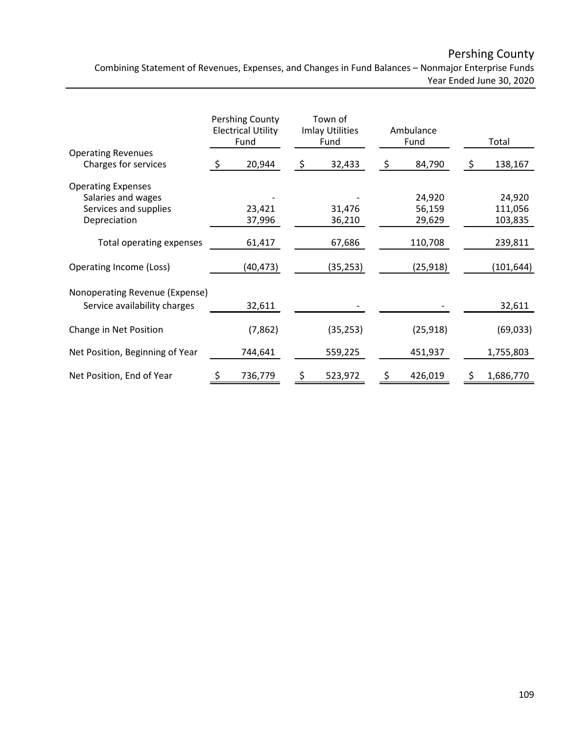# Pershing County

Combining Statement of Revenues, Expenses, and Changes in Fund Balances – Nonmajor Enterprise Funds
Year Ended June 30, 2020

| | Pershing County Electrical Utility Fund | Town of Imlay Utilities Fund | Ambulance Fund | Total |
|---|---|---|---|---|
| **Operating Revenues** | | | | |
| Charges for services | $ 20,944 | $ 32,433 | $ 84,790 | $ 138,167 |
| **Operating Expenses** | | | | |
| Salaries and wages | - | - | 24,920 | 24,920 |
| Services and supplies | 23,421 | 31,476 | 56,159 | 111,056 |
| Depreciation | 37,996 | 36,210 | 29,629 | 103,835 |
| Total operating expenses | 61,417 | 67,686 | 110,708 | 239,811 |
| Operating Income (Loss) | (40,473) | (35,253) | (25,918) | (101,644) |
| **Nonoperating Revenue (Expense)** | | | | |
| Service availability charges | 32,611 | - | - | 32,611 |
| Change in Net Position | (7,862) | (35,253) | (25,918) | (69,033) |
| Net Position, Beginning of Year | 744,641 | 559,225 | 451,937 | 1,755,803 |
| Net Position, End of Year | $ 736,779 | $ 523,972 | $ 426,019 | $ 1,686,770 |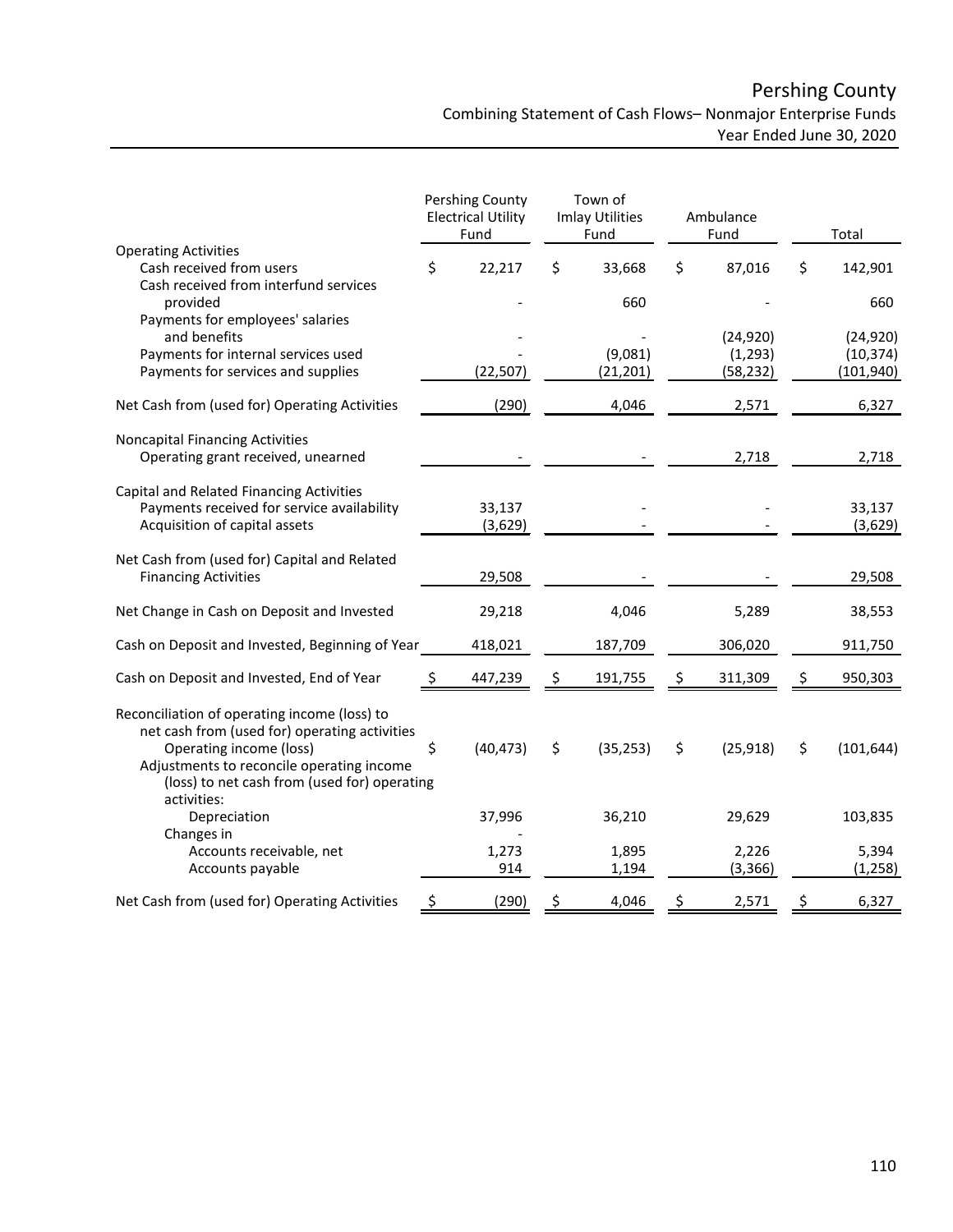# Pershing County

## Combining Statement of Cash Flows– Nonmajor Enterprise Funds

### Year Ended June 30, 2020

| | Pershing County Electrical Utility Fund | Town of Imlay Utilities Fund | Ambulance Fund | Total |
|---|---|---|---|---|
| **Operating Activities** | | | | |
| Cash received from users | $ 22,217 | $ 33,668 | $ 87,016 | $ 142,901 |
| Cash received from interfund services provided | - | 660 | - | 660 |
| Payments for employees' salaries and benefits | - | - | (24,920) | (24,920) |
| Payments for internal services used | - | (9,081) | (1,293) | (10,374) |
| Payments for services and supplies | (22,507) | (21,201) | (58,232) | (101,940) |
| Net Cash from (used for) Operating Activities | (290) | 4,046 | 2,571 | 6,327 |
| **Noncapital Financing Activities** | | | | |
| Operating grant received, unearned | - | - | 2,718 | 2,718 |
| **Capital and Related Financing Activities** | | | | |
| Payments received for service availability | 33,137 | - | - | 33,137 |
| Acquisition of capital assets | (3,629) | - | - | (3,629) |
| Net Cash from (used for) Capital and Related Financing Activities | 29,508 | - | - | 29,508 |
| Net Change in Cash on Deposit and Invested | 29,218 | 4,046 | 5,289 | 38,553 |
| Cash on Deposit and Invested, Beginning of Year | 418,021 | 187,709 | 306,020 | 911,750 |
| Cash on Deposit and Invested, End of Year | $ 447,239 | $ 191,755 | $ 311,309 | $ 950,303 |
| Reconciliation of operating income (loss) to net cash from (used for) operating activities | | | | |
| Operating income (loss) | $ (40,473) | $ (35,253) | $ (25,918) | $ (101,644) |
| Adjustments to reconcile operating income (loss) to net cash from (used for) operating activities: | | | | |
| Depreciation | 37,996 | 36,210 | 29,629 | 103,835 |
| Changes in | - | | | |
| Accounts receivable, net | 1,273 | 1,895 | 2,226 | 5,394 |
| Accounts payable | 914 | 1,194 | (3,366) | (1,258) |
| Net Cash from (used for) Operating Activities | $ (290) | $ 4,046 | $ 2,571 | $ 6,327 |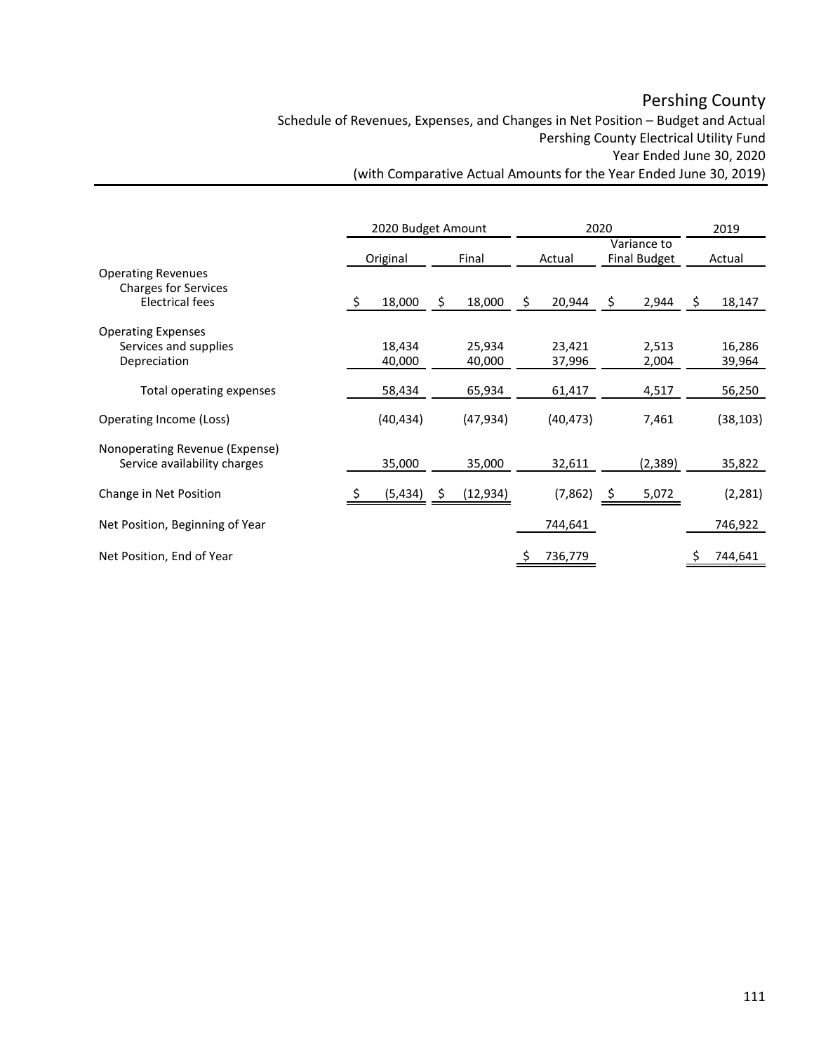# Pershing County

Schedule of Revenues, Expenses, and Changes in Net Position – Budget and Actual
Pershing County Electrical Utility Fund
Year Ended June 30, 2020
(with Comparative Actual Amounts for the Year Ended June 30, 2019)

| | 2020 Budget Amount | | 2020 | | 2019 |
|---|---|---|---|---|---|
| | Original | Final | Actual | Variance to Final Budget | Actual |
| Operating Revenues | | | | | |
| Charges for Services | | | | | |
| Electrical fees | $ 18,000 | $ 18,000 | $ 20,944 | $ 2,944 | $ 18,147 |
| Operating Expenses | | | | | |
| Services and supplies | 18,434 | 25,934 | 23,421 | 2,513 | 16,286 |
| Depreciation | 40,000 | 40,000 | 37,996 | 2,004 | 39,964 |
| Total operating expenses | 58,434 | 65,934 | 61,417 | 4,517 | 56,250 |
| Operating Income (Loss) | (40,434) | (47,934) | (40,473) | 7,461 | (38,103) |
| Nonoperating Revenue (Expense) | | | | | |
| Service availability charges | 35,000 | 35,000 | 32,611 | (2,389) | 35,822 |
| Change in Net Position | $ (5,434) | $ (12,934) | (7,862) | $ 5,072 | (2,281) |
| Net Position, Beginning of Year | | | 744,641 | | 746,922 |
| Net Position, End of Year | | | $ 736,779 | | $ 744,641 |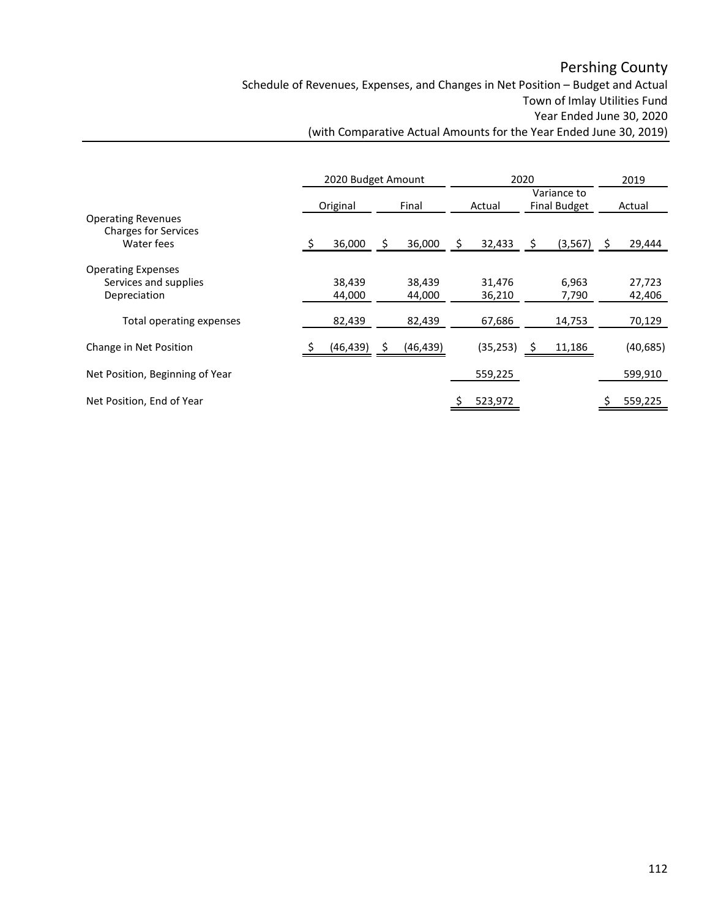# Pershing County

Schedule of Revenues, Expenses, and Changes in Net Position – Budget and Actual
Town of Imlay Utilities Fund
Year Ended June 30, 2020
(with Comparative Actual Amounts for the Year Ended June 30, 2019)

| | 2020 Budget Amount | | 2020 | | 2019 |
|---|---|---|---|---|---|
| | Original | Final | Actual | Variance to Final Budget | Actual |
| Operating Revenues | | | | | |
| Charges for Services | | | | | |
| Water fees | $ 36,000 | $ 36,000 | $ 32,433 | $ (3,567) | $ 29,444 |
| Operating Expenses | | | | | |
| Services and supplies | 38,439 | 38,439 | 31,476 | 6,963 | 27,723 |
| Depreciation | 44,000 | 44,000 | 36,210 | 7,790 | 42,406 |
| Total operating expenses | 82,439 | 82,439 | 67,686 | 14,753 | 70,129 |
| Change in Net Position | $ (46,439) | $ (46,439) | (35,253) | $ 11,186 | (40,685) |
| Net Position, Beginning of Year | | | 559,225 | | 599,910 |
| Net Position, End of Year | | | $ 523,972 | | $ 559,225 |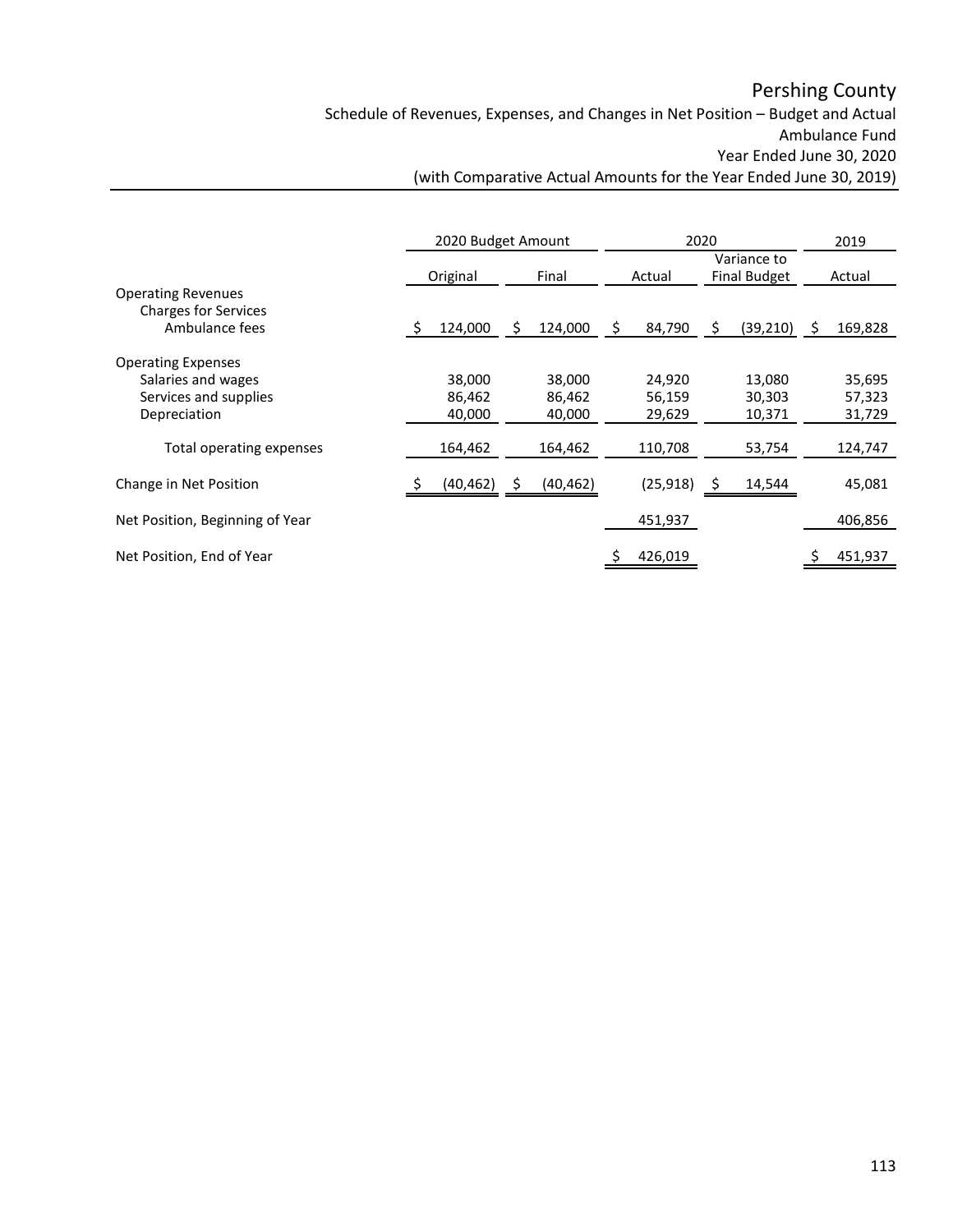# Pershing County

Schedule of Revenues, Expenses, and Changes in Net Position – Budget and Actual
Ambulance Fund
Year Ended June 30, 2020
(with Comparative Actual Amounts for the Year Ended June 30, 2019)

| | 2020 Budget Amount | | 2020 | | 2019 |
|---|---|---|---|---|---|
| | Original | Final | Actual | Variance to Final Budget | Actual |
| Operating Revenues | | | | | |
| Charges for Services | | | | | |
| Ambulance fees | $ 124,000 | $ 124,000 | $ 84,790 | $ (39,210) | $ 169,828 |
| Operating Expenses | | | | | |
| Salaries and wages | 38,000 | 38,000 | 24,920 | 13,080 | 35,695 |
| Services and supplies | 86,462 | 86,462 | 56,159 | 30,303 | 57,323 |
| Depreciation | 40,000 | 40,000 | 29,629 | 10,371 | 31,729 |
| Total operating expenses | 164,462 | 164,462 | 110,708 | 53,754 | 124,747 |
| Change in Net Position | $ (40,462) | $ (40,462) | (25,918) | $ 14,544 | 45,081 |
| Net Position, Beginning of Year | | | 451,937 | | 406,856 |
| Net Position, End of Year | | | $ 426,019 | | $ 451,937 |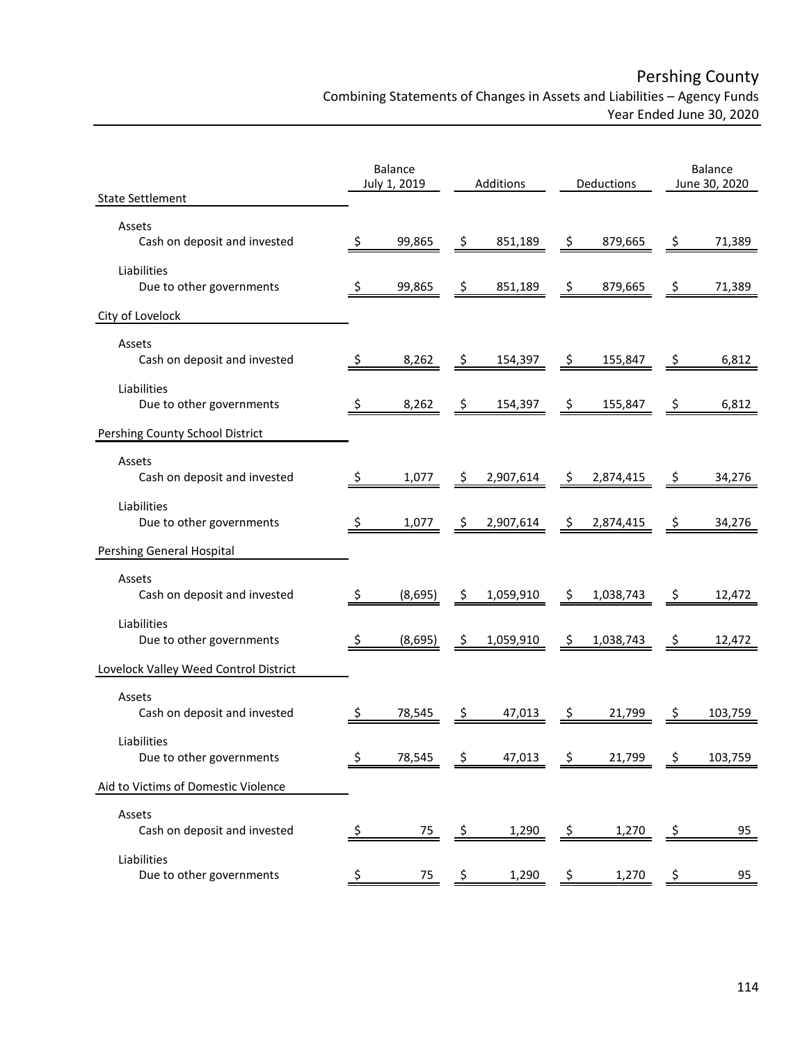# Pershing County

## Combining Statements of Changes in Assets and Liabilities – Agency Funds

### Year Ended June 30, 2020

| | Balance July 1, 2019 | Additions | Deductions | Balance June 30, 2020 |
|---|---|---|---|---|
| **State Settlement** | | | | |
| Assets | | | | |
| Cash on deposit and invested | $ 99,865 | $ 851,189 | $ 879,665 | $ 71,389 |
| Liabilities | | | | |
| Due to other governments | $ 99,865 | $ 851,189 | $ 879,665 | $ 71,389 |
| **City of Lovelock** | | | | |
| Assets | | | | |
| Cash on deposit and invested | $ 8,262 | $ 154,397 | $ 155,847 | $ 6,812 |
| Liabilities | | | | |
| Due to other governments | $ 8,262 | $ 154,397 | $ 155,847 | $ 6,812 |
| **Pershing County School District** | | | | |
| Assets | | | | |
| Cash on deposit and invested | $ 1,077 | $ 2,907,614 | $ 2,874,415 | $ 34,276 |
| Liabilities | | | | |
| Due to other governments | $ 1,077 | $ 2,907,614 | $ 2,874,415 | $ 34,276 |
| **Pershing General Hospital** | | | | |
| Assets | | | | |
| Cash on deposit and invested | $ (8,695) | $ 1,059,910 | $ 1,038,743 | $ 12,472 |
| Liabilities | | | | |
| Due to other governments | $ (8,695) | $ 1,059,910 | $ 1,038,743 | $ 12,472 |
| **Lovelock Valley Weed Control District** | | | | |
| Assets | | | | |
| Cash on deposit and invested | $ 78,545 | $ 47,013 | $ 21,799 | $ 103,759 |
| Liabilities | | | | |
| Due to other governments | $ 78,545 | $ 47,013 | $ 21,799 | $ 103,759 |
| **Aid to Victims of Domestic Violence** | | | | |
| Assets | | | | |
| Cash on deposit and invested | $ 75 | $ 1,290 | $ 1,270 | $ 95 |
| Liabilities | | | | |
| Due to other governments | $ 75 | $ 1,290 | $ 1,270 | $ 95 |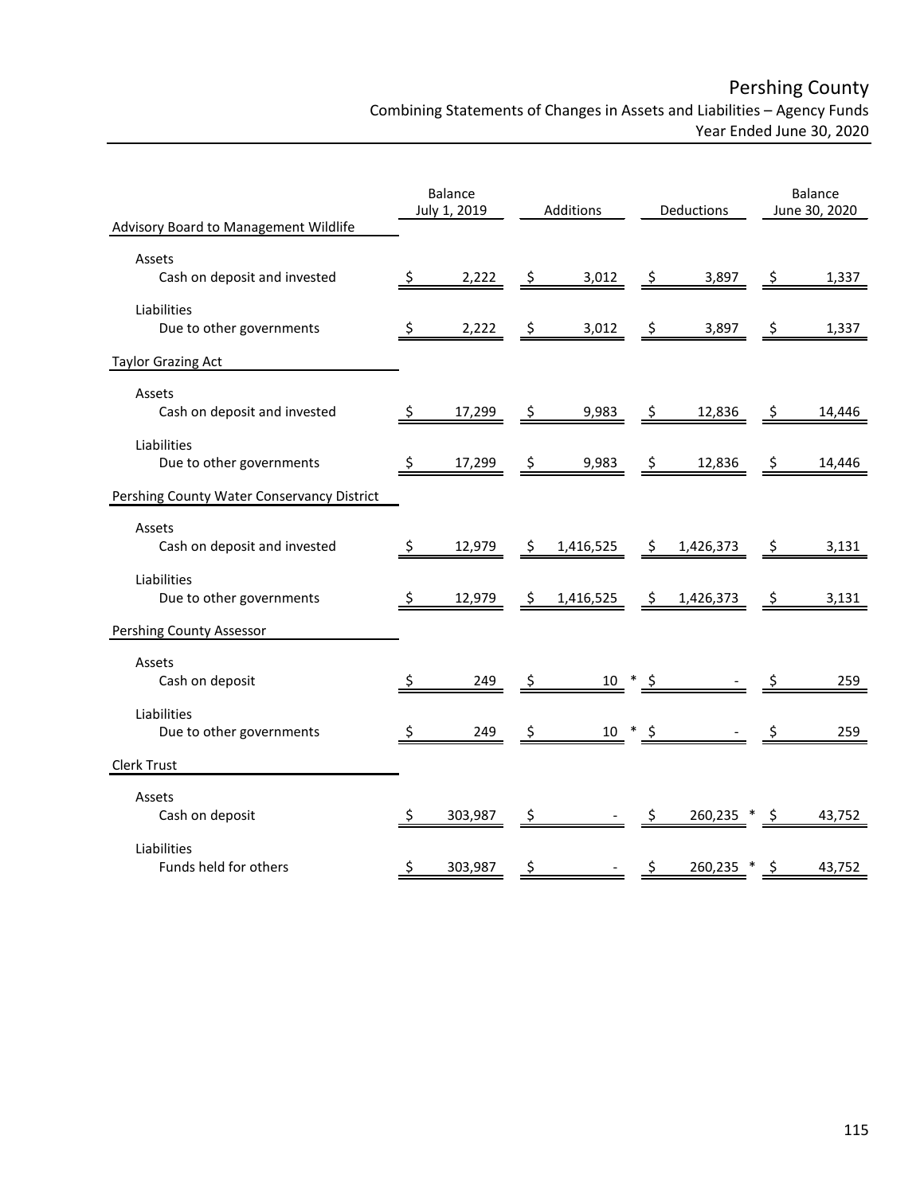# Pershing County

## Combining Statements of Changes in Assets and Liabilities – Agency Funds

### Year Ended June 30, 2020

| | Balance July 1, 2019 | Additions | Deductions | Balance June 30, 2020 |
|---|---|---|---|---|
| **Advisory Board to Management Wildlife** | | | | |
| Assets | | | | |
| Cash on deposit and invested | $ 2,222 | $ 3,012 | $ 3,897 | $ 1,337 |
| Liabilities | | | | |
| Due to other governments | $ 2,222 | $ 3,012 | $ 3,897 | $ 1,337 |
| **Taylor Grazing Act** | | | | |
| Assets | | | | |
| Cash on deposit and invested | $ 17,299 | $ 9,983 | $ 12,836 | $ 14,446 |
| Liabilities | | | | |
| Due to other governments | $ 17,299 | $ 9,983 | $ 12,836 | $ 14,446 |
| **Pershing County Water Conservancy District** | | | | |
| Assets | | | | |
| Cash on deposit and invested | $ 12,979 | $ 1,416,525 | $ 1,426,373 | $ 3,131 |
| Liabilities | | | | |
| Due to other governments | $ 12,979 | $ 1,416,525 | $ 1,426,373 | $ 3,131 |
| **Pershing County Assessor** | | | | |
| Assets | | | | |
| Cash on deposit | $ 249 | $ 10 * | $ - | $ 259 |
| Liabilities | | | | |
| Due to other governments | $ 249 | $ 10 * | $ - | $ 259 |
| **Clerk Trust** | | | | |
| Assets | | | | |
| Cash on deposit | $ 303,987 | $ - | $ 260,235 * | $ 43,752 |
| Liabilities | | | | |
| Funds held for others | $ 303,987 | $ - | $ 260,235 * | $ 43,752 |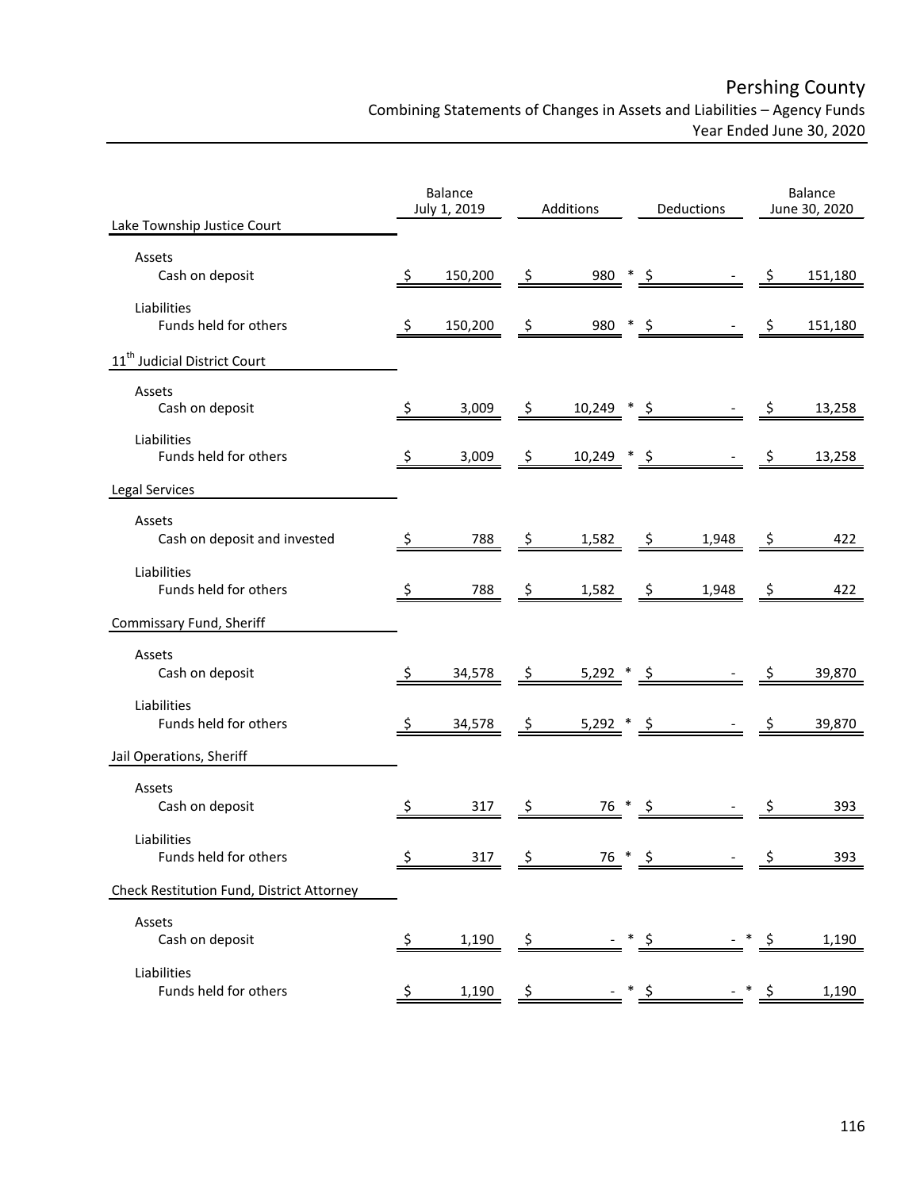# Pershing County

## Combining Statements of Changes in Assets and Liabilities – Agency Funds

### Year Ended June 30, 2020

| | Balance July 1, 2019 | Additions | Deductions | Balance June 30, 2020 |
|---|---|---|---|---|
| **Lake Township Justice Court** | | | | |
| Assets | | | | |
| Cash on deposit | $ 150,200 | $ 980 * | $ - | $ 151,180 |
| Liabilities | | | | |
| Funds held for others | $ 150,200 | $ 980 * | $ - | $ 151,180 |
| **11th Judicial District Court** | | | | |
| Assets | | | | |
| Cash on deposit | $ 3,009 | $ 10,249 * | $ - | $ 13,258 |
| Liabilities | | | | |
| Funds held for others | $ 3,009 | $ 10,249 * | $ - | $ 13,258 |
| **Legal Services** | | | | |
| Assets | | | | |
| Cash on deposit and invested | $ 788 | $ 1,582 | $ 1,948 | $ 422 |
| Liabilities | | | | |
| Funds held for others | $ 788 | $ 1,582 | $ 1,948 | $ 422 |
| **Commissary Fund, Sheriff** | | | | |
| Assets | | | | |
| Cash on deposit | $ 34,578 | $ 5,292 * | $ - | $ 39,870 |
| Liabilities | | | | |
| Funds held for others | $ 34,578 | $ 5,292 * | $ - | $ 39,870 |
| **Jail Operations, Sheriff** | | | | |
| Assets | | | | |
| Cash on deposit | $ 317 | $ 76 * | $ - | $ 393 |
| Liabilities | | | | |
| Funds held for others | $ 317 | $ 76 * | $ - | $ 393 |
| **Check Restitution Fund, District Attorney** | | | | |
| Assets | | | | |
| Cash on deposit | $ 1,190 | $ - * | $ - * | $ 1,190 |
| Liabilities | | | | |
| Funds held for others | $ 1,190 | $ - * | $ - * | $ 1,190 |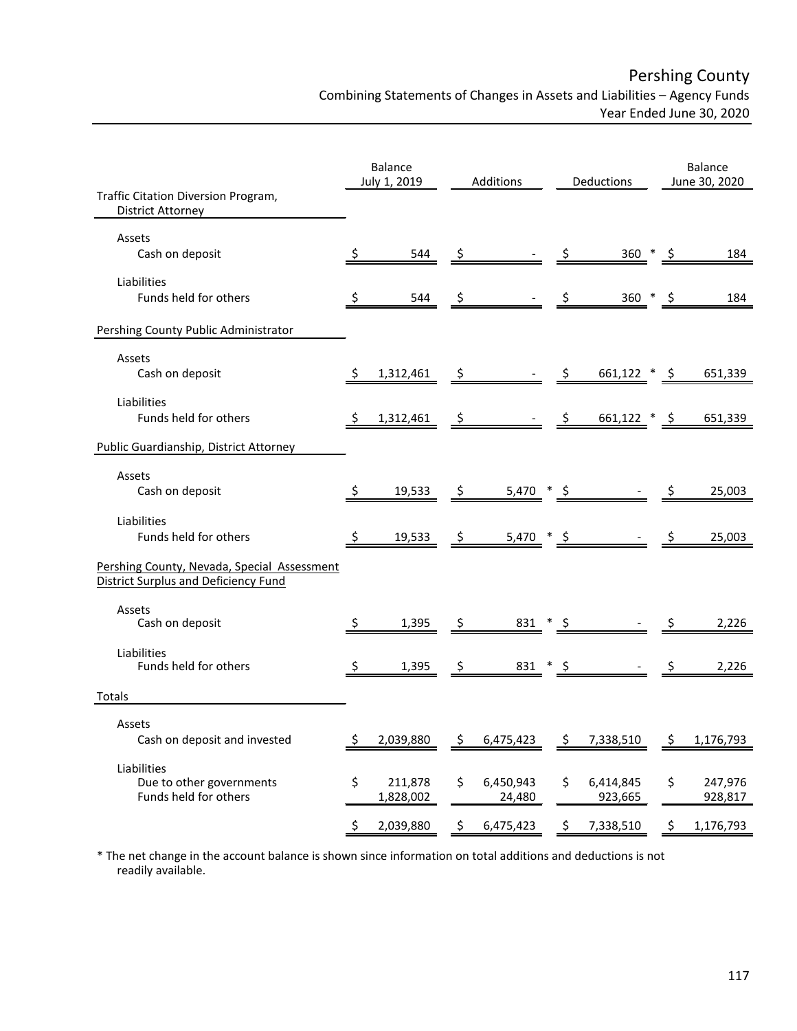# Pershing County

Combining Statements of Changes in Assets and Liabilities – Agency Funds
Year Ended June 30, 2020

| | Balance July 1, 2019 | Additions | Deductions | Balance June 30, 2020 |
|---|---|---|---|---|
| **Traffic Citation Diversion Program, District Attorney** | | | | |
| Assets | | | | |
| Cash on deposit | $ 544 | $ - | $ 360 * | $ 184 |
| Liabilities | | | | |
| Funds held for others | $ 544 | $ - | $ 360 * | $ 184 |
| **Pershing County Public Administrator** | | | | |
| Assets | | | | |
| Cash on deposit | $ 1,312,461 | $ - | $ 661,122 * | $ 651,339 |
| Liabilities | | | | |
| Funds held for others | $ 1,312,461 | $ - | $ 661,122 * | $ 651,339 |
| **Public Guardianship, District Attorney** | | | | |
| Assets | | | | |
| Cash on deposit | $ 19,533 | $ 5,470 * | $ - | $ 25,003 |
| Liabilities | | | | |
| Funds held for others | $ 19,533 | $ 5,470 * | $ - | $ 25,003 |
| **Pershing County, Nevada, Special Assessment District Surplus and Deficiency Fund** | | | | |
| Assets | | | | |
| Cash on deposit | $ 1,395 | $ 831 * | $ - | $ 2,226 |
| Liabilities | | | | |
| Funds held for others | $ 1,395 | $ 831 * | $ - | $ 2,226 |
| **Totals** | | | | |
| Assets | | | | |
| Cash on deposit and invested | $ 2,039,880 | $ 6,475,423 | $ 7,338,510 | $ 1,176,793 |
| Liabilities | | | | |
| Due to other governments | $ 211,878 | $ 6,450,943 | $ 6,414,845 | $ 247,976 |
| Funds held for others | 1,828,002 | 24,480 | 923,665 | 928,817 |
| | $ 2,039,880 | $ 6,475,423 | $ 7,338,510 | $ 1,176,793 |

* The net change in the account balance is shown since information on total additions and deductions is not readily available.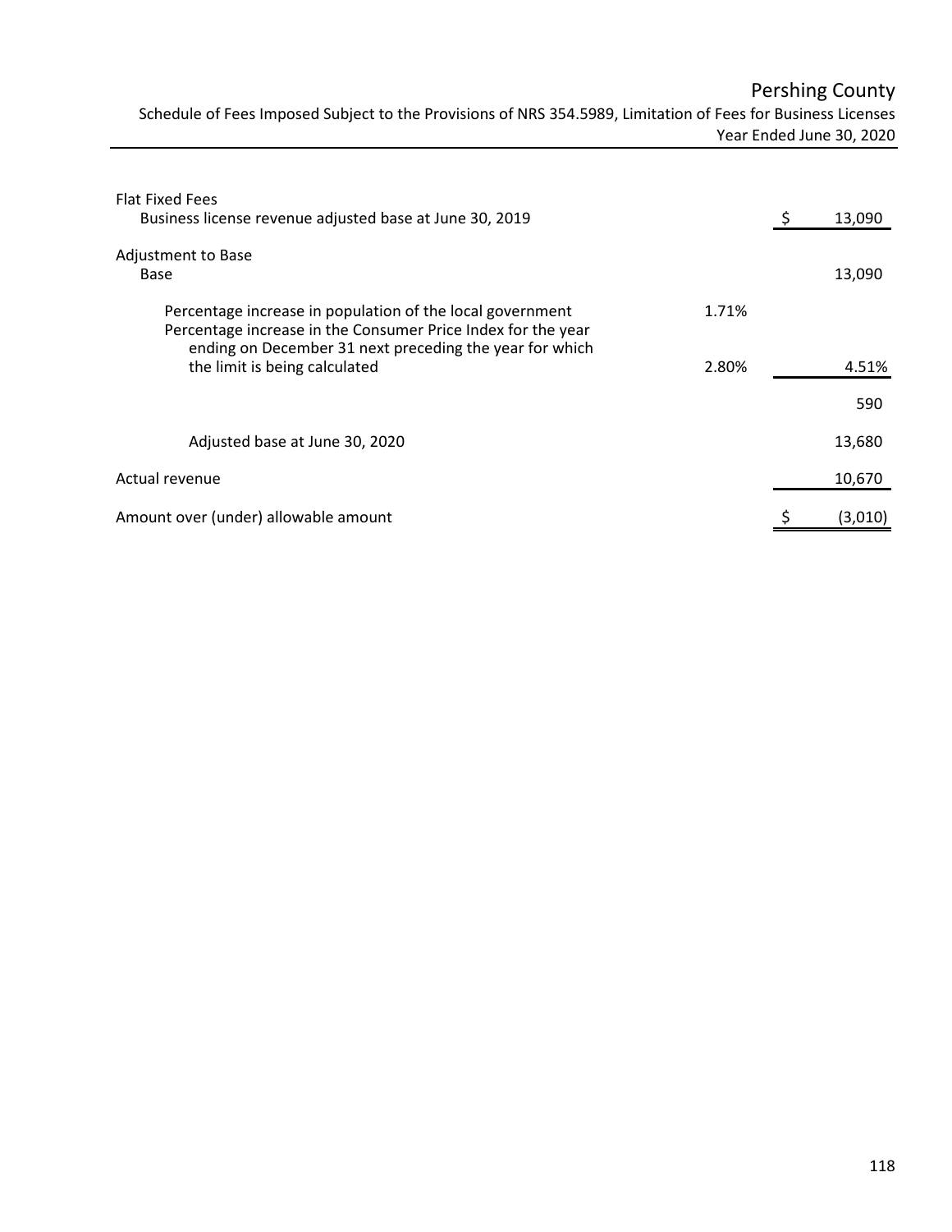# Pershing County

## Schedule of Fees Imposed Subject to the Provisions of NRS 354.5989, Limitation of Fees for Business Licenses

Year Ended June 30, 2020

| | | |
|---|---|---|
| **Flat Fixed Fees** | | |
| Business license revenue adjusted base at June 30, 2019 | | $ 13,090 |
| **Adjustment to Base** | | |
| Base | | 13,090 |
| Percentage increase in population of the local government | 1.71% | |
| Percentage increase in the Consumer Price Index for the year ending on December 31 next preceding the year for which the limit is being calculated | 2.80% | 4.51% |
| | | 590 |
| Adjusted base at June 30, 2020 | | 13,680 |
| Actual revenue | | 10,670 |
| Amount over (under) allowable amount | | $ (3,010) |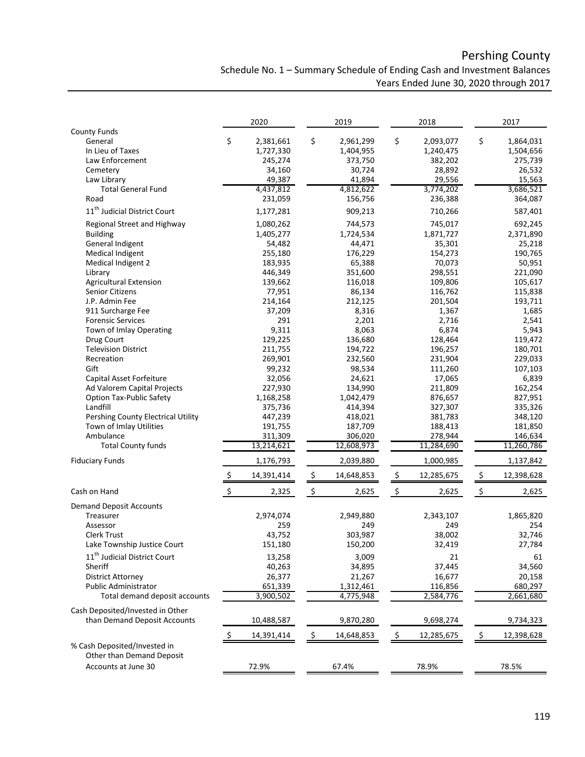# Pershing County

## Schedule No. 1 – Summary Schedule of Ending Cash and Investment Balances

### Years Ended June 30, 2020 through 2017

| | 2020 | 2019 | 2018 | 2017 |
|---|---|---|---|---|
| County Funds | | | | |
| General | $ 2,381,661 | $ 2,961,299 | $ 2,093,077 | $ 1,864,031 |
| In Lieu of Taxes | 1,727,330 | 1,404,955 | 1,240,475 | 1,504,656 |
| Law Enforcement | 245,274 | 373,750 | 382,202 | 275,739 |
| Cemetery | 34,160 | 30,724 | 28,892 | 26,532 |
| Law Library | 49,387 | 41,894 | 29,556 | 15,563 |
| Total General Fund | 4,437,812 | 4,812,622 | 3,774,202 | 3,686,521 |
| Road | 231,059 | 156,756 | 236,388 | 364,087 |
| 11th Judicial District Court | 1,177,281 | 909,213 | 710,266 | 587,401 |
| Regional Street and Highway | 1,080,262 | 744,573 | 745,017 | 692,245 |
| Building | 1,405,277 | 1,724,534 | 1,871,727 | 2,371,890 |
| General Indigent | 54,482 | 44,471 | 35,301 | 25,218 |
| Medical Indigent | 255,180 | 176,229 | 154,273 | 190,765 |
| Medical Indigent 2 | 183,935 | 65,388 | 70,073 | 50,951 |
| Library | 446,349 | 351,600 | 298,551 | 221,090 |
| Agricultural Extension | 139,662 | 116,018 | 109,806 | 105,617 |
| Senior Citizens | 77,951 | 86,134 | 116,762 | 115,838 |
| J.P. Admin Fee | 214,164 | 212,125 | 201,504 | 193,711 |
| 911 Surcharge Fee | 37,209 | 8,316 | 1,367 | 1,685 |
| Forensic Services | 291 | 2,201 | 2,716 | 2,541 |
| Town of Imlay Operating | 9,311 | 8,063 | 6,874 | 5,943 |
| Drug Court | 129,225 | 136,680 | 128,464 | 119,472 |
| Television District | 211,755 | 194,722 | 196,257 | 180,701 |
| Recreation | 269,901 | 232,560 | 231,904 | 229,033 |
| Gift | 99,232 | 98,534 | 111,260 | 107,103 |
| Capital Asset Forfeiture | 32,056 | 24,621 | 17,065 | 6,839 |
| Ad Valorem Capital Projects | 227,930 | 134,990 | 211,809 | 162,254 |
| Option Tax-Public Safety | 1,168,258 | 1,042,479 | 876,657 | 827,951 |
| Landfill | 375,736 | 414,394 | 327,307 | 335,326 |
| Pershing County Electrical Utility | 447,239 | 418,021 | 381,783 | 348,120 |
| Town of Imlay Utilities | 191,755 | 187,709 | 188,413 | 181,850 |
| Ambulance | 311,309 | 306,020 | 278,944 | 146,634 |
| Total County funds | 13,214,621 | 12,608,973 | 11,284,690 | 11,260,786 |
| Fiduciary Funds | 1,176,793 | 2,039,880 | 1,000,985 | 1,137,842 |
| | $ 14,391,414 | $ 14,648,853 | $ 12,285,675 | $ 12,398,628 |
| Cash on Hand | $ 2,325 | $ 2,625 | $ 2,625 | $ 2,625 |
| Demand Deposit Accounts | | | | |
| Treasurer | 2,974,074 | 2,949,880 | 2,343,107 | 1,865,820 |
| Assessor | 259 | 249 | 249 | 254 |
| Clerk Trust | 43,752 | 303,987 | 38,002 | 32,746 |
| Lake Township Justice Court | 151,180 | 150,200 | 32,419 | 27,784 |
| 11th Judicial District Court | 13,258 | 3,009 | 21 | 61 |
| Sheriff | 40,263 | 34,895 | 37,445 | 34,560 |
| District Attorney | 26,377 | 21,267 | 16,677 | 20,158 |
| Public Administrator | 651,339 | 1,312,461 | 116,856 | 680,297 |
| Total demand deposit accounts | 3,900,502 | 4,775,948 | 2,584,776 | 2,661,680 |
| Cash Deposited/Invested in Other than Demand Deposit Accounts | 10,488,587 | 9,870,280 | 9,698,274 | 9,734,323 |
| | $ 14,391,414 | $ 14,648,853 | $ 12,285,675 | $ 12,398,628 |
| % Cash Deposited/Invested in Other than Demand Deposit Accounts at June 30 | 72.9% | 67.4% | 78.9% | 78.5% |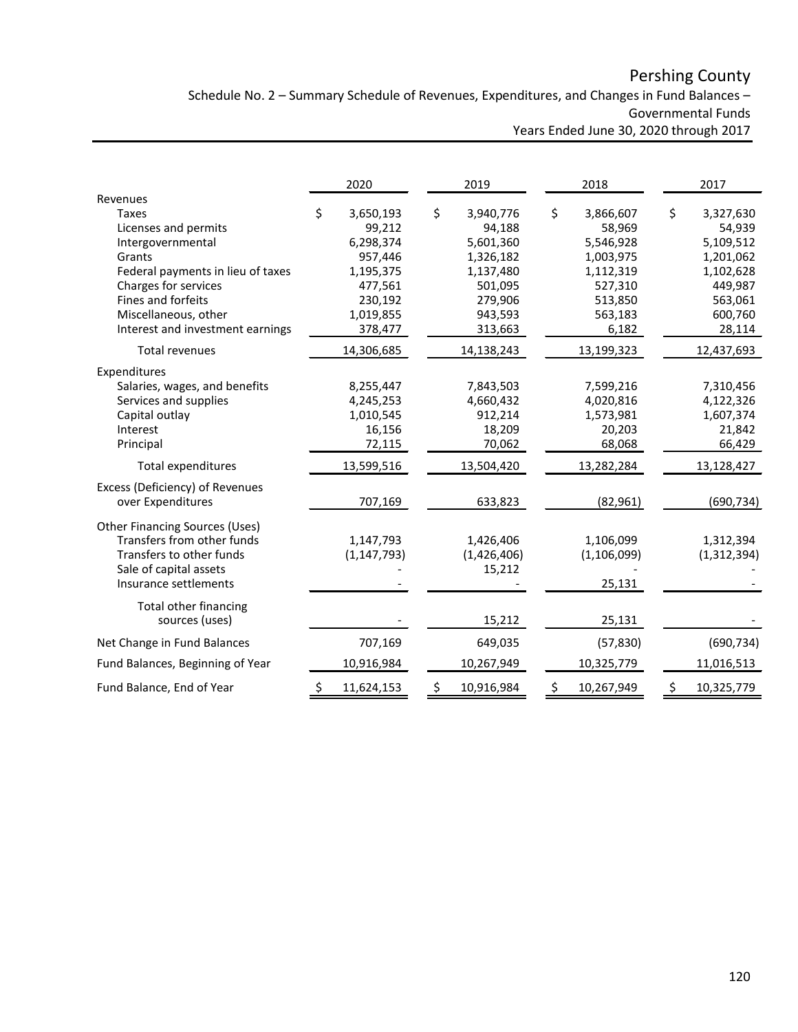# Pershing County

Schedule No. 2 – Summary Schedule of Revenues, Expenditures, and Changes in Fund Balances – Governmental Funds

Years Ended June 30, 2020 through 2017

| | 2020 | 2019 | 2018 | 2017 |
|---|---|---|---|---|
| Revenues | | | | |
| Taxes | $ 3,650,193 | $ 3,940,776 | $ 3,866,607 | $ 3,327,630 |
| Licenses and permits | 99,212 | 94,188 | 58,969 | 54,939 |
| Intergovernmental | 6,298,374 | 5,601,360 | 5,546,928 | 5,109,512 |
| Grants | 957,446 | 1,326,182 | 1,003,975 | 1,201,062 |
| Federal payments in lieu of taxes | 1,195,375 | 1,137,480 | 1,112,319 | 1,102,628 |
| Charges for services | 477,561 | 501,095 | 527,310 | 449,987 |
| Fines and forfeits | 230,192 | 279,906 | 513,850 | 563,061 |
| Miscellaneous, other | 1,019,855 | 943,593 | 563,183 | 600,760 |
| Interest and investment earnings | 378,477 | 313,663 | 6,182 | 28,114 |
| Total revenues | 14,306,685 | 14,138,243 | 13,199,323 | 12,437,693 |
| Expenditures | | | | |
| Salaries, wages, and benefits | 8,255,447 | 7,843,503 | 7,599,216 | 7,310,456 |
| Services and supplies | 4,245,253 | 4,660,432 | 4,020,816 | 4,122,326 |
| Capital outlay | 1,010,545 | 912,214 | 1,573,981 | 1,607,374 |
| Interest | 16,156 | 18,209 | 20,203 | 21,842 |
| Principal | 72,115 | 70,062 | 68,068 | 66,429 |
| Total expenditures | 13,599,516 | 13,504,420 | 13,282,284 | 13,128,427 |
| Excess (Deficiency) of Revenues over Expenditures | 707,169 | 633,823 | (82,961) | (690,734) |
| Other Financing Sources (Uses) | | | | |
| Transfers from other funds | 1,147,793 | 1,426,406 | 1,106,099 | 1,312,394 |
| Transfers to other funds | (1,147,793) | (1,426,406) | (1,106,099) | (1,312,394) |
| Sale of capital assets | - | 15,212 | - | - |
| Insurance settlements | - | - | 25,131 | - |
| Total other financing sources (uses) | - | 15,212 | 25,131 | - |
| Net Change in Fund Balances | 707,169 | 649,035 | (57,830) | (690,734) |
| Fund Balances, Beginning of Year | 10,916,984 | 10,267,949 | 10,325,779 | 11,016,513 |
| Fund Balance, End of Year | $ 11,624,153 | $ 10,916,984 | $ 10,267,949 | $ 10,325,779 |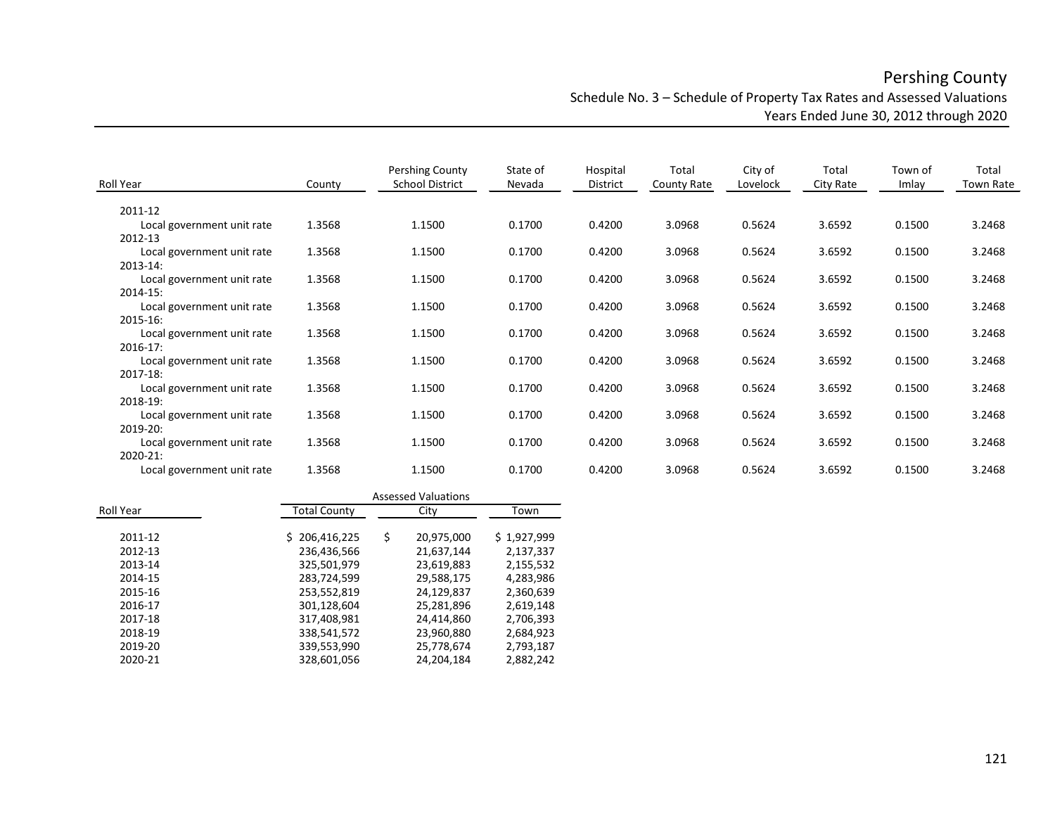# Pershing County

## Schedule No. 3 – Schedule of Property Tax Rates and Assessed Valuations

### Years Ended June 30, 2012 through 2020

| Roll Year | County | Pershing County School District | State of Nevada | Hospital District | Total County Rate | City of Lovelock | Total City Rate | Town of Imlay | Total Town Rate |
|---|---|---|---|---|---|---|---|---|---|
| 2011-12 | | | | | | | | | |
| Local government unit rate | 1.3568 | 1.1500 | 0.1700 | 0.4200 | 3.0968 | 0.5624 | 3.6592 | 0.1500 | 3.2468 |
| 2012-13 | | | | | | | | | |
| Local government unit rate | 1.3568 | 1.1500 | 0.1700 | 0.4200 | 3.0968 | 0.5624 | 3.6592 | 0.1500 | 3.2468 |
| 2013-14: | | | | | | | | | |
| Local government unit rate | 1.3568 | 1.1500 | 0.1700 | 0.4200 | 3.0968 | 0.5624 | 3.6592 | 0.1500 | 3.2468 |
| 2014-15: | | | | | | | | | |
| Local government unit rate | 1.3568 | 1.1500 | 0.1700 | 0.4200 | 3.0968 | 0.5624 | 3.6592 | 0.1500 | 3.2468 |
| 2015-16: | | | | | | | | | |
| Local government unit rate | 1.3568 | 1.1500 | 0.1700 | 0.4200 | 3.0968 | 0.5624 | 3.6592 | 0.1500 | 3.2468 |
| 2016-17: | | | | | | | | | |
| Local government unit rate | 1.3568 | 1.1500 | 0.1700 | 0.4200 | 3.0968 | 0.5624 | 3.6592 | 0.1500 | 3.2468 |
| 2017-18: | | | | | | | | | |
| Local government unit rate | 1.3568 | 1.1500 | 0.1700 | 0.4200 | 3.0968 | 0.5624 | 3.6592 | 0.1500 | 3.2468 |
| 2018-19: | | | | | | | | | |
| Local government unit rate | 1.3568 | 1.1500 | 0.1700 | 0.4200 | 3.0968 | 0.5624 | 3.6592 | 0.1500 | 3.2468 |
| 2019-20: | | | | | | | | | |
| Local government unit rate | 1.3568 | 1.1500 | 0.1700 | 0.4200 | 3.0968 | 0.5624 | 3.6592 | 0.1500 | 3.2468 |
| 2020-21: | | | | | | | | | |
| Local government unit rate | 1.3568 | 1.1500 | 0.1700 | 0.4200 | 3.0968 | 0.5624 | 3.6592 | 0.1500 | 3.2468 |

| | Assessed Valuations | | |
|---|---|---|---|
| Roll Year | Total County | City | Town |
| 2011-12 | $ 206,416,225 | $ 20,975,000 | $ 1,927,999 |
| 2012-13 | 236,436,566 | 21,637,144 | 2,137,337 |
| 2013-14 | 325,501,979 | 23,619,883 | 2,155,532 |
| 2014-15 | 283,724,599 | 29,588,175 | 4,283,986 |
| 2015-16 | 253,552,819 | 24,129,837 | 2,360,639 |
| 2016-17 | 301,128,604 | 25,281,896 | 2,619,148 |
| 2017-18 | 317,408,981 | 24,414,860 | 2,706,393 |
| 2018-19 | 338,541,572 | 23,960,880 | 2,684,923 |
| 2019-20 | 339,553,990 | 25,778,674 | 2,793,187 |
| 2020-21 | 328,601,056 | 24,204,184 | 2,882,242 |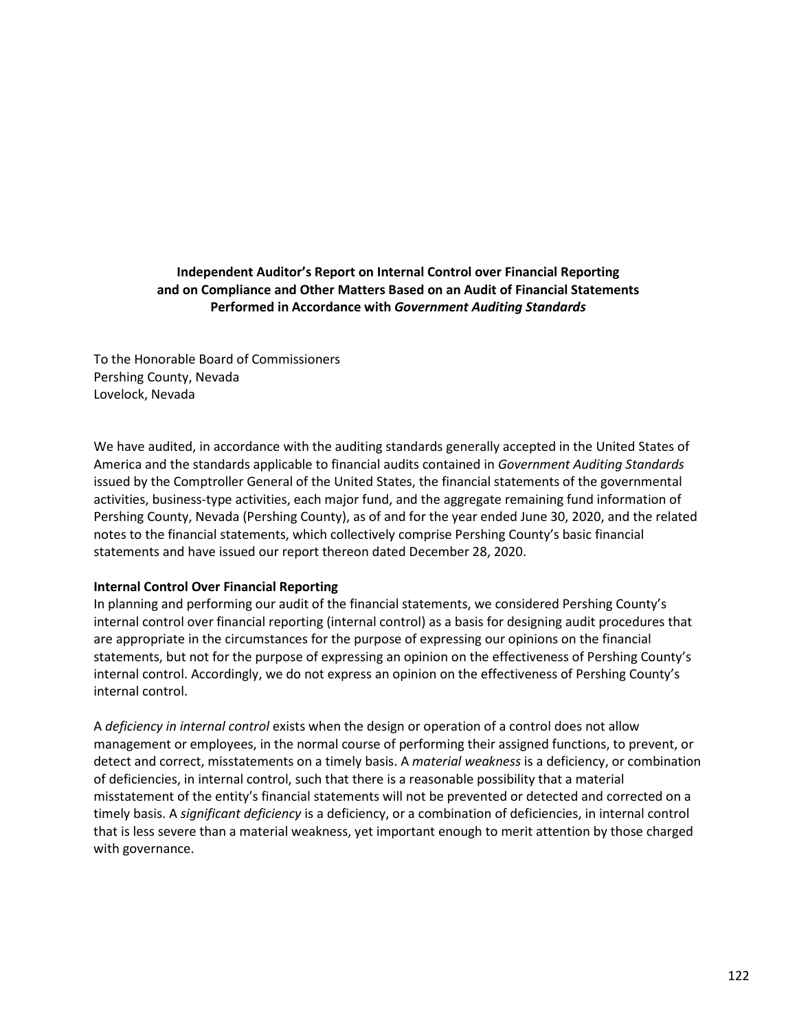# Independent Auditor's Report on Internal Control over Financial Reporting and on Compliance and Other Matters Based on an Audit of Financial Statements Performed in Accordance with *Government Auditing Standards*

To the Honorable Board of Commissioners
Pershing County, Nevada
Lovelock, Nevada

We have audited, in accordance with the auditing standards generally accepted in the United States of America and the standards applicable to financial audits contained in *Government Auditing Standards* issued by the Comptroller General of the United States, the financial statements of the governmental activities, business-type activities, each major fund, and the aggregate remaining fund information of Pershing County, Nevada (Pershing County), as of and for the year ended June 30, 2020, and the related notes to the financial statements, which collectively comprise Pershing County's basic financial statements and have issued our report thereon dated December 28, 2020.

**Internal Control Over Financial Reporting**

In planning and performing our audit of the financial statements, we considered Pershing County's internal control over financial reporting (internal control) as a basis for designing audit procedures that are appropriate in the circumstances for the purpose of expressing our opinions on the financial statements, but not for the purpose of expressing an opinion on the effectiveness of Pershing County's internal control. Accordingly, we do not express an opinion on the effectiveness of Pershing County's internal control.

A *deficiency in internal control* exists when the design or operation of a control does not allow management or employees, in the normal course of performing their assigned functions, to prevent, or detect and correct, misstatements on a timely basis. A *material weakness* is a deficiency, or combination of deficiencies, in internal control, such that there is a reasonable possibility that a material misstatement of the entity's financial statements will not be prevented or detected and corrected on a timely basis. A *significant deficiency* is a deficiency, or a combination of deficiencies, in internal control that is less severe than a material weakness, yet important enough to merit attention by those charged with governance.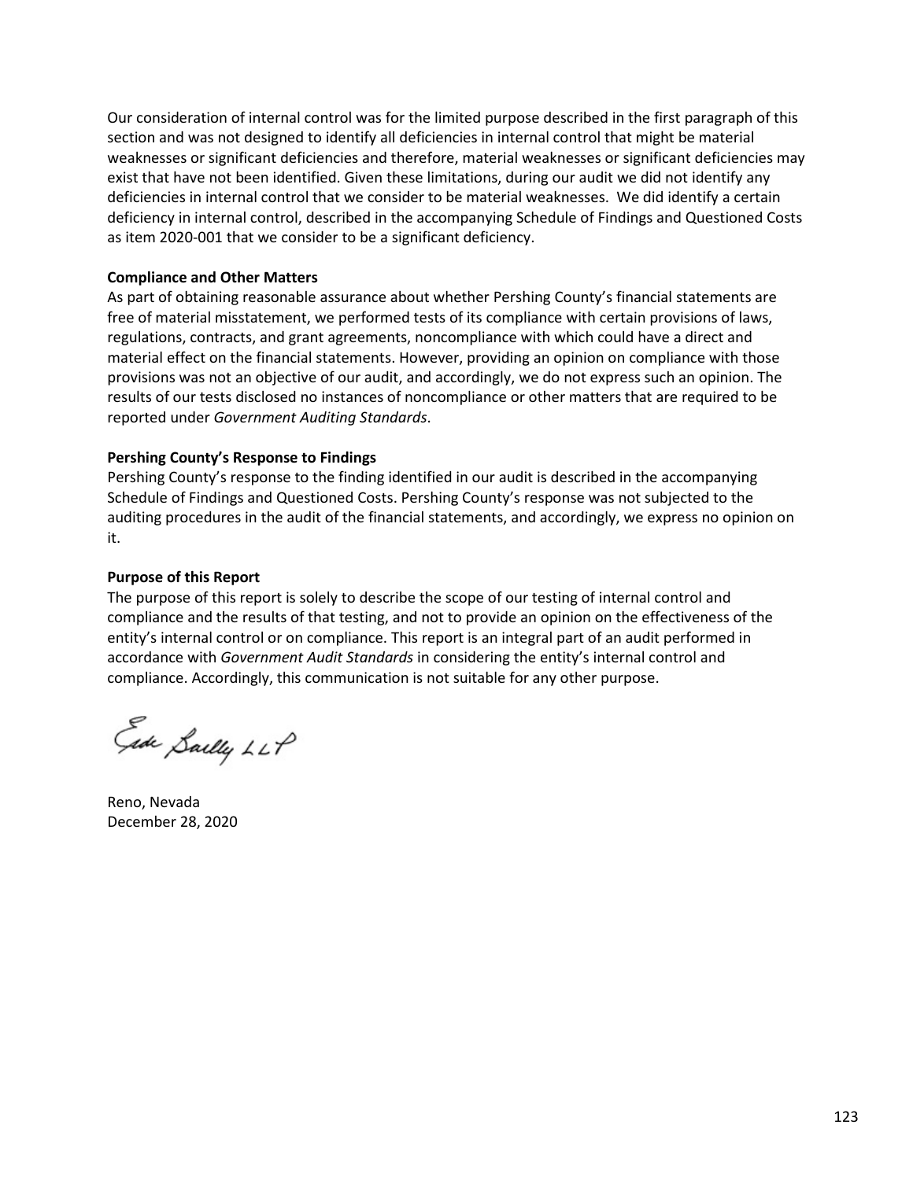Our consideration of internal control was for the limited purpose described in the first paragraph of this section and was not designed to identify all deficiencies in internal control that might be material weaknesses or significant deficiencies and therefore, material weaknesses or significant deficiencies may exist that have not been identified. Given these limitations, during our audit we did not identify any deficiencies in internal control that we consider to be material weaknesses. We did identify a certain deficiency in internal control, described in the accompanying Schedule of Findings and Questioned Costs as item 2020-001 that we consider to be a significant deficiency.

**Compliance and Other Matters**

As part of obtaining reasonable assurance about whether Pershing County's financial statements are free of material misstatement, we performed tests of its compliance with certain provisions of laws, regulations, contracts, and grant agreements, noncompliance with which could have a direct and material effect on the financial statements. However, providing an opinion on compliance with those provisions was not an objective of our audit, and accordingly, we do not express such an opinion. The results of our tests disclosed no instances of noncompliance or other matters that are required to be reported under *Government Auditing Standards*.

**Pershing County's Response to Findings**

Pershing County's response to the finding identified in our audit is described in the accompanying Schedule of Findings and Questioned Costs. Pershing County's response was not subjected to the auditing procedures in the audit of the financial statements, and accordingly, we express no opinion on it.

**Purpose of this Report**

The purpose of this report is solely to describe the scope of our testing of internal control and compliance and the results of that testing, and not to provide an opinion on the effectiveness of the entity's internal control or on compliance. This report is an integral part of an audit performed in accordance with *Government Audit Standards* in considering the entity's internal control and compliance. Accordingly, this communication is not suitable for any other purpose.

Eide Bailly LLP

Reno, Nevada
December 28, 2020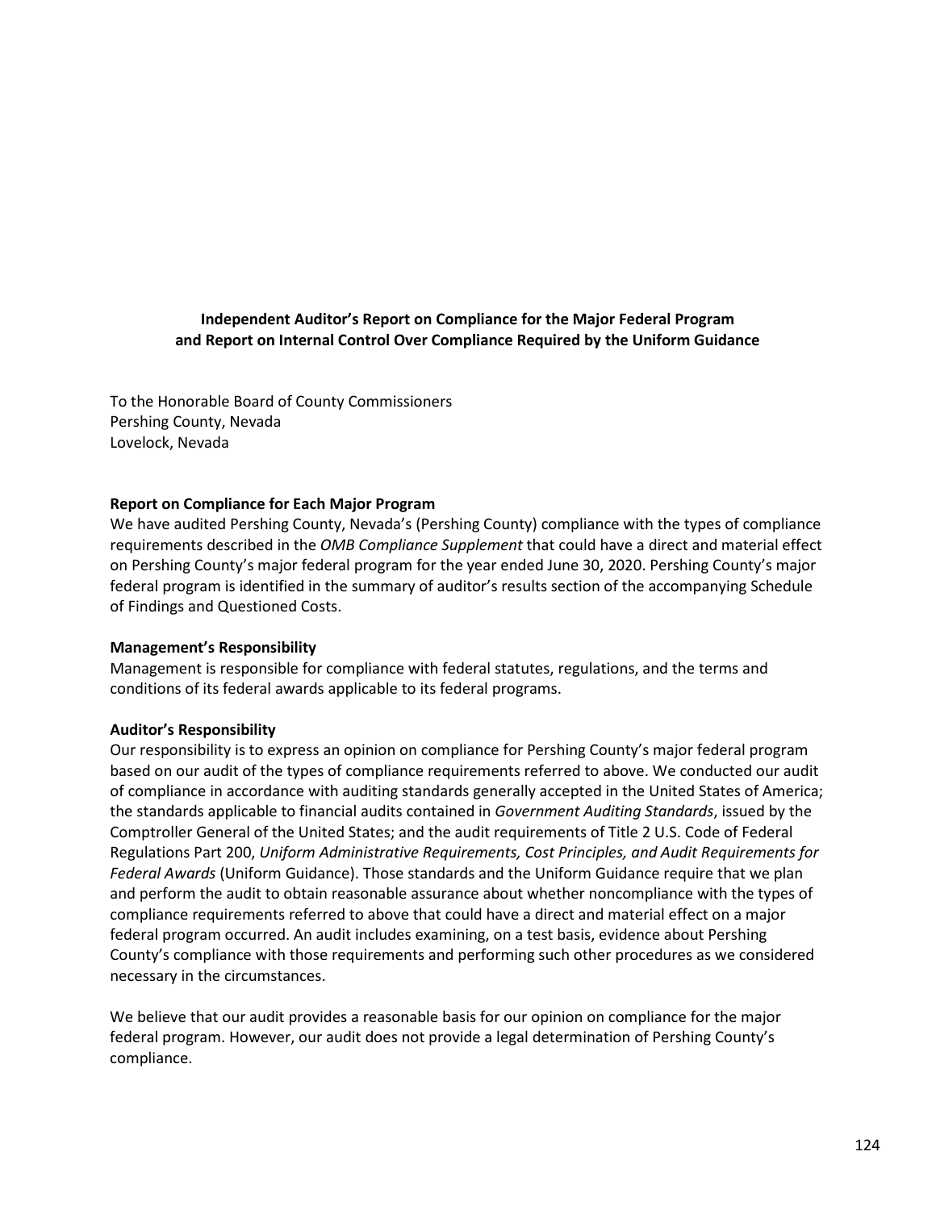**Independent Auditor's Report on Compliance for the Major Federal Program and Report on Internal Control Over Compliance Required by the Uniform Guidance**

To the Honorable Board of County Commissioners
Pershing County, Nevada
Lovelock, Nevada

**Report on Compliance for Each Major Program**

We have audited Pershing County, Nevada's (Pershing County) compliance with the types of compliance requirements described in the *OMB Compliance Supplement* that could have a direct and material effect on Pershing County's major federal program for the year ended June 30, 2020. Pershing County's major federal program is identified in the summary of auditor's results section of the accompanying Schedule of Findings and Questioned Costs.

**Management's Responsibility**

Management is responsible for compliance with federal statutes, regulations, and the terms and conditions of its federal awards applicable to its federal programs.

**Auditor's Responsibility**

Our responsibility is to express an opinion on compliance for Pershing County's major federal program based on our audit of the types of compliance requirements referred to above. We conducted our audit of compliance in accordance with auditing standards generally accepted in the United States of America; the standards applicable to financial audits contained in *Government Auditing Standards*, issued by the Comptroller General of the United States; and the audit requirements of Title 2 U.S. Code of Federal Regulations Part 200, *Uniform Administrative Requirements, Cost Principles, and Audit Requirements for Federal Awards* (Uniform Guidance). Those standards and the Uniform Guidance require that we plan and perform the audit to obtain reasonable assurance about whether noncompliance with the types of compliance requirements referred to above that could have a direct and material effect on a major federal program occurred. An audit includes examining, on a test basis, evidence about Pershing County's compliance with those requirements and performing such other procedures as we considered necessary in the circumstances.

We believe that our audit provides a reasonable basis for our opinion on compliance for the major federal program. However, our audit does not provide a legal determination of Pershing County's compliance.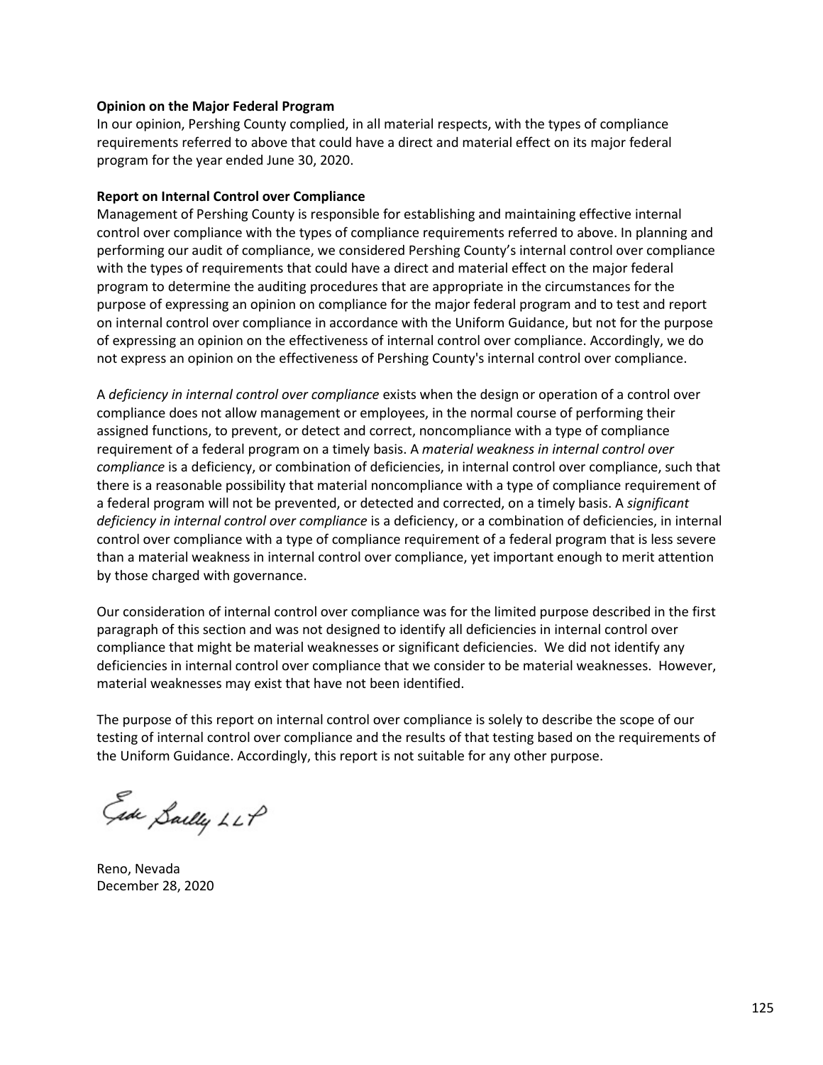**Opinion on the Major Federal Program**

In our opinion, Pershing County complied, in all material respects, with the types of compliance requirements referred to above that could have a direct and material effect on its major federal program for the year ended June 30, 2020.

**Report on Internal Control over Compliance**

Management of Pershing County is responsible for establishing and maintaining effective internal control over compliance with the types of compliance requirements referred to above. In planning and performing our audit of compliance, we considered Pershing County's internal control over compliance with the types of requirements that could have a direct and material effect on the major federal program to determine the auditing procedures that are appropriate in the circumstances for the purpose of expressing an opinion on compliance for the major federal program and to test and report on internal control over compliance in accordance with the Uniform Guidance, but not for the purpose of expressing an opinion on the effectiveness of internal control over compliance. Accordingly, we do not express an opinion on the effectiveness of Pershing County's internal control over compliance.

A *deficiency in internal control over compliance* exists when the design or operation of a control over compliance does not allow management or employees, in the normal course of performing their assigned functions, to prevent, or detect and correct, noncompliance with a type of compliance requirement of a federal program on a timely basis. A *material weakness in internal control over compliance* is a deficiency, or combination of deficiencies, in internal control over compliance, such that there is a reasonable possibility that material noncompliance with a type of compliance requirement of a federal program will not be prevented, or detected and corrected, on a timely basis. A *significant deficiency in internal control over compliance* is a deficiency, or a combination of deficiencies, in internal control over compliance with a type of compliance requirement of a federal program that is less severe than a material weakness in internal control over compliance, yet important enough to merit attention by those charged with governance.

Our consideration of internal control over compliance was for the limited purpose described in the first paragraph of this section and was not designed to identify all deficiencies in internal control over compliance that might be material weaknesses or significant deficiencies. We did not identify any deficiencies in internal control over compliance that we consider to be material weaknesses. However, material weaknesses may exist that have not been identified.

The purpose of this report on internal control over compliance is solely to describe the scope of our testing of internal control over compliance and the results of that testing based on the requirements of the Uniform Guidance. Accordingly, this report is not suitable for any other purpose.

Eide Bailly LLP

Reno, Nevada
December 28, 2020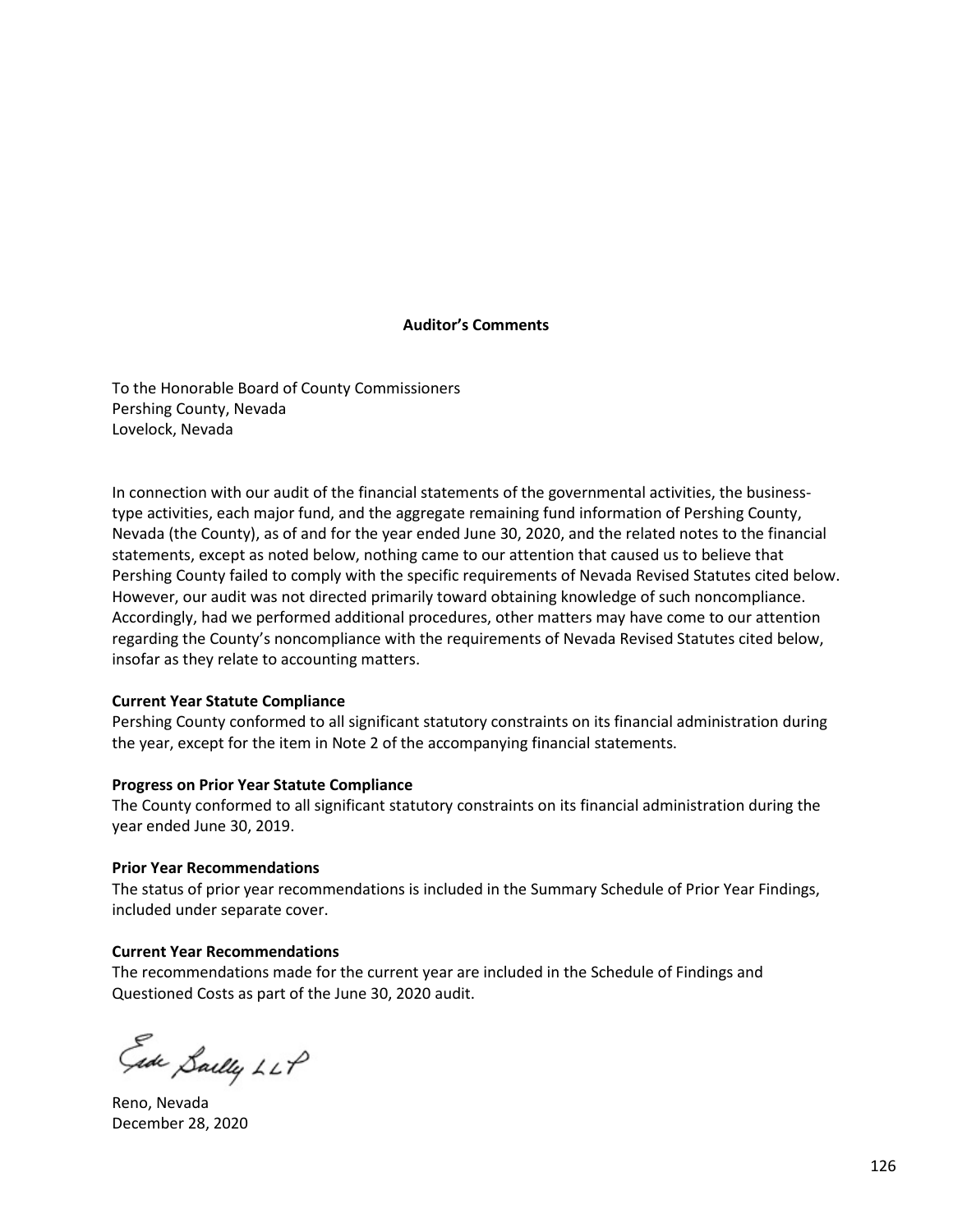**Auditor's Comments**

To the Honorable Board of County Commissioners
Pershing County, Nevada
Lovelock, Nevada

In connection with our audit of the financial statements of the governmental activities, the business-type activities, each major fund, and the aggregate remaining fund information of Pershing County, Nevada (the County), as of and for the year ended June 30, 2020, and the related notes to the financial statements, except as noted below, nothing came to our attention that caused us to believe that Pershing County failed to comply with the specific requirements of Nevada Revised Statutes cited below. However, our audit was not directed primarily toward obtaining knowledge of such noncompliance. Accordingly, had we performed additional procedures, other matters may have come to our attention regarding the County's noncompliance with the requirements of Nevada Revised Statutes cited below, insofar as they relate to accounting matters.

**Current Year Statute Compliance**
Pershing County conformed to all significant statutory constraints on its financial administration during the year, except for the item in Note 2 of the accompanying financial statements.

**Progress on Prior Year Statute Compliance**
The County conformed to all significant statutory constraints on its financial administration during the year ended June 30, 2019.

**Prior Year Recommendations**
The status of prior year recommendations is included in the Summary Schedule of Prior Year Findings, included under separate cover.

**Current Year Recommendations**
The recommendations made for the current year are included in the Schedule of Findings and Questioned Costs as part of the June 30, 2020 audit.

Eide Bailly LLP

Reno, Nevada
December 28, 2020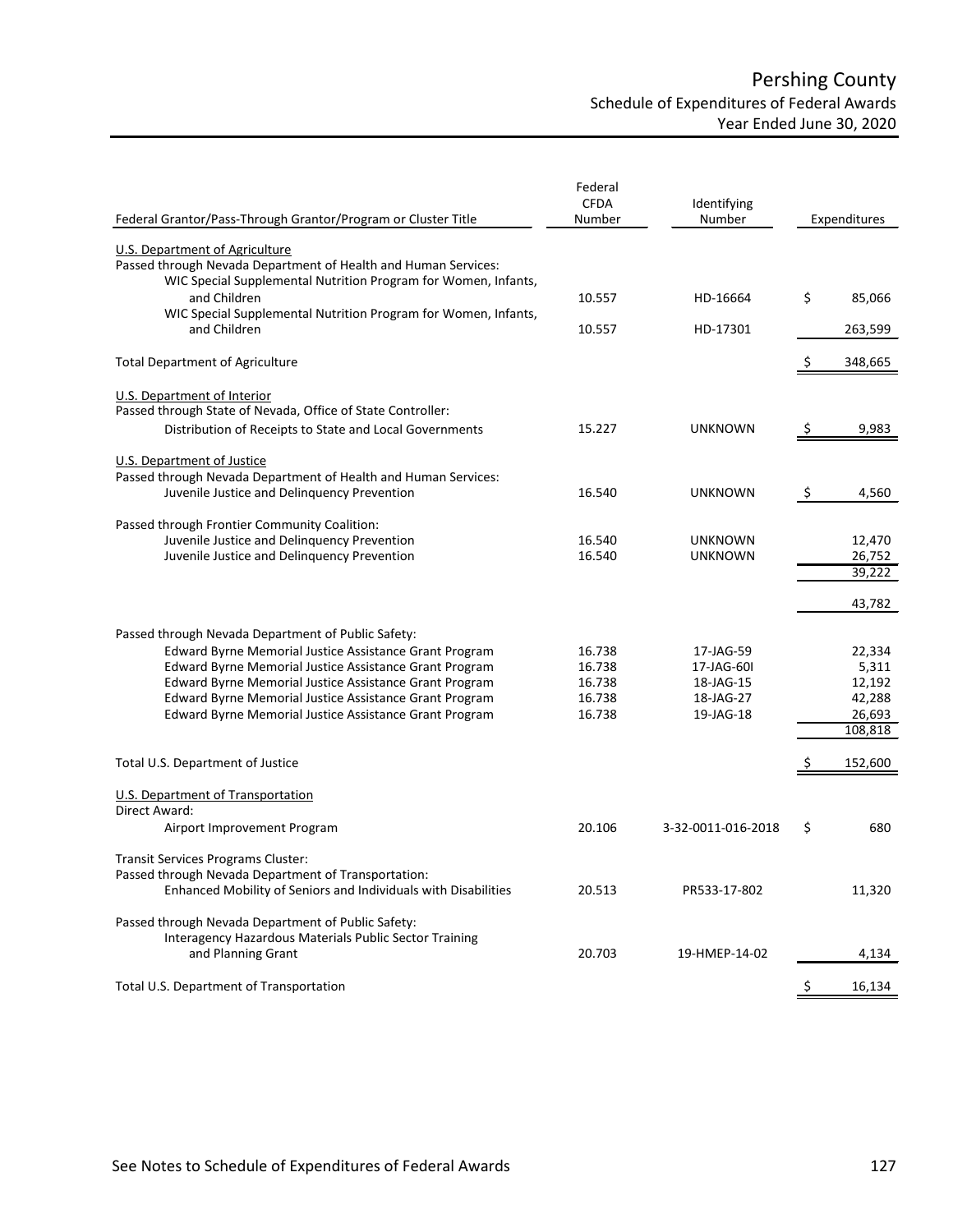# Pershing County
## Schedule of Expenditures of Federal Awards
### Year Ended June 30, 2020

| Federal Grantor/Pass-Through Grantor/Program or Cluster Title | Federal CFDA Number | Identifying Number | Expenditures |
|---|---|---|---|
| U.S. Department of Agriculture | | | |
| Passed through Nevada Department of Health and Human Services: | | | |
| WIC Special Supplemental Nutrition Program for Women, Infants, and Children | 10.557 | HD-16664 | $ 85,066 |
| WIC Special Supplemental Nutrition Program for Women, Infants, and Children | 10.557 | HD-17301 | 263,599 |
| Total Department of Agriculture | | | $ 348,665 |
| U.S. Department of Interior | | | |
| Passed through State of Nevada, Office of State Controller: | | | |
| Distribution of Receipts to State and Local Governments | 15.227 | UNKNOWN | $ 9,983 |
| U.S. Department of Justice | | | |
| Passed through Nevada Department of Health and Human Services: | | | |
| Juvenile Justice and Delinquency Prevention | 16.540 | UNKNOWN | $ 4,560 |
| Passed through Frontier Community Coalition: | | | |
| Juvenile Justice and Delinquency Prevention | 16.540 | UNKNOWN | 12,470 |
| Juvenile Justice and Delinquency Prevention | 16.540 | UNKNOWN | 26,752 |
| | | | 39,222 |
| | | | 43,782 |
| Passed through Nevada Department of Public Safety: | | | |
| Edward Byrne Memorial Justice Assistance Grant Program | 16.738 | 17-JAG-59 | 22,334 |
| Edward Byrne Memorial Justice Assistance Grant Program | 16.738 | 17-JAG-60I | 5,311 |
| Edward Byrne Memorial Justice Assistance Grant Program | 16.738 | 18-JAG-15 | 12,192 |
| Edward Byrne Memorial Justice Assistance Grant Program | 16.738 | 18-JAG-27 | 42,288 |
| Edward Byrne Memorial Justice Assistance Grant Program | 16.738 | 19-JAG-18 | 26,693 |
| | | | 108,818 |
| Total U.S. Department of Justice | | | $ 152,600 |
| U.S. Department of Transportation | | | |
| Direct Award: | | | |
| Airport Improvement Program | 20.106 | 3-32-0011-016-2018 | $ 680 |
| Transit Services Programs Cluster: | | | |
| Passed through Nevada Department of Transportation: | | | |
| Enhanced Mobility of Seniors and Individuals with Disabilities | 20.513 | PR533-17-802 | 11,320 |
| Passed through Nevada Department of Public Safety: | | | |
| Interagency Hazardous Materials Public Sector Training and Planning Grant | 20.703 | 19-HMEP-14-02 | 4,134 |
| Total U.S. Department of Transportation | | | $ 16,134 |

See Notes to Schedule of Expenditures of Federal Awards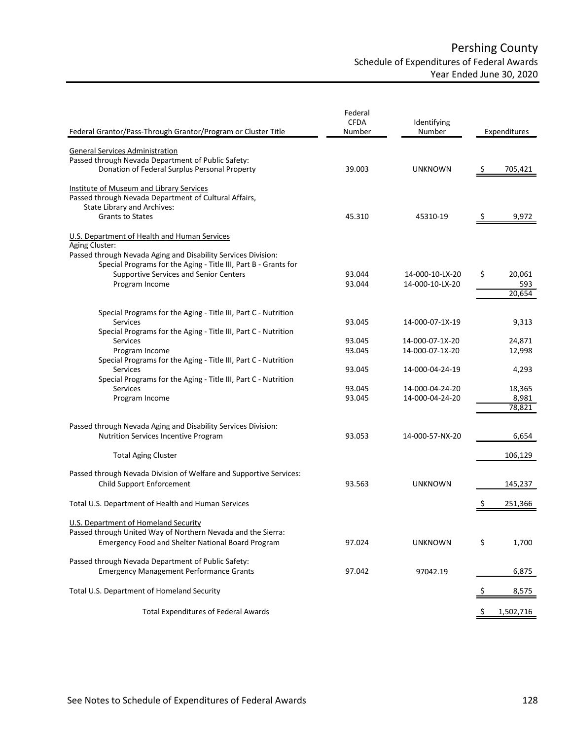# Pershing County

## Schedule of Expenditures of Federal Awards

### Year Ended June 30, 2020

| Federal Grantor/Pass-Through Grantor/Program or Cluster Title | Federal CFDA Number | Identifying Number | Expenditures |
|---|---|---|---|
| General Services Administration | | | |
| Passed through Nevada Department of Public Safety: | | | |
| Donation of Federal Surplus Personal Property | 39.003 | UNKNOWN | $ 705,421 |
| Institute of Museum and Library Services | | | |
| Passed through Nevada Department of Cultural Affairs, State Library and Archives: | | | |
| Grants to States | 45.310 | 45310-19 | $ 9,972 |
| U.S. Department of Health and Human Services | | | |
| Aging Cluster: | | | |
| Passed through Nevada Aging and Disability Services Division: | | | |
| Special Programs for the Aging - Title III, Part B - Grants for Supportive Services and Senior Centers | 93.044 | 14-000-10-LX-20 | $ 20,061 |
| Program Income | 93.044 | 14-000-10-LX-20 | 593 |
| | | | 20,654 |
| Special Programs for the Aging - Title III, Part C - Nutrition Services | 93.045 | 14-000-07-1X-19 | 9,313 |
| Special Programs for the Aging - Title III, Part C - Nutrition Services | 93.045 | 14-000-07-1X-20 | 24,871 |
| Program Income | 93.045 | 14-000-07-1X-20 | 12,998 |
| Special Programs for the Aging - Title III, Part C - Nutrition Services | 93.045 | 14-000-04-24-19 | 4,293 |
| Special Programs for the Aging - Title III, Part C - Nutrition Services | 93.045 | 14-000-04-24-20 | 18,365 |
| Program Income | 93.045 | 14-000-04-24-20 | 8,981 |
| | | | 78,821 |
| Passed through Nevada Aging and Disability Services Division: | | | |
| Nutrition Services Incentive Program | 93.053 | 14-000-57-NX-20 | 6,654 |
| Total Aging Cluster | | | 106,129 |
| Passed through Nevada Division of Welfare and Supportive Services: | | | |
| Child Support Enforcement | 93.563 | UNKNOWN | 145,237 |
| Total U.S. Department of Health and Human Services | | | $ 251,366 |
| U.S. Department of Homeland Security | | | |
| Passed through United Way of Northern Nevada and the Sierra: | | | |
| Emergency Food and Shelter National Board Program | 97.024 | UNKNOWN | $ 1,700 |
| Passed through Nevada Department of Public Safety: | | | |
| Emergency Management Performance Grants | 97.042 | 97042.19 | 6,875 |
| Total U.S. Department of Homeland Security | | | $ 8,575 |
| Total Expenditures of Federal Awards | | | $ 1,502,716 |

See Notes to Schedule of Expenditures of Federal Awards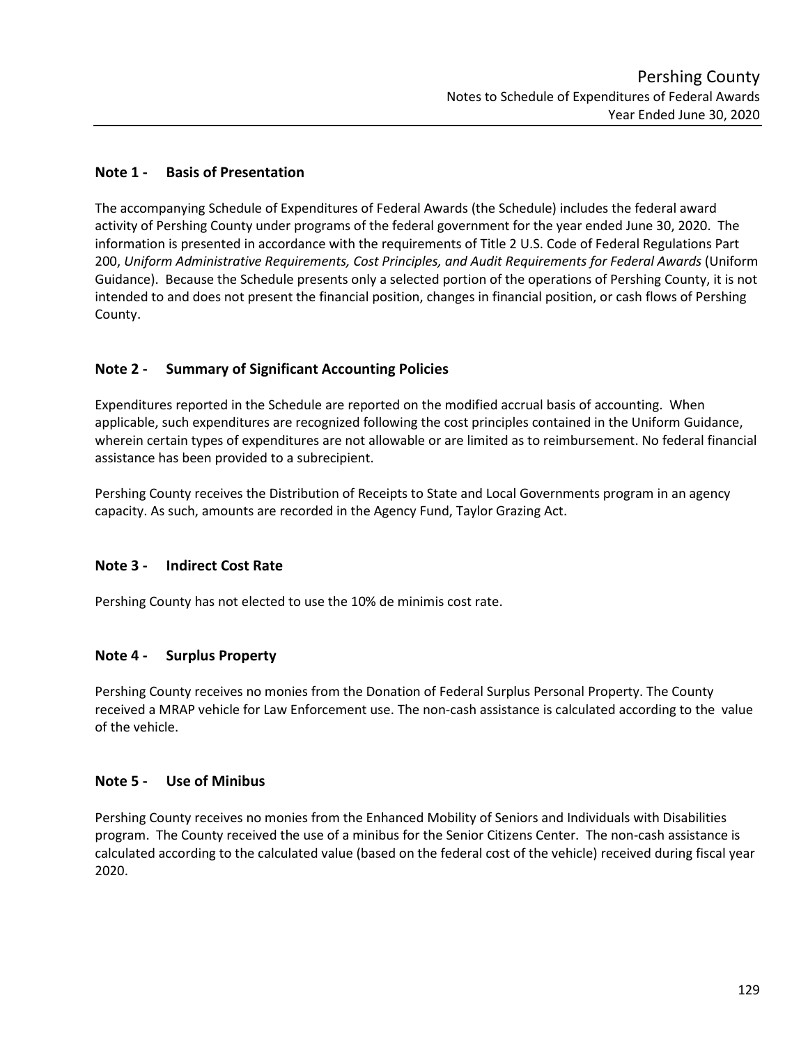# Pershing County
## Notes to Schedule of Expenditures of Federal Awards
### Year Ended June 30, 2020

## Note 1 - Basis of Presentation

The accompanying Schedule of Expenditures of Federal Awards (the Schedule) includes the federal award activity of Pershing County under programs of the federal government for the year ended June 30, 2020. The information is presented in accordance with the requirements of Title 2 U.S. Code of Federal Regulations Part 200, *Uniform Administrative Requirements, Cost Principles, and Audit Requirements for Federal Awards* (Uniform Guidance). Because the Schedule presents only a selected portion of the operations of Pershing County, it is not intended to and does not present the financial position, changes in financial position, or cash flows of Pershing County.

## Note 2 - Summary of Significant Accounting Policies

Expenditures reported in the Schedule are reported on the modified accrual basis of accounting. When applicable, such expenditures are recognized following the cost principles contained in the Uniform Guidance, wherein certain types of expenditures are not allowable or are limited as to reimbursement. No federal financial assistance has been provided to a subrecipient.

Pershing County receives the Distribution of Receipts to State and Local Governments program in an agency capacity. As such, amounts are recorded in the Agency Fund, Taylor Grazing Act.

## Note 3 - Indirect Cost Rate

Pershing County has not elected to use the 10% de minimis cost rate.

## Note 4 - Surplus Property

Pershing County receives no monies from the Donation of Federal Surplus Personal Property. The County received a MRAP vehicle for Law Enforcement use. The non-cash assistance is calculated according to the value of the vehicle.

## Note 5 - Use of Minibus

Pershing County receives no monies from the Enhanced Mobility of Seniors and Individuals with Disabilities program. The County received the use of a minibus for the Senior Citizens Center. The non-cash assistance is calculated according to the calculated value (based on the federal cost of the vehicle) received during fiscal year 2020.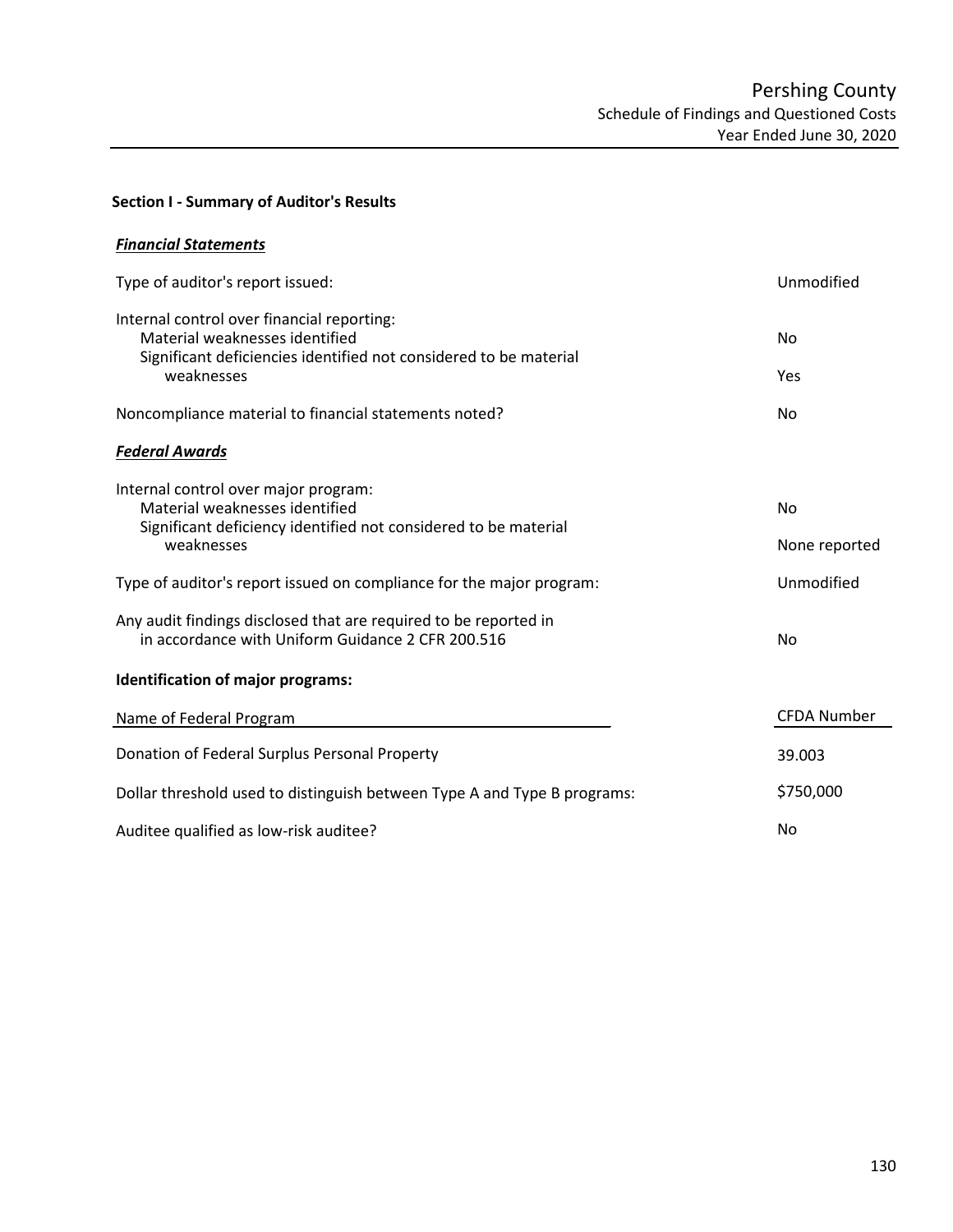# Pershing County

## Schedule of Findings and Questioned Costs

### Year Ended June 30, 2020

**Section I - Summary of Auditor's Results**

***Financial Statements***

| | |
|---|---|
| Type of auditor's report issued: | Unmodified |
| Internal control over financial reporting: | |
| Material weaknesses identified | No |
| Significant deficiencies identified not considered to be material weaknesses | Yes |
| Noncompliance material to financial statements noted? | No |

***Federal Awards***

| | |
|---|---|
| Internal control over major program: | |
| Material weaknesses identified | No |
| Significant deficiency identified not considered to be material weaknesses | None reported |
| Type of auditor's report issued on compliance for the major program: | Unmodified |
| Any audit findings disclosed that are required to be reported in accordance with Uniform Guidance 2 CFR 200.516 | No |

**Identification of major programs:**

| Name of Federal Program | CFDA Number |
|---|---|
| Donation of Federal Surplus Personal Property | 39.003 |

| | |
|---|---|
| Dollar threshold used to distinguish between Type A and Type B programs: | $750,000 |
| Auditee qualified as low-risk auditee? | No |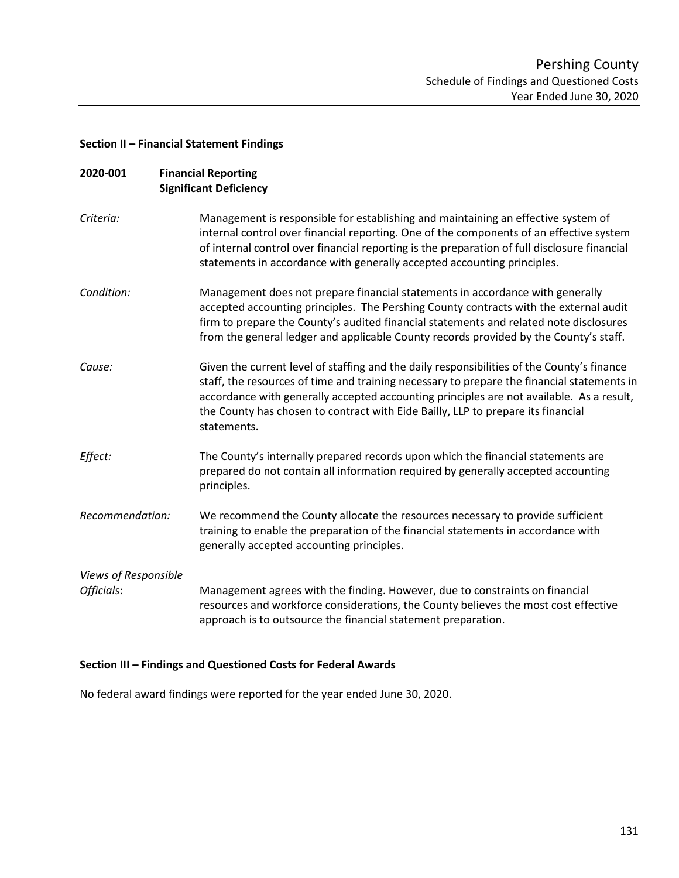## Section II – Financial Statement Findings

**2020-001 Financial Reporting**
**Significant Deficiency**

*Criteria:* Management is responsible for establishing and maintaining an effective system of internal control over financial reporting. One of the components of an effective system of internal control over financial reporting is the preparation of full disclosure financial statements in accordance with generally accepted accounting principles.

*Condition:* Management does not prepare financial statements in accordance with generally accepted accounting principles. The Pershing County contracts with the external audit firm to prepare the County's audited financial statements and related note disclosures from the general ledger and applicable County records provided by the County's staff.

*Cause:* Given the current level of staffing and the daily responsibilities of the County's finance staff, the resources of time and training necessary to prepare the financial statements in accordance with generally accepted accounting principles are not available. As a result, the County has chosen to contract with Eide Bailly, LLP to prepare its financial statements.

*Effect:* The County's internally prepared records upon which the financial statements are prepared do not contain all information required by generally accepted accounting principles.

*Recommendation:* We recommend the County allocate the resources necessary to provide sufficient training to enable the preparation of the financial statements in accordance with generally accepted accounting principles.

*Views of Responsible Officials*: Management agrees with the finding. However, due to constraints on financial resources and workforce considerations, the County believes the most cost effective approach is to outsource the financial statement preparation.

## Section III – Findings and Questioned Costs for Federal Awards

No federal award findings were reported for the year ended June 30, 2020.